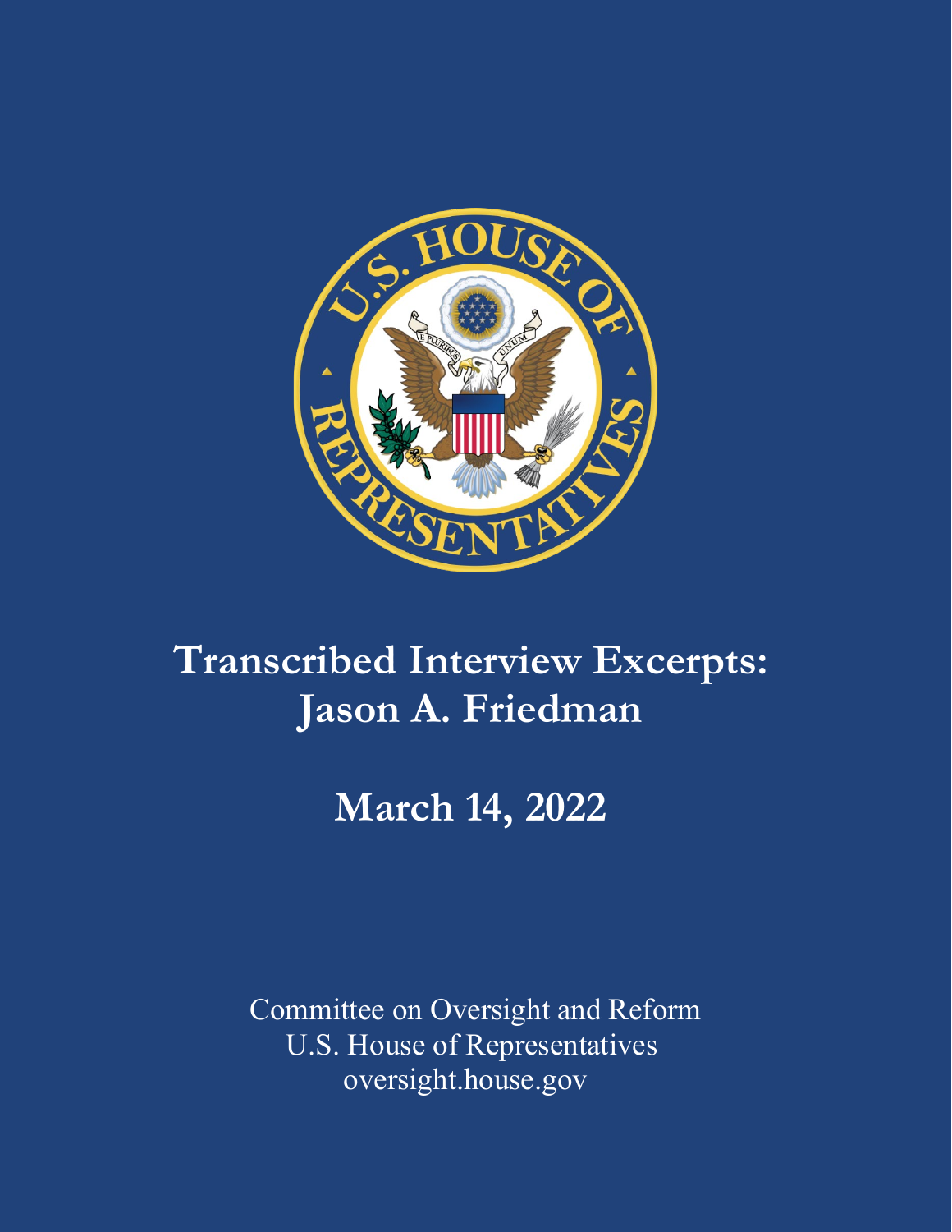# Transcribed Interview Excerpts: Jason A. Friedman

## March 14, 2022

Committee on Oversight and Reform
U.S. House of Representatives
oversight.house.gov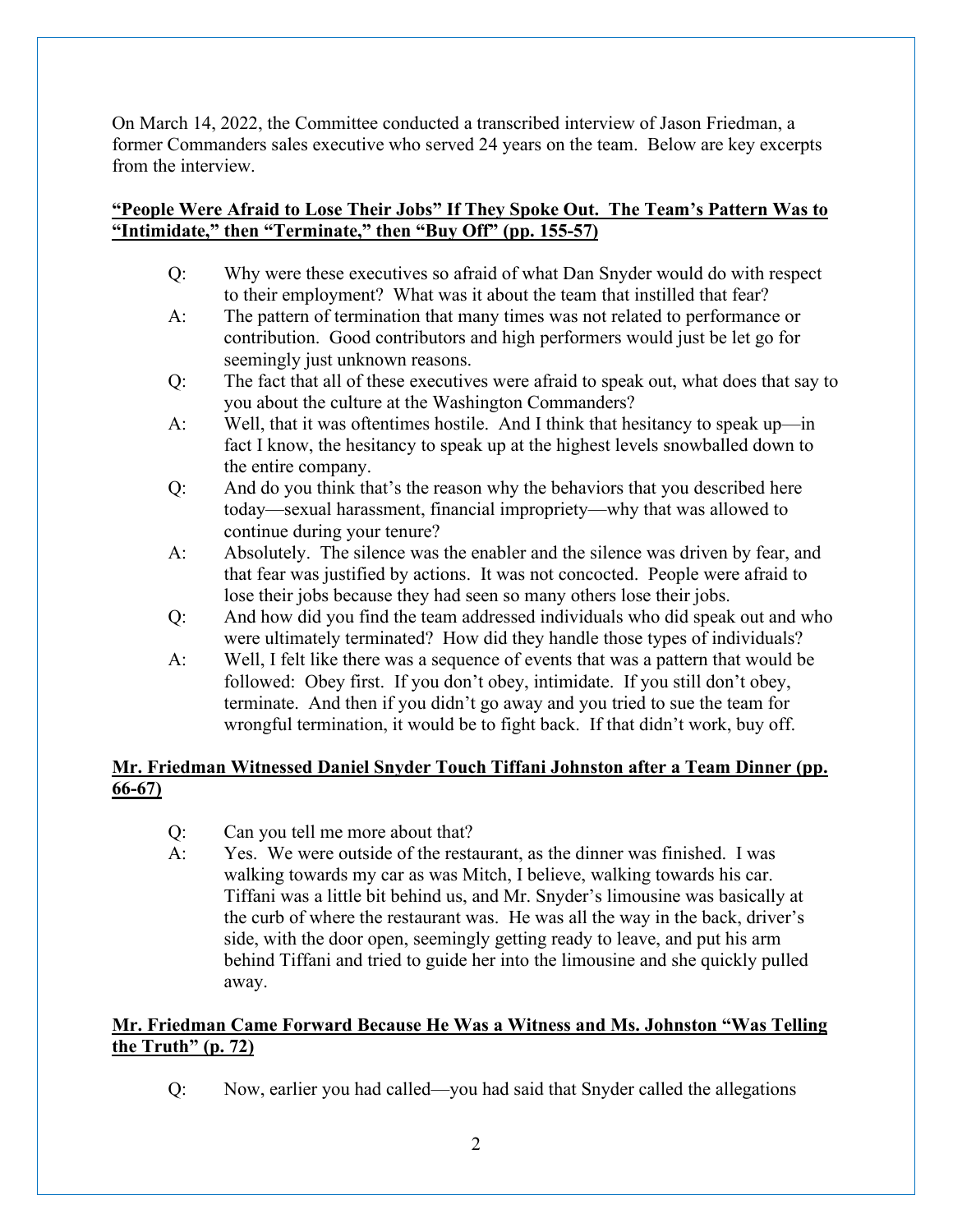On March 14, 2022, the Committee conducted a transcribed interview of Jason Friedman, a former Commanders sales executive who served 24 years on the team. Below are key excerpts from the interview.

**<u>"People Were Afraid to Lose Their Jobs" If They Spoke Out. The Team's Pattern Was to "Intimidate," then "Terminate," then "Buy Off" (pp. 155-57)</u>**

Q: Why were these executives so afraid of what Dan Snyder would do with respect to their employment? What was it about the team that instilled that fear?

A: The pattern of termination that many times was not related to performance or contribution. Good contributors and high performers would just be let go for seemingly just unknown reasons.

Q: The fact that all of these executives were afraid to speak out, what does that say to you about the culture at the Washington Commanders?

A: Well, that it was oftentimes hostile. And I think that hesitancy to speak up—in fact I know, the hesitancy to speak up at the highest levels snowballed down to the entire company.

Q: And do you think that's the reason why the behaviors that you described here today—sexual harassment, financial impropriety—why that was allowed to continue during your tenure?

A: Absolutely. The silence was the enabler and the silence was driven by fear, and that fear was justified by actions. It was not concocted. People were afraid to lose their jobs because they had seen so many others lose their jobs.

Q: And how did you find the team addressed individuals who did speak out and who were ultimately terminated? How did they handle those types of individuals?

A: Well, I felt like there was a sequence of events that was a pattern that would be followed: Obey first. If you don't obey, intimidate. If you still don't obey, terminate. And then if you didn't go away and you tried to sue the team for wrongful termination, it would be to fight back. If that didn't work, buy off.

**<u>Mr. Friedman Witnessed Daniel Snyder Touch Tiffani Johnston after a Team Dinner (pp. 66-67)</u>**

Q: Can you tell me more about that?

A: Yes. We were outside of the restaurant, as the dinner was finished. I was walking towards my car as was Mitch, I believe, walking towards his car. Tiffani was a little bit behind us, and Mr. Snyder's limousine was basically at the curb of where the restaurant was. He was all the way in the back, driver's side, with the door open, seemingly getting ready to leave, and put his arm behind Tiffani and tried to guide her into the limousine and she quickly pulled away.

**<u>Mr. Friedman Came Forward Because He Was a Witness and Ms. Johnston "Was Telling the Truth" (p. 72)</u>**

Q: Now, earlier you had called—you had said that Snyder called the allegations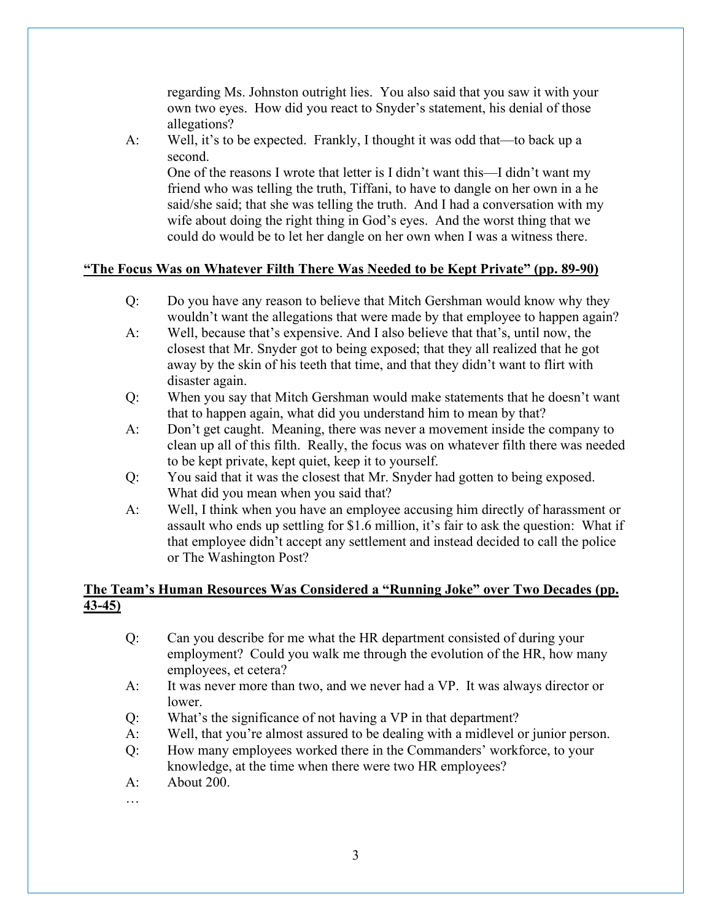regarding Ms. Johnston outright lies. You also said that you saw it with your own two eyes. How did you react to Snyder's statement, his denial of those allegations?

A: Well, it's to be expected. Frankly, I thought it was odd that—to back up a second.

One of the reasons I wrote that letter is I didn't want this—I didn't want my friend who was telling the truth, Tiffani, to have to dangle on her own in a he said/she said; that she was telling the truth. And I had a conversation with my wife about doing the right thing in God's eyes. And the worst thing that we could do would be to let her dangle on her own when I was a witness there.

**<u>"The Focus Was on Whatever Filth There Was Needed to be Kept Private" (pp. 89-90)</u>**

Q: Do you have any reason to believe that Mitch Gershman would know why they wouldn't want the allegations that were made by that employee to happen again?

A: Well, because that's expensive. And I also believe that that's, until now, the closest that Mr. Snyder got to being exposed; that they all realized that he got away by the skin of his teeth that time, and that they didn't want to flirt with disaster again.

Q: When you say that Mitch Gershman would make statements that he doesn't want that to happen again, what did you understand him to mean by that?

A: Don't get caught. Meaning, there was never a movement inside the company to clean up all of this filth. Really, the focus was on whatever filth there was needed to be kept private, kept quiet, keep it to yourself.

Q: You said that it was the closest that Mr. Snyder had gotten to being exposed. What did you mean when you said that?

A: Well, I think when you have an employee accusing him directly of harassment or assault who ends up settling for $1.6 million, it's fair to ask the question: What if that employee didn't accept any settlement and instead decided to call the police or The Washington Post?

**<u>The Team's Human Resources Was Considered a "Running Joke" over Two Decades (pp. 43-45)</u>**

Q: Can you describe for me what the HR department consisted of during your employment? Could you walk me through the evolution of the HR, how many employees, et cetera?

A: It was never more than two, and we never had a VP. It was always director or lower.

Q: What's the significance of not having a VP in that department?

A: Well, that you're almost assured to be dealing with a midlevel or junior person.

Q: How many employees worked there in the Commanders' workforce, to your knowledge, at the time when there were two HR employees?

A: About 200.

…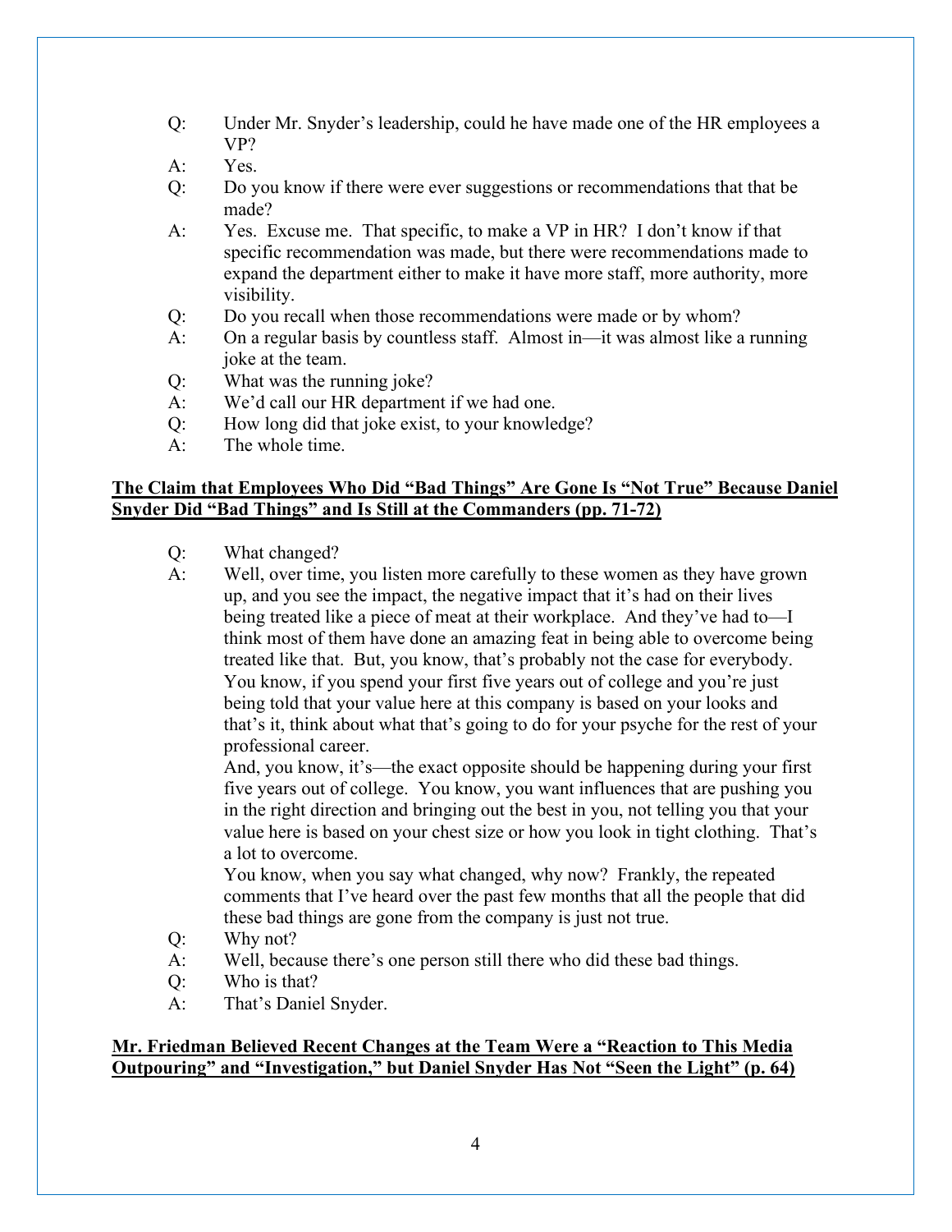Q: Under Mr. Snyder's leadership, could he have made one of the HR employees a VP?

A: Yes.

Q: Do you know if there were ever suggestions or recommendations that that be made?

A: Yes. Excuse me. That specific, to make a VP in HR? I don't know if that specific recommendation was made, but there were recommendations made to expand the department either to make it have more staff, more authority, more visibility.

Q: Do you recall when those recommendations were made or by whom?

A: On a regular basis by countless staff. Almost in—it was almost like a running joke at the team.

Q: What was the running joke?

A: We'd call our HR department if we had one.

Q: How long did that joke exist, to your knowledge?

A: The whole time.

**<u>The Claim that Employees Who Did "Bad Things" Are Gone Is "Not True" Because Daniel Snyder Did "Bad Things" and Is Still at the Commanders (pp. 71-72)</u>**

Q: What changed?

A: Well, over time, you listen more carefully to these women as they have grown up, and you see the impact, the negative impact that it's had on their lives being treated like a piece of meat at their workplace. And they've had to—I think most of them have done an amazing feat in being able to overcome being treated like that. But, you know, that's probably not the case for everybody. You know, if you spend your first five years out of college and you're just being told that your value here at this company is based on your looks and that's it, think about what that's going to do for your psyche for the rest of your professional career.

And, you know, it's—the exact opposite should be happening during your first five years out of college. You know, you want influences that are pushing you in the right direction and bringing out the best in you, not telling you that your value here is based on your chest size or how you look in tight clothing. That's a lot to overcome.

You know, when you say what changed, why now? Frankly, the repeated comments that I've heard over the past few months that all the people that did these bad things are gone from the company is just not true.

Q: Why not?

A: Well, because there's one person still there who did these bad things.

Q: Who is that?

A: That's Daniel Snyder.

**<u>Mr. Friedman Believed Recent Changes at the Team Were a "Reaction to This Media Outpouring" and "Investigation," but Daniel Snyder Has Not "Seen the Light" (p. 64)</u>**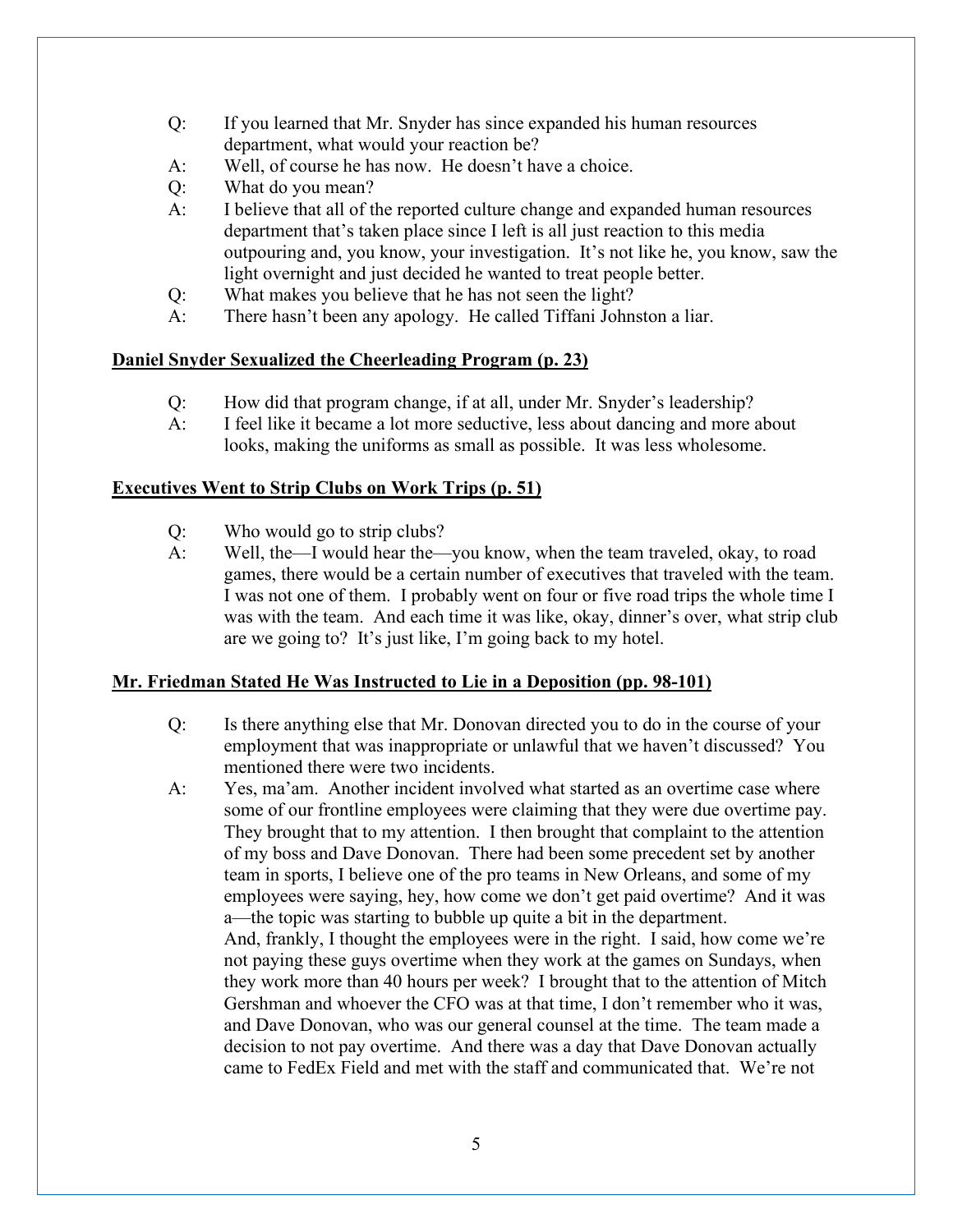Q: If you learned that Mr. Snyder has since expanded his human resources department, what would your reaction be?

A: Well, of course he has now. He doesn't have a choice.

Q: What do you mean?

A: I believe that all of the reported culture change and expanded human resources department that's taken place since I left is all just reaction to this media outpouring and, you know, your investigation. It's not like he, you know, saw the light overnight and just decided he wanted to treat people better.

Q: What makes you believe that he has not seen the light?

A: There hasn't been any apology. He called Tiffani Johnston a liar.

**<u>Daniel Snyder Sexualized the Cheerleading Program (p. 23)</u>**

Q: How did that program change, if at all, under Mr. Snyder's leadership?

A: I feel like it became a lot more seductive, less about dancing and more about looks, making the uniforms as small as possible. It was less wholesome.

**<u>Executives Went to Strip Clubs on Work Trips (p. 51)</u>**

Q: Who would go to strip clubs?

A: Well, the—I would hear the—you know, when the team traveled, okay, to road games, there would be a certain number of executives that traveled with the team. I was not one of them. I probably went on four or five road trips the whole time I was with the team. And each time it was like, okay, dinner's over, what strip club are we going to? It's just like, I'm going back to my hotel.

**<u>Mr. Friedman Stated He Was Instructed to Lie in a Deposition (pp. 98-101)</u>**

Q: Is there anything else that Mr. Donovan directed you to do in the course of your employment that was inappropriate or unlawful that we haven't discussed? You mentioned there were two incidents.

A: Yes, ma'am. Another incident involved what started as an overtime case where some of our frontline employees were claiming that they were due overtime pay. They brought that to my attention. I then brought that complaint to the attention of my boss and Dave Donovan. There had been some precedent set by another team in sports, I believe one of the pro teams in New Orleans, and some of my employees were saying, hey, how come we don't get paid overtime? And it was a—the topic was starting to bubble up quite a bit in the department.

And, frankly, I thought the employees were in the right. I said, how come we're not paying these guys overtime when they work at the games on Sundays, when they work more than 40 hours per week? I brought that to the attention of Mitch Gershman and whoever the CFO was at that time, I don't remember who it was, and Dave Donovan, who was our general counsel at the time. The team made a decision to not pay overtime. And there was a day that Dave Donovan actually came to FedEx Field and met with the staff and communicated that. We're not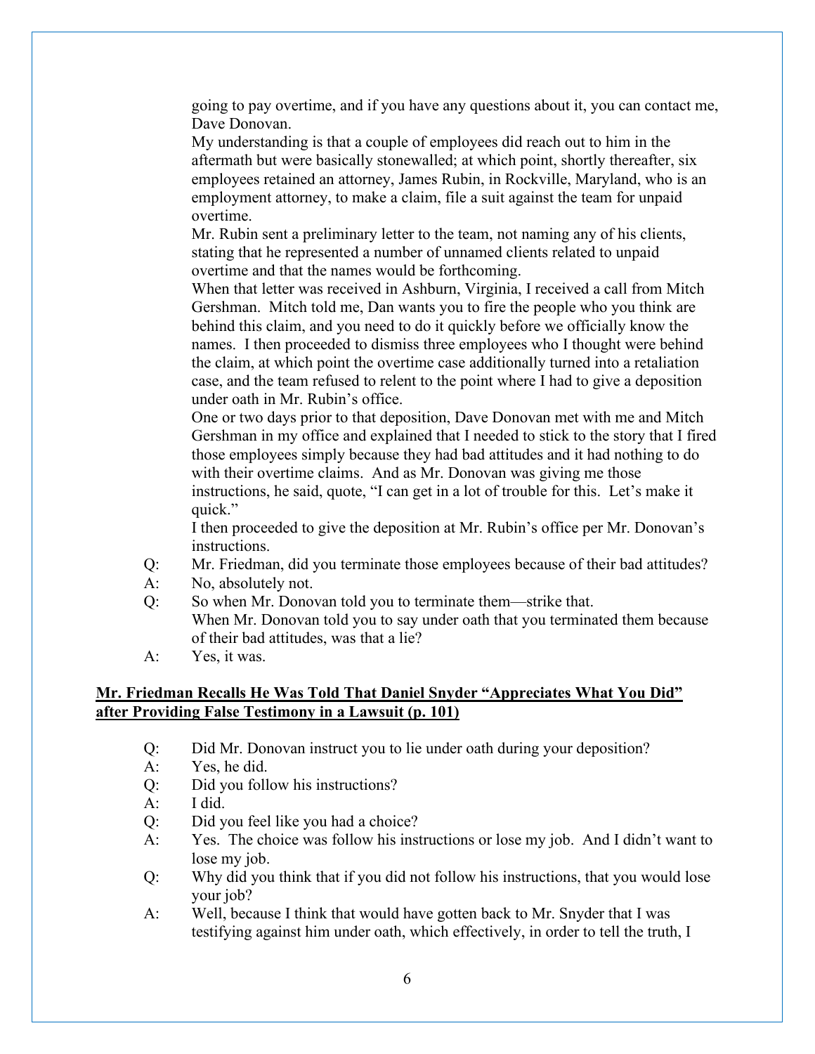going to pay overtime, and if you have any questions about it, you can contact me, Dave Donovan.

My understanding is that a couple of employees did reach out to him in the aftermath but were basically stonewalled; at which point, shortly thereafter, six employees retained an attorney, James Rubin, in Rockville, Maryland, who is an employment attorney, to make a claim, file a suit against the team for unpaid overtime.

Mr. Rubin sent a preliminary letter to the team, not naming any of his clients, stating that he represented a number of unnamed clients related to unpaid overtime and that the names would be forthcoming.

When that letter was received in Ashburn, Virginia, I received a call from Mitch Gershman. Mitch told me, Dan wants you to fire the people who you think are behind this claim, and you need to do it quickly before we officially know the names. I then proceeded to dismiss three employees who I thought were behind the claim, at which point the overtime case additionally turned into a retaliation case, and the team refused to relent to the point where I had to give a deposition under oath in Mr. Rubin's office.

One or two days prior to that deposition, Dave Donovan met with me and Mitch Gershman in my office and explained that I needed to stick to the story that I fired those employees simply because they had bad attitudes and it had nothing to do with their overtime claims. And as Mr. Donovan was giving me those instructions, he said, quote, "I can get in a lot of trouble for this. Let's make it quick."

I then proceeded to give the deposition at Mr. Rubin's office per Mr. Donovan's instructions.

Q: Mr. Friedman, did you terminate those employees because of their bad attitudes?

A: No, absolutely not.

Q: So when Mr. Donovan told you to terminate them—strike that.
When Mr. Donovan told you to say under oath that you terminated them because of their bad attitudes, was that a lie?

A: Yes, it was.

**<u>Mr. Friedman Recalls He Was Told That Daniel Snyder "Appreciates What You Did" after Providing False Testimony in a Lawsuit (p. 101)</u>**

Q: Did Mr. Donovan instruct you to lie under oath during your deposition?

A: Yes, he did.

Q: Did you follow his instructions?

A: I did.

Q: Did you feel like you had a choice?

A: Yes. The choice was follow his instructions or lose my job. And I didn't want to lose my job.

Q: Why did you think that if you did not follow his instructions, that you would lose your job?

A: Well, because I think that would have gotten back to Mr. Snyder that I was testifying against him under oath, which effectively, in order to tell the truth, I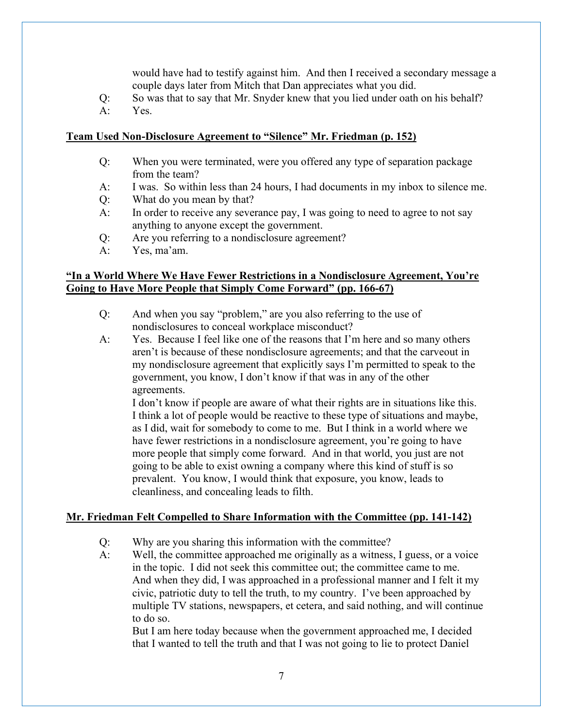would have had to testify against him. And then I received a secondary message a couple days later from Mitch that Dan appreciates what you did.

Q: So was that to say that Mr. Snyder knew that you lied under oath on his behalf?

A: Yes.

**<u>Team Used Non-Disclosure Agreement to "Silence" Mr. Friedman (p. 152)</u>**

Q: When you were terminated, were you offered any type of separation package from the team?

A: I was. So within less than 24 hours, I had documents in my inbox to silence me.

Q: What do you mean by that?

A: In order to receive any severance pay, I was going to need to agree to not say anything to anyone except the government.

Q: Are you referring to a nondisclosure agreement?

A: Yes, ma'am.

**<u>"In a World Where We Have Fewer Restrictions in a Nondisclosure Agreement, You're Going to Have More People that Simply Come Forward" (pp. 166-67)</u>**

Q: And when you say "problem," are you also referring to the use of nondisclosures to conceal workplace misconduct?

A: Yes. Because I feel like one of the reasons that I'm here and so many others aren't is because of these nondisclosure agreements; and that the carveout in my nondisclosure agreement that explicitly says I'm permitted to speak to the government, you know, I don't know if that was in any of the other agreements.

I don't know if people are aware of what their rights are in situations like this. I think a lot of people would be reactive to these type of situations and maybe, as I did, wait for somebody to come to me. But I think in a world where we have fewer restrictions in a nondisclosure agreement, you're going to have more people that simply come forward. And in that world, you just are not going to be able to exist owning a company where this kind of stuff is so prevalent. You know, I would think that exposure, you know, leads to cleanliness, and concealing leads to filth.

**<u>Mr. Friedman Felt Compelled to Share Information with the Committee (pp. 141-142)</u>**

Q: Why are you sharing this information with the committee?

A: Well, the committee approached me originally as a witness, I guess, or a voice in the topic. I did not seek this committee out; the committee came to me. And when they did, I was approached in a professional manner and I felt it my civic, patriotic duty to tell the truth, to my country. I've been approached by multiple TV stations, newspapers, et cetera, and said nothing, and will continue to do so.

But I am here today because when the government approached me, I decided that I wanted to tell the truth and that I was not going to lie to protect Daniel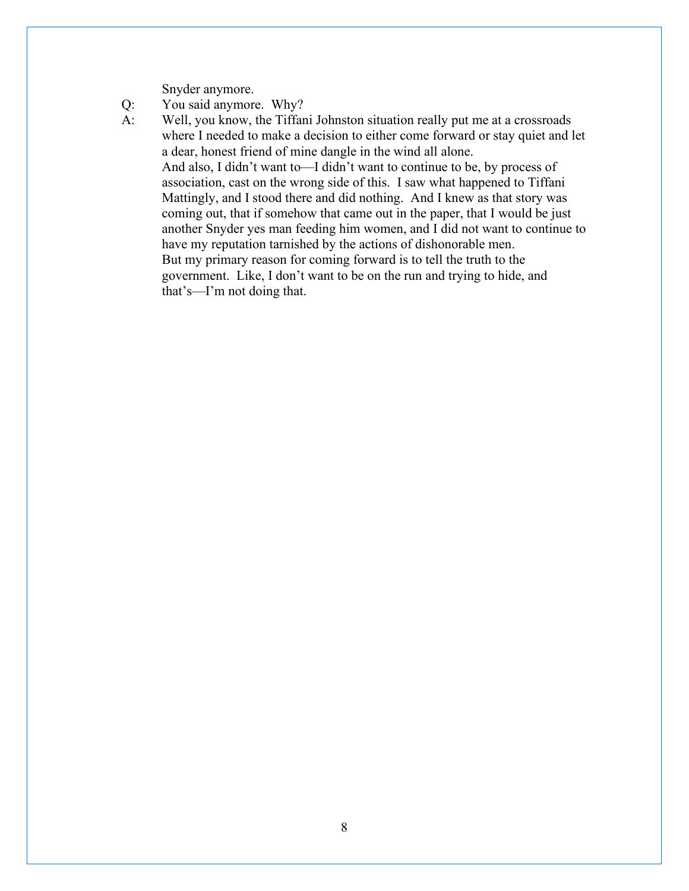Snyder anymore.

Q: You said anymore. Why?

A: Well, you know, the Tiffani Johnston situation really put me at a crossroads where I needed to make a decision to either come forward or stay quiet and let a dear, honest friend of mine dangle in the wind all alone.

And also, I didn't want to—I didn't want to continue to be, by process of association, cast on the wrong side of this. I saw what happened to Tiffani Mattingly, and I stood there and did nothing. And I knew as that story was coming out, that if somehow that came out in the paper, that I would be just another Snyder yes man feeding him women, and I did not want to continue to have my reputation tarnished by the actions of dishonorable men.

But my primary reason for coming forward is to tell the truth to the government. Like, I don't want to be on the run and trying to hide, and that's—I'm not doing that.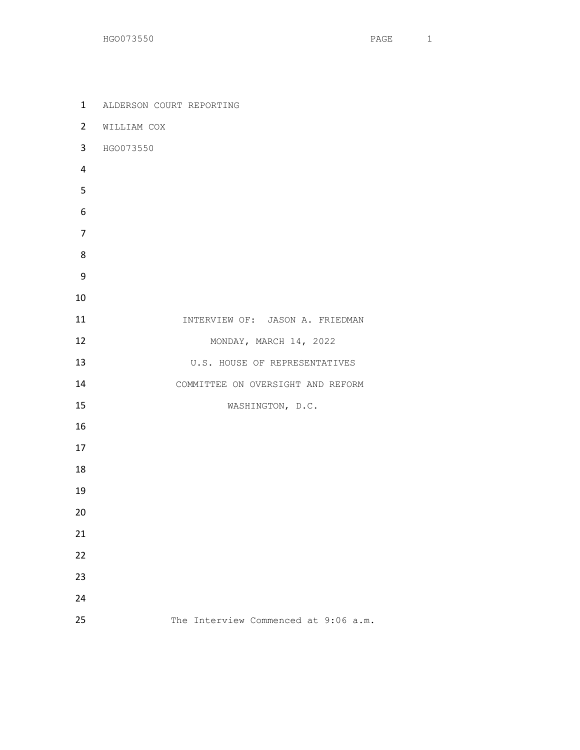ALDERSON COURT REPORTING

WILLIAM COX

HGO073550

INTERVIEW OF: JASON A. FRIEDMAN

MONDAY, MARCH 14, 2022

U.S. HOUSE OF REPRESENTATIVES

COMMITTEE ON OVERSIGHT AND REFORM

WASHINGTON, D.C.

The Interview Commenced at 9:06 a.m.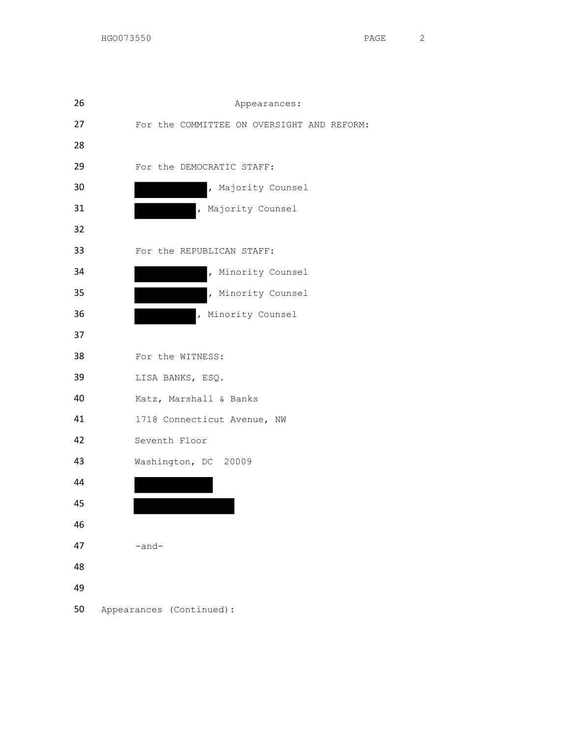Appearances:

For the COMMITTEE ON OVERSIGHT AND REFORM:

For the DEMOCRATIC STAFF:

[REDACTED], Majority Counsel

[REDACTED], Majority Counsel

For the REPUBLICAN STAFF:

[REDACTED], Minority Counsel

[REDACTED], Minority Counsel

[REDACTED], Minority Counsel

For the WITNESS:

LISA BANKS, ESQ.

Katz, Marshall & Banks

1718 Connecticut Avenue, NW

Seventh Floor

Washington, DC 20009

[REDACTED]

[REDACTED]

-and-

Appearances (Continued):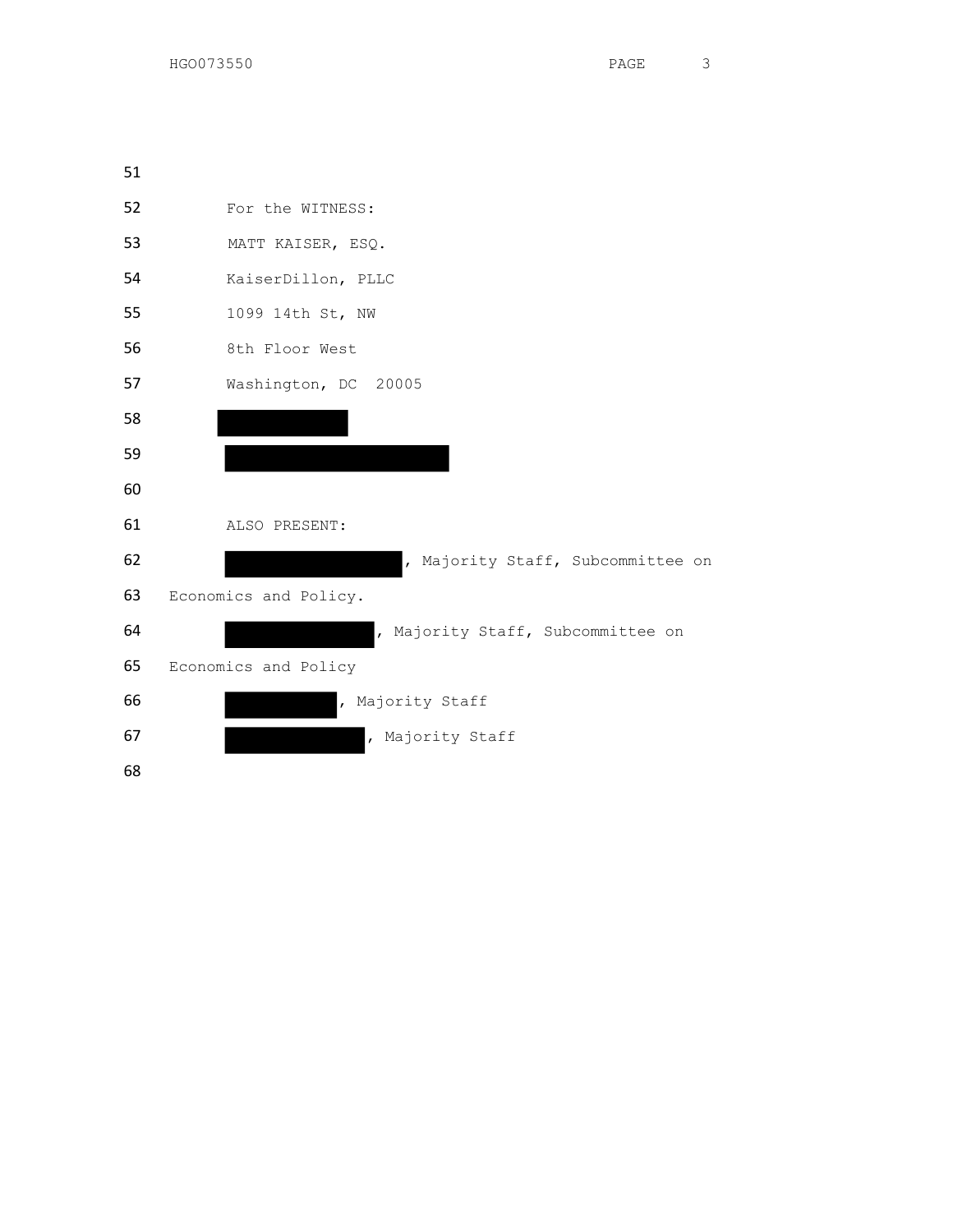For the WITNESS:

MATT KAISER, ESQ.

KaiserDillon, PLLC

1099 14th St, NW

8th Floor West

Washington, DC 20005

ALSO PRESENT:

, Majority Staff, Subcommittee on Economics and Policy.

, Majority Staff, Subcommittee on Economics and Policy

, Majority Staff

, Majority Staff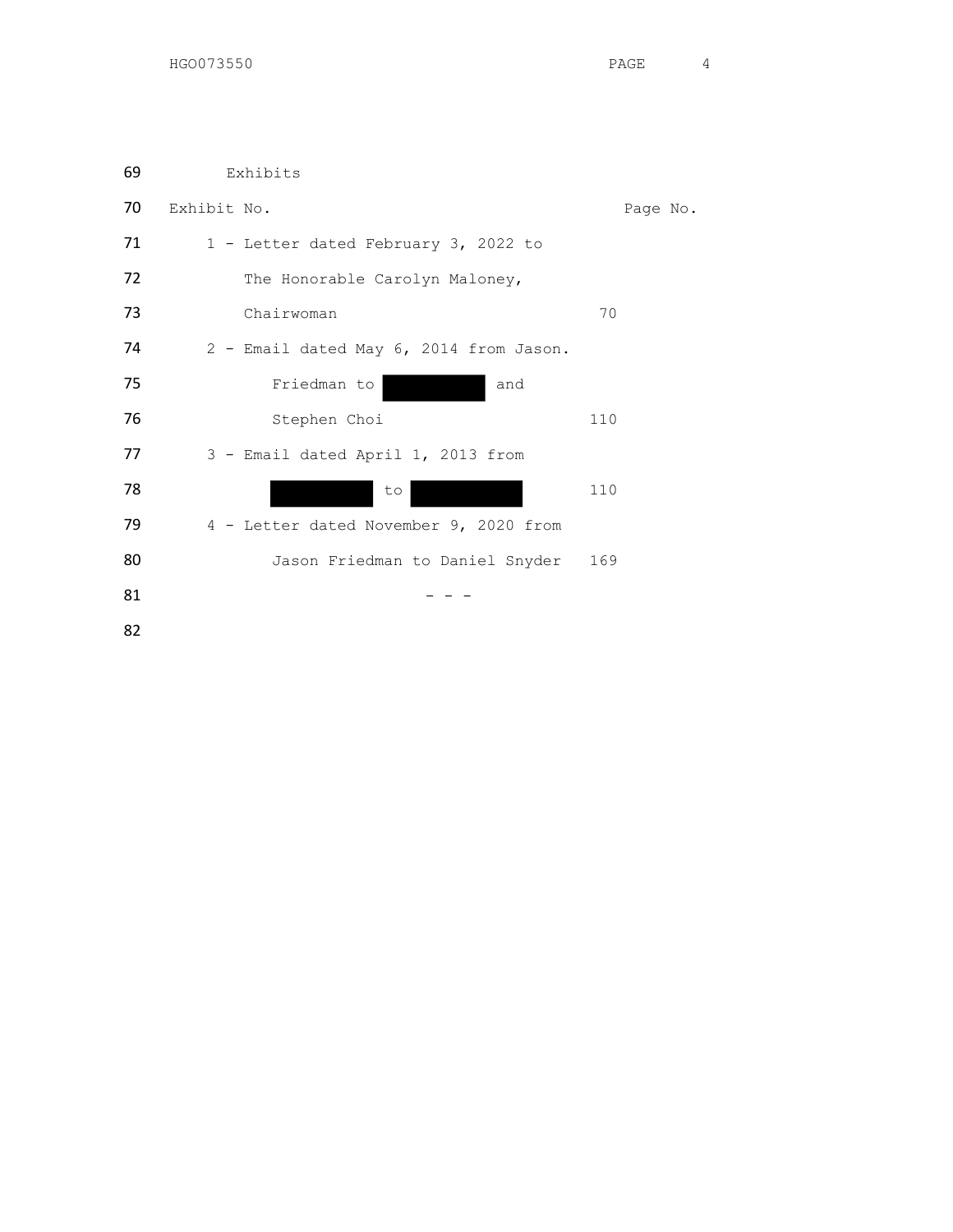## Exhibits

| Exhibit No. | Page No. |
| --- | --- |
| 1 - Letter dated February 3, 2022 to The Honorable Carolyn Maloney, Chairwoman | 70 |
| 2 - Email dated May 6, 2014 from Jason. Friedman to [REDACTED] and Stephen Choi | 110 |
| 3 - Email dated April 1, 2013 from [REDACTED] to [REDACTED] | 110 |
| 4 - Letter dated November 9, 2020 from Jason Friedman to Daniel Snyder | 169 |

\- - -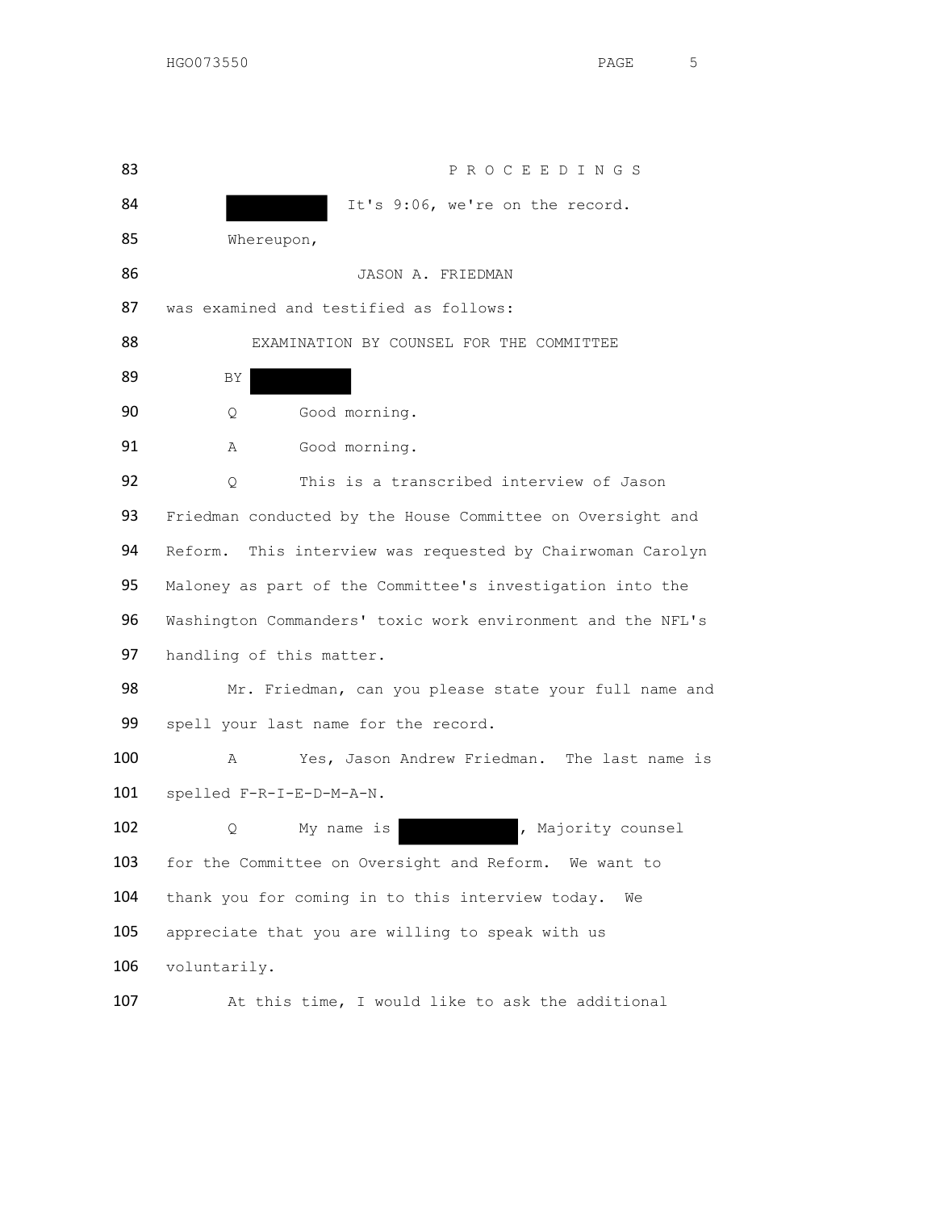P R O C E E D I N G S

[REDACTED] It's 9:06, we're on the record.

Whereupon,

JASON A. FRIEDMAN

was examined and testified as follows:

EXAMINATION BY COUNSEL FOR THE COMMITTEE

BY [REDACTED]

Q Good morning.

A Good morning.

Q This is a transcribed interview of Jason Friedman conducted by the House Committee on Oversight and Reform. This interview was requested by Chairwoman Carolyn Maloney as part of the Committee's investigation into the Washington Commanders' toxic work environment and the NFL's handling of this matter.

Mr. Friedman, can you please state your full name and spell your last name for the record.

A Yes, Jason Andrew Friedman. The last name is spelled F-R-I-E-D-M-A-N.

Q My name is [REDACTED], Majority counsel for the Committee on Oversight and Reform. We want to thank you for coming in to this interview today. We appreciate that you are willing to speak with us voluntarily.

At this time, I would like to ask the additional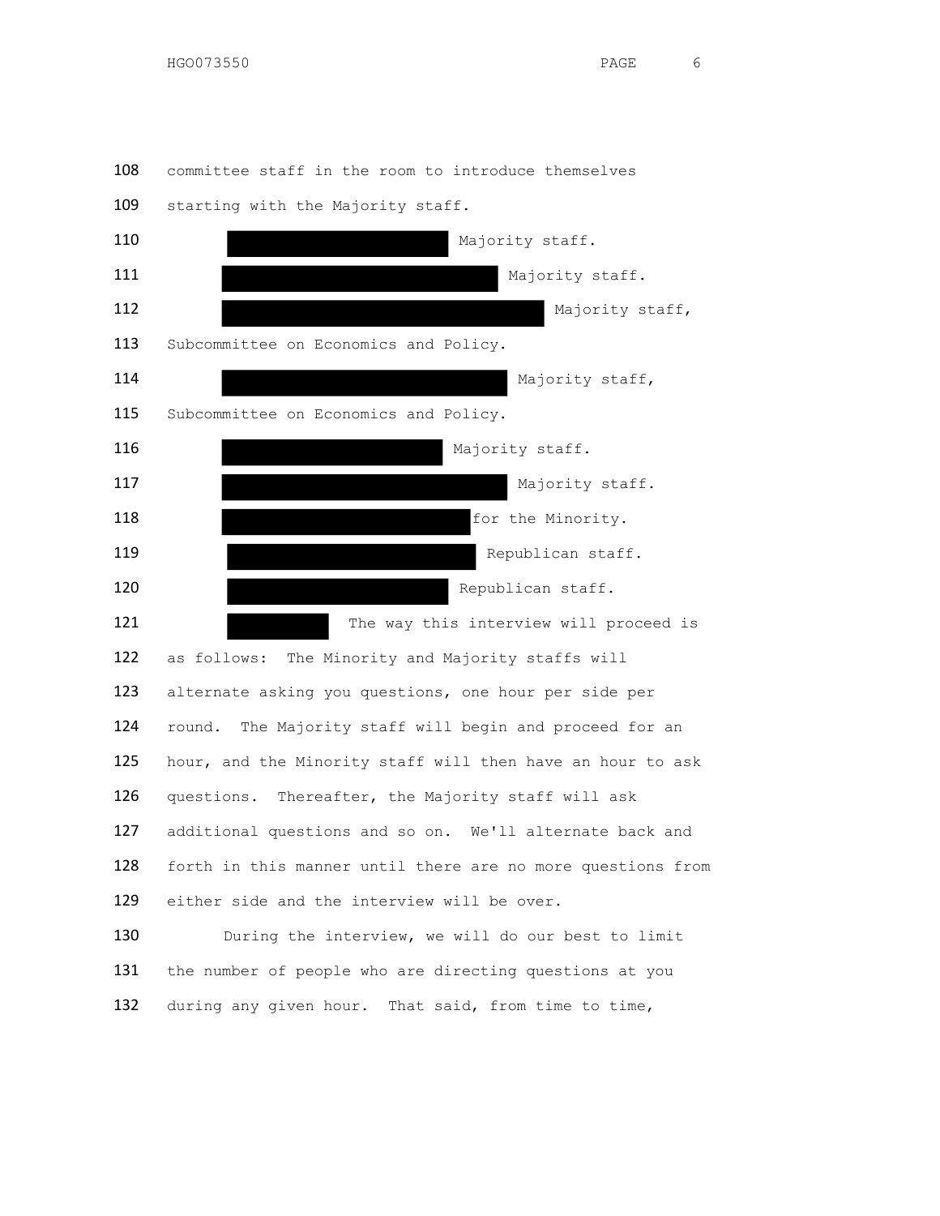committee staff in the room to introduce themselves starting with the Majority staff.

█████ Majority staff.

█████ Majority staff.

█████ Majority staff, Subcommittee on Economics and Policy.

█████ Majority staff, Subcommittee on Economics and Policy.

█████ Majority staff.

█████ Majority staff.

█████ for the Minority.

█████ Republican staff.

█████ Republican staff.

█████ The way this interview will proceed is as follows: The Minority and Majority staffs will alternate asking you questions, one hour per side per round. The Majority staff will begin and proceed for an hour, and the Minority staff will then have an hour to ask questions. Thereafter, the Majority staff will ask additional questions and so on. We'll alternate back and forth in this manner until there are no more questions from either side and the interview will be over.

During the interview, we will do our best to limit the number of people who are directing questions at you during any given hour. That said, from time to time,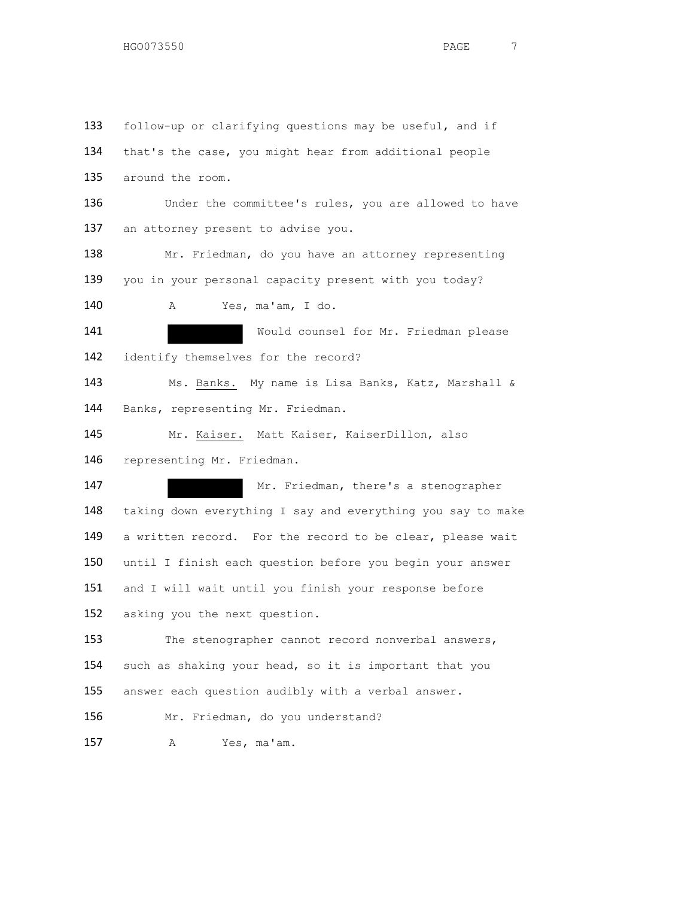133 follow-up or clarifying questions may be useful, and if
134 that's the case, you might hear from additional people
135 around the room.

136 Under the committee's rules, you are allowed to have
137 an attorney present to advise you.

138 Mr. Friedman, do you have an attorney representing
139 you in your personal capacity present with you today?

140 A Yes, ma'am, I do.

141 [REDACTED] Would counsel for Mr. Friedman please
142 identify themselves for the record?

143 Ms. Banks. My name is Lisa Banks, Katz, Marshall &
144 Banks, representing Mr. Friedman.

145 Mr. Kaiser. Matt Kaiser, KaiserDillon, also
146 representing Mr. Friedman.

147 [REDACTED] Mr. Friedman, there's a stenographer
148 taking down everything I say and everything you say to make
149 a written record. For the record to be clear, please wait
150 until I finish each question before you begin your answer
151 and I will wait until you finish your response before
152 asking you the next question.

153 The stenographer cannot record nonverbal answers,
154 such as shaking your head, so it is important that you
155 answer each question audibly with a verbal answer.

156 Mr. Friedman, do you understand?

157 A Yes, ma'am.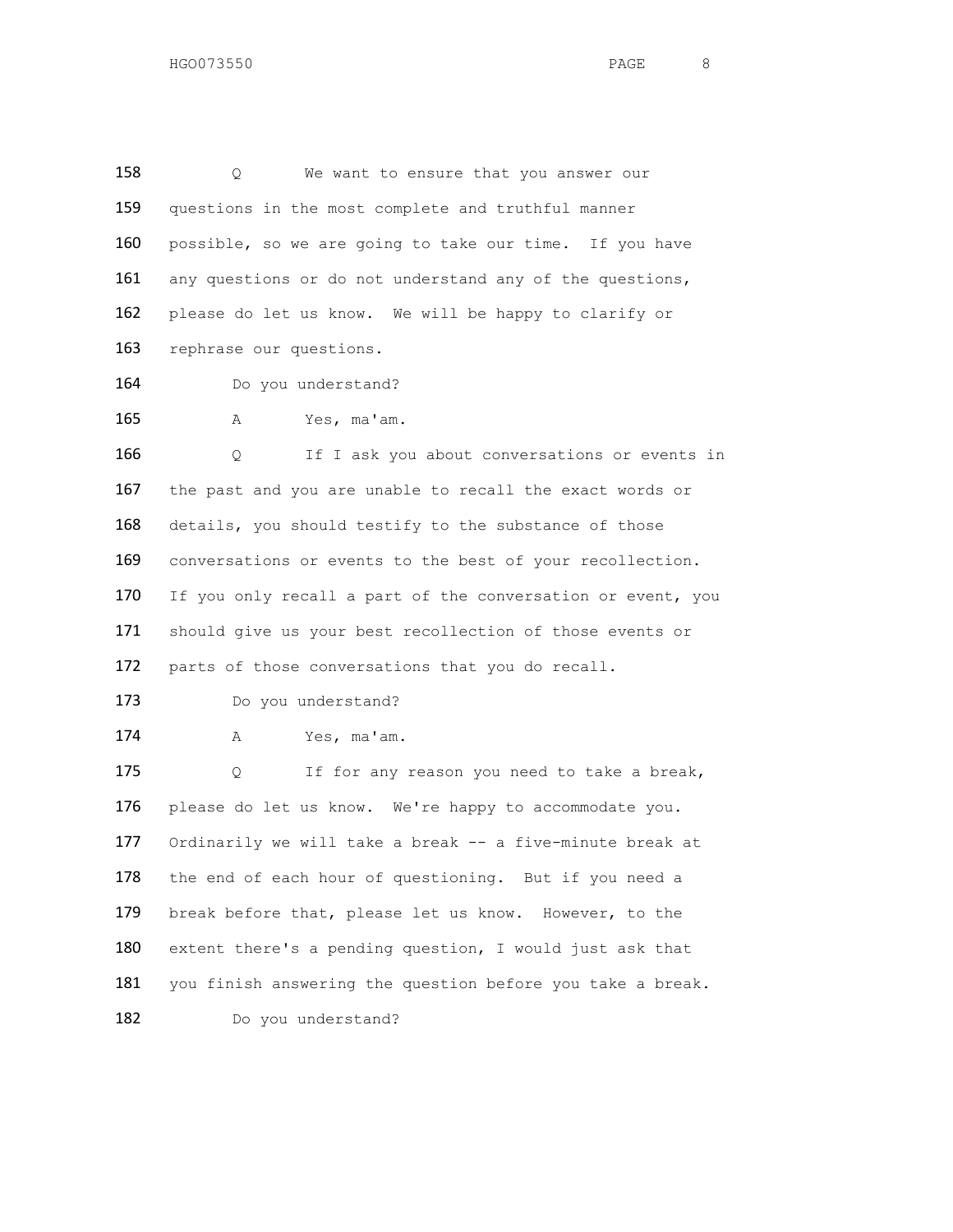Q We want to ensure that you answer our questions in the most complete and truthful manner possible, so we are going to take our time. If you have any questions or do not understand any of the questions, please do let us know. We will be happy to clarify or rephrase our questions.

Do you understand?

A Yes, ma'am.

Q If I ask you about conversations or events in the past and you are unable to recall the exact words or details, you should testify to the substance of those conversations or events to the best of your recollection. If you only recall a part of the conversation or event, you should give us your best recollection of those events or parts of those conversations that you do recall.

Do you understand?

A Yes, ma'am.

Q If for any reason you need to take a break, please do let us know. We're happy to accommodate you. Ordinarily we will take a break -- a five-minute break at the end of each hour of questioning. But if you need a break before that, please let us know. However, to the extent there's a pending question, I would just ask that you finish answering the question before you take a break.

Do you understand?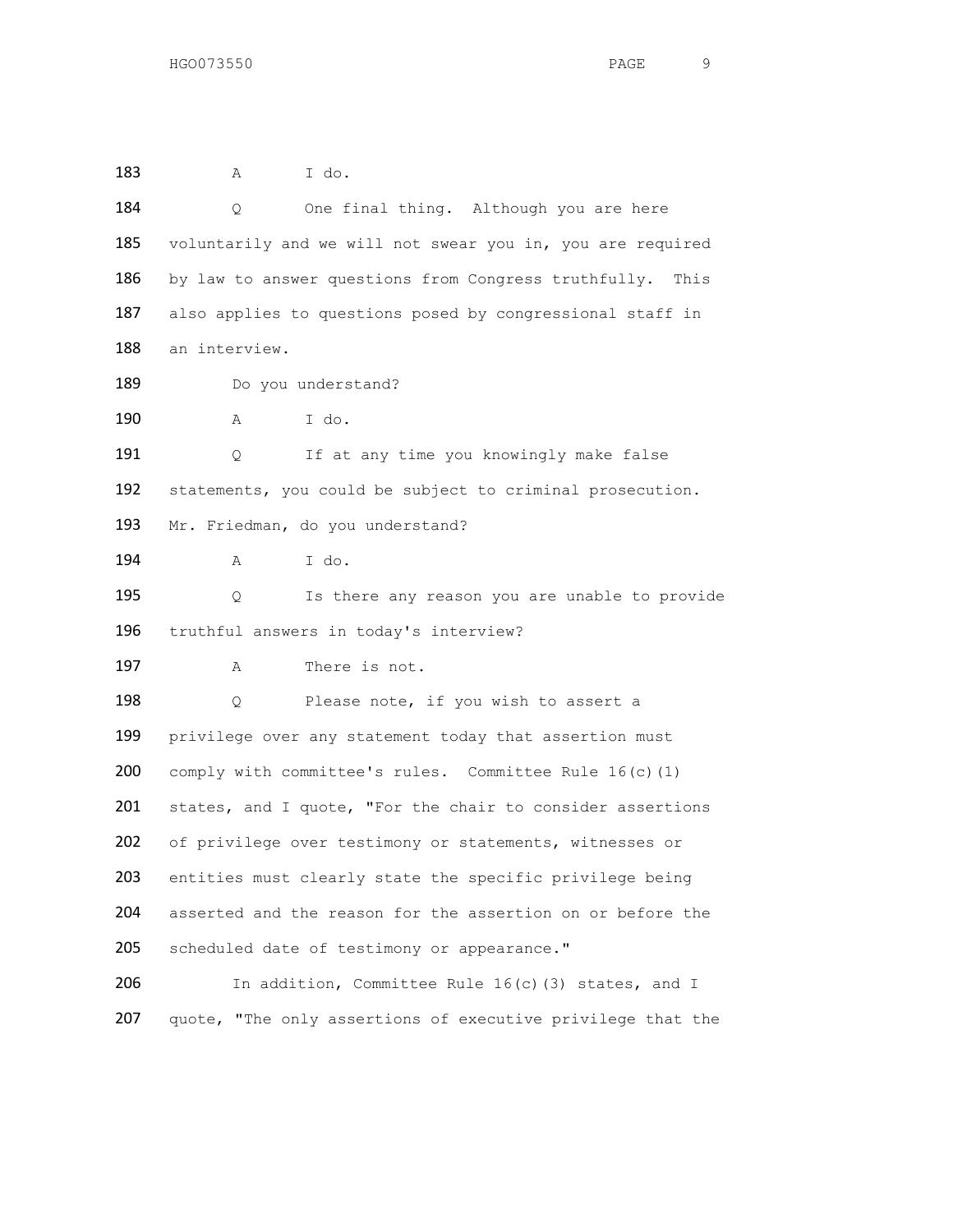183 A I do.

184 Q One final thing. Although you are here
185 voluntarily and we will not swear you in, you are required
186 by law to answer questions from Congress truthfully. This
187 also applies to questions posed by congressional staff in
188 an interview.

189 Do you understand?

190 A I do.

191 Q If at any time you knowingly make false
192 statements, you could be subject to criminal prosecution.
193 Mr. Friedman, do you understand?

194 A I do.

195 Q Is there any reason you are unable to provide
196 truthful answers in today's interview?

197 A There is not.

198 Q Please note, if you wish to assert a
199 privilege over any statement today that assertion must
200 comply with committee's rules. Committee Rule 16(c)(1)
201 states, and I quote, "For the chair to consider assertions
202 of privilege over testimony or statements, witnesses or
203 entities must clearly state the specific privilege being
204 asserted and the reason for the assertion on or before the
205 scheduled date of testimony or appearance."

206 In addition, Committee Rule 16(c)(3) states, and I
207 quote, "The only assertions of executive privilege that the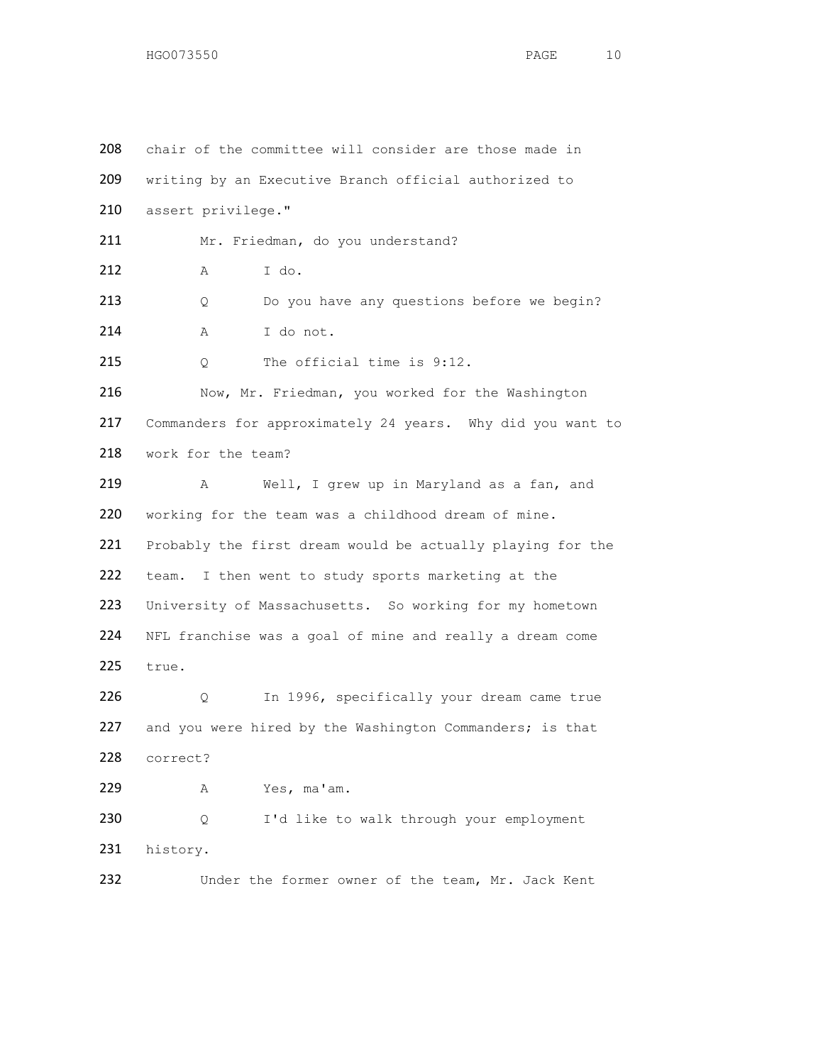208 chair of the committee will consider are those made in
209 writing by an Executive Branch official authorized to
210 assert privilege."

211 Mr. Friedman, do you understand?

212 A I do.

213 Q Do you have any questions before we begin?

214 A I do not.

215 Q The official time is 9:12.

216 Now, Mr. Friedman, you worked for the Washington
217 Commanders for approximately 24 years. Why did you want to
218 work for the team?

219 A Well, I grew up in Maryland as a fan, and
220 working for the team was a childhood dream of mine.
221 Probably the first dream would be actually playing for the
222 team. I then went to study sports marketing at the
223 University of Massachusetts. So working for my hometown
224 NFL franchise was a goal of mine and really a dream come
225 true.

226 Q In 1996, specifically your dream came true
227 and you were hired by the Washington Commanders; is that
228 correct?

229 A Yes, ma'am.

230 Q I'd like to walk through your employment
231 history.

232 Under the former owner of the team, Mr. Jack Kent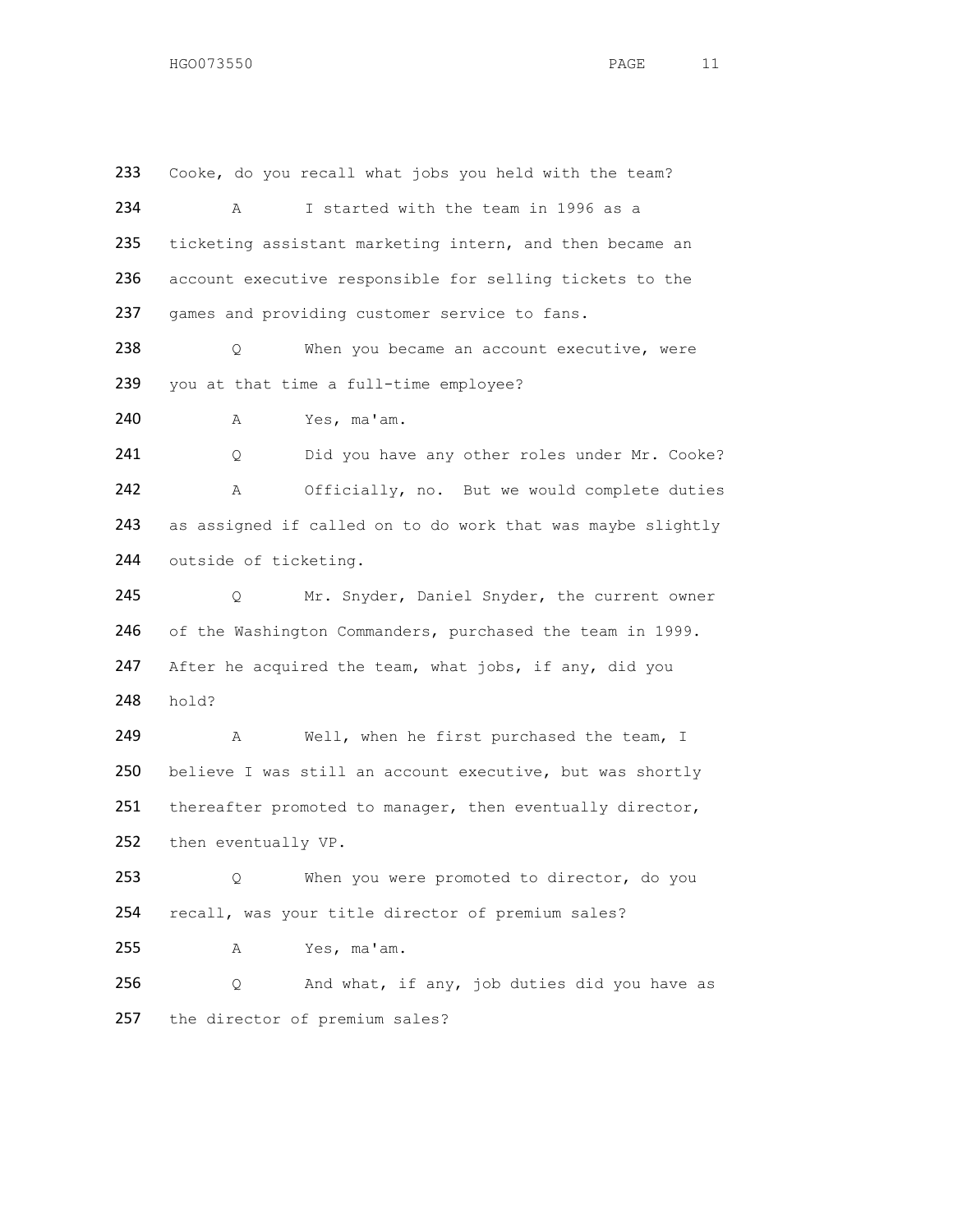233 Cooke, do you recall what jobs you held with the team?

234 A I started with the team in 1996 as a

235 ticketing assistant marketing intern, and then became an

236 account executive responsible for selling tickets to the

237 games and providing customer service to fans.

238 Q When you became an account executive, were

239 you at that time a full-time employee?

240 A Yes, ma'am.

241 Q Did you have any other roles under Mr. Cooke?

242 A Officially, no. But we would complete duties

243 as assigned if called on to do work that was maybe slightly

244 outside of ticketing.

245 Q Mr. Snyder, Daniel Snyder, the current owner

246 of the Washington Commanders, purchased the team in 1999.

247 After he acquired the team, what jobs, if any, did you

248 hold?

249 A Well, when he first purchased the team, I

250 believe I was still an account executive, but was shortly

251 thereafter promoted to manager, then eventually director,

252 then eventually VP.

253 Q When you were promoted to director, do you

254 recall, was your title director of premium sales?

255 A Yes, ma'am.

256 Q And what, if any, job duties did you have as

257 the director of premium sales?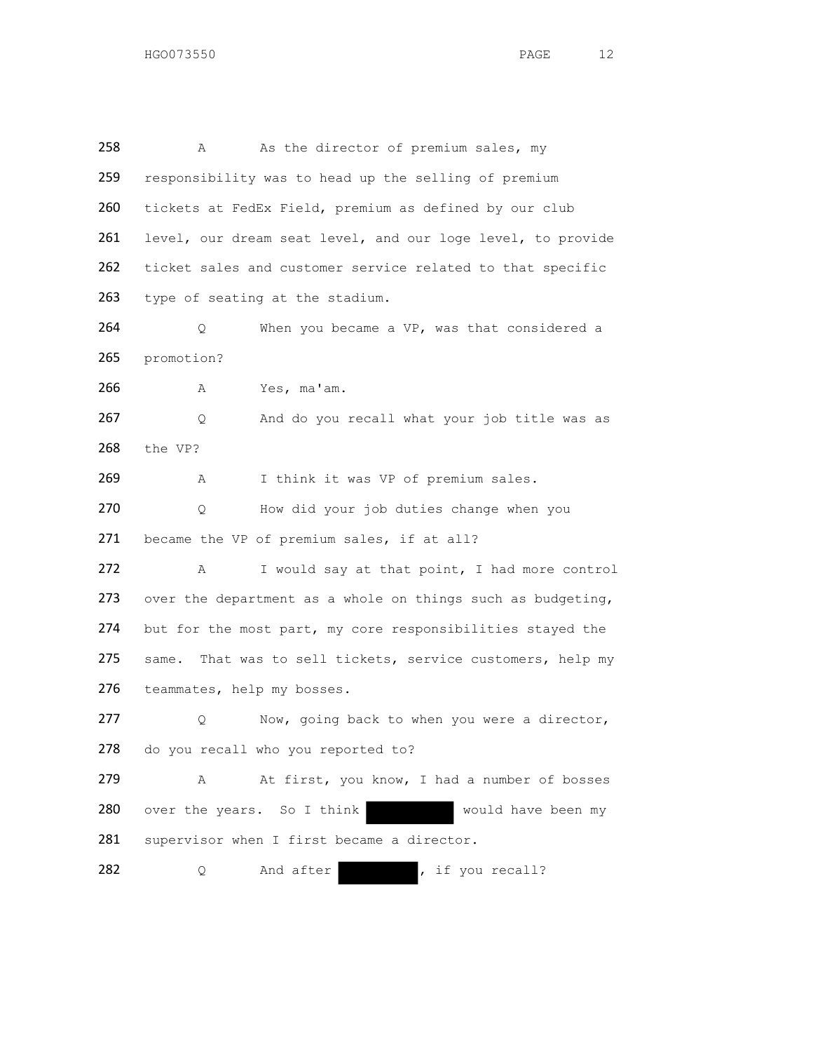258 A As the director of premium sales, my
259 responsibility was to head up the selling of premium
260 tickets at FedEx Field, premium as defined by our club
261 level, our dream seat level, and our loge level, to provide
262 ticket sales and customer service related to that specific
263 type of seating at the stadium.

264 Q When you became a VP, was that considered a
265 promotion?

266 A Yes, ma'am.

267 Q And do you recall what your job title was as
268 the VP?

269 A I think it was VP of premium sales.

270 Q How did your job duties change when you
271 became the VP of premium sales, if at all?

272 A I would say at that point, I had more control
273 over the department as a whole on things such as budgeting,
274 but for the most part, my core responsibilities stayed the
275 same. That was to sell tickets, service customers, help my
276 teammates, help my bosses.

277 Q Now, going back to when you were a director,
278 do you recall who you reported to?

279 A At first, you know, I had a number of bosses
280 over the years. So I think [REDACTED] would have been my
281 supervisor when I first became a director.

282 Q And after [REDACTED], if you recall?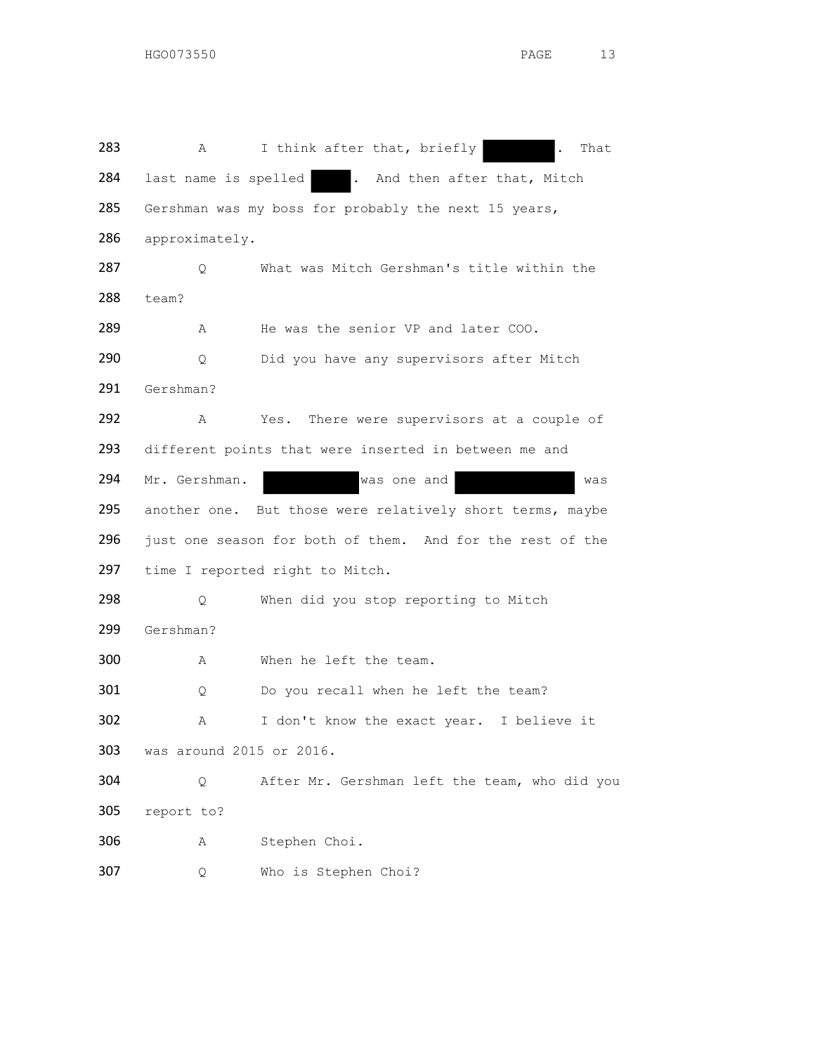283 A I think after that, briefly [REDACTED]. That
284 last name is spelled [REDACTED]. And then after that, Mitch
285 Gershman was my boss for probably the next 15 years,
286 approximately.

287 Q What was Mitch Gershman's title within the
288 team?

289 A He was the senior VP and later COO.

290 Q Did you have any supervisors after Mitch
291 Gershman?

292 A Yes. There were supervisors at a couple of
293 different points that were inserted in between me and
294 Mr. Gershman. [REDACTED] was one and [REDACTED] was
295 another one. But those were relatively short terms, maybe
296 just one season for both of them. And for the rest of the
297 time I reported right to Mitch.

298 Q When did you stop reporting to Mitch
299 Gershman?

300 A When he left the team.

301 Q Do you recall when he left the team?

302 A I don't know the exact year. I believe it
303 was around 2015 or 2016.

304 Q After Mr. Gershman left the team, who did you
305 report to?

306 A Stephen Choi.

307 Q Who is Stephen Choi?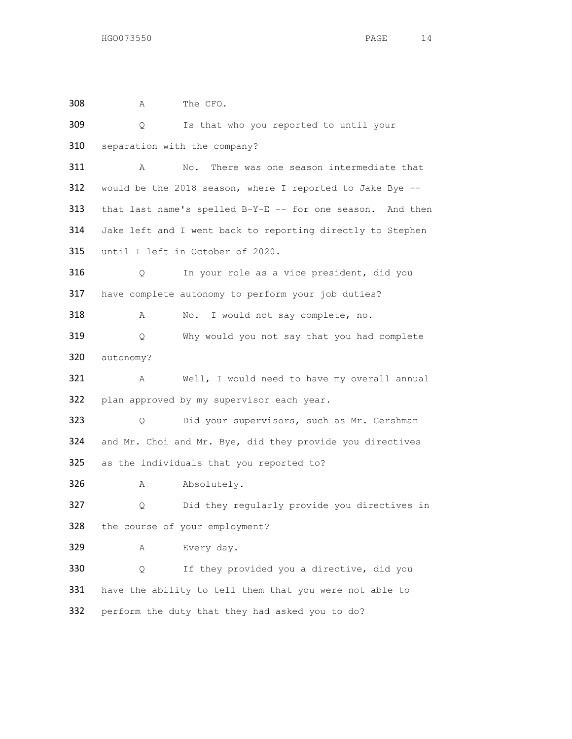308 A The CFO.

309 Q Is that who you reported to until your
310 separation with the company?

311 A No. There was one season intermediate that
312 would be the 2018 season, where I reported to Jake Bye --
313 that last name's spelled B-Y-E -- for one season. And then
314 Jake left and I went back to reporting directly to Stephen
315 until I left in October of 2020.

316 Q In your role as a vice president, did you
317 have complete autonomy to perform your job duties?

318 A No. I would not say complete, no.

319 Q Why would you not say that you had complete
320 autonomy?

321 A Well, I would need to have my overall annual
322 plan approved by my supervisor each year.

323 Q Did your supervisors, such as Mr. Gershman
324 and Mr. Choi and Mr. Bye, did they provide you directives
325 as the individuals that you reported to?

326 A Absolutely.

327 Q Did they regularly provide you directives in
328 the course of your employment?

329 A Every day.

330 Q If they provided you a directive, did you
331 have the ability to tell them that you were not able to
332 perform the duty that they had asked you to do?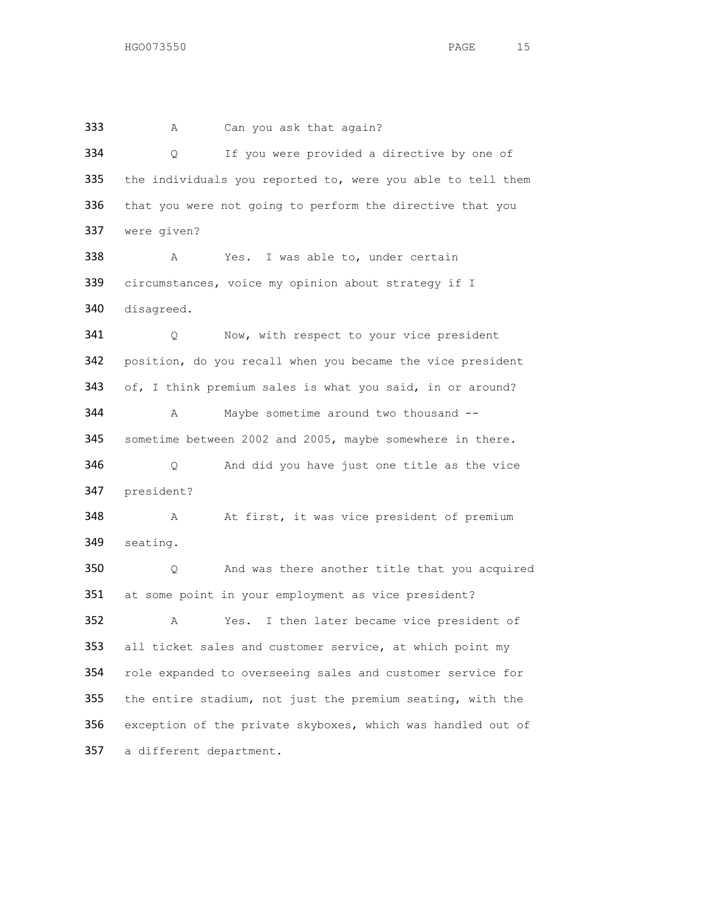333 A Can you ask that again?

334 Q If you were provided a directive by one of
335 the individuals you reported to, were you able to tell them
336 that you were not going to perform the directive that you
337 were given?

338 A Yes. I was able to, under certain
339 circumstances, voice my opinion about strategy if I
340 disagreed.

341 Q Now, with respect to your vice president
342 position, do you recall when you became the vice president
343 of, I think premium sales is what you said, in or around?

344 A Maybe sometime around two thousand --
345 sometime between 2002 and 2005, maybe somewhere in there.

346 Q And did you have just one title as the vice
347 president?

348 A At first, it was vice president of premium
349 seating.

350 Q And was there another title that you acquired
351 at some point in your employment as vice president?

352 A Yes. I then later became vice president of
353 all ticket sales and customer service, at which point my
354 role expanded to overseeing sales and customer service for
355 the entire stadium, not just the premium seating, with the
356 exception of the private skyboxes, which was handled out of
357 a different department.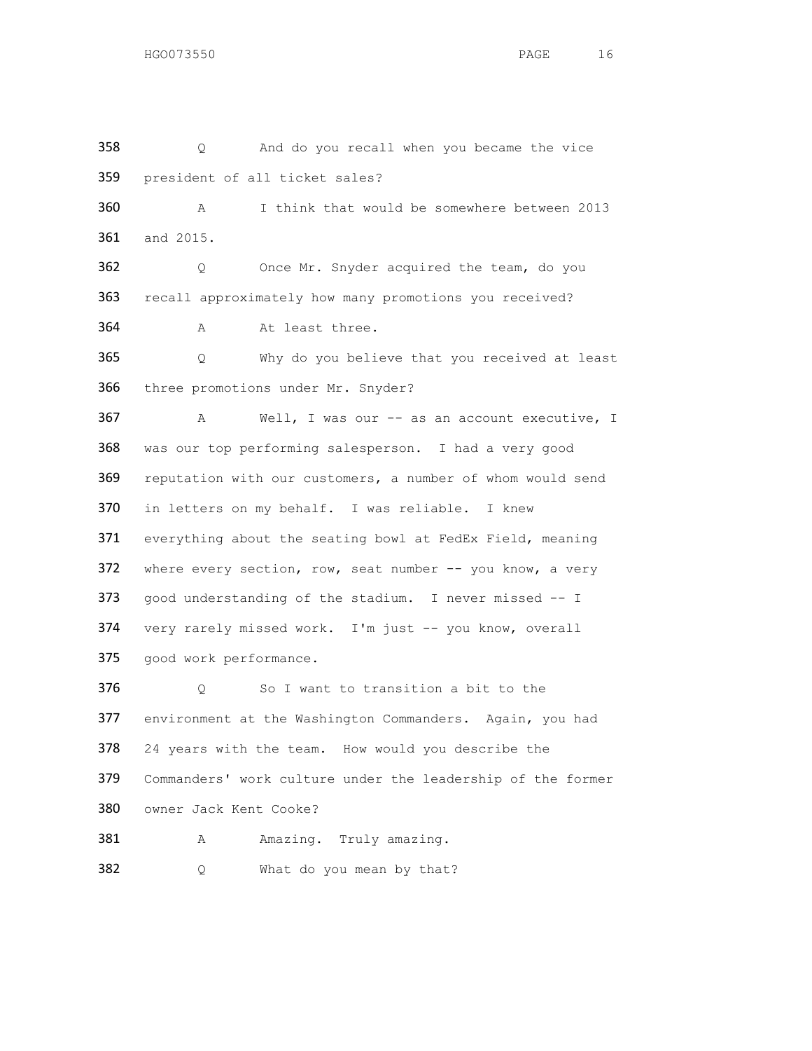358 Q And do you recall when you became the vice
359 president of all ticket sales?

360 A I think that would be somewhere between 2013
361 and 2015.

362 Q Once Mr. Snyder acquired the team, do you
363 recall approximately how many promotions you received?

364 A At least three.

365 Q Why do you believe that you received at least
366 three promotions under Mr. Snyder?

367 A Well, I was our -- as an account executive, I
368 was our top performing salesperson. I had a very good
369 reputation with our customers, a number of whom would send
370 in letters on my behalf. I was reliable. I knew
371 everything about the seating bowl at FedEx Field, meaning
372 where every section, row, seat number -- you know, a very
373 good understanding of the stadium. I never missed -- I
374 very rarely missed work. I'm just -- you know, overall
375 good work performance.

376 Q So I want to transition a bit to the
377 environment at the Washington Commanders. Again, you had
378 24 years with the team. How would you describe the
379 Commanders' work culture under the leadership of the former
380 owner Jack Kent Cooke?

381 A Amazing. Truly amazing.

382 Q What do you mean by that?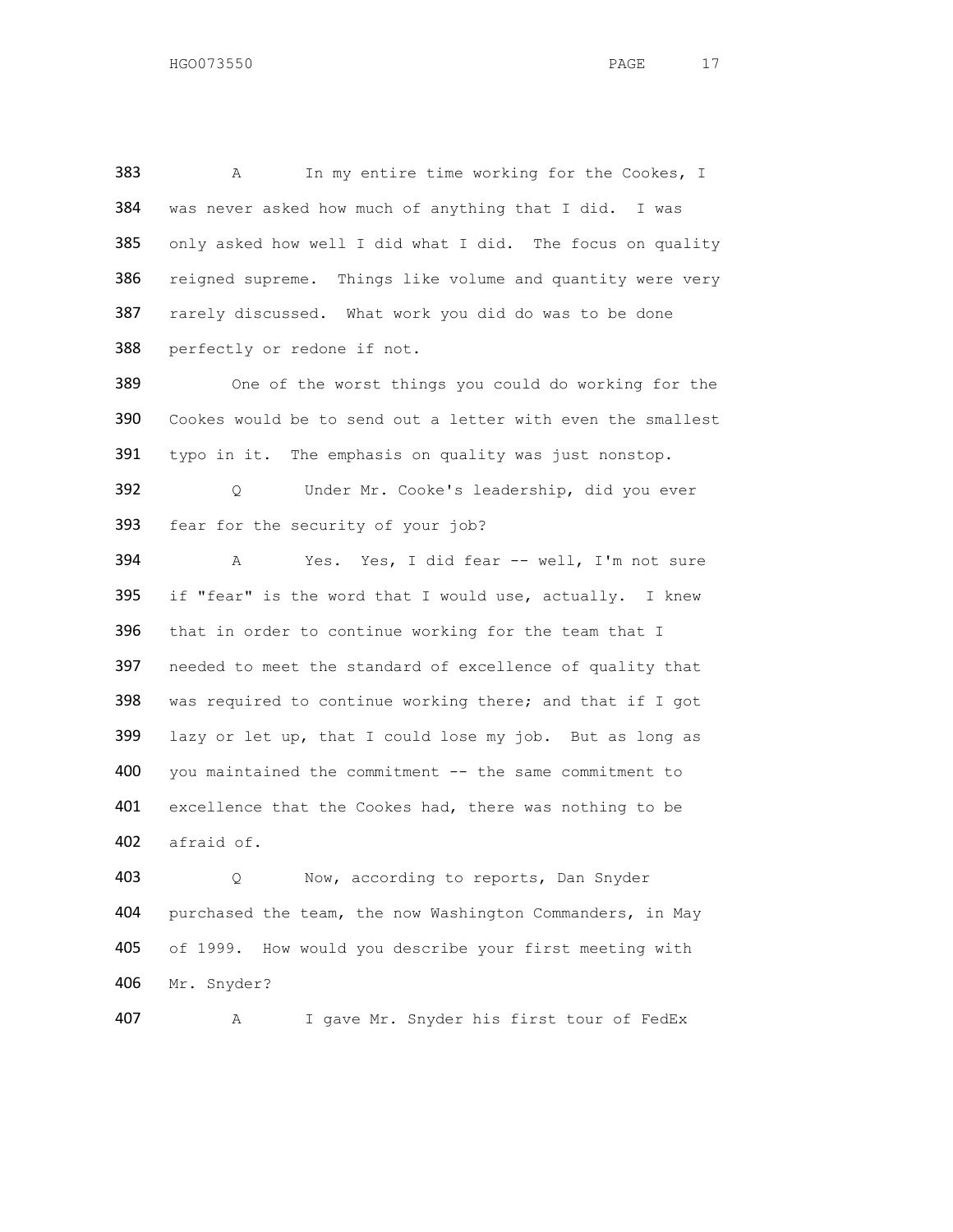383 A In my entire time working for the Cookes, I
384 was never asked how much of anything that I did. I was
385 only asked how well I did what I did. The focus on quality
386 reigned supreme. Things like volume and quantity were very
387 rarely discussed. What work you did do was to be done
388 perfectly or redone if not.

389 One of the worst things you could do working for the
390 Cookes would be to send out a letter with even the smallest
391 typo in it. The emphasis on quality was just nonstop.

392 Q Under Mr. Cooke's leadership, did you ever
393 fear for the security of your job?

394 A Yes. Yes, I did fear -- well, I'm not sure
395 if "fear" is the word that I would use, actually. I knew
396 that in order to continue working for the team that I
397 needed to meet the standard of excellence of quality that
398 was required to continue working there; and that if I got
399 lazy or let up, that I could lose my job. But as long as
400 you maintained the commitment -- the same commitment to
401 excellence that the Cookes had, there was nothing to be
402 afraid of.

403 Q Now, according to reports, Dan Snyder
404 purchased the team, the now Washington Commanders, in May
405 of 1999. How would you describe your first meeting with
406 Mr. Snyder?

407 A I gave Mr. Snyder his first tour of FedEx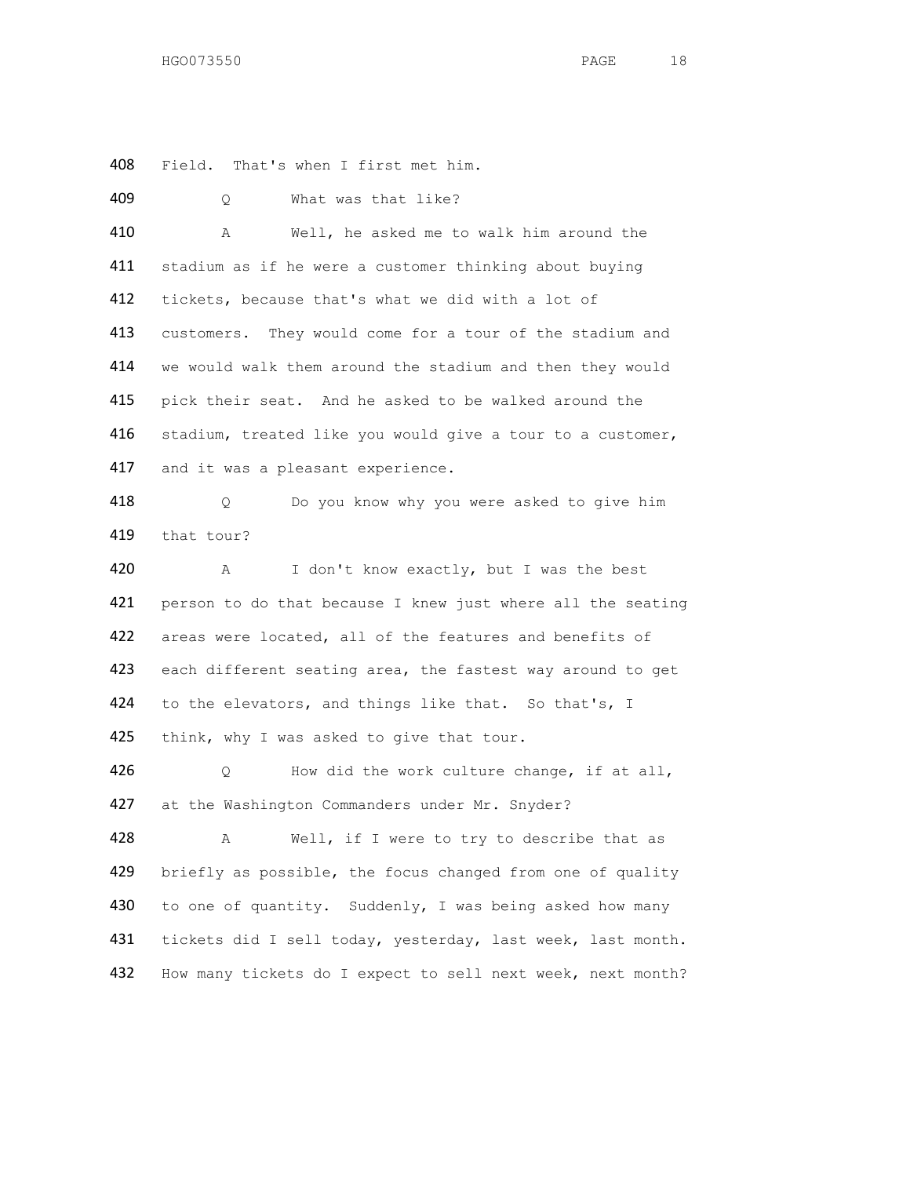408 Field. That's when I first met him.

409 Q What was that like?

410 A Well, he asked me to walk him around the
411 stadium as if he were a customer thinking about buying
412 tickets, because that's what we did with a lot of
413 customers. They would come for a tour of the stadium and
414 we would walk them around the stadium and then they would
415 pick their seat. And he asked to be walked around the
416 stadium, treated like you would give a tour to a customer,
417 and it was a pleasant experience.

418 Q Do you know why you were asked to give him
419 that tour?

420 A I don't know exactly, but I was the best
421 person to do that because I knew just where all the seating
422 areas were located, all of the features and benefits of
423 each different seating area, the fastest way around to get
424 to the elevators, and things like that. So that's, I
425 think, why I was asked to give that tour.

426 Q How did the work culture change, if at all,
427 at the Washington Commanders under Mr. Snyder?

428 A Well, if I were to try to describe that as
429 briefly as possible, the focus changed from one of quality
430 to one of quantity. Suddenly, I was being asked how many
431 tickets did I sell today, yesterday, last week, last month.
432 How many tickets do I expect to sell next week, next month?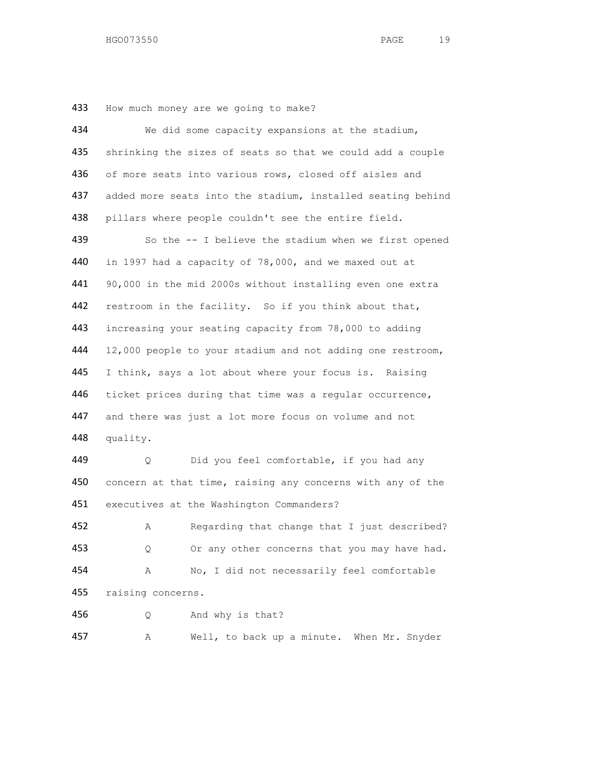433 How much money are we going to make?

434 We did some capacity expansions at the stadium,
435 shrinking the sizes of seats so that we could add a couple
436 of more seats into various rows, closed off aisles and
437 added more seats into the stadium, installed seating behind
438 pillars where people couldn't see the entire field.

439 So the -- I believe the stadium when we first opened
440 in 1997 had a capacity of 78,000, and we maxed out at
441 90,000 in the mid 2000s without installing even one extra
442 restroom in the facility. So if you think about that,
443 increasing your seating capacity from 78,000 to adding
444 12,000 people to your stadium and not adding one restroom,
445 I think, says a lot about where your focus is. Raising
446 ticket prices during that time was a regular occurrence,
447 and there was just a lot more focus on volume and not
448 quality.

449 Q Did you feel comfortable, if you had any
450 concern at that time, raising any concerns with any of the
451 executives at the Washington Commanders?

452 A Regarding that change that I just described?

453 Q Or any other concerns that you may have had.

454 A No, I did not necessarily feel comfortable
455 raising concerns.

456 Q And why is that?

457 A Well, to back up a minute. When Mr. Snyder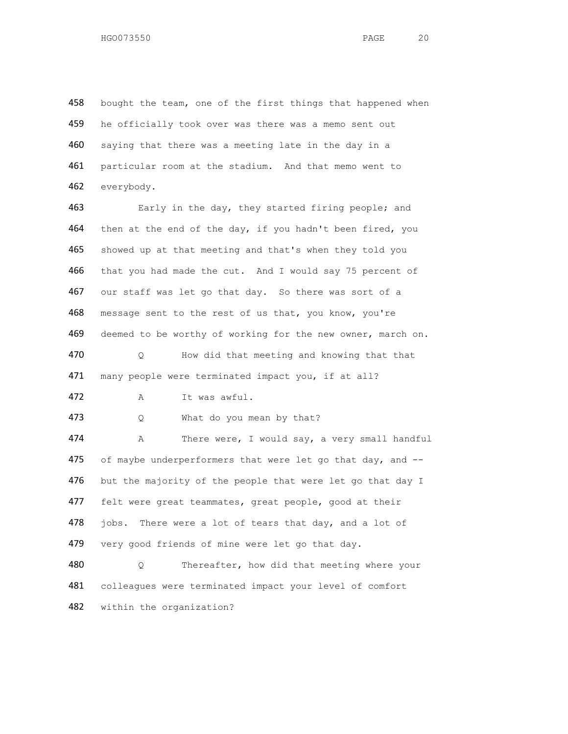458 bought the team, one of the first things that happened when
459 he officially took over was there was a memo sent out
460 saying that there was a meeting late in the day in a
461 particular room at the stadium. And that memo went to
462 everybody.

463 Early in the day, they started firing people; and
464 then at the end of the day, if you hadn't been fired, you
465 showed up at that meeting and that's when they told you
466 that you had made the cut. And I would say 75 percent of
467 our staff was let go that day. So there was sort of a
468 message sent to the rest of us that, you know, you're
469 deemed to be worthy of working for the new owner, march on.

470 Q How did that meeting and knowing that that
471 many people were terminated impact you, if at all?

472 A It was awful.

473 Q What do you mean by that?

474 A There were, I would say, a very small handful
475 of maybe underperformers that were let go that day, and --
476 but the majority of the people that were let go that day I
477 felt were great teammates, great people, good at their
478 jobs. There were a lot of tears that day, and a lot of
479 very good friends of mine were let go that day.

480 Q Thereafter, how did that meeting where your
481 colleagues were terminated impact your level of comfort
482 within the organization?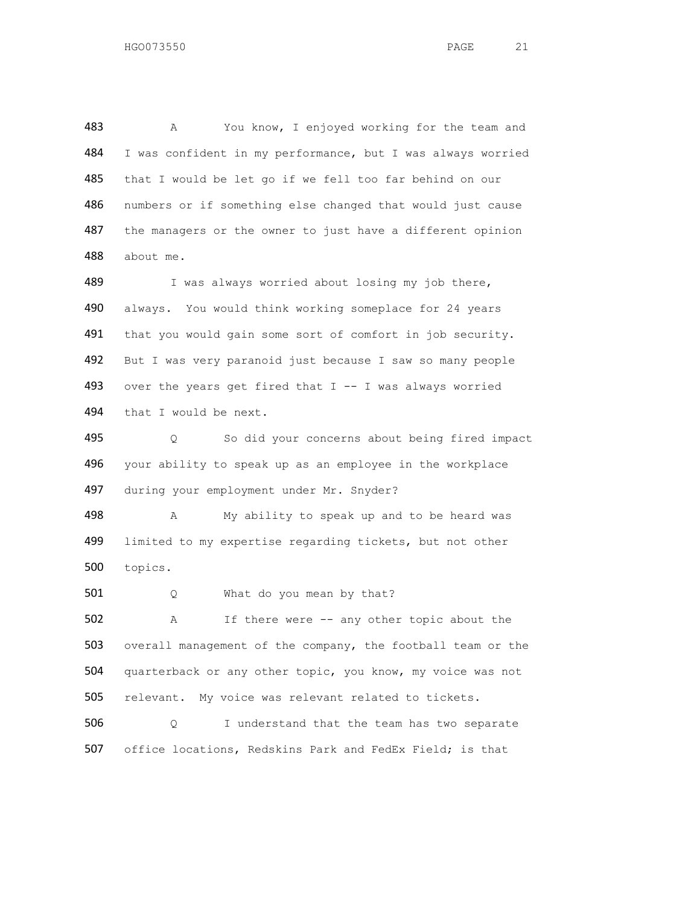483 A You know, I enjoyed working for the team and
484 I was confident in my performance, but I was always worried
485 that I would be let go if we fell too far behind on our
486 numbers or if something else changed that would just cause
487 the managers or the owner to just have a different opinion
488 about me.

489 I was always worried about losing my job there,
490 always. You would think working someplace for 24 years
491 that you would gain some sort of comfort in job security.
492 But I was very paranoid just because I saw so many people
493 over the years get fired that I -- I was always worried
494 that I would be next.

495 Q So did your concerns about being fired impact
496 your ability to speak up as an employee in the workplace
497 during your employment under Mr. Snyder?

498 A My ability to speak up and to be heard was
499 limited to my expertise regarding tickets, but not other
500 topics.

501 Q What do you mean by that?

502 A If there were -- any other topic about the
503 overall management of the company, the football team or the
504 quarterback or any other topic, you know, my voice was not
505 relevant. My voice was relevant related to tickets.

506 Q I understand that the team has two separate
507 office locations, Redskins Park and FedEx Field; is that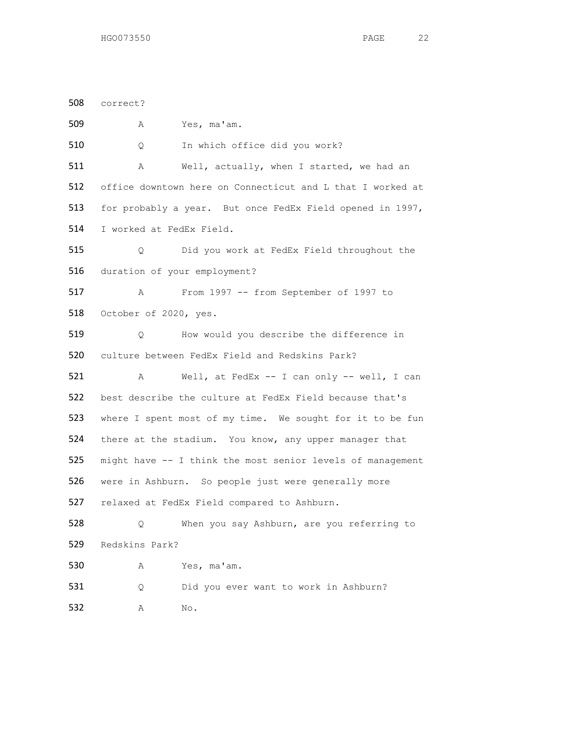508 correct?

509 A Yes, ma'am.

510 Q In which office did you work?

511 A Well, actually, when I started, we had an

512 office downtown here on Connecticut and L that I worked at

513 for probably a year. But once FedEx Field opened in 1997,

514 I worked at FedEx Field.

515 Q Did you work at FedEx Field throughout the

516 duration of your employment?

517 A From 1997 -- from September of 1997 to

518 October of 2020, yes.

519 Q How would you describe the difference in

520 culture between FedEx Field and Redskins Park?

521 A Well, at FedEx -- I can only -- well, I can

522 best describe the culture at FedEx Field because that's

523 where I spent most of my time. We sought for it to be fun

524 there at the stadium. You know, any upper manager that

525 might have -- I think the most senior levels of management

526 were in Ashburn. So people just were generally more

527 relaxed at FedEx Field compared to Ashburn.

528 Q When you say Ashburn, are you referring to

529 Redskins Park?

530 A Yes, ma'am.

531 Q Did you ever want to work in Ashburn?

532 A No.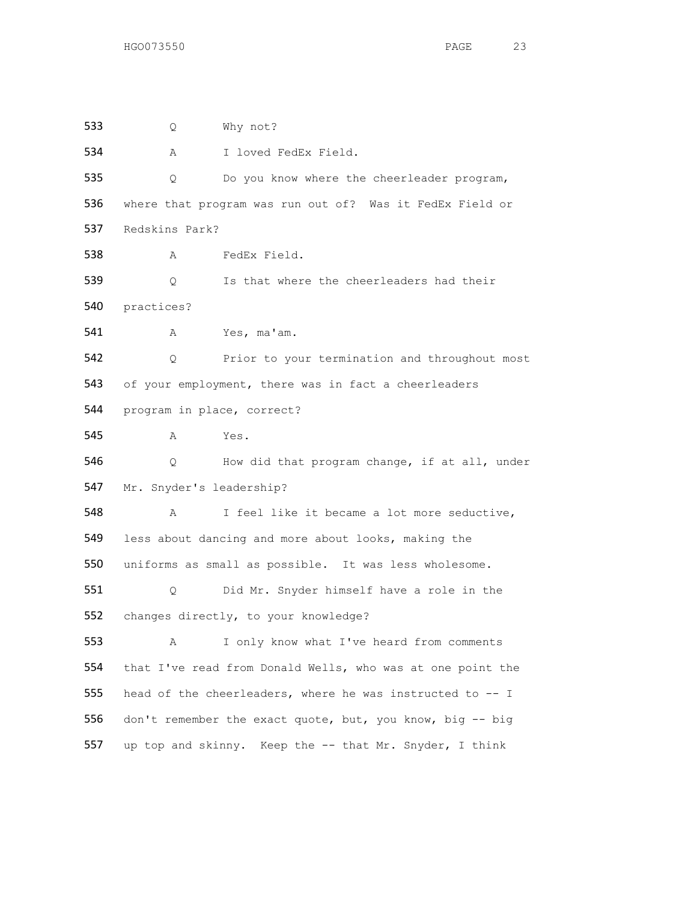533 Q Why not?

534 A I loved FedEx Field.

535 Q Do you know where the cheerleader program,

536 where that program was run out of? Was it FedEx Field or

537 Redskins Park?

538 A FedEx Field.

539 Q Is that where the cheerleaders had their

540 practices?

541 A Yes, ma'am.

542 Q Prior to your termination and throughout most

543 of your employment, there was in fact a cheerleaders

544 program in place, correct?

545 A Yes.

546 Q How did that program change, if at all, under

547 Mr. Snyder's leadership?

548 A I feel like it became a lot more seductive,

549 less about dancing and more about looks, making the

550 uniforms as small as possible. It was less wholesome.

551 Q Did Mr. Snyder himself have a role in the

552 changes directly, to your knowledge?

553 A I only know what I've heard from comments

554 that I've read from Donald Wells, who was at one point the

555 head of the cheerleaders, where he was instructed to -- I

556 don't remember the exact quote, but, you know, big -- big

557 up top and skinny. Keep the -- that Mr. Snyder, I think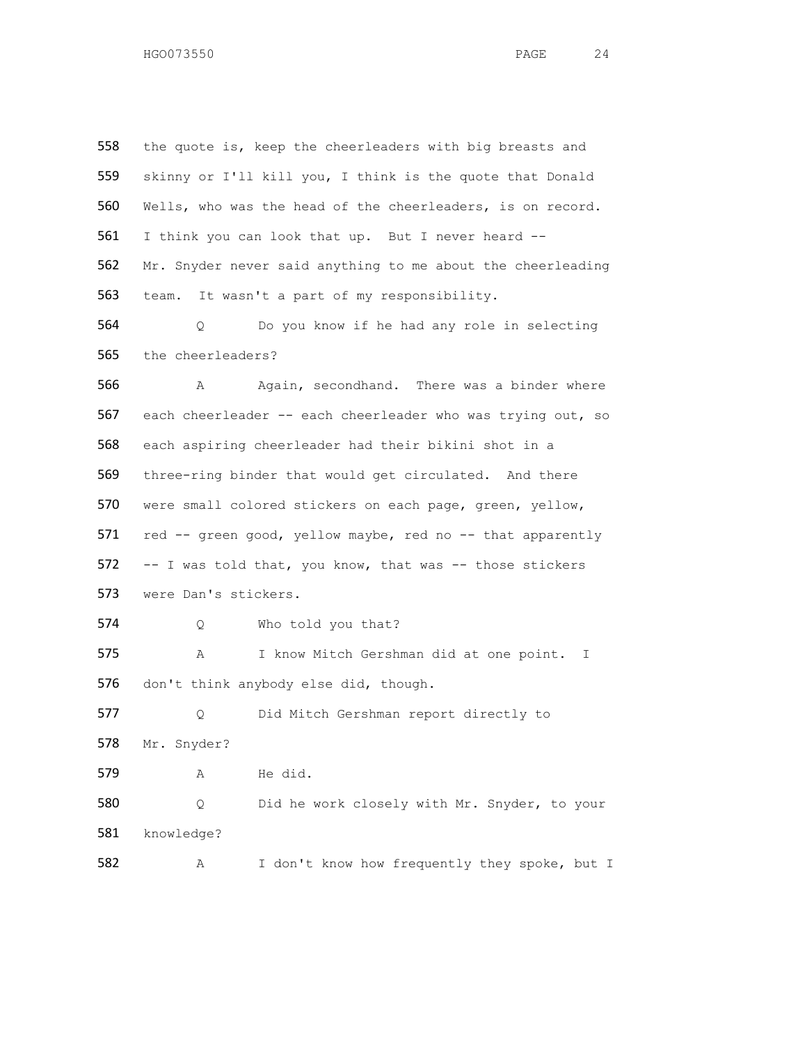558 the quote is, keep the cheerleaders with big breasts and
559 skinny or I'll kill you, I think is the quote that Donald
560 Wells, who was the head of the cheerleaders, is on record.
561 I think you can look that up. But I never heard --
562 Mr. Snyder never said anything to me about the cheerleading
563 team. It wasn't a part of my responsibility.

564 Q Do you know if he had any role in selecting
565 the cheerleaders?

566 A Again, secondhand. There was a binder where
567 each cheerleader -- each cheerleader who was trying out, so
568 each aspiring cheerleader had their bikini shot in a
569 three-ring binder that would get circulated. And there
570 were small colored stickers on each page, green, yellow,
571 red -- green good, yellow maybe, red no -- that apparently
572 -- I was told that, you know, that was -- those stickers
573 were Dan's stickers.

574 Q Who told you that?

575 A I know Mitch Gershman did at one point. I
576 don't think anybody else did, though.

577 Q Did Mitch Gershman report directly to
578 Mr. Snyder?

579 A He did.

580 Q Did he work closely with Mr. Snyder, to your
581 knowledge?

582 A I don't know how frequently they spoke, but I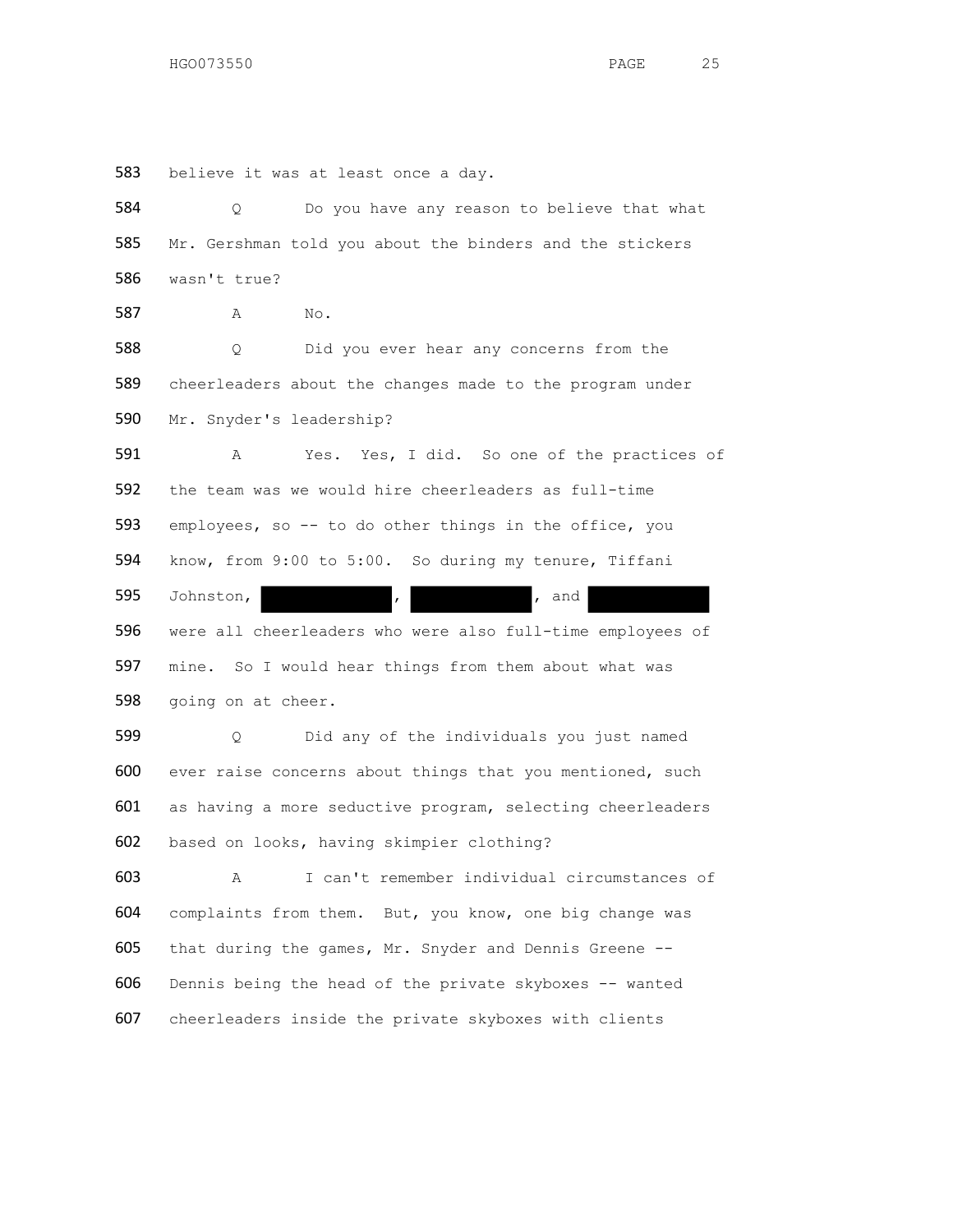583 believe it was at least once a day.

584 Q Do you have any reason to believe that what

585 Mr. Gershman told you about the binders and the stickers

586 wasn't true?

587 A No.

588 Q Did you ever hear any concerns from the

589 cheerleaders about the changes made to the program under

590 Mr. Snyder's leadership?

591 A Yes. Yes, I did. So one of the practices of

592 the team was we would hire cheerleaders as full-time

593 employees, so -- to do other things in the office, you

594 know, from 9:00 to 5:00. So during my tenure, Tiffani

595 Johnston, [REDACTED], [REDACTED], and [REDACTED]

596 were all cheerleaders who were also full-time employees of

597 mine. So I would hear things from them about what was

598 going on at cheer.

599 Q Did any of the individuals you just named

600 ever raise concerns about things that you mentioned, such

601 as having a more seductive program, selecting cheerleaders

602 based on looks, having skimpier clothing?

603 A I can't remember individual circumstances of

604 complaints from them. But, you know, one big change was

605 that during the games, Mr. Snyder and Dennis Greene --

606 Dennis being the head of the private skyboxes -- wanted

607 cheerleaders inside the private skyboxes with clients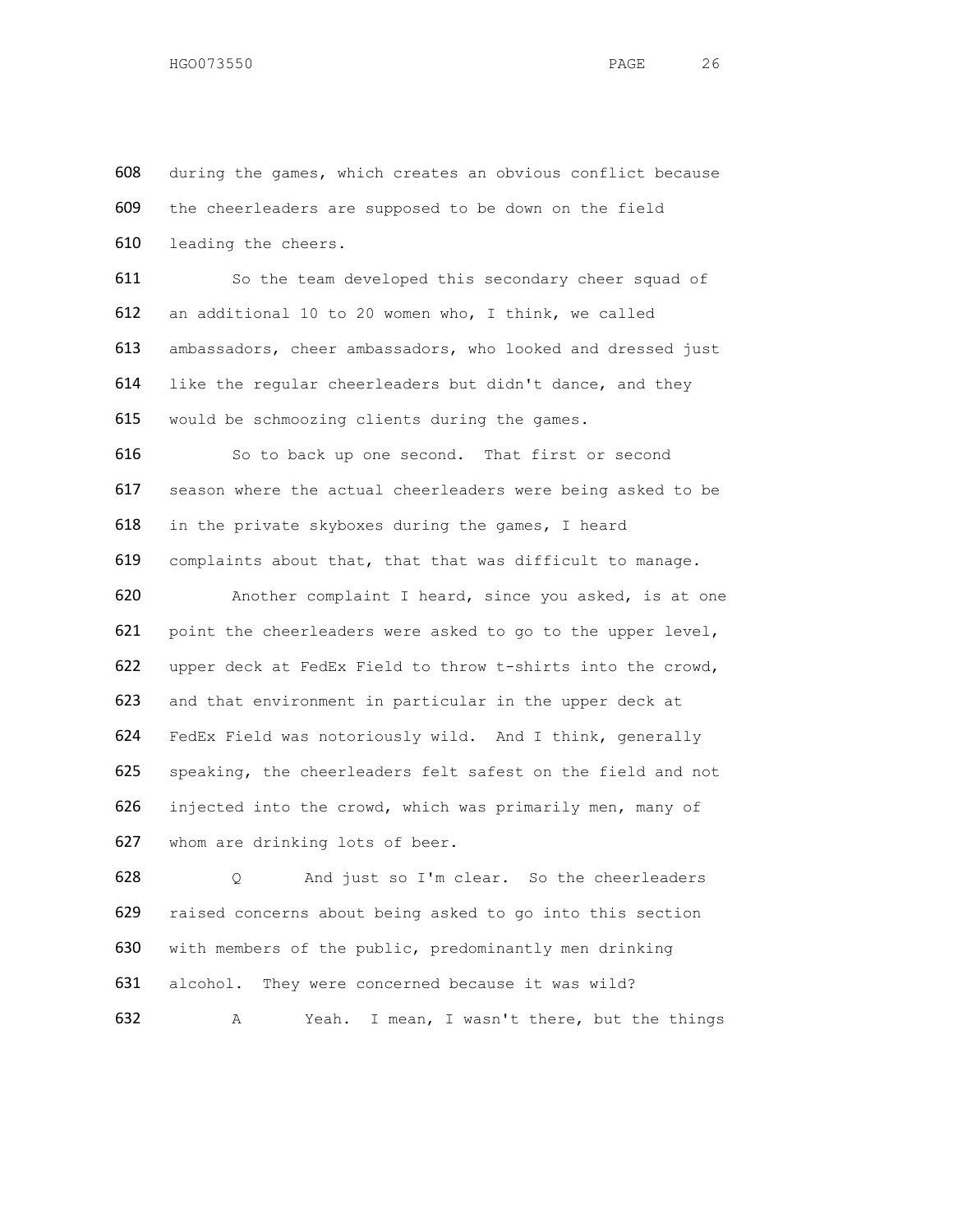during the games, which creates an obvious conflict because the cheerleaders are supposed to be down on the field leading the cheers.

So the team developed this secondary cheer squad of an additional 10 to 20 women who, I think, we called ambassadors, cheer ambassadors, who looked and dressed just like the regular cheerleaders but didn't dance, and they would be schmoozing clients during the games.

So to back up one second. That first or second season where the actual cheerleaders were being asked to be in the private skyboxes during the games, I heard complaints about that, that that was difficult to manage.

Another complaint I heard, since you asked, is at one point the cheerleaders were asked to go to the upper level, upper deck at FedEx Field to throw t-shirts into the crowd, and that environment in particular in the upper deck at FedEx Field was notoriously wild. And I think, generally speaking, the cheerleaders felt safest on the field and not injected into the crowd, which was primarily men, many of whom are drinking lots of beer.

Q And just so I'm clear. So the cheerleaders raised concerns about being asked to go into this section with members of the public, predominantly men drinking alcohol. They were concerned because it was wild?

A Yeah. I mean, I wasn't there, but the things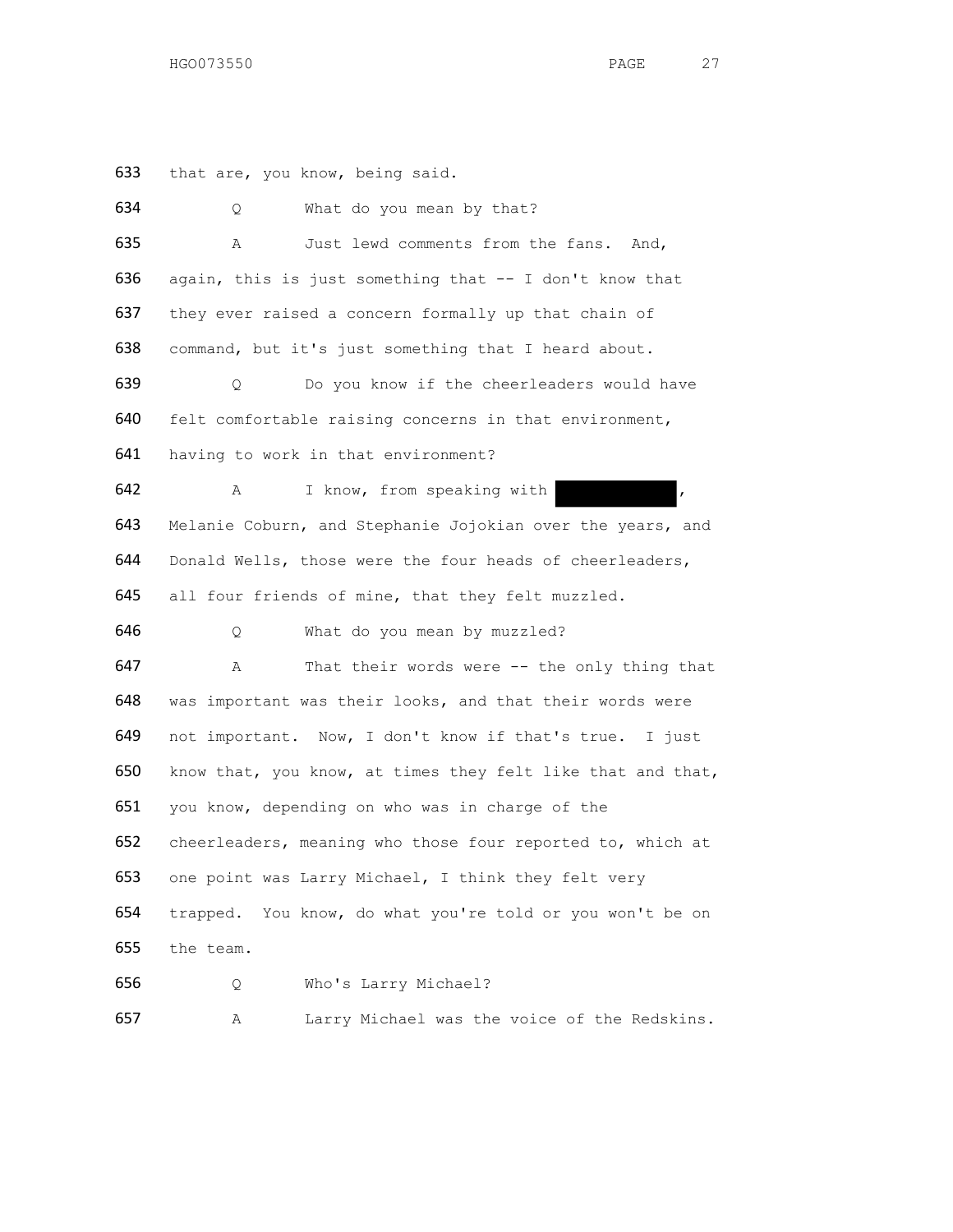633 that are, you know, being said.

634 Q What do you mean by that?

635 A Just lewd comments from the fans. And,
636 again, this is just something that -- I don't know that
637 they ever raised a concern formally up that chain of
638 command, but it's just something that I heard about.

639 Q Do you know if the cheerleaders would have
640 felt comfortable raising concerns in that environment,
641 having to work in that environment?

642 A I know, from speaking with [REDACTED],
643 Melanie Coburn, and Stephanie Jojokian over the years, and
644 Donald Wells, those were the four heads of cheerleaders,
645 all four friends of mine, that they felt muzzled.

646 Q What do you mean by muzzled?

647 A That their words were -- the only thing that
648 was important was their looks, and that their words were
649 not important. Now, I don't know if that's true. I just
650 know that, you know, at times they felt like that and that,
651 you know, depending on who was in charge of the
652 cheerleaders, meaning who those four reported to, which at
653 one point was Larry Michael, I think they felt very
654 trapped. You know, do what you're told or you won't be on
655 the team.

656 Q Who's Larry Michael?

657 A Larry Michael was the voice of the Redskins.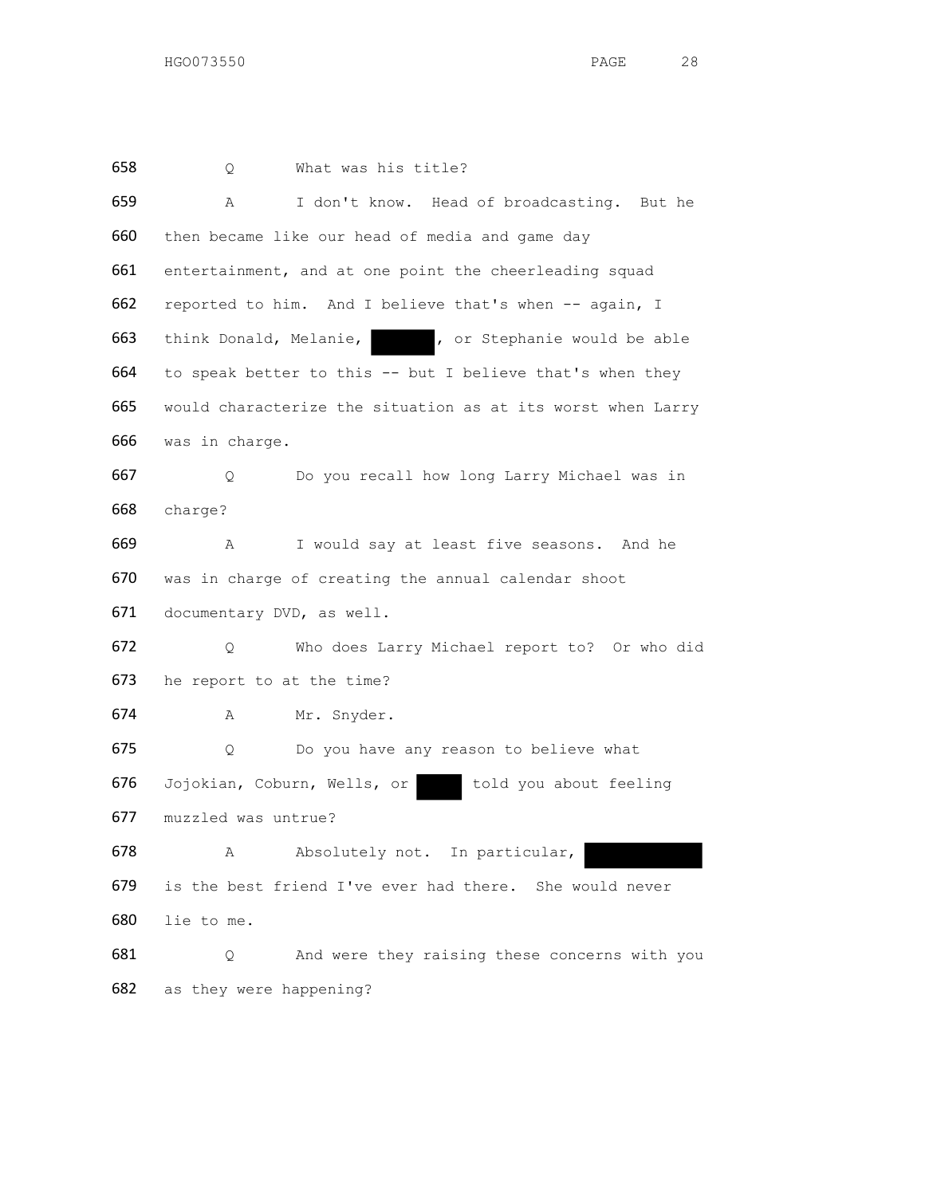658 Q What was his title?

659 A I don't know. Head of broadcasting. But he

660 then became like our head of media and game day

661 entertainment, and at one point the cheerleading squad

662 reported to him. And I believe that's when -- again, I

663 think Donald, Melanie, ██████, or Stephanie would be able

664 to speak better to this -- but I believe that's when they

665 would characterize the situation as at its worst when Larry

666 was in charge.

667 Q Do you recall how long Larry Michael was in

668 charge?

669 A I would say at least five seasons. And he

670 was in charge of creating the annual calendar shoot

671 documentary DVD, as well.

672 Q Who does Larry Michael report to? Or who did

673 he report to at the time?

674 A Mr. Snyder.

675 Q Do you have any reason to believe what

676 Jojokian, Coburn, Wells, or ████ told you about feeling

677 muzzled was untrue?

678 A Absolutely not. In particular, ██████████

679 is the best friend I've ever had there. She would never

680 lie to me.

681 Q And were they raising these concerns with you

682 as they were happening?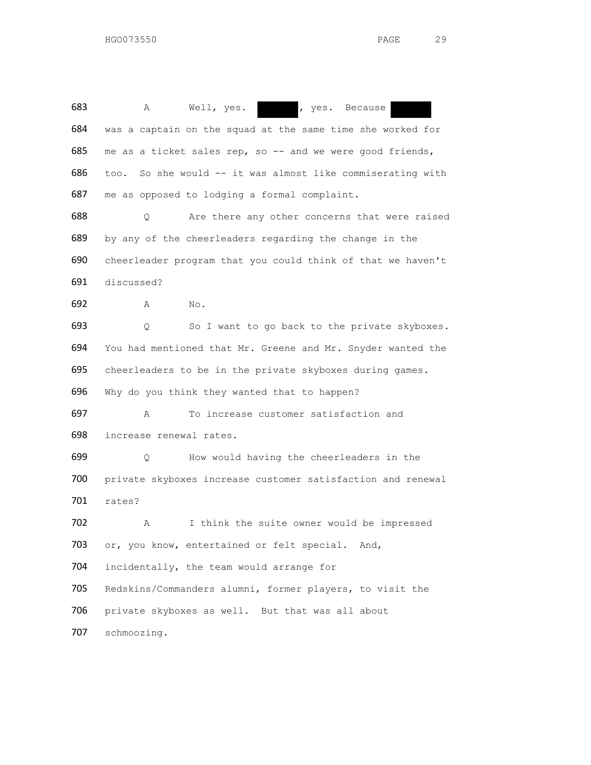683 A Well, yes. ████, yes. Because ████
684 was a captain on the squad at the same time she worked for
685 me as a ticket sales rep, so -- and we were good friends,
686 too. So she would -- it was almost like commiserating with
687 me as opposed to lodging a formal complaint.

688 Q Are there any other concerns that were raised
689 by any of the cheerleaders regarding the change in the
690 cheerleader program that you could think of that we haven't
691 discussed?

692 A No.

693 Q So I want to go back to the private skyboxes.
694 You had mentioned that Mr. Greene and Mr. Snyder wanted the
695 cheerleaders to be in the private skyboxes during games.
696 Why do you think they wanted that to happen?

697 A To increase customer satisfaction and
698 increase renewal rates.

699 Q How would having the cheerleaders in the
700 private skyboxes increase customer satisfaction and renewal
701 rates?

702 A I think the suite owner would be impressed
703 or, you know, entertained or felt special. And,
704 incidentally, the team would arrange for
705 Redskins/Commanders alumni, former players, to visit the
706 private skyboxes as well. But that was all about
707 schmoozing.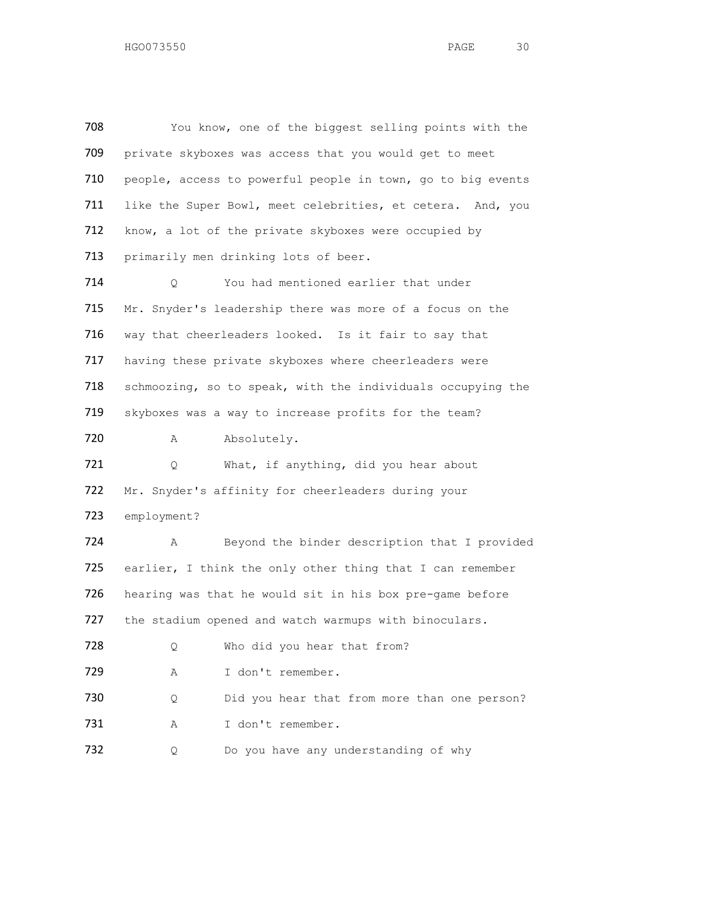708 You know, one of the biggest selling points with the
709 private skyboxes was access that you would get to meet
710 people, access to powerful people in town, go to big events
711 like the Super Bowl, meet celebrities, et cetera. And, you
712 know, a lot of the private skyboxes were occupied by
713 primarily men drinking lots of beer.

714 Q You had mentioned earlier that under
715 Mr. Snyder's leadership there was more of a focus on the
716 way that cheerleaders looked. Is it fair to say that
717 having these private skyboxes where cheerleaders were
718 schmoozing, so to speak, with the individuals occupying the
719 skyboxes was a way to increase profits for the team?

720 A Absolutely.

721 Q What, if anything, did you hear about
722 Mr. Snyder's affinity for cheerleaders during your
723 employment?

724 A Beyond the binder description that I provided
725 earlier, I think the only other thing that I can remember
726 hearing was that he would sit in his box pre-game before
727 the stadium opened and watch warmups with binoculars.

728 Q Who did you hear that from?

729 A I don't remember.

730 Q Did you hear that from more than one person?

731 A I don't remember.

732 Q Do you have any understanding of why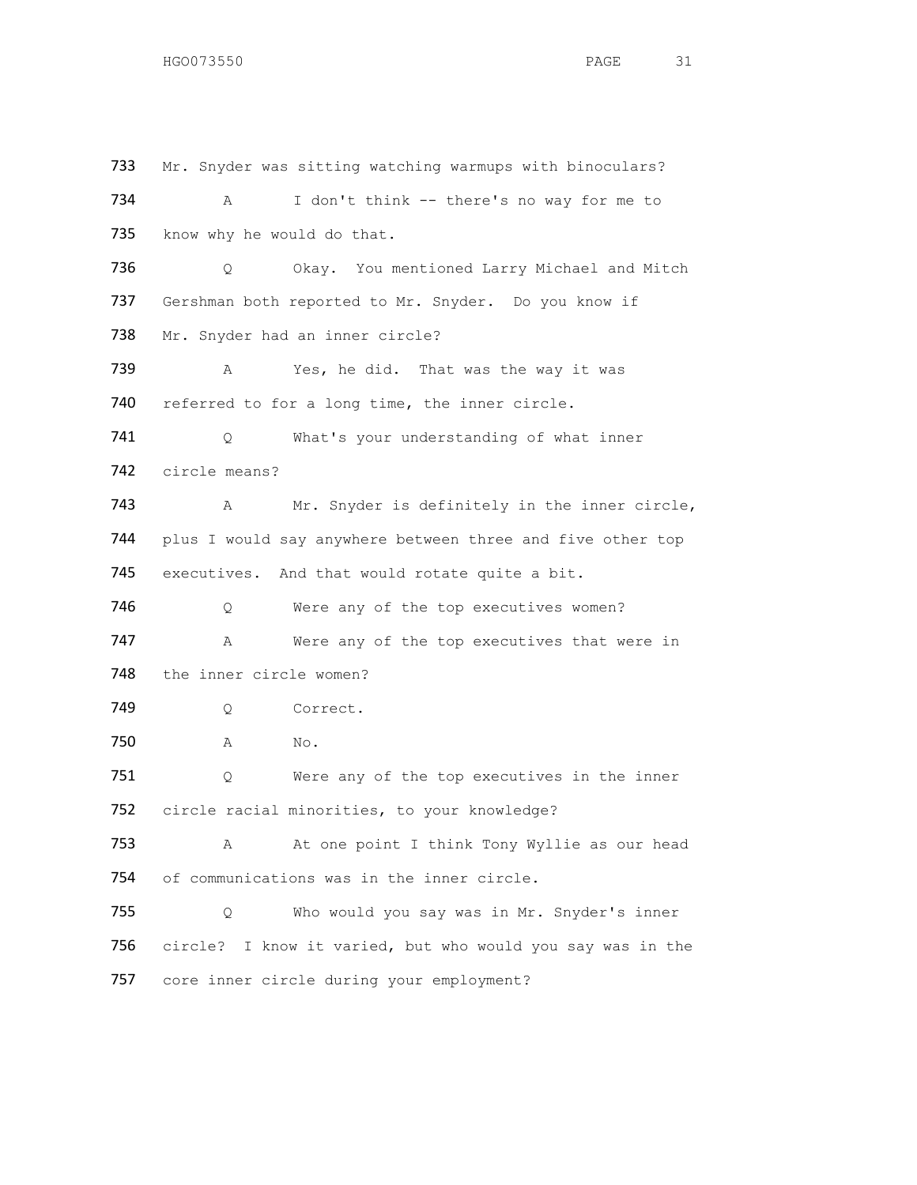733 Mr. Snyder was sitting watching warmups with binoculars?

734 A I don't think -- there's no way for me to

735 know why he would do that.

736 Q Okay. You mentioned Larry Michael and Mitch

737 Gershman both reported to Mr. Snyder. Do you know if

738 Mr. Snyder had an inner circle?

739 A Yes, he did. That was the way it was

740 referred to for a long time, the inner circle.

741 Q What's your understanding of what inner

742 circle means?

743 A Mr. Snyder is definitely in the inner circle,

744 plus I would say anywhere between three and five other top

745 executives. And that would rotate quite a bit.

746 Q Were any of the top executives women?

747 A Were any of the top executives that were in

748 the inner circle women?

749 Q Correct.

750 A No.

751 Q Were any of the top executives in the inner

752 circle racial minorities, to your knowledge?

753 A At one point I think Tony Wyllie as our head

754 of communications was in the inner circle.

755 Q Who would you say was in Mr. Snyder's inner

756 circle? I know it varied, but who would you say was in the

757 core inner circle during your employment?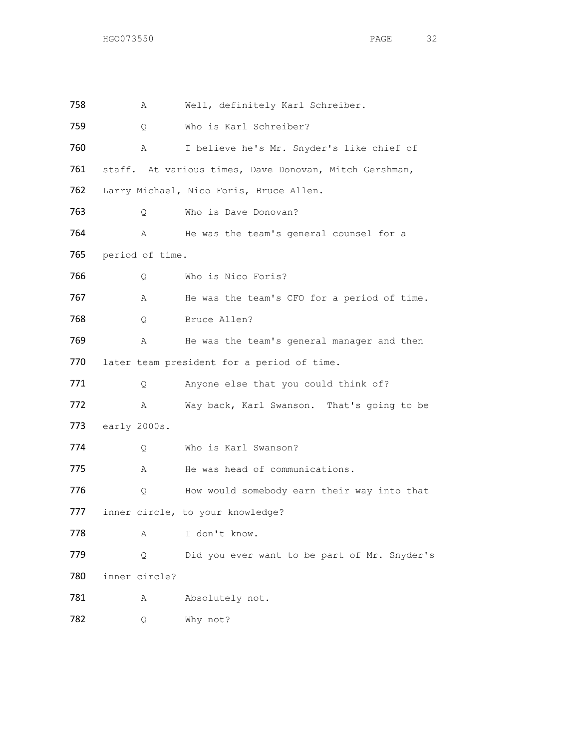758 A Well, definitely Karl Schreiber.

759 Q Who is Karl Schreiber?

760 A I believe he's Mr. Snyder's like chief of

761 staff. At various times, Dave Donovan, Mitch Gershman,

762 Larry Michael, Nico Foris, Bruce Allen.

763 Q Who is Dave Donovan?

764 A He was the team's general counsel for a

765 period of time.

766 Q Who is Nico Foris?

767 A He was the team's CFO for a period of time.

768 Q Bruce Allen?

769 A He was the team's general manager and then

770 later team president for a period of time.

771 Q Anyone else that you could think of?

772 A Way back, Karl Swanson. That's going to be

773 early 2000s.

774 Q Who is Karl Swanson?

775 A He was head of communications.

776 Q How would somebody earn their way into that

777 inner circle, to your knowledge?

778 A I don't know.

779 Q Did you ever want to be part of Mr. Snyder's

780 inner circle?

781 A Absolutely not.

782 Q Why not?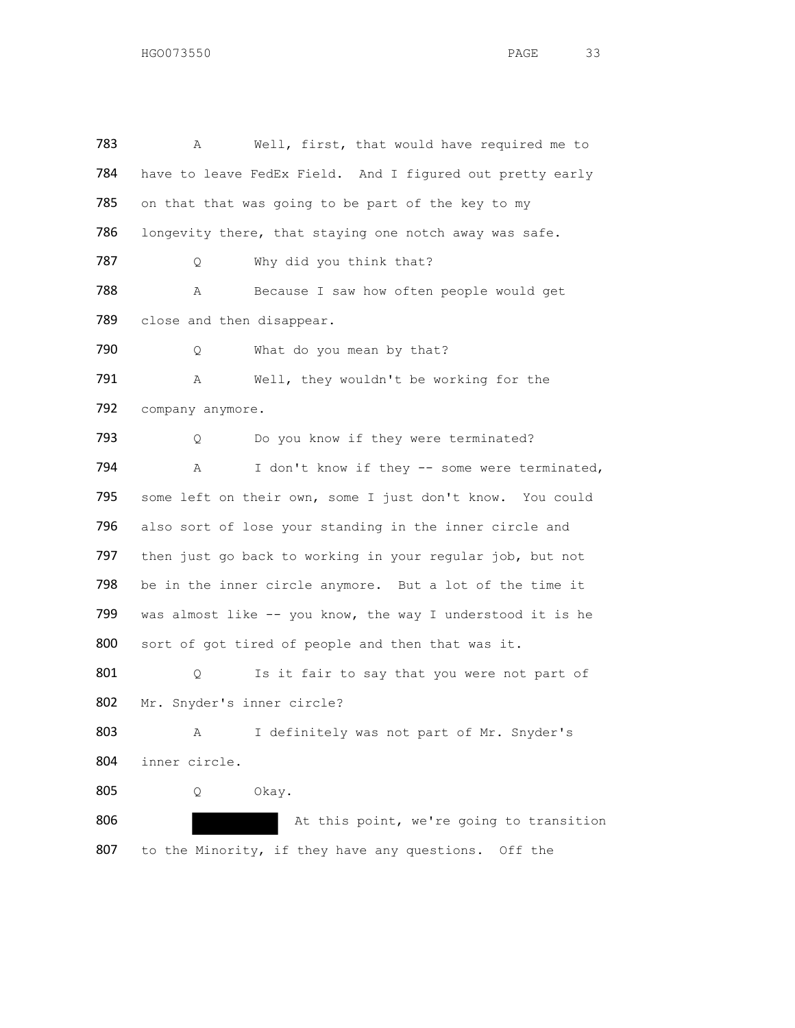783 A Well, first, that would have required me to
784 have to leave FedEx Field. And I figured out pretty early
785 on that that was going to be part of the key to my
786 longevity there, that staying one notch away was safe.

787 Q Why did you think that?

788 A Because I saw how often people would get
789 close and then disappear.

790 Q What do you mean by that?

791 A Well, they wouldn't be working for the
792 company anymore.

793 Q Do you know if they were terminated?

794 A I don't know if they -- some were terminated,
795 some left on their own, some I just don't know. You could
796 also sort of lose your standing in the inner circle and
797 then just go back to working in your regular job, but not
798 be in the inner circle anymore. But a lot of the time it
799 was almost like -- you know, the way I understood it is he
800 sort of got tired of people and then that was it.

801 Q Is it fair to say that you were not part of
802 Mr. Snyder's inner circle?

803 A I definitely was not part of Mr. Snyder's
804 inner circle.

805 Q Okay.

806 ██████ At this point, we're going to transition
807 to the Minority, if they have any questions. Off the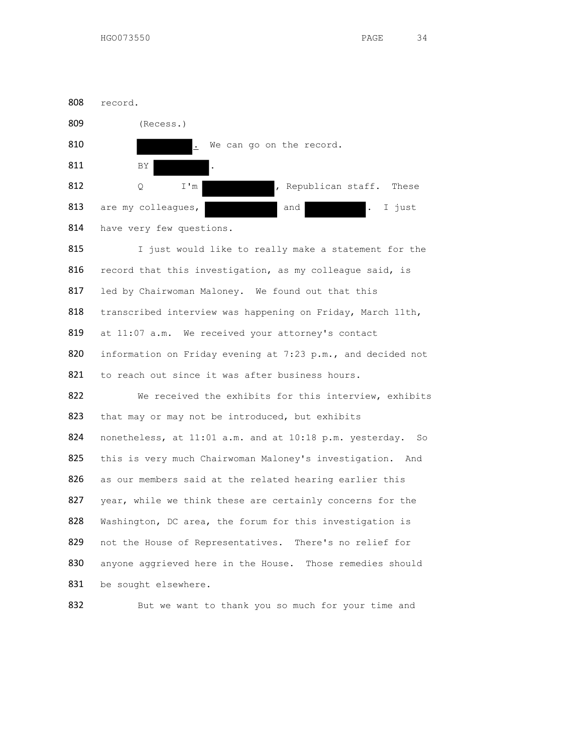808 record.

809 (Recess.)

810 [REDACTED]. We can go on the record.

811 BY [REDACTED].

812 Q I'm [REDACTED], Republican staff. These

813 are my colleagues, [REDACTED] and [REDACTED]. I just

814 have very few questions.

815 I just would like to really make a statement for the

816 record that this investigation, as my colleague said, is

817 led by Chairwoman Maloney. We found out that this

818 transcribed interview was happening on Friday, March 11th,

819 at 11:07 a.m. We received your attorney's contact

820 information on Friday evening at 7:23 p.m., and decided not

821 to reach out since it was after business hours.

822 We received the exhibits for this interview, exhibits

823 that may or may not be introduced, but exhibits

824 nonetheless, at 11:01 a.m. and at 10:18 p.m. yesterday. So

825 this is very much Chairwoman Maloney's investigation. And

826 as our members said at the related hearing earlier this

827 year, while we think these are certainly concerns for the

828 Washington, DC area, the forum for this investigation is

829 not the House of Representatives. There's no relief for

830 anyone aggrieved here in the House. Those remedies should

831 be sought elsewhere.

832 But we want to thank you so much for your time and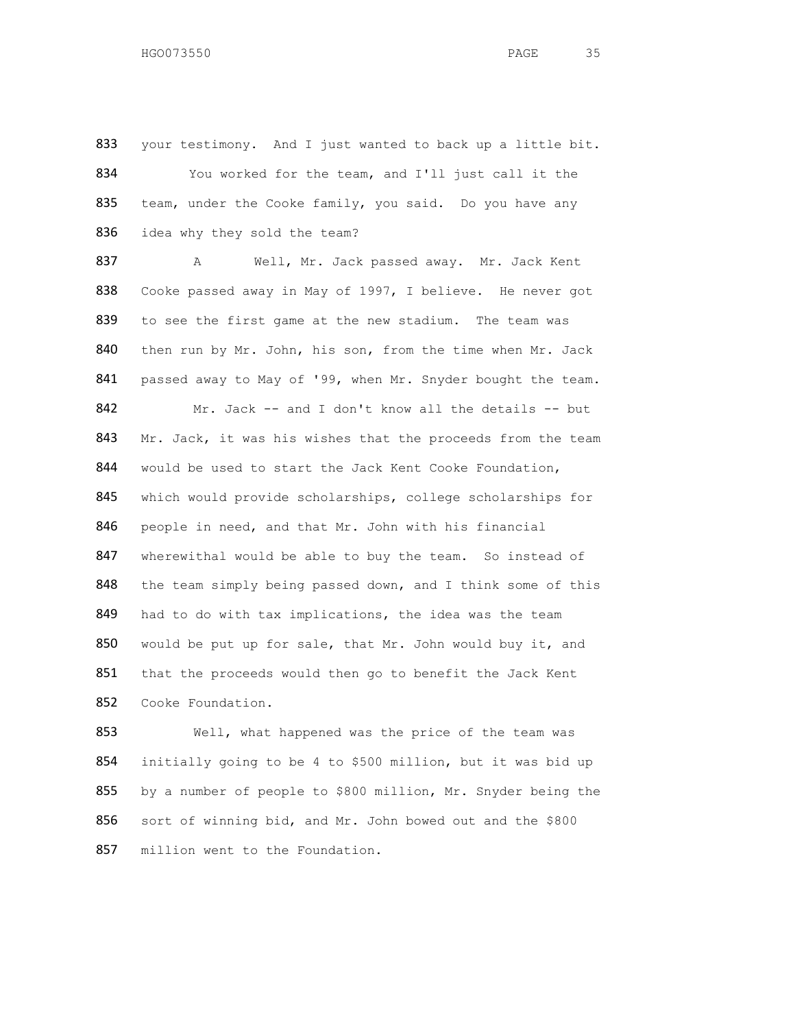your testimony. And I just wanted to back up a little bit.

You worked for the team, and I'll just call it the team, under the Cooke family, you said. Do you have any idea why they sold the team?

A Well, Mr. Jack passed away. Mr. Jack Kent Cooke passed away in May of 1997, I believe. He never got to see the first game at the new stadium. The team was then run by Mr. John, his son, from the time when Mr. Jack passed away to May of '99, when Mr. Snyder bought the team.

Mr. Jack -- and I don't know all the details -- but Mr. Jack, it was his wishes that the proceeds from the team would be used to start the Jack Kent Cooke Foundation, which would provide scholarships, college scholarships for people in need, and that Mr. John with his financial wherewithal would be able to buy the team. So instead of the team simply being passed down, and I think some of this had to do with tax implications, the idea was the team would be put up for sale, that Mr. John would buy it, and that the proceeds would then go to benefit the Jack Kent Cooke Foundation.

Well, what happened was the price of the team was initially going to be 4 to $500 million, but it was bid up by a number of people to $800 million, Mr. Snyder being the sort of winning bid, and Mr. John bowed out and the $800 million went to the Foundation.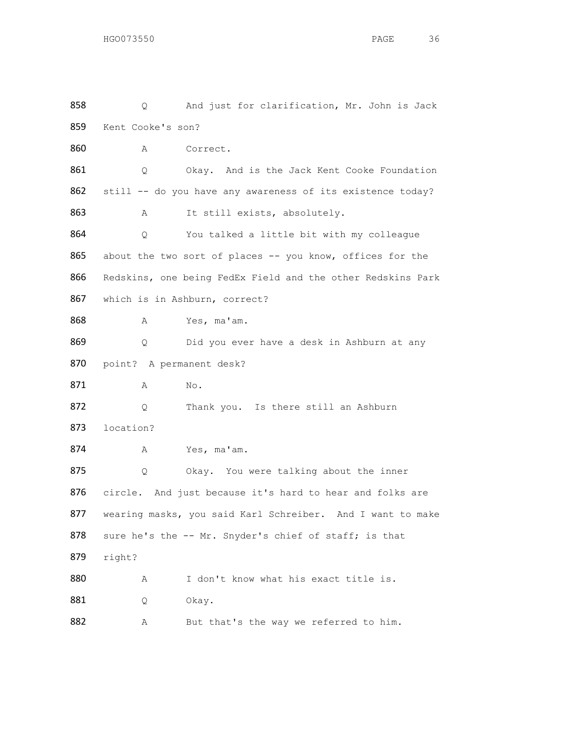858 Q And just for clarification, Mr. John is Jack
859 Kent Cooke's son?

860 A Correct.

861 Q Okay. And is the Jack Kent Cooke Foundation
862 still -- do you have any awareness of its existence today?

863 A It still exists, absolutely.

864 Q You talked a little bit with my colleague
865 about the two sort of places -- you know, offices for the
866 Redskins, one being FedEx Field and the other Redskins Park
867 which is in Ashburn, correct?

868 A Yes, ma'am.

869 Q Did you ever have a desk in Ashburn at any
870 point? A permanent desk?

871 A No.

872 Q Thank you. Is there still an Ashburn
873 location?

874 A Yes, ma'am.

875 Q Okay. You were talking about the inner
876 circle. And just because it's hard to hear and folks are
877 wearing masks, you said Karl Schreiber. And I want to make
878 sure he's the -- Mr. Snyder's chief of staff; is that
879 right?

880 A I don't know what his exact title is.

881 Q Okay.

882 A But that's the way we referred to him.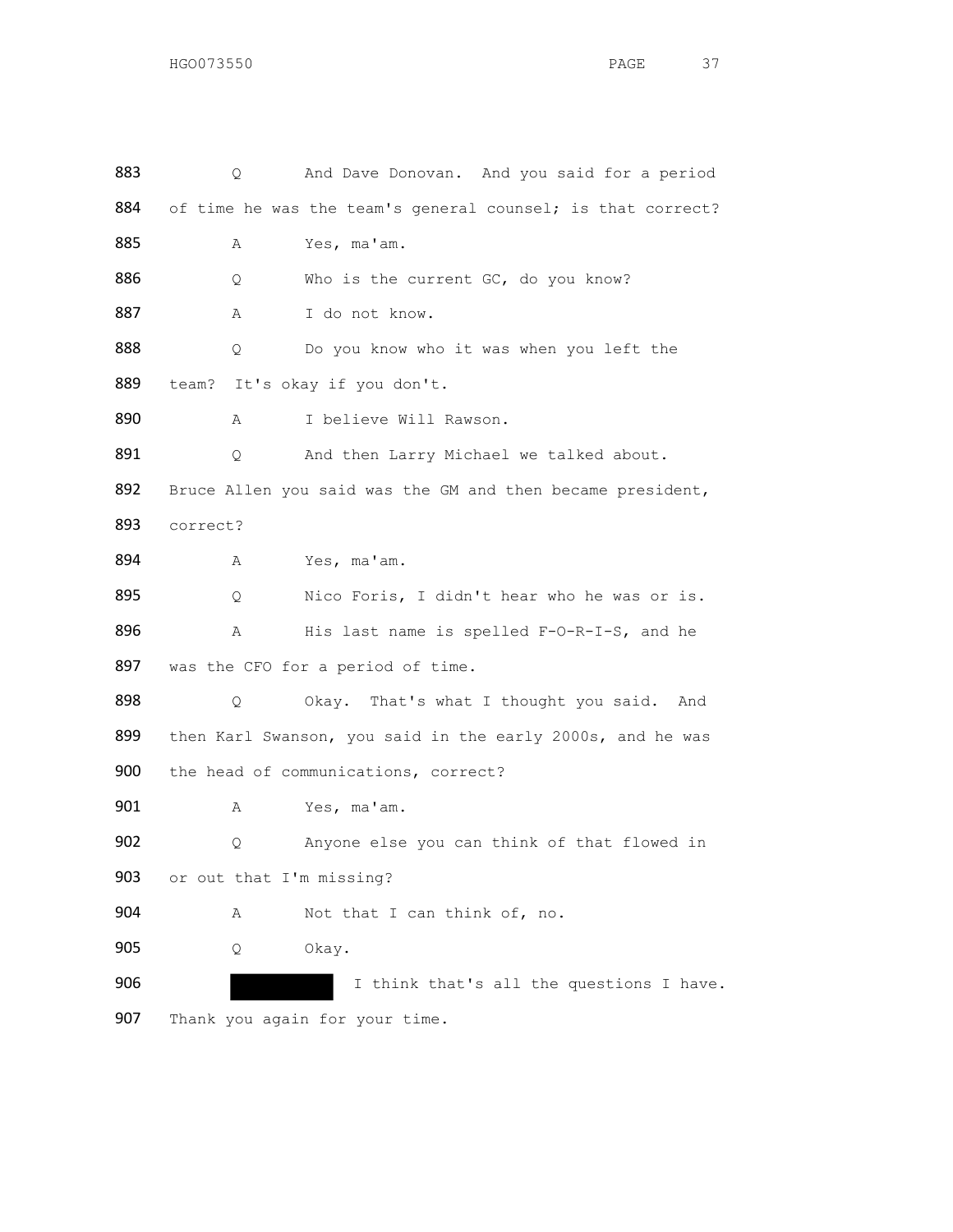883 Q And Dave Donovan. And you said for a period

884 of time he was the team's general counsel; is that correct?

885 A Yes, ma'am.

886 Q Who is the current GC, do you know?

887 A I do not know.

888 Q Do you know who it was when you left the

889 team? It's okay if you don't.

890 A I believe Will Rawson.

891 Q And then Larry Michael we talked about.

892 Bruce Allen you said was the GM and then became president,

893 correct?

894 A Yes, ma'am.

895 Q Nico Foris, I didn't hear who he was or is.

896 A His last name is spelled F-O-R-I-S, and he

897 was the CFO for a period of time.

898 Q Okay. That's what I thought you said. And

899 then Karl Swanson, you said in the early 2000s, and he was

900 the head of communications, correct?

901 A Yes, ma'am.

902 Q Anyone else you can think of that flowed in

903 or out that I'm missing?

904 A Not that I can think of, no.

905 Q Okay.

906 [REDACTED] I think that's all the questions I have.

907 Thank you again for your time.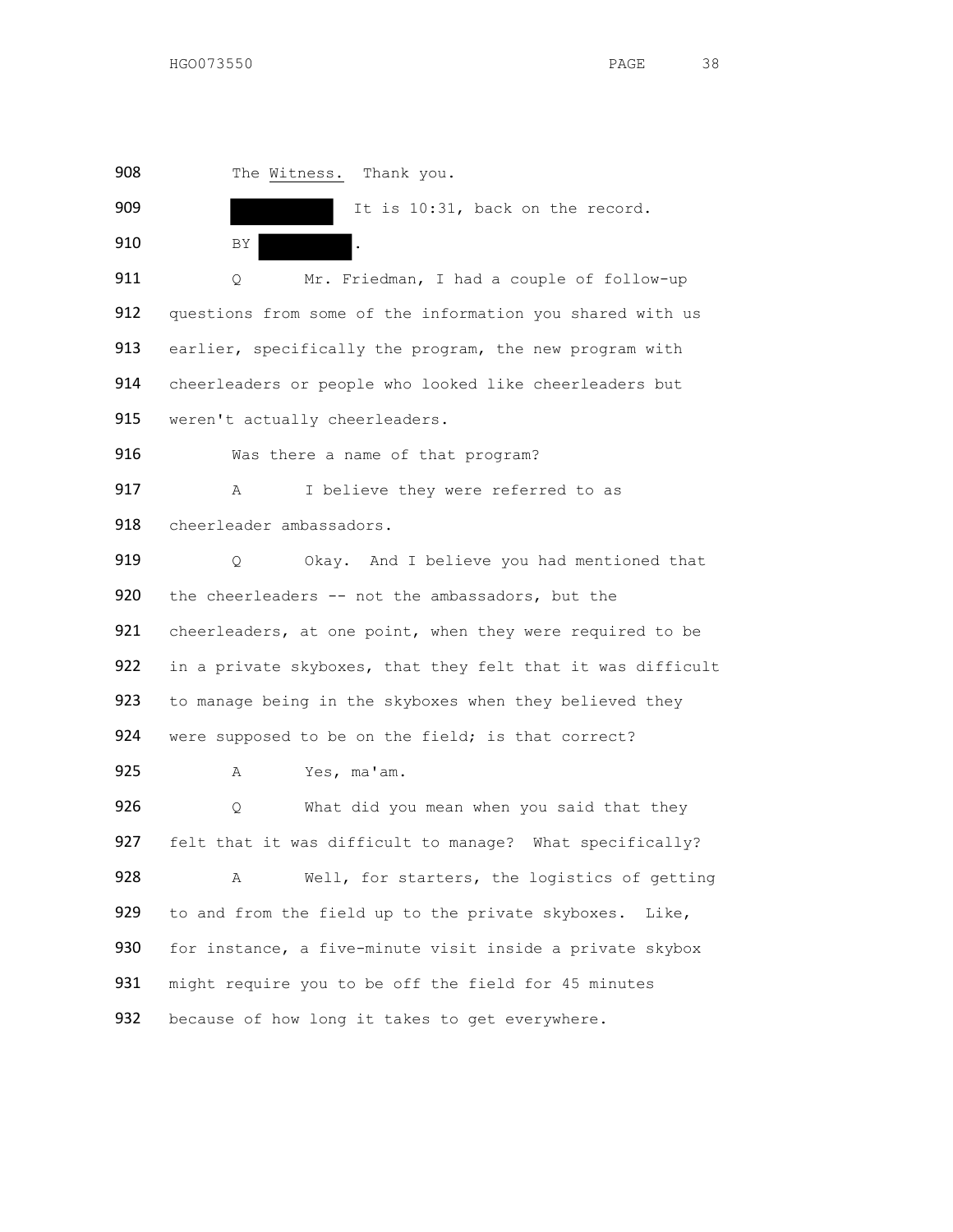908 The Witness. Thank you.

909 [REDACTED] It is 10:31, back on the record.

910 BY [REDACTED].

911 Q Mr. Friedman, I had a couple of follow-up

912 questions from some of the information you shared with us

913 earlier, specifically the program, the new program with

914 cheerleaders or people who looked like cheerleaders but

915 weren't actually cheerleaders.

916 Was there a name of that program?

917 A I believe they were referred to as

918 cheerleader ambassadors.

919 Q Okay. And I believe you had mentioned that

920 the cheerleaders -- not the ambassadors, but the

921 cheerleaders, at one point, when they were required to be

922 in a private skyboxes, that they felt that it was difficult

923 to manage being in the skyboxes when they believed they

924 were supposed to be on the field; is that correct?

925 A Yes, ma'am.

926 Q What did you mean when you said that they

927 felt that it was difficult to manage? What specifically?

928 A Well, for starters, the logistics of getting

929 to and from the field up to the private skyboxes. Like,

930 for instance, a five-minute visit inside a private skybox

931 might require you to be off the field for 45 minutes

932 because of how long it takes to get everywhere.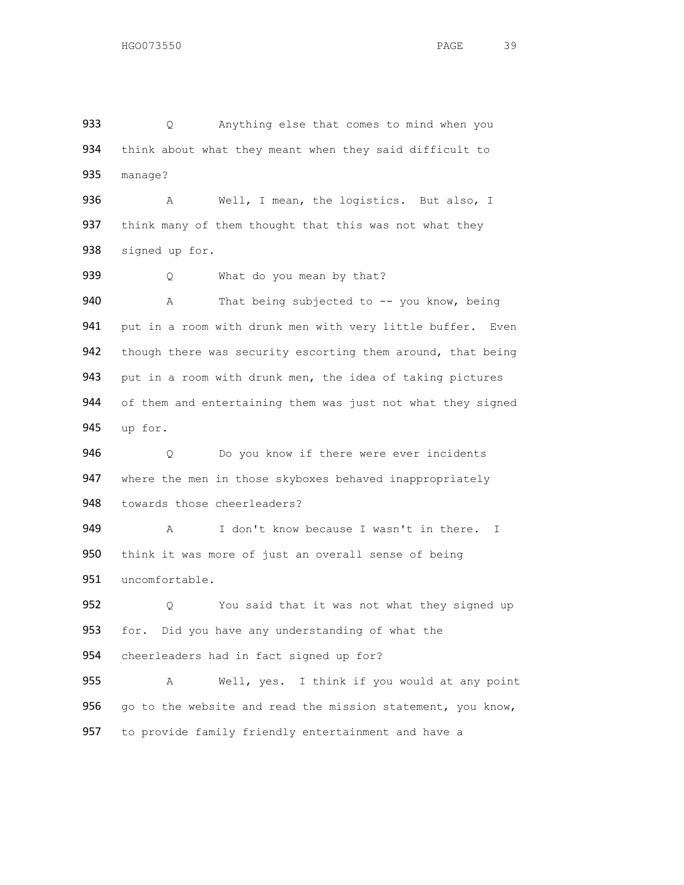933 Q Anything else that comes to mind when you think about what they meant when they said difficult to manage?

936 A Well, I mean, the logistics. But also, I think many of them thought that this was not what they signed up for.

939 Q What do you mean by that?

940 A That being subjected to -- you know, being put in a room with drunk men with very little buffer. Even though there was security escorting them around, that being put in a room with drunk men, the idea of taking pictures of them and entertaining them was just not what they signed up for.

946 Q Do you know if there were ever incidents where the men in those skyboxes behaved inappropriately towards those cheerleaders?

949 A I don't know because I wasn't in there. I think it was more of just an overall sense of being uncomfortable.

952 Q You said that it was not what they signed up for. Did you have any understanding of what the cheerleaders had in fact signed up for?

955 A Well, yes. I think if you would at any point go to the website and read the mission statement, you know, to provide family friendly entertainment and have a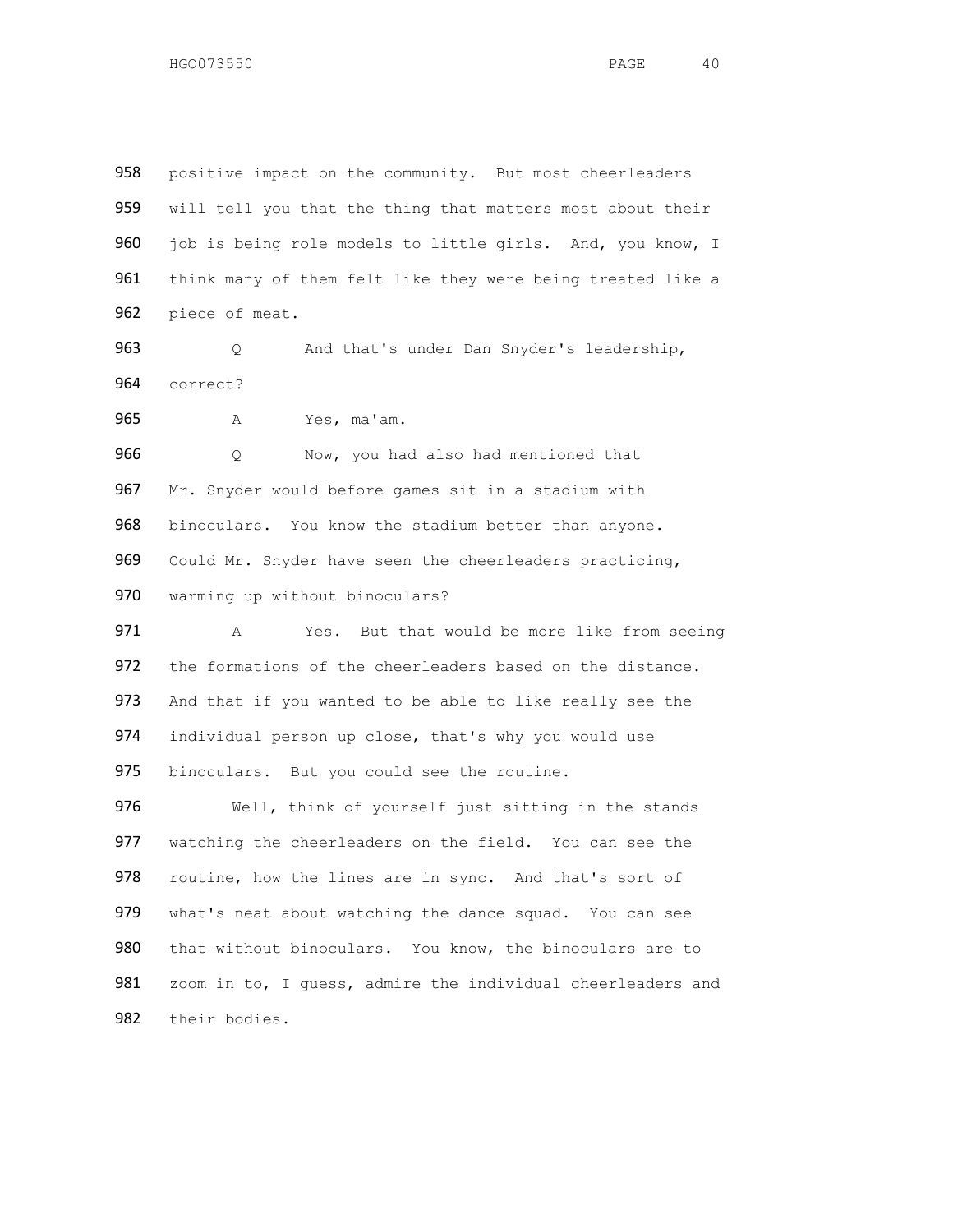positive impact on the community. But most cheerleaders will tell you that the thing that matters most about their job is being role models to little girls. And, you know, I think many of them felt like they were being treated like a piece of meat.

Q And that's under Dan Snyder's leadership, correct?

A Yes, ma'am.

Q Now, you had also had mentioned that Mr. Snyder would before games sit in a stadium with binoculars. You know the stadium better than anyone. Could Mr. Snyder have seen the cheerleaders practicing, warming up without binoculars?

A Yes. But that would be more like from seeing the formations of the cheerleaders based on the distance. And that if you wanted to be able to like really see the individual person up close, that's why you would use binoculars. But you could see the routine.

Well, think of yourself just sitting in the stands watching the cheerleaders on the field. You can see the routine, how the lines are in sync. And that's sort of what's neat about watching the dance squad. You can see that without binoculars. You know, the binoculars are to zoom in to, I guess, admire the individual cheerleaders and their bodies.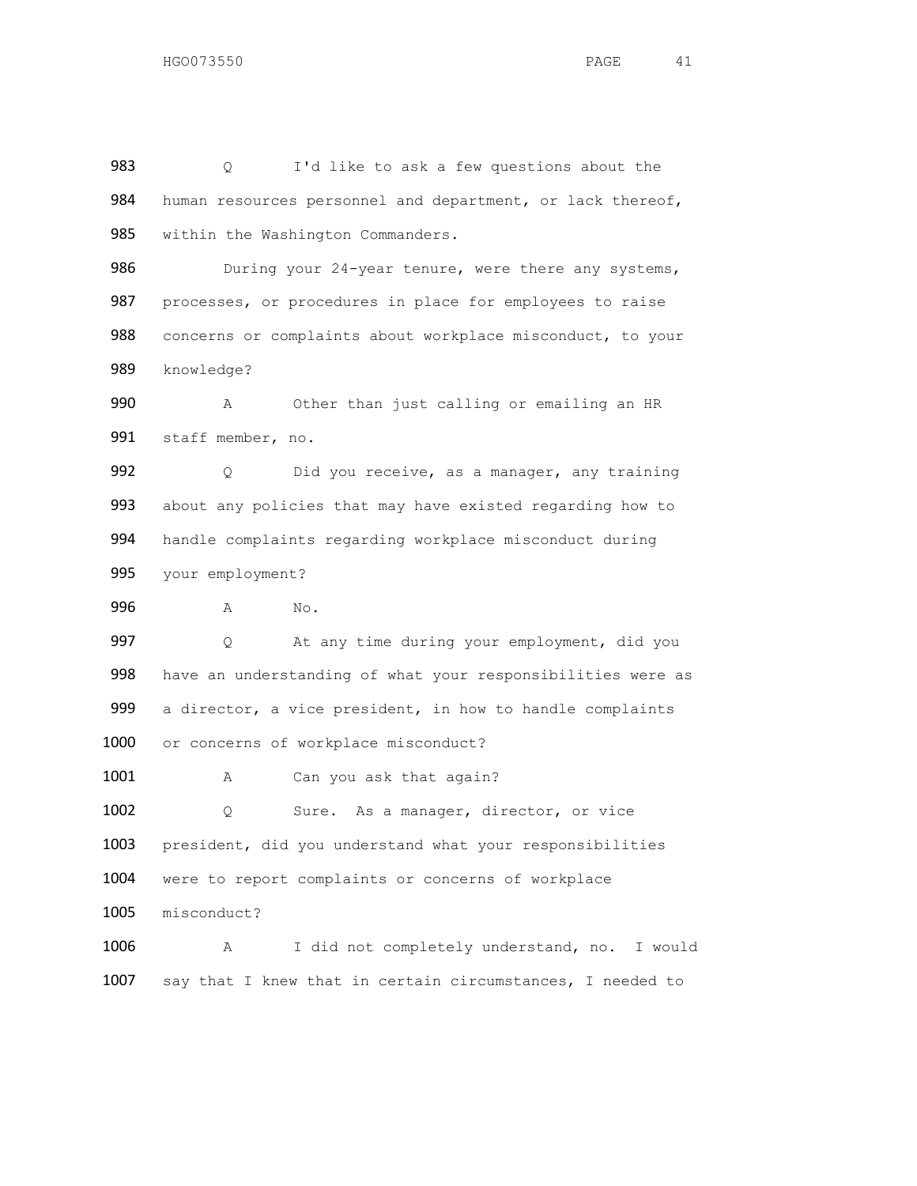983 Q I'd like to ask a few questions about the
984 human resources personnel and department, or lack thereof,
985 within the Washington Commanders.

986 During your 24-year tenure, were there any systems,
987 processes, or procedures in place for employees to raise
988 concerns or complaints about workplace misconduct, to your
989 knowledge?

990 A Other than just calling or emailing an HR
991 staff member, no.

992 Q Did you receive, as a manager, any training
993 about any policies that may have existed regarding how to
994 handle complaints regarding workplace misconduct during
995 your employment?

996 A No.

997 Q At any time during your employment, did you
998 have an understanding of what your responsibilities were as
999 a director, a vice president, in how to handle complaints
1000 or concerns of workplace misconduct?

1001 A Can you ask that again?

1002 Q Sure. As a manager, director, or vice
1003 president, did you understand what your responsibilities
1004 were to report complaints or concerns of workplace
1005 misconduct?

1006 A I did not completely understand, no. I would
1007 say that I knew that in certain circumstances, I needed to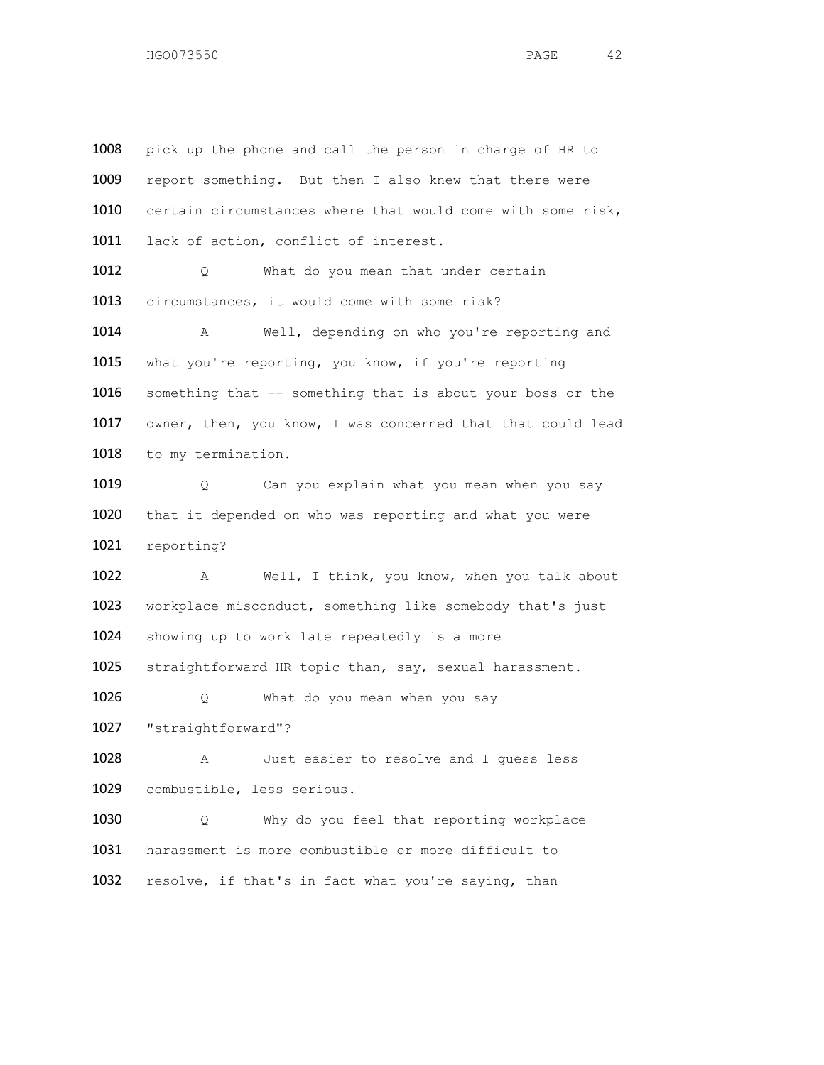1008 pick up the phone and call the person in charge of HR to
1009 report something. But then I also knew that there were
1010 certain circumstances where that would come with some risk,
1011 lack of action, conflict of interest.

1012 Q What do you mean that under certain
1013 circumstances, it would come with some risk?

1014 A Well, depending on who you're reporting and
1015 what you're reporting, you know, if you're reporting
1016 something that -- something that is about your boss or the
1017 owner, then, you know, I was concerned that that could lead
1018 to my termination.

1019 Q Can you explain what you mean when you say
1020 that it depended on who was reporting and what you were
1021 reporting?

1022 A Well, I think, you know, when you talk about
1023 workplace misconduct, something like somebody that's just
1024 showing up to work late repeatedly is a more
1025 straightforward HR topic than, say, sexual harassment.

1026 Q What do you mean when you say
1027 "straightforward"?

1028 A Just easier to resolve and I guess less
1029 combustible, less serious.

1030 Q Why do you feel that reporting workplace
1031 harassment is more combustible or more difficult to
1032 resolve, if that's in fact what you're saying, than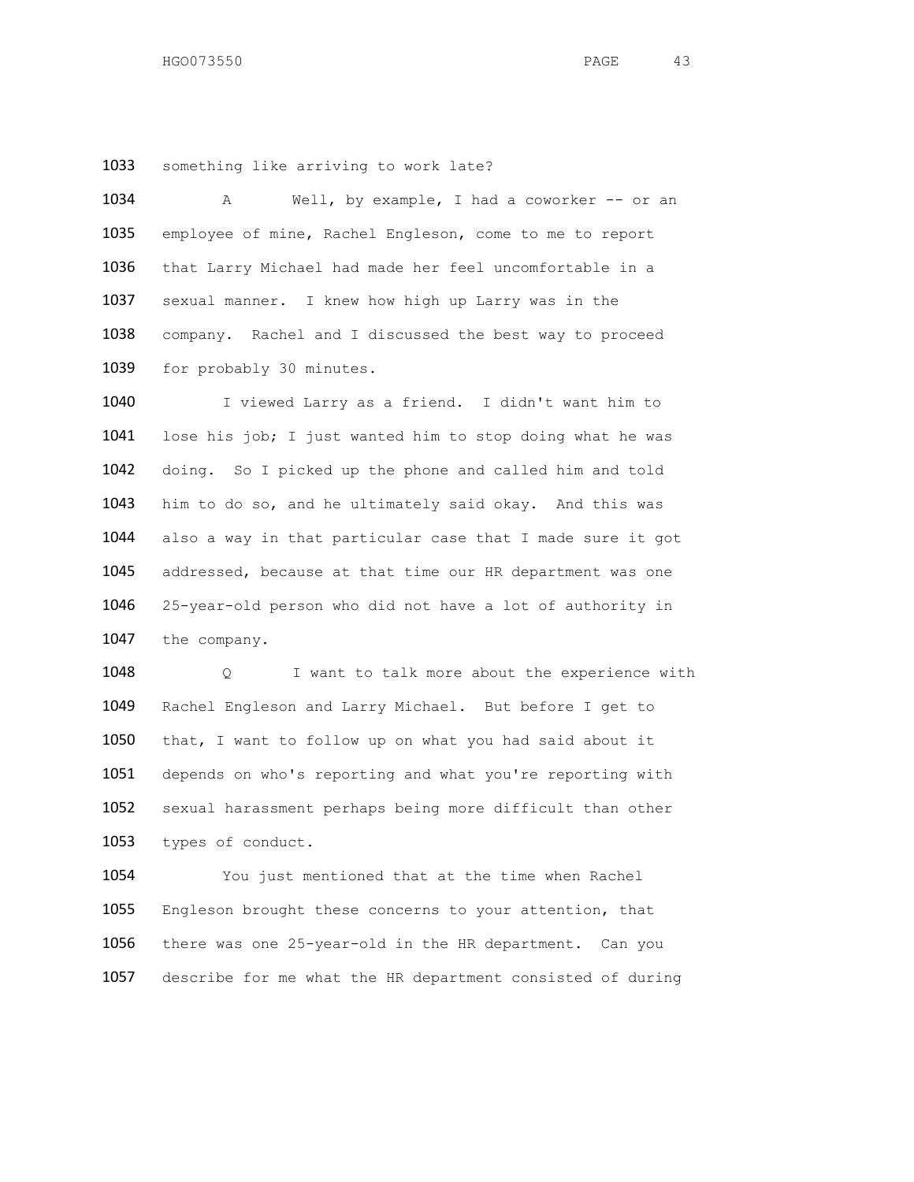1033 something like arriving to work late?

1034 A Well, by example, I had a coworker -- or an
1035 employee of mine, Rachel Engleson, come to me to report
1036 that Larry Michael had made her feel uncomfortable in a
1037 sexual manner. I knew how high up Larry was in the
1038 company. Rachel and I discussed the best way to proceed
1039 for probably 30 minutes.

1040 I viewed Larry as a friend. I didn't want him to
1041 lose his job; I just wanted him to stop doing what he was
1042 doing. So I picked up the phone and called him and told
1043 him to do so, and he ultimately said okay. And this was
1044 also a way in that particular case that I made sure it got
1045 addressed, because at that time our HR department was one
1046 25-year-old person who did not have a lot of authority in
1047 the company.

1048 Q I want to talk more about the experience with
1049 Rachel Engleson and Larry Michael. But before I get to
1050 that, I want to follow up on what you had said about it
1051 depends on who's reporting and what you're reporting with
1052 sexual harassment perhaps being more difficult than other
1053 types of conduct.

1054 You just mentioned that at the time when Rachel
1055 Engleson brought these concerns to your attention, that
1056 there was one 25-year-old in the HR department. Can you
1057 describe for me what the HR department consisted of during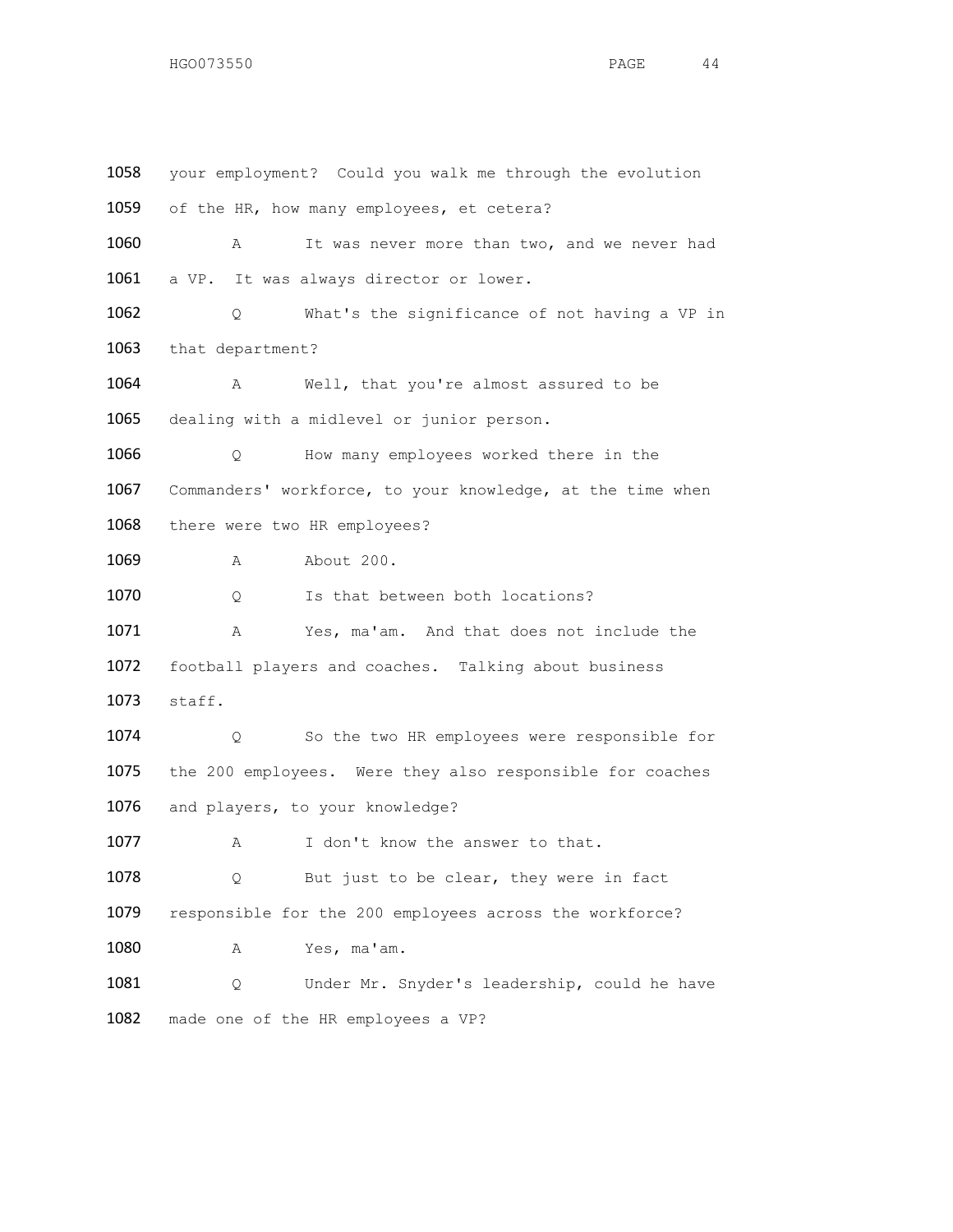1058 your employment? Could you walk me through the evolution

1059 of the HR, how many employees, et cetera?

1060 A It was never more than two, and we never had

1061 a VP. It was always director or lower.

1062 Q What's the significance of not having a VP in

1063 that department?

1064 A Well, that you're almost assured to be

1065 dealing with a midlevel or junior person.

1066 Q How many employees worked there in the

1067 Commanders' workforce, to your knowledge, at the time when

1068 there were two HR employees?

1069 A About 200.

1070 Q Is that between both locations?

1071 A Yes, ma'am. And that does not include the

1072 football players and coaches. Talking about business

1073 staff.

1074 Q So the two HR employees were responsible for

1075 the 200 employees. Were they also responsible for coaches

1076 and players, to your knowledge?

1077 A I don't know the answer to that.

1078 Q But just to be clear, they were in fact

1079 responsible for the 200 employees across the workforce?

1080 A Yes, ma'am.

1081 Q Under Mr. Snyder's leadership, could he have

1082 made one of the HR employees a VP?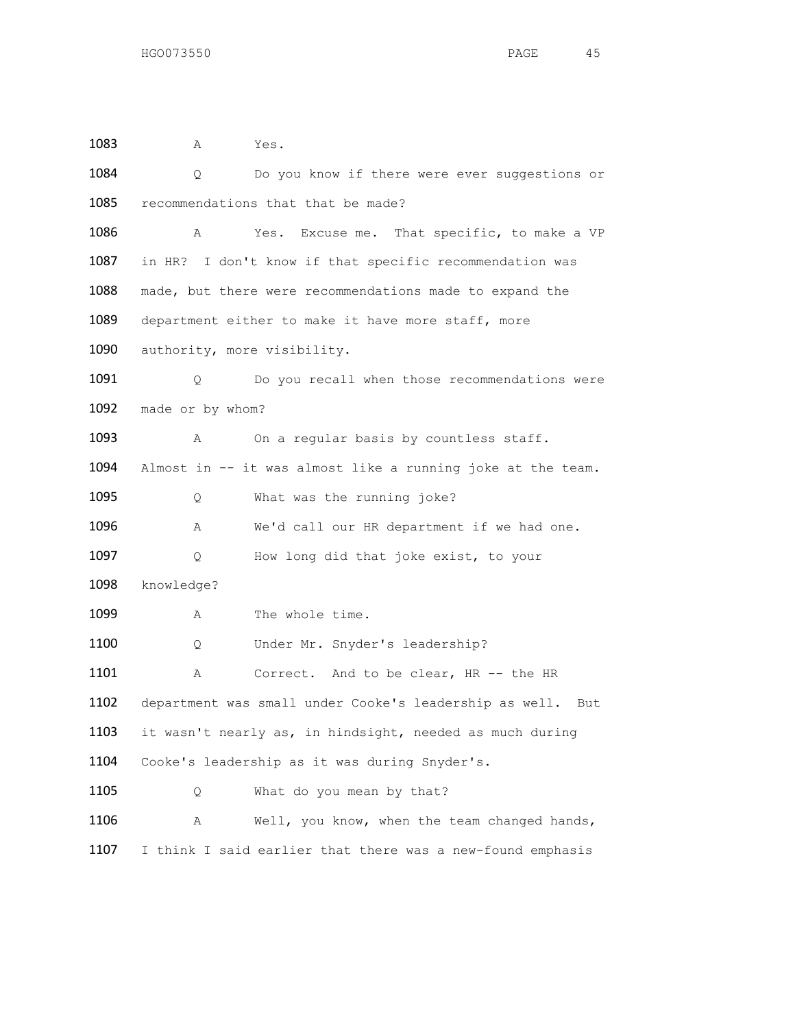1083 A Yes.

1084 Q Do you know if there were ever suggestions or

1085 recommendations that that be made?

1086 A Yes. Excuse me. That specific, to make a VP

1087 in HR? I don't know if that specific recommendation was

1088 made, but there were recommendations made to expand the

1089 department either to make it have more staff, more

1090 authority, more visibility.

1091 Q Do you recall when those recommendations were

1092 made or by whom?

1093 A On a regular basis by countless staff.

1094 Almost in -- it was almost like a running joke at the team.

1095 Q What was the running joke?

1096 A We'd call our HR department if we had one.

1097 Q How long did that joke exist, to your

1098 knowledge?

1099 A The whole time.

1100 Q Under Mr. Snyder's leadership?

1101 A Correct. And to be clear, HR -- the HR

1102 department was small under Cooke's leadership as well. But

1103 it wasn't nearly as, in hindsight, needed as much during

1104 Cooke's leadership as it was during Snyder's.

1105 Q What do you mean by that?

1106 A Well, you know, when the team changed hands,

1107 I think I said earlier that there was a new-found emphasis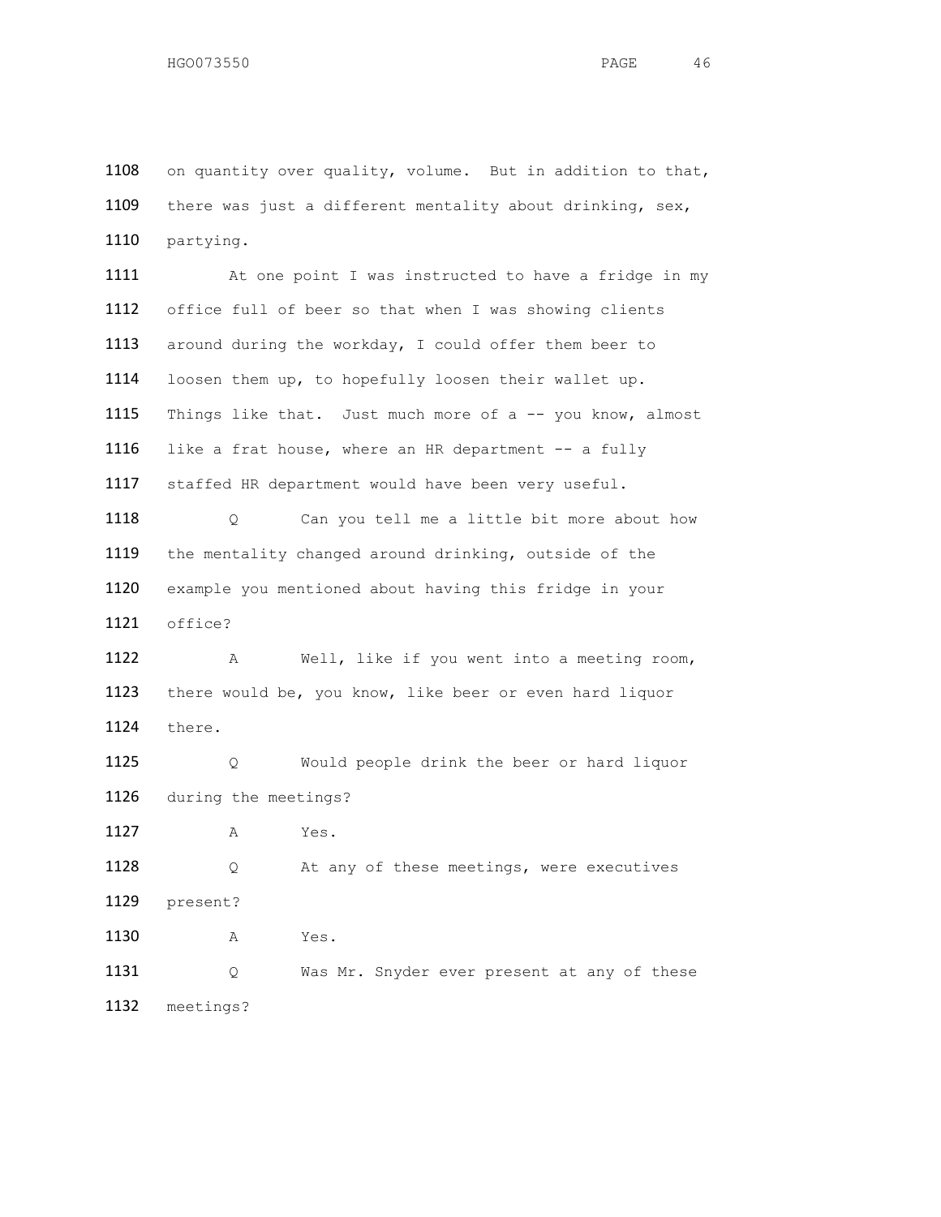on quantity over quality, volume. But in addition to that, there was just a different mentality about drinking, sex, partying.

At one point I was instructed to have a fridge in my office full of beer so that when I was showing clients around during the workday, I could offer them beer to loosen them up, to hopefully loosen their wallet up. Things like that. Just much more of a -- you know, almost like a frat house, where an HR department -- a fully staffed HR department would have been very useful.

Q Can you tell me a little bit more about how the mentality changed around drinking, outside of the example you mentioned about having this fridge in your office?

A Well, like if you went into a meeting room, there would be, you know, like beer or even hard liquor there.

Q Would people drink the beer or hard liquor during the meetings?

A Yes.

Q At any of these meetings, were executives present?

A Yes.

Q Was Mr. Snyder ever present at any of these meetings?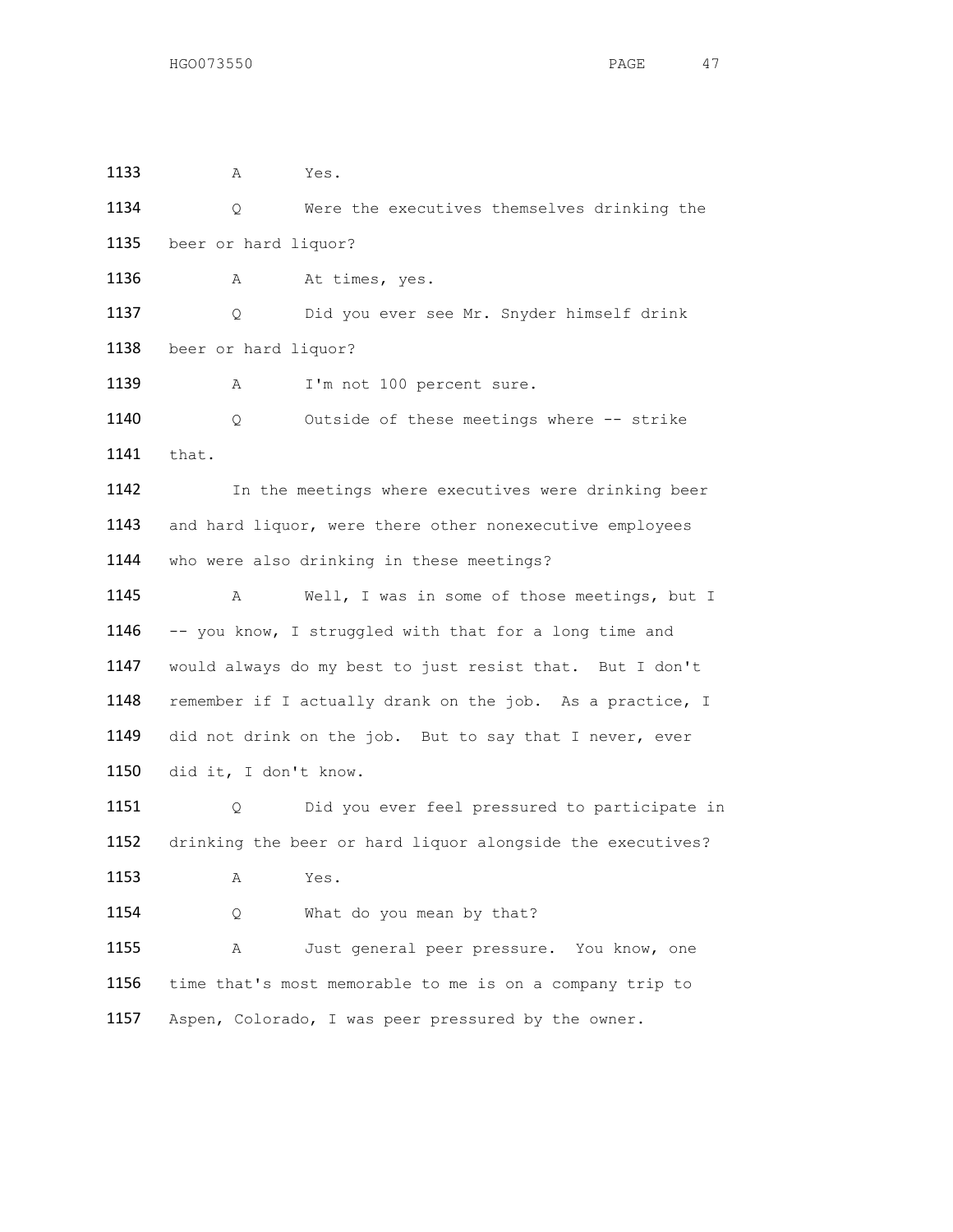1133 A Yes.

1134 Q Were the executives themselves drinking the
1135 beer or hard liquor?

1136 A At times, yes.

1137 Q Did you ever see Mr. Snyder himself drink
1138 beer or hard liquor?

1139 A I'm not 100 percent sure.

1140 Q Outside of these meetings where -- strike
1141 that.

1142 In the meetings where executives were drinking beer
1143 and hard liquor, were there other nonexecutive employees
1144 who were also drinking in these meetings?

1145 A Well, I was in some of those meetings, but I
1146 -- you know, I struggled with that for a long time and
1147 would always do my best to just resist that. But I don't
1148 remember if I actually drank on the job. As a practice, I
1149 did not drink on the job. But to say that I never, ever
1150 did it, I don't know.

1151 Q Did you ever feel pressured to participate in
1152 drinking the beer or hard liquor alongside the executives?

1153 A Yes.

1154 Q What do you mean by that?

1155 A Just general peer pressure. You know, one
1156 time that's most memorable to me is on a company trip to
1157 Aspen, Colorado, I was peer pressured by the owner.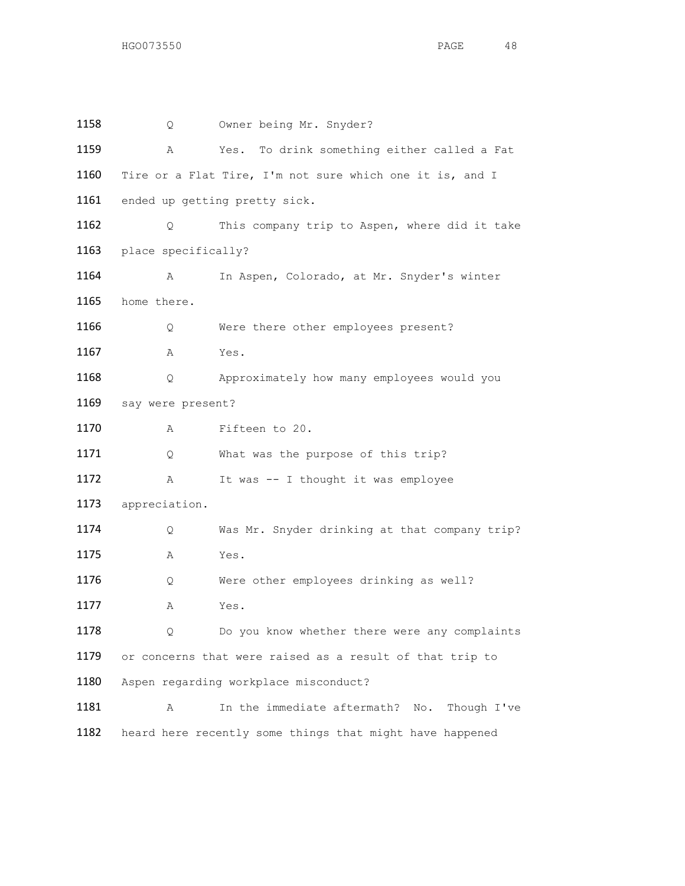1158 Q Owner being Mr. Snyder?

1159 A Yes. To drink something either called a Fat

1160 Tire or a Flat Tire, I'm not sure which one it is, and I

1161 ended up getting pretty sick.

1162 Q This company trip to Aspen, where did it take

1163 place specifically?

1164 A In Aspen, Colorado, at Mr. Snyder's winter

1165 home there.

1166 Q Were there other employees present?

1167 A Yes.

1168 Q Approximately how many employees would you

1169 say were present?

1170 A Fifteen to 20.

1171 Q What was the purpose of this trip?

1172 A It was -- I thought it was employee

1173 appreciation.

1174 Q Was Mr. Snyder drinking at that company trip?

1175 A Yes.

1176 Q Were other employees drinking as well?

1177 A Yes.

1178 Q Do you know whether there were any complaints

1179 or concerns that were raised as a result of that trip to

1180 Aspen regarding workplace misconduct?

1181 A In the immediate aftermath? No. Though I've

1182 heard here recently some things that might have happened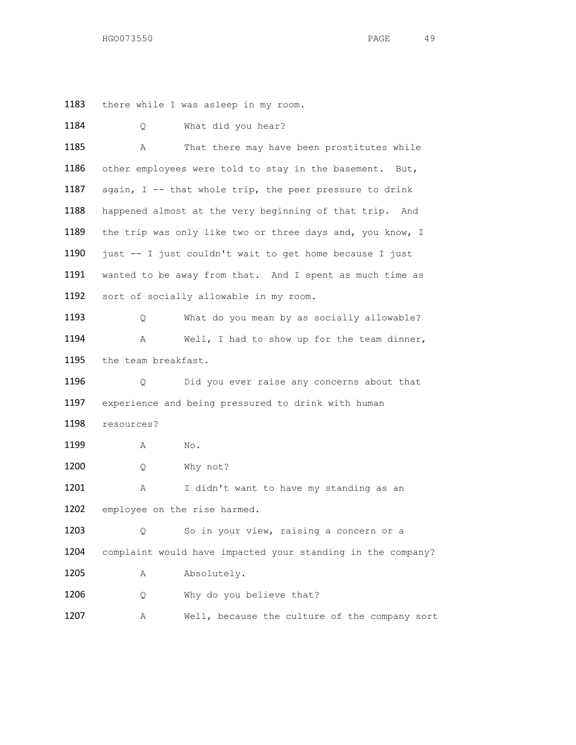1183 there while I was asleep in my room.

1184 Q What did you hear?

1185 A That there may have been prostitutes while

1186 other employees were told to stay in the basement. But,

1187 again, I -- that whole trip, the peer pressure to drink

1188 happened almost at the very beginning of that trip. And

1189 the trip was only like two or three days and, you know, I

1190 just -- I just couldn't wait to get home because I just

1191 wanted to be away from that. And I spent as much time as

1192 sort of socially allowable in my room.

1193 Q What do you mean by as socially allowable?

1194 A Well, I had to show up for the team dinner,

1195 the team breakfast.

1196 Q Did you ever raise any concerns about that

1197 experience and being pressured to drink with human

1198 resources?

1199 A No.

1200 Q Why not?

1201 A I didn't want to have my standing as an

1202 employee on the rise harmed.

1203 Q So in your view, raising a concern or a

1204 complaint would have impacted your standing in the company?

1205 A Absolutely.

1206 Q Why do you believe that?

1207 A Well, because the culture of the company sort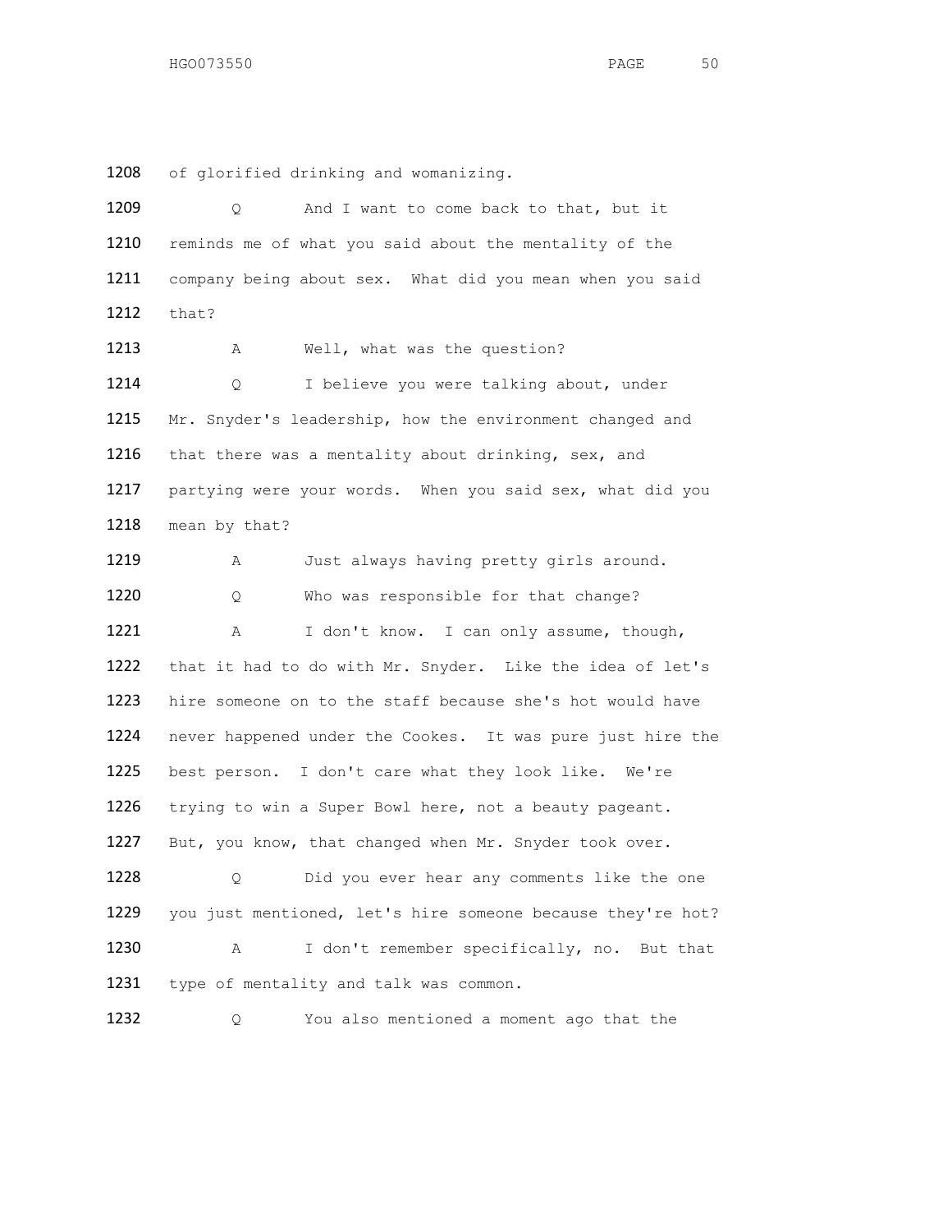1208 of glorified drinking and womanizing.

1209 Q And I want to come back to that, but it

1210 reminds me of what you said about the mentality of the

1211 company being about sex. What did you mean when you said

1212 that?

1213 A Well, what was the question?

1214 Q I believe you were talking about, under

1215 Mr. Snyder's leadership, how the environment changed and

1216 that there was a mentality about drinking, sex, and

1217 partying were your words. When you said sex, what did you

1218 mean by that?

1219 A Just always having pretty girls around.

1220 Q Who was responsible for that change?

1221 A I don't know. I can only assume, though,

1222 that it had to do with Mr. Snyder. Like the idea of let's

1223 hire someone on to the staff because she's hot would have

1224 never happened under the Cookes. It was pure just hire the

1225 best person. I don't care what they look like. We're

1226 trying to win a Super Bowl here, not a beauty pageant.

1227 But, you know, that changed when Mr. Snyder took over.

1228 Q Did you ever hear any comments like the one

1229 you just mentioned, let's hire someone because they're hot?

1230 A I don't remember specifically, no. But that

1231 type of mentality and talk was common.

1232 Q You also mentioned a moment ago that the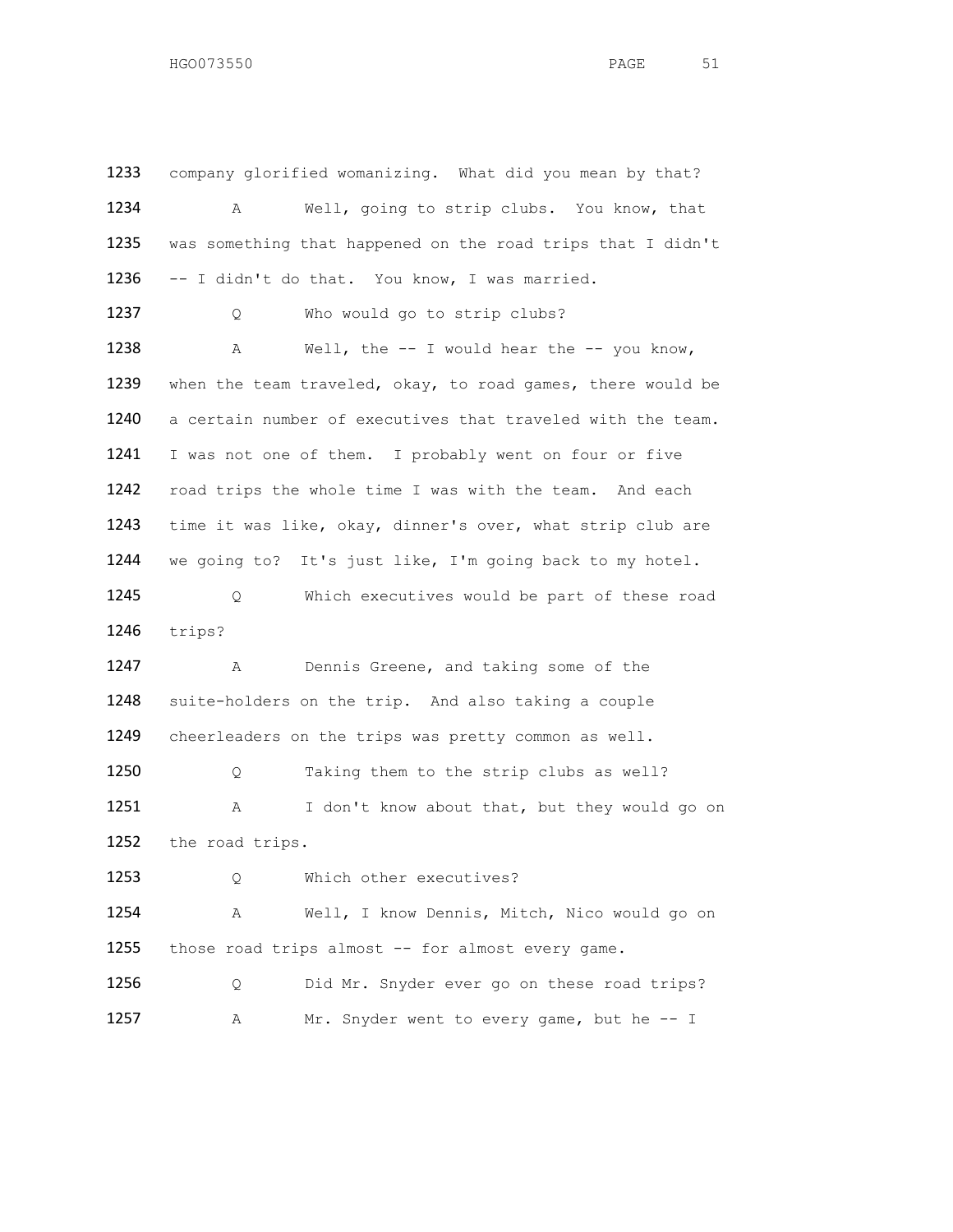1233 company glorified womanizing. What did you mean by that?

1234 A Well, going to strip clubs. You know, that

1235 was something that happened on the road trips that I didn't

1236 -- I didn't do that. You know, I was married.

1237 Q Who would go to strip clubs?

1238 A Well, the -- I would hear the -- you know,

1239 when the team traveled, okay, to road games, there would be

1240 a certain number of executives that traveled with the team.

1241 I was not one of them. I probably went on four or five

1242 road trips the whole time I was with the team. And each

1243 time it was like, okay, dinner's over, what strip club are

1244 we going to? It's just like, I'm going back to my hotel.

1245 Q Which executives would be part of these road

1246 trips?

1247 A Dennis Greene, and taking some of the

1248 suite-holders on the trip. And also taking a couple

1249 cheerleaders on the trips was pretty common as well.

1250 Q Taking them to the strip clubs as well?

1251 A I don't know about that, but they would go on

1252 the road trips.

1253 Q Which other executives?

1254 A Well, I know Dennis, Mitch, Nico would go on

1255 those road trips almost -- for almost every game.

1256 Q Did Mr. Snyder ever go on these road trips?

1257 A Mr. Snyder went to every game, but he -- I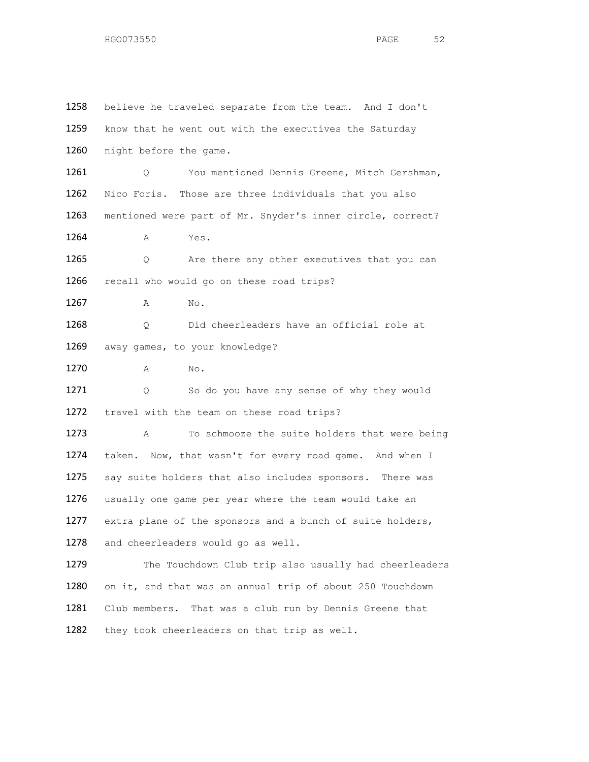1258 believe he traveled separate from the team. And I don't
1259 know that he went out with the executives the Saturday
1260 night before the game.

1261 Q You mentioned Dennis Greene, Mitch Gershman,
1262 Nico Foris. Those are three individuals that you also
1263 mentioned were part of Mr. Snyder's inner circle, correct?

1264 A Yes.

1265 Q Are there any other executives that you can
1266 recall who would go on these road trips?

1267 A No.

1268 Q Did cheerleaders have an official role at
1269 away games, to your knowledge?

1270 A No.

1271 Q So do you have any sense of why they would
1272 travel with the team on these road trips?

1273 A To schmooze the suite holders that were being
1274 taken. Now, that wasn't for every road game. And when I
1275 say suite holders that also includes sponsors. There was
1276 usually one game per year where the team would take an
1277 extra plane of the sponsors and a bunch of suite holders,
1278 and cheerleaders would go as well.

1279 The Touchdown Club trip also usually had cheerleaders
1280 on it, and that was an annual trip of about 250 Touchdown
1281 Club members. That was a club run by Dennis Greene that
1282 they took cheerleaders on that trip as well.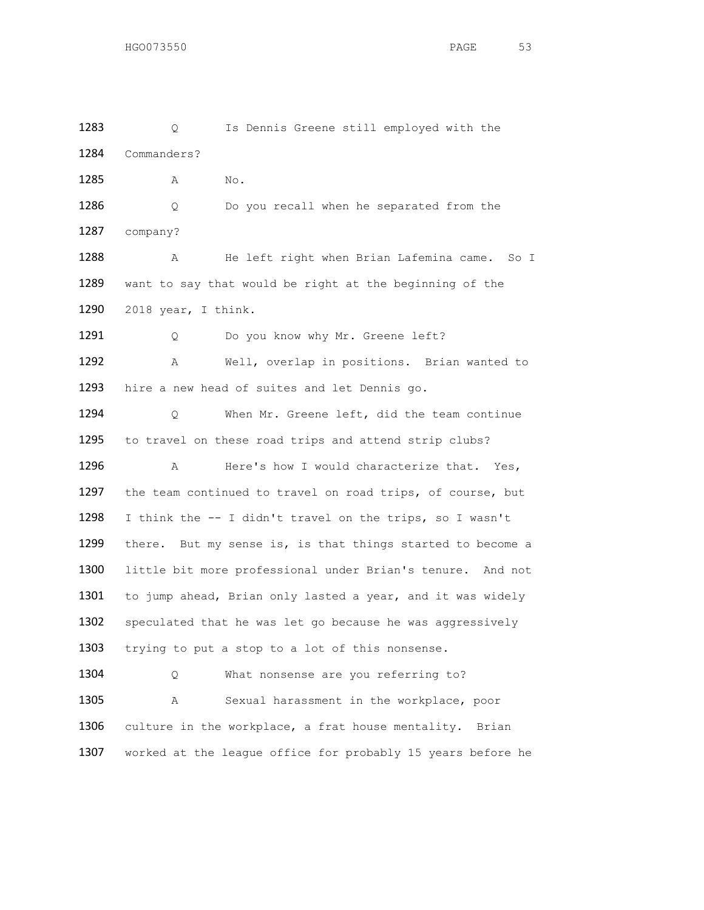1283 Q Is Dennis Greene still employed with the

1284 Commanders?

1285 A No.

1286 Q Do you recall when he separated from the

1287 company?

1288 A He left right when Brian Lafemina came. So I

1289 want to say that would be right at the beginning of the

1290 2018 year, I think.

1291 Q Do you know why Mr. Greene left?

1292 A Well, overlap in positions. Brian wanted to

1293 hire a new head of suites and let Dennis go.

1294 Q When Mr. Greene left, did the team continue

1295 to travel on these road trips and attend strip clubs?

1296 A Here's how I would characterize that. Yes,

1297 the team continued to travel on road trips, of course, but

1298 I think the -- I didn't travel on the trips, so I wasn't

1299 there. But my sense is, is that things started to become a

1300 little bit more professional under Brian's tenure. And not

1301 to jump ahead, Brian only lasted a year, and it was widely

1302 speculated that he was let go because he was aggressively

1303 trying to put a stop to a lot of this nonsense.

1304 Q What nonsense are you referring to?

1305 A Sexual harassment in the workplace, poor

1306 culture in the workplace, a frat house mentality. Brian

1307 worked at the league office for probably 15 years before he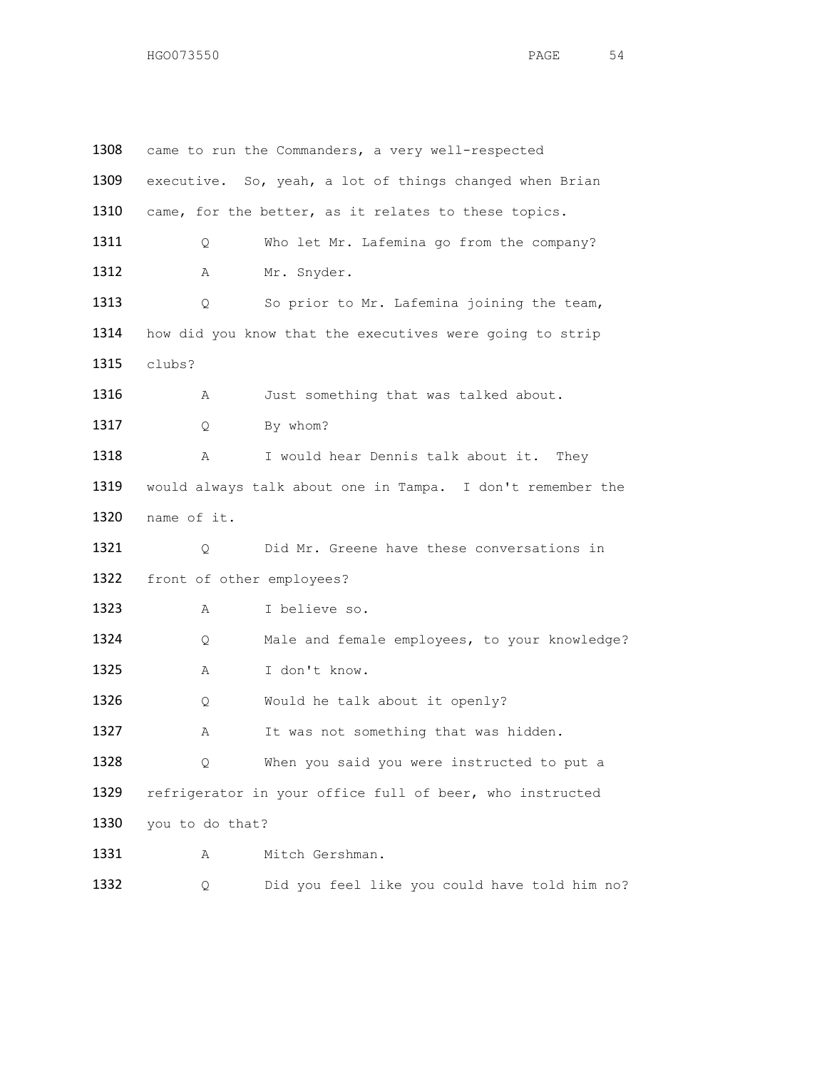1308 came to run the Commanders, a very well-respected
1309 executive. So, yeah, a lot of things changed when Brian
1310 came, for the better, as it relates to these topics.
1311 Q Who let Mr. Lafemina go from the company?
1312 A Mr. Snyder.
1313 Q So prior to Mr. Lafemina joining the team,
1314 how did you know that the executives were going to strip
1315 clubs?
1316 A Just something that was talked about.
1317 Q By whom?
1318 A I would hear Dennis talk about it. They
1319 would always talk about one in Tampa. I don't remember the
1320 name of it.
1321 Q Did Mr. Greene have these conversations in
1322 front of other employees?
1323 A I believe so.
1324 Q Male and female employees, to your knowledge?
1325 A I don't know.
1326 Q Would he talk about it openly?
1327 A It was not something that was hidden.
1328 Q When you said you were instructed to put a
1329 refrigerator in your office full of beer, who instructed
1330 you to do that?
1331 A Mitch Gershman.
1332 Q Did you feel like you could have told him no?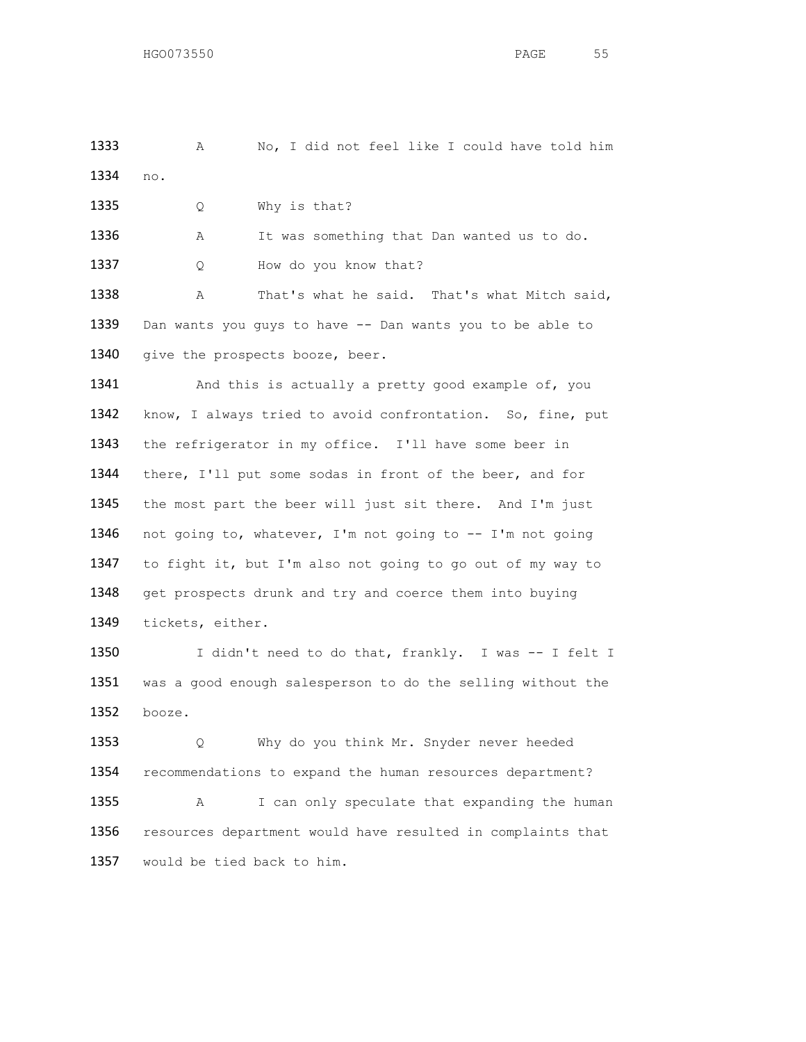1333 A No, I did not feel like I could have told him
1334 no.

1335 Q Why is that?

1336 A It was something that Dan wanted us to do.

1337 Q How do you know that?

1338 A That's what he said. That's what Mitch said,
1339 Dan wants you guys to have -- Dan wants you to be able to
1340 give the prospects booze, beer.

1341 And this is actually a pretty good example of, you
1342 know, I always tried to avoid confrontation. So, fine, put
1343 the refrigerator in my office. I'll have some beer in
1344 there, I'll put some sodas in front of the beer, and for
1345 the most part the beer will just sit there. And I'm just
1346 not going to, whatever, I'm not going to -- I'm not going
1347 to fight it, but I'm also not going to go out of my way to
1348 get prospects drunk and try and coerce them into buying
1349 tickets, either.

1350 I didn't need to do that, frankly. I was -- I felt I
1351 was a good enough salesperson to do the selling without the
1352 booze.

1353 Q Why do you think Mr. Snyder never heeded
1354 recommendations to expand the human resources department?

1355 A I can only speculate that expanding the human
1356 resources department would have resulted in complaints that
1357 would be tied back to him.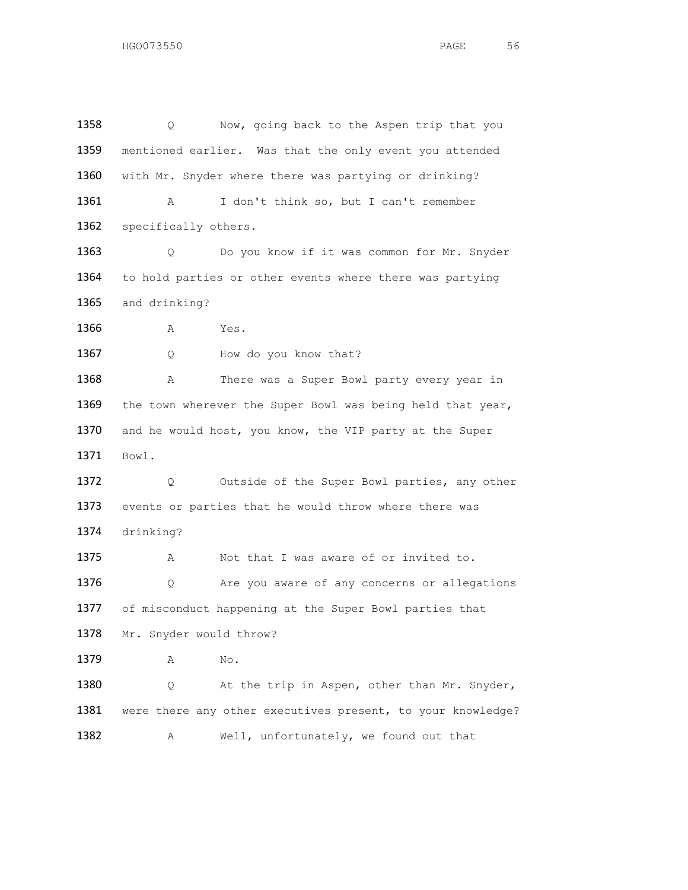1358 Q Now, going back to the Aspen trip that you
1359 mentioned earlier. Was that the only event you attended
1360 with Mr. Snyder where there was partying or drinking?
1361 A I don't think so, but I can't remember
1362 specifically others.
1363 Q Do you know if it was common for Mr. Snyder
1364 to hold parties or other events where there was partying
1365 and drinking?
1366 A Yes.
1367 Q How do you know that?
1368 A There was a Super Bowl party every year in
1369 the town wherever the Super Bowl was being held that year,
1370 and he would host, you know, the VIP party at the Super
1371 Bowl.
1372 Q Outside of the Super Bowl parties, any other
1373 events or parties that he would throw where there was
1374 drinking?
1375 A Not that I was aware of or invited to.
1376 Q Are you aware of any concerns or allegations
1377 of misconduct happening at the Super Bowl parties that
1378 Mr. Snyder would throw?
1379 A No.
1380 Q At the trip in Aspen, other than Mr. Snyder,
1381 were there any other executives present, to your knowledge?
1382 A Well, unfortunately, we found out that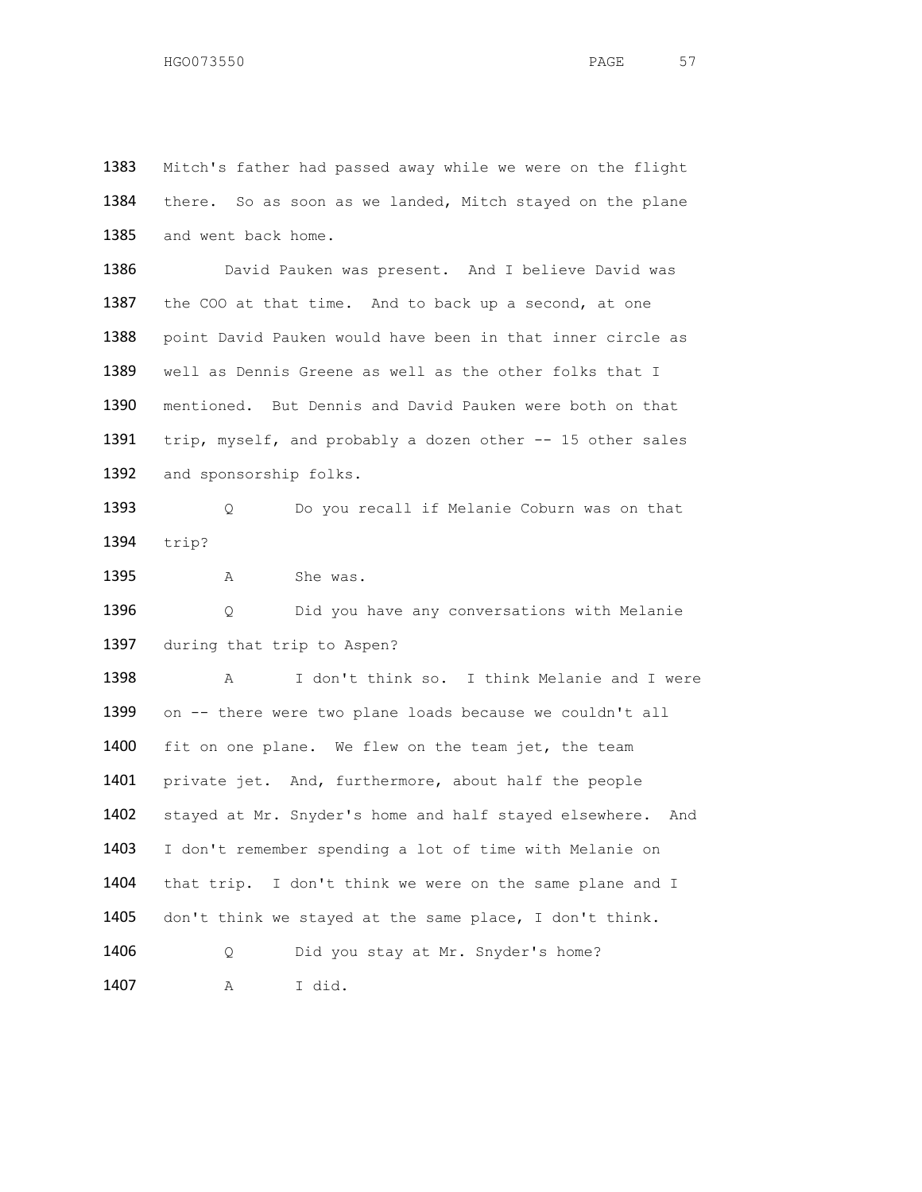1383 Mitch's father had passed away while we were on the flight
1384 there. So as soon as we landed, Mitch stayed on the plane
1385 and went back home.

1386 David Pauken was present. And I believe David was
1387 the COO at that time. And to back up a second, at one
1388 point David Pauken would have been in that inner circle as
1389 well as Dennis Greene as well as the other folks that I
1390 mentioned. But Dennis and David Pauken were both on that
1391 trip, myself, and probably a dozen other -- 15 other sales
1392 and sponsorship folks.

1393 Q Do you recall if Melanie Coburn was on that
1394 trip?

1395 A She was.

1396 Q Did you have any conversations with Melanie
1397 during that trip to Aspen?

1398 A I don't think so. I think Melanie and I were
1399 on -- there were two plane loads because we couldn't all
1400 fit on one plane. We flew on the team jet, the team
1401 private jet. And, furthermore, about half the people
1402 stayed at Mr. Snyder's home and half stayed elsewhere. And
1403 I don't remember spending a lot of time with Melanie on
1404 that trip. I don't think we were on the same plane and I
1405 don't think we stayed at the same place, I don't think.

1406 Q Did you stay at Mr. Snyder's home?

1407 A I did.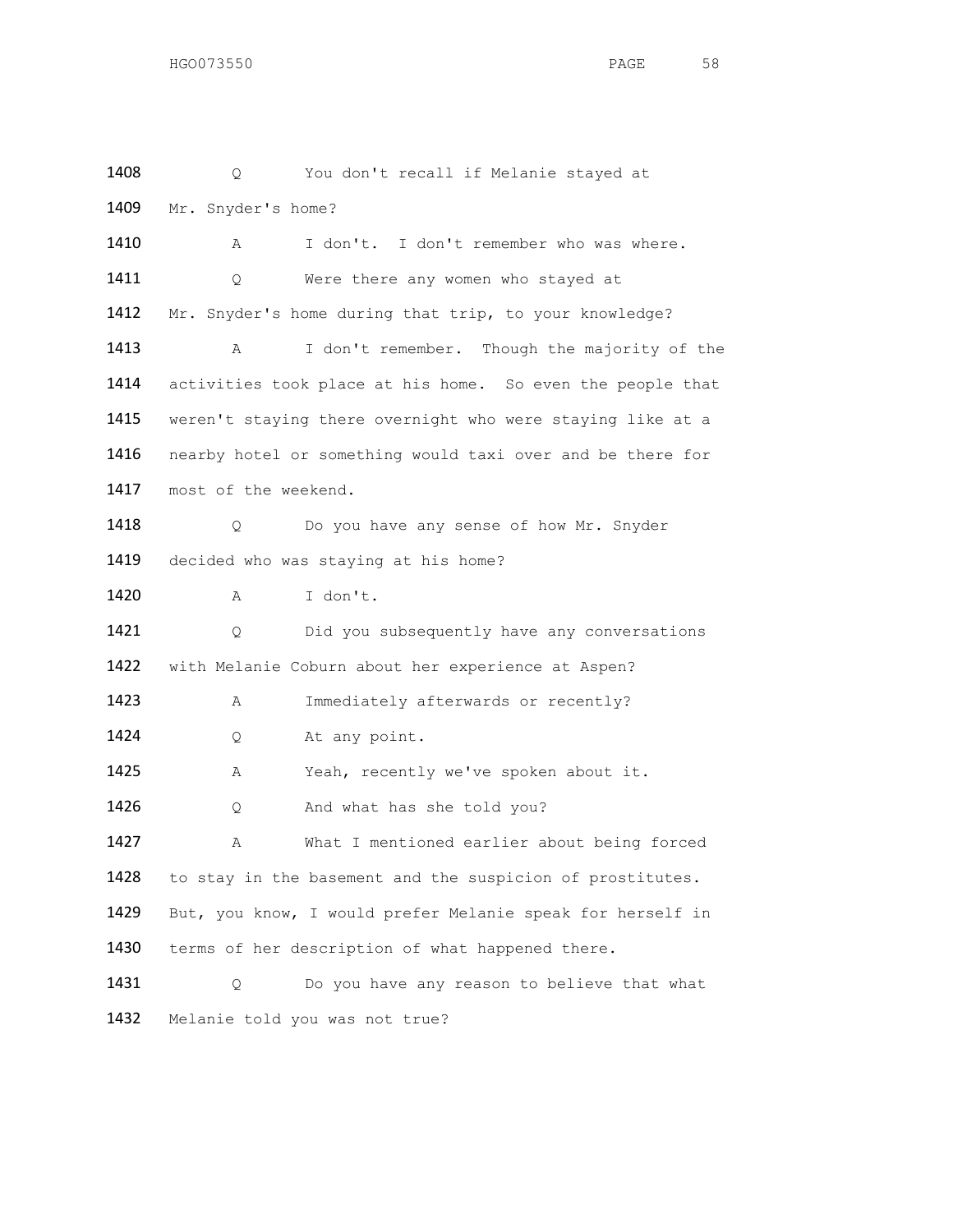1408 Q You don't recall if Melanie stayed at
1409 Mr. Snyder's home?
1410 A I don't. I don't remember who was where.
1411 Q Were there any women who stayed at
1412 Mr. Snyder's home during that trip, to your knowledge?
1413 A I don't remember. Though the majority of the
1414 activities took place at his home. So even the people that
1415 weren't staying there overnight who were staying like at a
1416 nearby hotel or something would taxi over and be there for
1417 most of the weekend.
1418 Q Do you have any sense of how Mr. Snyder
1419 decided who was staying at his home?
1420 A I don't.
1421 Q Did you subsequently have any conversations
1422 with Melanie Coburn about her experience at Aspen?
1423 A Immediately afterwards or recently?
1424 Q At any point.
1425 A Yeah, recently we've spoken about it.
1426 Q And what has she told you?
1427 A What I mentioned earlier about being forced
1428 to stay in the basement and the suspicion of prostitutes.
1429 But, you know, I would prefer Melanie speak for herself in
1430 terms of her description of what happened there.
1431 Q Do you have any reason to believe that what
1432 Melanie told you was not true?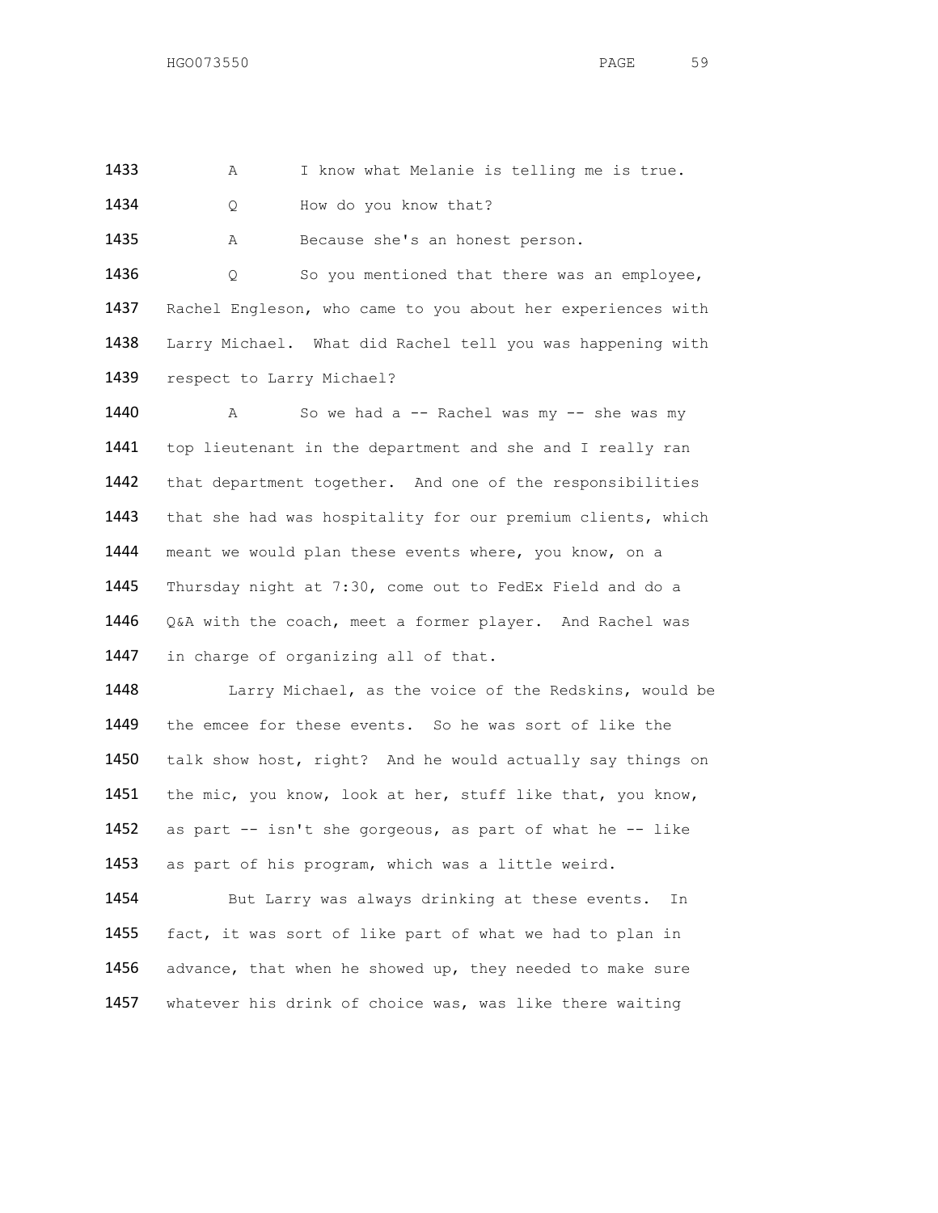1433 A I know what Melanie is telling me is true.

1434 Q How do you know that?

1435 A Because she's an honest person.

1436 Q So you mentioned that there was an employee,
1437 Rachel Engleson, who came to you about her experiences with
1438 Larry Michael. What did Rachel tell you was happening with
1439 respect to Larry Michael?

1440 A So we had a -- Rachel was my -- she was my
1441 top lieutenant in the department and she and I really ran
1442 that department together. And one of the responsibilities
1443 that she had was hospitality for our premium clients, which
1444 meant we would plan these events where, you know, on a
1445 Thursday night at 7:30, come out to FedEx Field and do a
1446 Q&A with the coach, meet a former player. And Rachel was
1447 in charge of organizing all of that.

1448 Larry Michael, as the voice of the Redskins, would be
1449 the emcee for these events. So he was sort of like the
1450 talk show host, right? And he would actually say things on
1451 the mic, you know, look at her, stuff like that, you know,
1452 as part -- isn't she gorgeous, as part of what he -- like
1453 as part of his program, which was a little weird.

1454 But Larry was always drinking at these events. In
1455 fact, it was sort of like part of what we had to plan in
1456 advance, that when he showed up, they needed to make sure
1457 whatever his drink of choice was, was like there waiting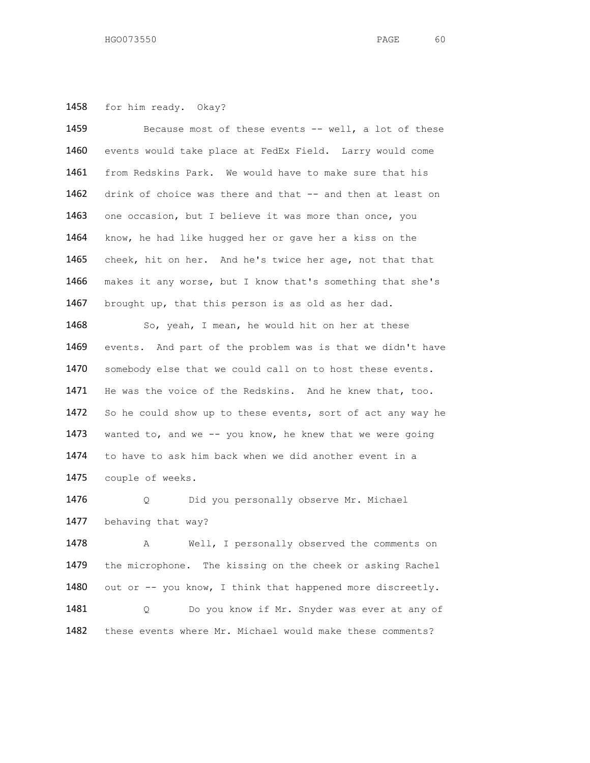for him ready. Okay?

Because most of these events -- well, a lot of these events would take place at FedEx Field. Larry would come from Redskins Park. We would have to make sure that his drink of choice was there and that -- and then at least on one occasion, but I believe it was more than once, you know, he had like hugged her or gave her a kiss on the cheek, hit on her. And he's twice her age, not that that makes it any worse, but I know that's something that she's brought up, that this person is as old as her dad.

So, yeah, I mean, he would hit on her at these events. And part of the problem was is that we didn't have somebody else that we could call on to host these events. He was the voice of the Redskins. And he knew that, too. So he could show up to these events, sort of act any way he wanted to, and we -- you know, he knew that we were going to have to ask him back when we did another event in a couple of weeks.

Q Did you personally observe Mr. Michael behaving that way?

A Well, I personally observed the comments on the microphone. The kissing on the cheek or asking Rachel out or -- you know, I think that happened more discreetly.

Q Do you know if Mr. Snyder was ever at any of these events where Mr. Michael would make these comments?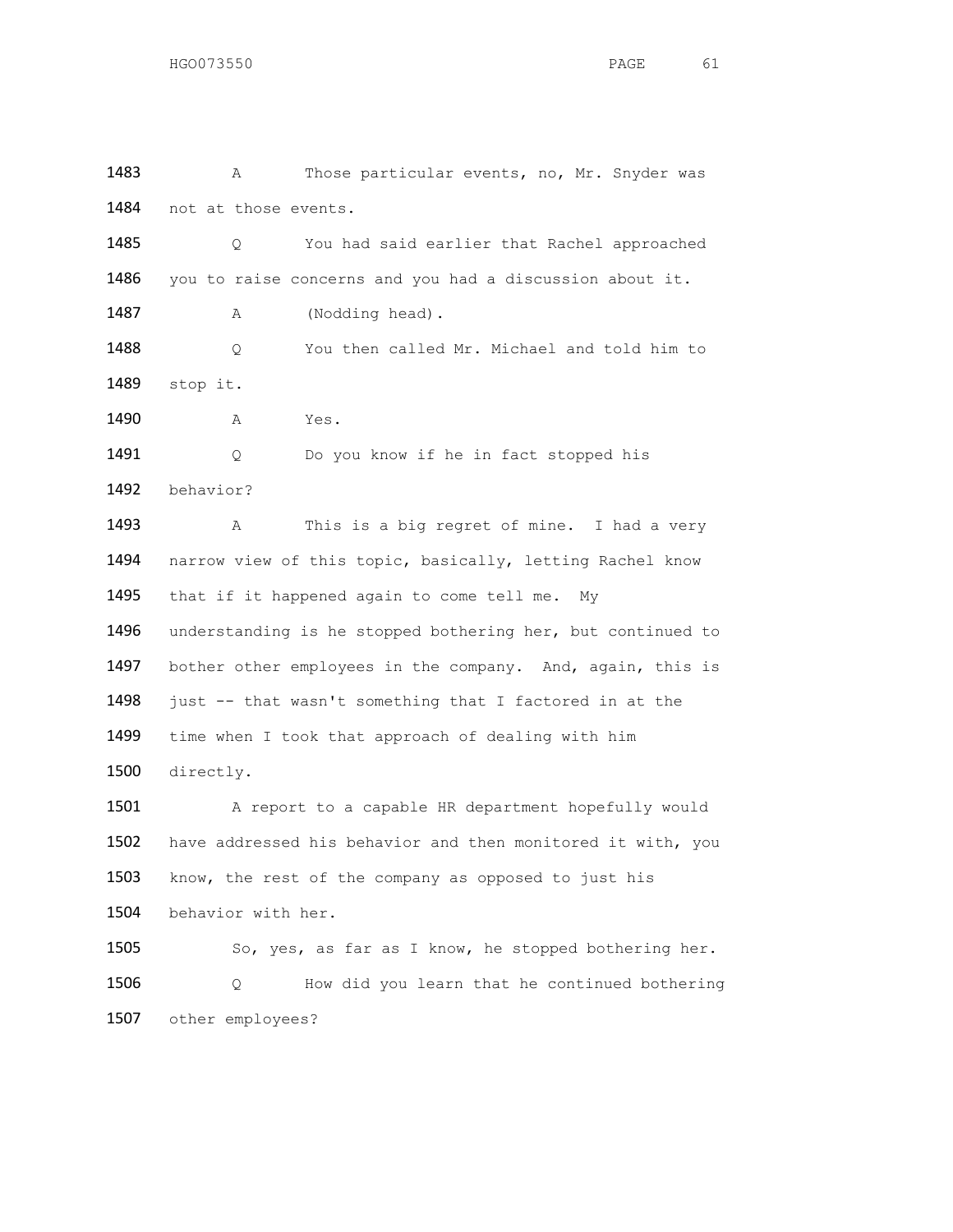1483 A Those particular events, no, Mr. Snyder was
1484 not at those events.

1485 Q You had said earlier that Rachel approached
1486 you to raise concerns and you had a discussion about it.

1487 A (Nodding head).

1488 Q You then called Mr. Michael and told him to
1489 stop it.

1490 A Yes.

1491 Q Do you know if he in fact stopped his
1492 behavior?

1493 A This is a big regret of mine. I had a very
1494 narrow view of this topic, basically, letting Rachel know
1495 that if it happened again to come tell me. My
1496 understanding is he stopped bothering her, but continued to
1497 bother other employees in the company. And, again, this is
1498 just -- that wasn't something that I factored in at the
1499 time when I took that approach of dealing with him
1500 directly.

1501 A report to a capable HR department hopefully would
1502 have addressed his behavior and then monitored it with, you
1503 know, the rest of the company as opposed to just his
1504 behavior with her.

1505 So, yes, as far as I know, he stopped bothering her.

1506 Q How did you learn that he continued bothering
1507 other employees?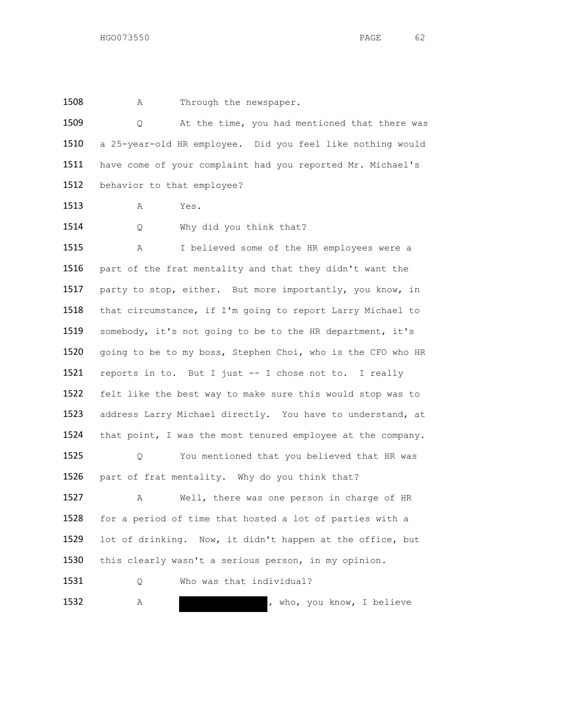1508 A Through the newspaper.

1509 Q At the time, you had mentioned that there was
1510 a 25-year-old HR employee. Did you feel like nothing would
1511 have come of your complaint had you reported Mr. Michael's
1512 behavior to that employee?

1513 A Yes.

1514 Q Why did you think that?

1515 A I believed some of the HR employees were a
1516 part of the frat mentality and that they didn't want the
1517 party to stop, either. But more importantly, you know, in
1518 that circumstance, if I'm going to report Larry Michael to
1519 somebody, it's not going to be to the HR department, it's
1520 going to be to my boss, Stephen Choi, who is the CFO who HR
1521 reports in to. But I just -- I chose not to. I really
1522 felt like the best way to make sure this would stop was to
1523 address Larry Michael directly. You have to understand, at
1524 that point, I was the most tenured employee at the company.

1525 Q You mentioned that you believed that HR was
1526 part of frat mentality. Why do you think that?

1527 A Well, there was one person in charge of HR
1528 for a period of time that hosted a lot of parties with a
1529 lot of drinking. Now, it didn't happen at the office, but
1530 this clearly wasn't a serious person, in my opinion.

1531 Q Who was that individual?

1532 A [REDACTED], who, you know, I believe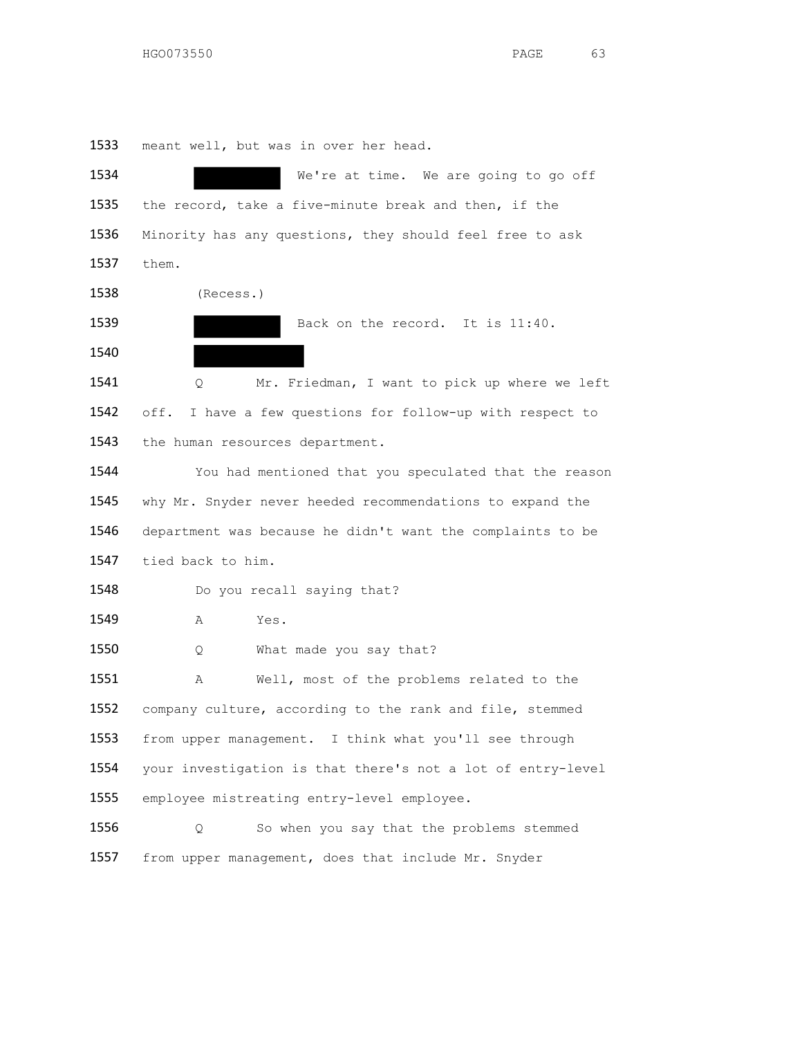1533 meant well, but was in over her head.

1534 [REDACTED] We're at time. We are going to go off

1535 the record, take a five-minute break and then, if the

1536 Minority has any questions, they should feel free to ask

1537 them.

1538 (Recess.)

1539 [REDACTED] Back on the record. It is 11:40.

1540 [REDACTED]

1541 Q Mr. Friedman, I want to pick up where we left

1542 off. I have a few questions for follow-up with respect to

1543 the human resources department.

1544 You had mentioned that you speculated that the reason

1545 why Mr. Snyder never heeded recommendations to expand the

1546 department was because he didn't want the complaints to be

1547 tied back to him.

1548 Do you recall saying that?

1549 A Yes.

1550 Q What made you say that?

1551 A Well, most of the problems related to the

1552 company culture, according to the rank and file, stemmed

1553 from upper management. I think what you'll see through

1554 your investigation is that there's not a lot of entry-level

1555 employee mistreating entry-level employee.

1556 Q So when you say that the problems stemmed

1557 from upper management, does that include Mr. Snyder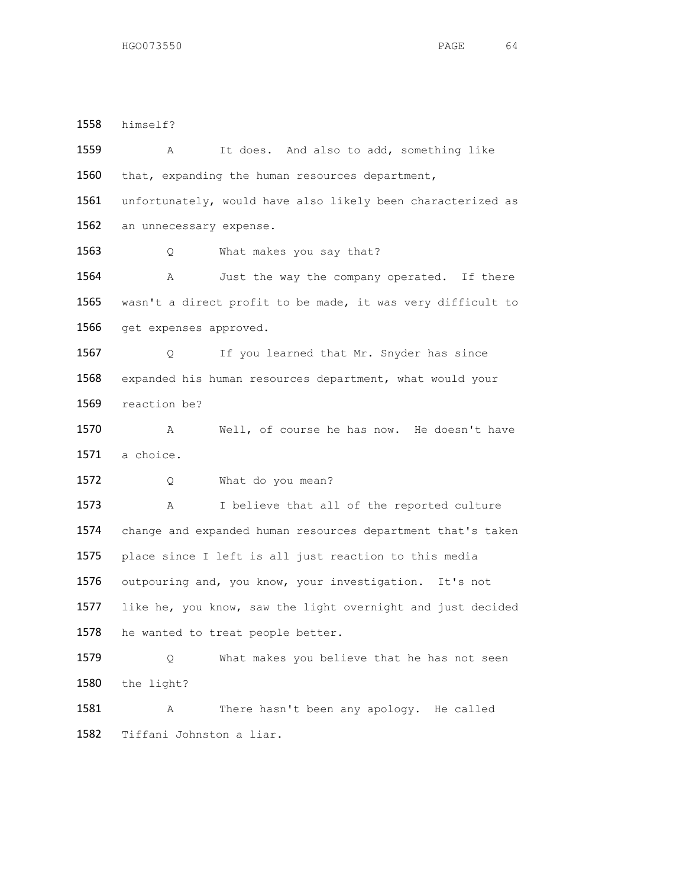1558 himself?

1559 A It does. And also to add, something like

1560 that, expanding the human resources department,

1561 unfortunately, would have also likely been characterized as

1562 an unnecessary expense.

1563 Q What makes you say that?

1564 A Just the way the company operated. If there

1565 wasn't a direct profit to be made, it was very difficult to

1566 get expenses approved.

1567 Q If you learned that Mr. Snyder has since

1568 expanded his human resources department, what would your

1569 reaction be?

1570 A Well, of course he has now. He doesn't have

1571 a choice.

1572 Q What do you mean?

1573 A I believe that all of the reported culture

1574 change and expanded human resources department that's taken

1575 place since I left is all just reaction to this media

1576 outpouring and, you know, your investigation. It's not

1577 like he, you know, saw the light overnight and just decided

1578 he wanted to treat people better.

1579 Q What makes you believe that he has not seen

1580 the light?

1581 A There hasn't been any apology. He called

1582 Tiffani Johnston a liar.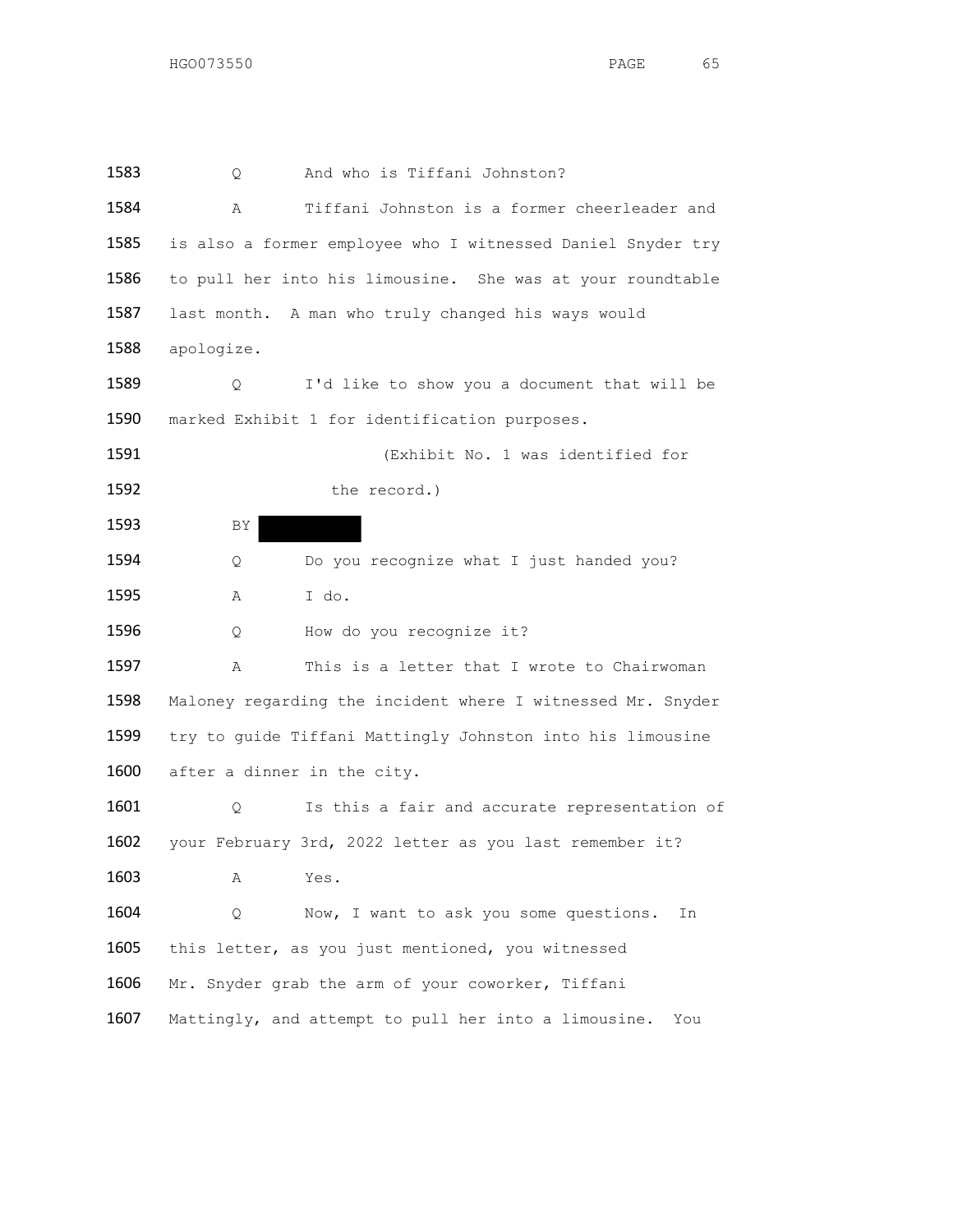1583 Q And who is Tiffani Johnston?

1584 A Tiffani Johnston is a former cheerleader and
1585 is also a former employee who I witnessed Daniel Snyder try
1586 to pull her into his limousine. She was at your roundtable
1587 last month. A man who truly changed his ways would
1588 apologize.

1589 Q I'd like to show you a document that will be
1590 marked Exhibit 1 for identification purposes.

1591 (Exhibit No. 1 was identified for
1592 the record.)

1593 BY [REDACTED]

1594 Q Do you recognize what I just handed you?

1595 A I do.

1596 Q How do you recognize it?

1597 A This is a letter that I wrote to Chairwoman
1598 Maloney regarding the incident where I witnessed Mr. Snyder
1599 try to guide Tiffani Mattingly Johnston into his limousine
1600 after a dinner in the city.

1601 Q Is this a fair and accurate representation of
1602 your February 3rd, 2022 letter as you last remember it?

1603 A Yes.

1604 Q Now, I want to ask you some questions. In
1605 this letter, as you just mentioned, you witnessed
1606 Mr. Snyder grab the arm of your coworker, Tiffani
1607 Mattingly, and attempt to pull her into a limousine. You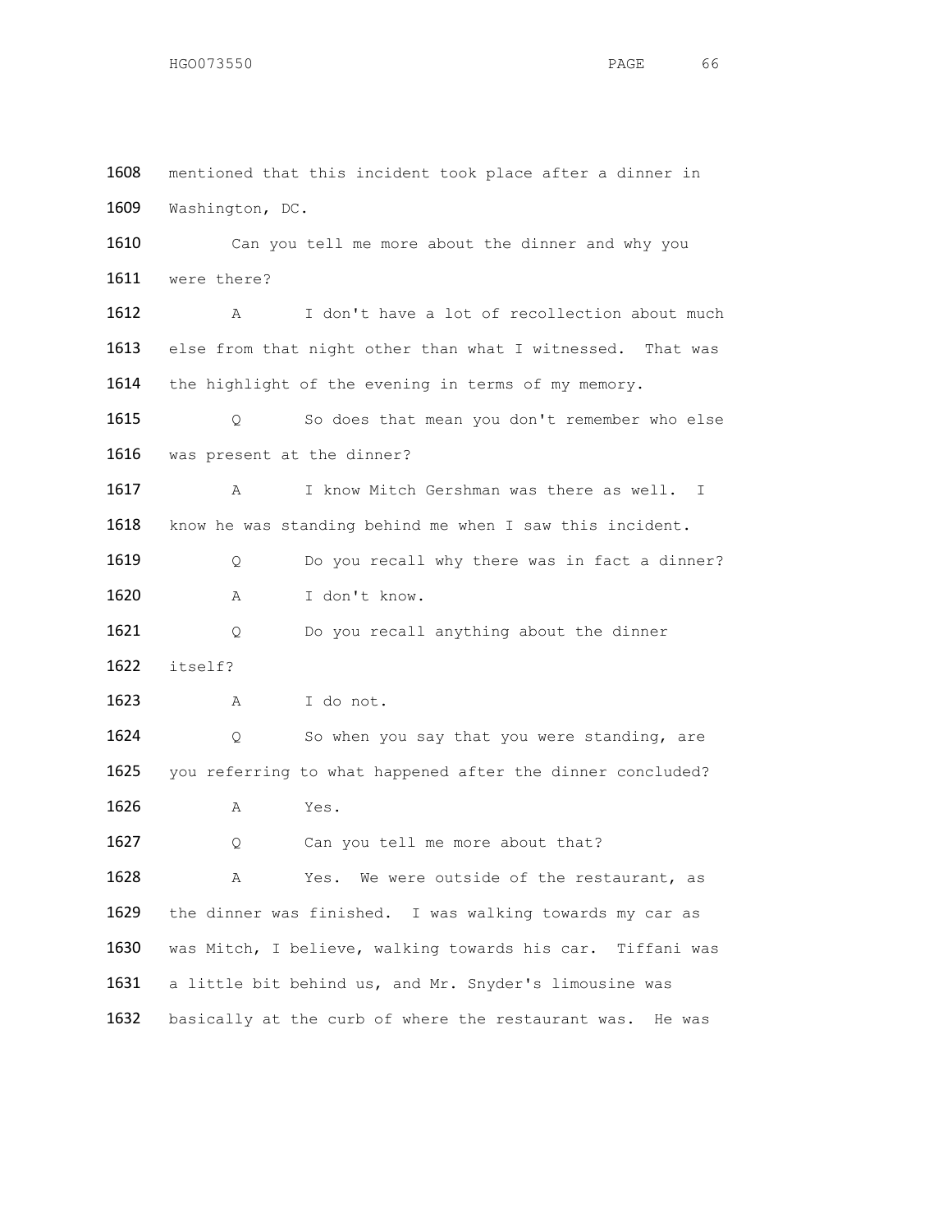1608 mentioned that this incident took place after a dinner in
1609 Washington, DC.

1610 Can you tell me more about the dinner and why you
1611 were there?

1612 A I don't have a lot of recollection about much
1613 else from that night other than what I witnessed. That was
1614 the highlight of the evening in terms of my memory.

1615 Q So does that mean you don't remember who else
1616 was present at the dinner?

1617 A I know Mitch Gershman was there as well. I
1618 know he was standing behind me when I saw this incident.

1619 Q Do you recall why there was in fact a dinner?

1620 A I don't know.

1621 Q Do you recall anything about the dinner
1622 itself?

1623 A I do not.

1624 Q So when you say that you were standing, are
1625 you referring to what happened after the dinner concluded?

1626 A Yes.

1627 Q Can you tell me more about that?

1628 A Yes. We were outside of the restaurant, as
1629 the dinner was finished. I was walking towards my car as
1630 was Mitch, I believe, walking towards his car. Tiffani was
1631 a little bit behind us, and Mr. Snyder's limousine was
1632 basically at the curb of where the restaurant was. He was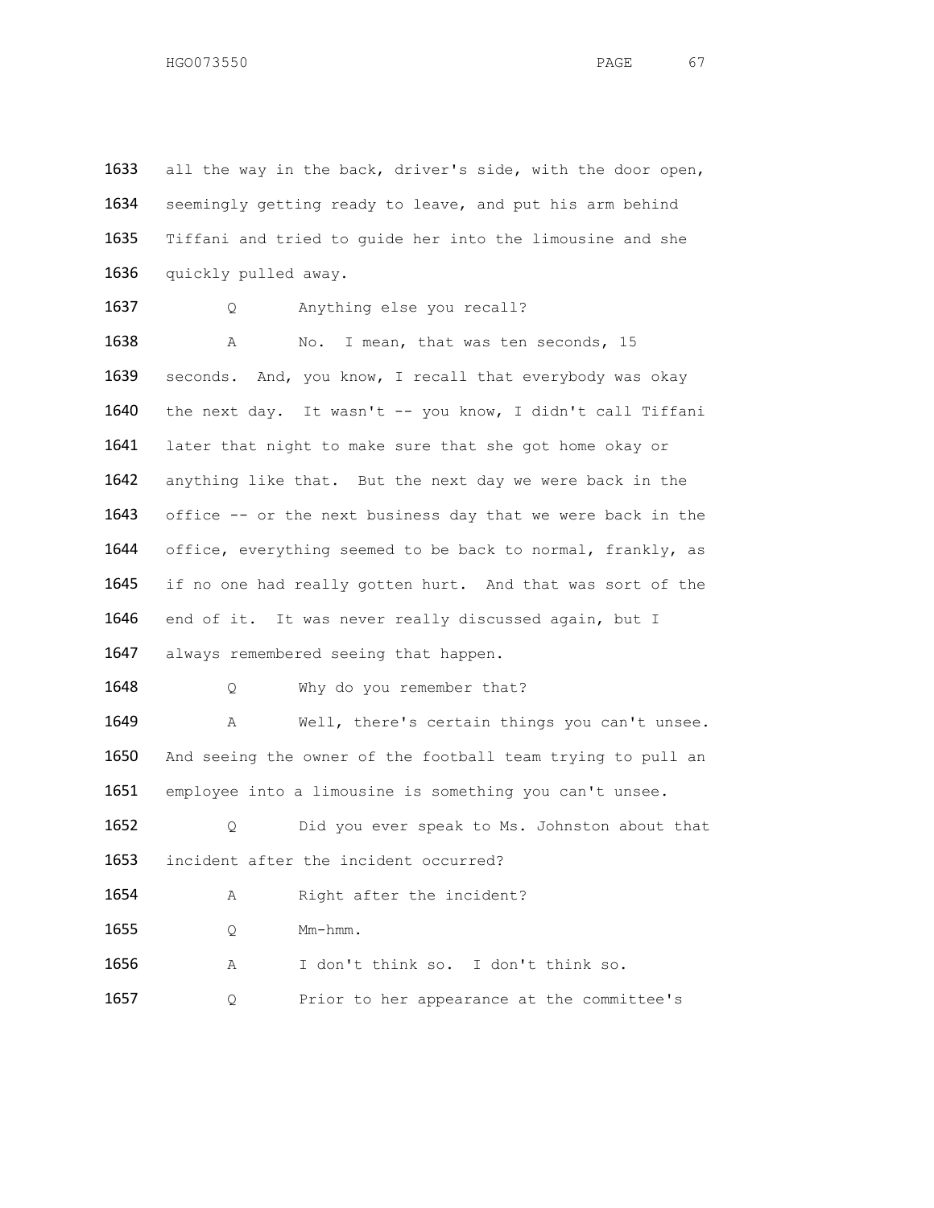1633 all the way in the back, driver's side, with the door open,
1634 seemingly getting ready to leave, and put his arm behind
1635 Tiffani and tried to guide her into the limousine and she
1636 quickly pulled away.

1637 Q Anything else you recall?

1638 A No. I mean, that was ten seconds, 15
1639 seconds. And, you know, I recall that everybody was okay
1640 the next day. It wasn't -- you know, I didn't call Tiffani
1641 later that night to make sure that she got home okay or
1642 anything like that. But the next day we were back in the
1643 office -- or the next business day that we were back in the
1644 office, everything seemed to be back to normal, frankly, as
1645 if no one had really gotten hurt. And that was sort of the
1646 end of it. It was never really discussed again, but I
1647 always remembered seeing that happen.

1648 Q Why do you remember that?

1649 A Well, there's certain things you can't unsee.
1650 And seeing the owner of the football team trying to pull an
1651 employee into a limousine is something you can't unsee.

1652 Q Did you ever speak to Ms. Johnston about that
1653 incident after the incident occurred?

1654 A Right after the incident?

1655 Q Mm-hmm.

1656 A I don't think so. I don't think so.

1657 Q Prior to her appearance at the committee's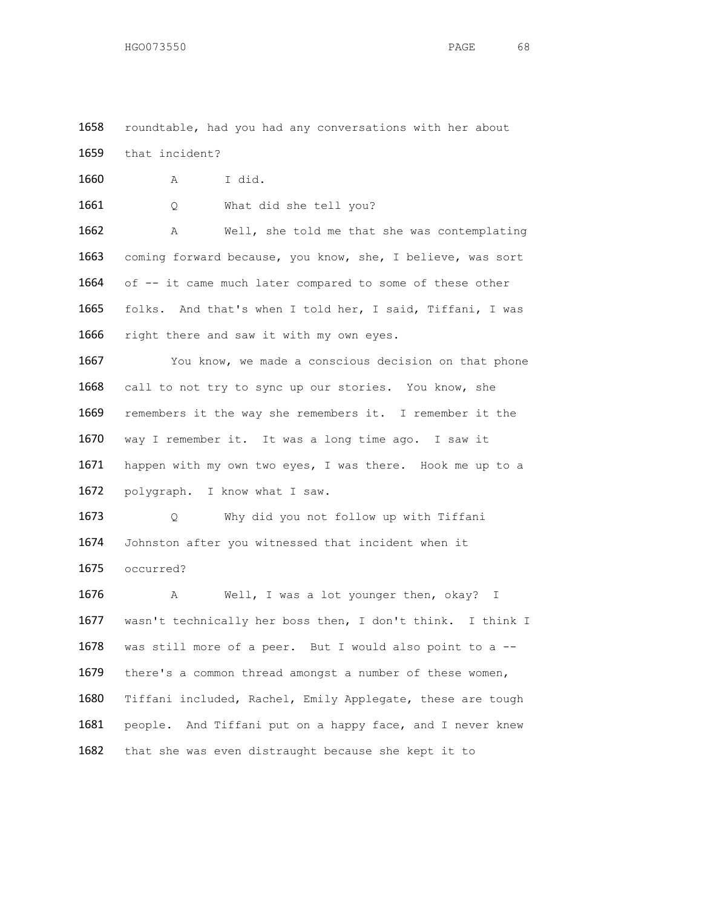1658 roundtable, had you had any conversations with her about
1659 that incident?

1660 A I did.

1661 Q What did she tell you?

1662 A Well, she told me that she was contemplating
1663 coming forward because, you know, she, I believe, was sort
1664 of -- it came much later compared to some of these other
1665 folks. And that's when I told her, I said, Tiffani, I was
1666 right there and saw it with my own eyes.

1667 You know, we made a conscious decision on that phone
1668 call to not try to sync up our stories. You know, she
1669 remembers it the way she remembers it. I remember it the
1670 way I remember it. It was a long time ago. I saw it
1671 happen with my own two eyes, I was there. Hook me up to a
1672 polygraph. I know what I saw.

1673 Q Why did you not follow up with Tiffani
1674 Johnston after you witnessed that incident when it
1675 occurred?

1676 A Well, I was a lot younger then, okay? I
1677 wasn't technically her boss then, I don't think. I think I
1678 was still more of a peer. But I would also point to a --
1679 there's a common thread amongst a number of these women,
1680 Tiffani included, Rachel, Emily Applegate, these are tough
1681 people. And Tiffani put on a happy face, and I never knew
1682 that she was even distraught because she kept it to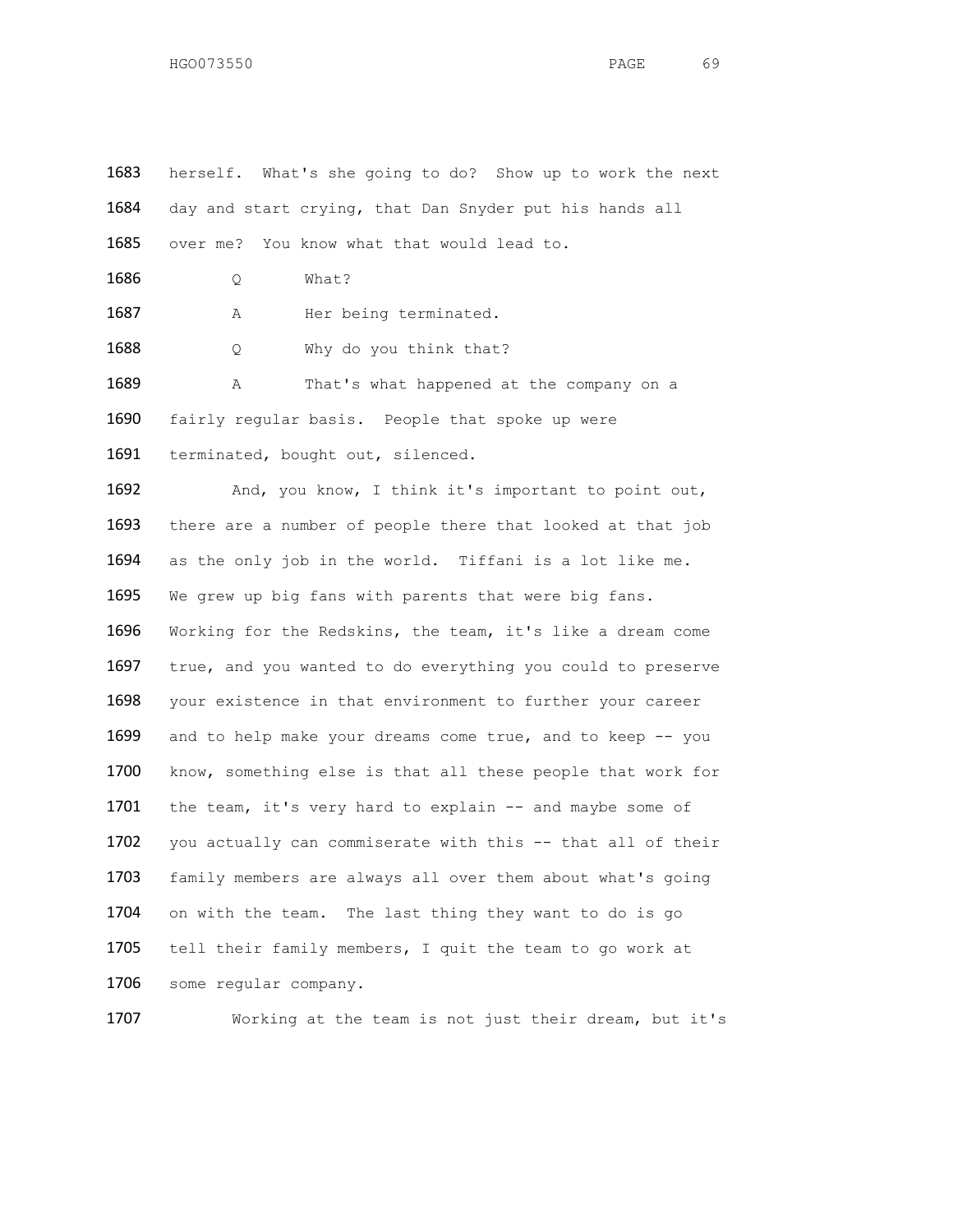herself. What's she going to do? Show up to work the next day and start crying, that Dan Snyder put his hands all over me? You know what that would lead to.

Q What?

A Her being terminated.

Q Why do you think that?

A That's what happened at the company on a fairly regular basis. People that spoke up were terminated, bought out, silenced.

And, you know, I think it's important to point out, there are a number of people there that looked at that job as the only job in the world. Tiffani is a lot like me. We grew up big fans with parents that were big fans. Working for the Redskins, the team, it's like a dream come true, and you wanted to do everything you could to preserve your existence in that environment to further your career and to help make your dreams come true, and to keep -- you know, something else is that all these people that work for the team, it's very hard to explain -- and maybe some of you actually can commiserate with this -- that all of their family members are always all over them about what's going on with the team. The last thing they want to do is go tell their family members, I quit the team to go work at some regular company.

Working at the team is not just their dream, but it's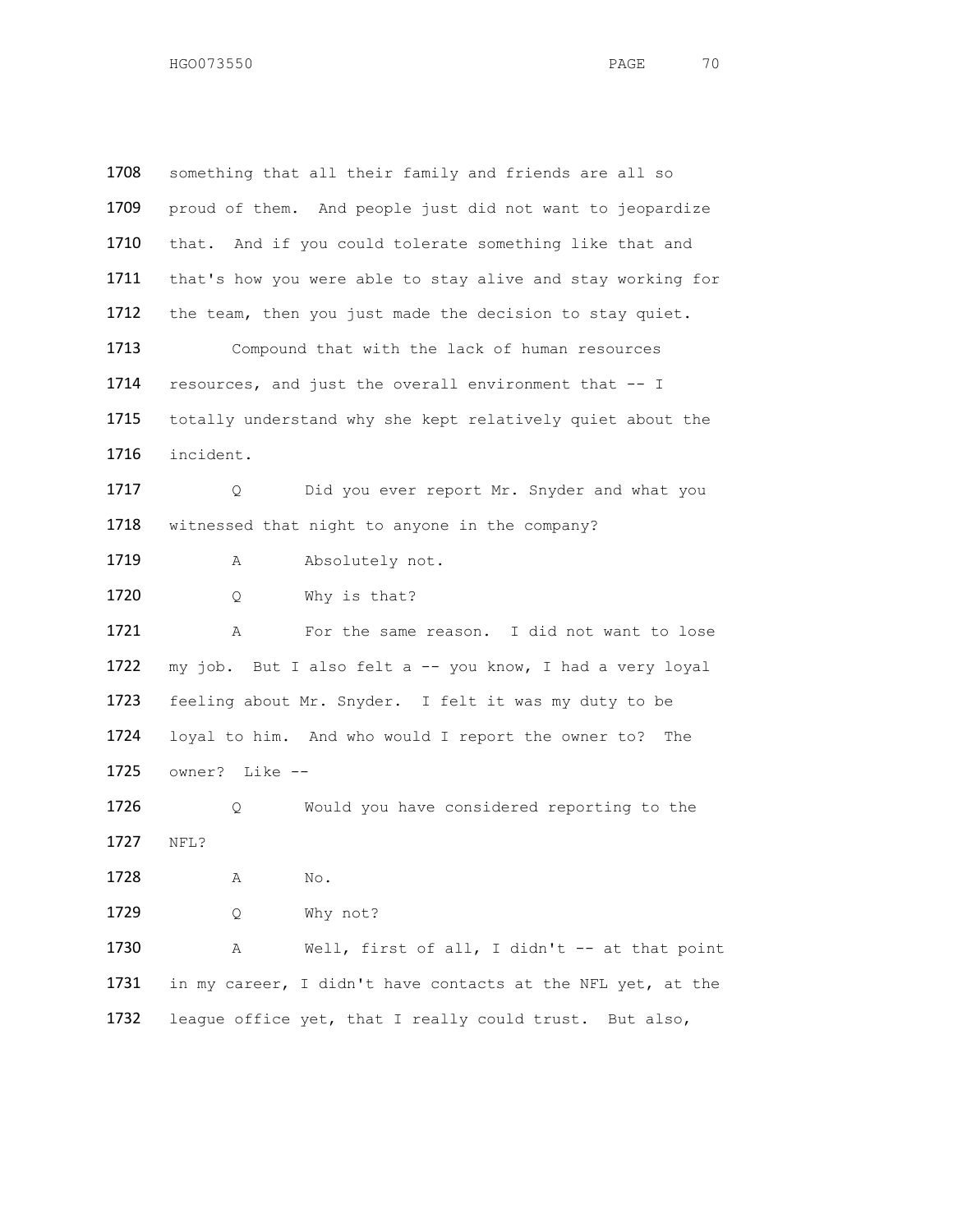1708 something that all their family and friends are all so
1709 proud of them. And people just did not want to jeopardize
1710 that. And if you could tolerate something like that and
1711 that's how you were able to stay alive and stay working for
1712 the team, then you just made the decision to stay quiet.

1713 Compound that with the lack of human resources
1714 resources, and just the overall environment that -- I
1715 totally understand why she kept relatively quiet about the
1716 incident.

1717 Q Did you ever report Mr. Snyder and what you
1718 witnessed that night to anyone in the company?

1719 A Absolutely not.

1720 Q Why is that?

1721 A For the same reason. I did not want to lose
1722 my job. But I also felt a -- you know, I had a very loyal
1723 feeling about Mr. Snyder. I felt it was my duty to be
1724 loyal to him. And who would I report the owner to? The
1725 owner? Like --

1726 Q Would you have considered reporting to the
1727 NFL?

1728 A No.

1729 Q Why not?

1730 A Well, first of all, I didn't -- at that point
1731 in my career, I didn't have contacts at the NFL yet, at the
1732 league office yet, that I really could trust. But also,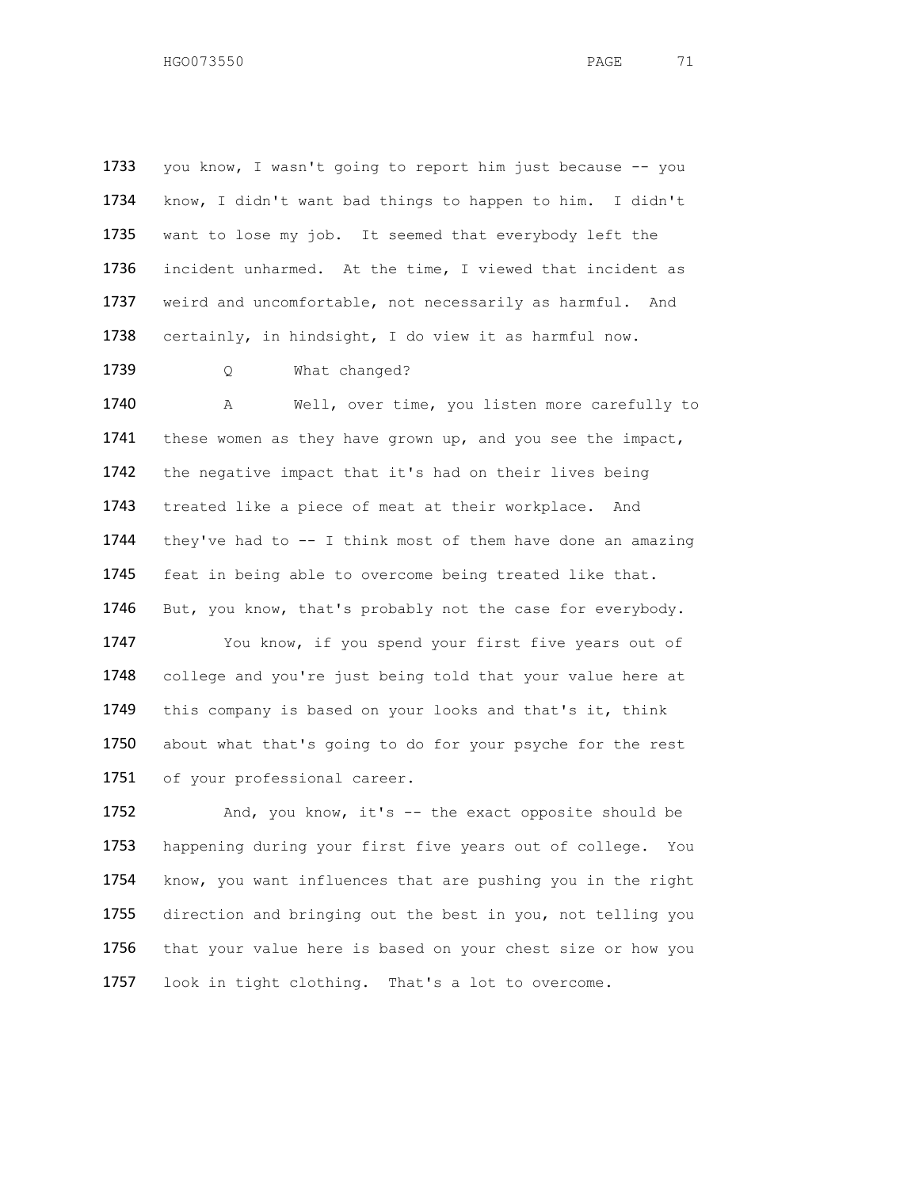you know, I wasn't going to report him just because -- you know, I didn't want bad things to happen to him. I didn't want to lose my job. It seemed that everybody left the incident unharmed. At the time, I viewed that incident as weird and uncomfortable, not necessarily as harmful. And certainly, in hindsight, I do view it as harmful now.

Q What changed?

A Well, over time, you listen more carefully to these women as they have grown up, and you see the impact, the negative impact that it's had on their lives being treated like a piece of meat at their workplace. And they've had to -- I think most of them have done an amazing feat in being able to overcome being treated like that. But, you know, that's probably not the case for everybody.

You know, if you spend your first five years out of college and you're just being told that your value here at this company is based on your looks and that's it, think about what that's going to do for your psyche for the rest of your professional career.

And, you know, it's -- the exact opposite should be happening during your first five years out of college. You know, you want influences that are pushing you in the right direction and bringing out the best in you, not telling you that your value here is based on your chest size or how you look in tight clothing. That's a lot to overcome.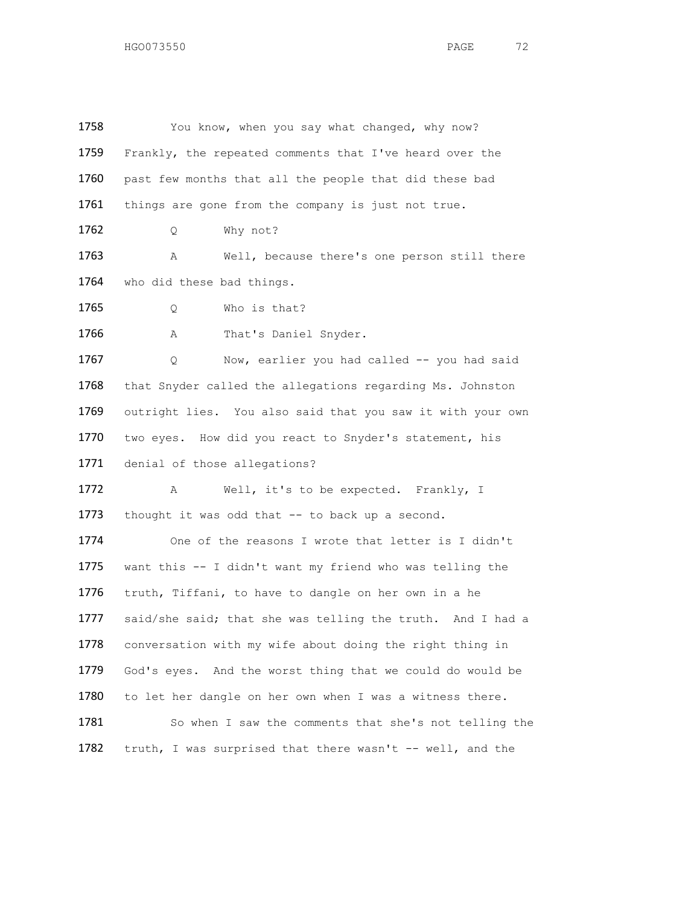1758 You know, when you say what changed, why now?
1759 Frankly, the repeated comments that I've heard over the
1760 past few months that all the people that did these bad
1761 things are gone from the company is just not true.

1762 Q Why not?

1763 A Well, because there's one person still there
1764 who did these bad things.

1765 Q Who is that?

1766 A That's Daniel Snyder.

1767 Q Now, earlier you had called -- you had said
1768 that Snyder called the allegations regarding Ms. Johnston
1769 outright lies. You also said that you saw it with your own
1770 two eyes. How did you react to Snyder's statement, his
1771 denial of those allegations?

1772 A Well, it's to be expected. Frankly, I
1773 thought it was odd that -- to back up a second.

1774 One of the reasons I wrote that letter is I didn't
1775 want this -- I didn't want my friend who was telling the
1776 truth, Tiffani, to have to dangle on her own in a he
1777 said/she said; that she was telling the truth. And I had a
1778 conversation with my wife about doing the right thing in
1779 God's eyes. And the worst thing that we could do would be
1780 to let her dangle on her own when I was a witness there.

1781 So when I saw the comments that she's not telling the
1782 truth, I was surprised that there wasn't -- well, and the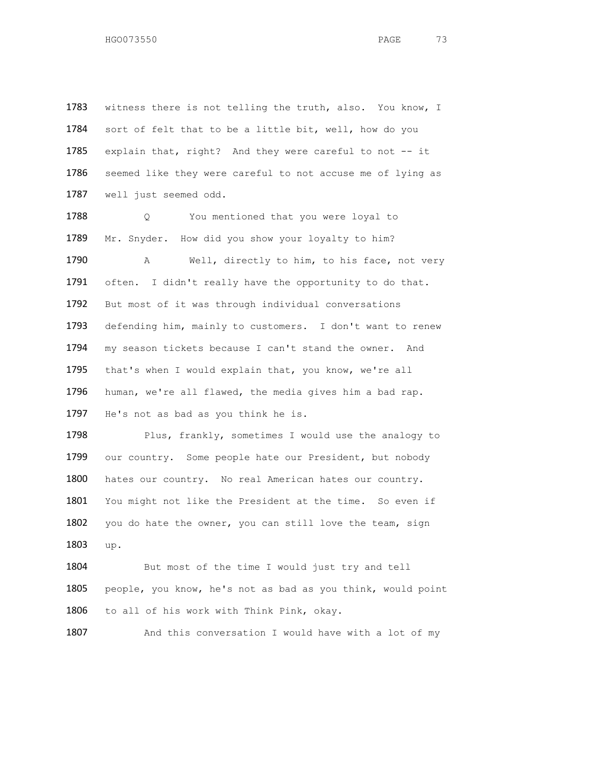witness there is not telling the truth, also. You know, I sort of felt that to be a little bit, well, how do you explain that, right? And they were careful to not -- it seemed like they were careful to not accuse me of lying as well just seemed odd.

Q You mentioned that you were loyal to Mr. Snyder. How did you show your loyalty to him?

A Well, directly to him, to his face, not very often. I didn't really have the opportunity to do that. But most of it was through individual conversations defending him, mainly to customers. I don't want to renew my season tickets because I can't stand the owner. And that's when I would explain that, you know, we're all human, we're all flawed, the media gives him a bad rap. He's not as bad as you think he is.

Plus, frankly, sometimes I would use the analogy to our country. Some people hate our President, but nobody hates our country. No real American hates our country. You might not like the President at the time. So even if you do hate the owner, you can still love the team, sign up.

But most of the time I would just try and tell people, you know, he's not as bad as you think, would point to all of his work with Think Pink, okay.

And this conversation I would have with a lot of my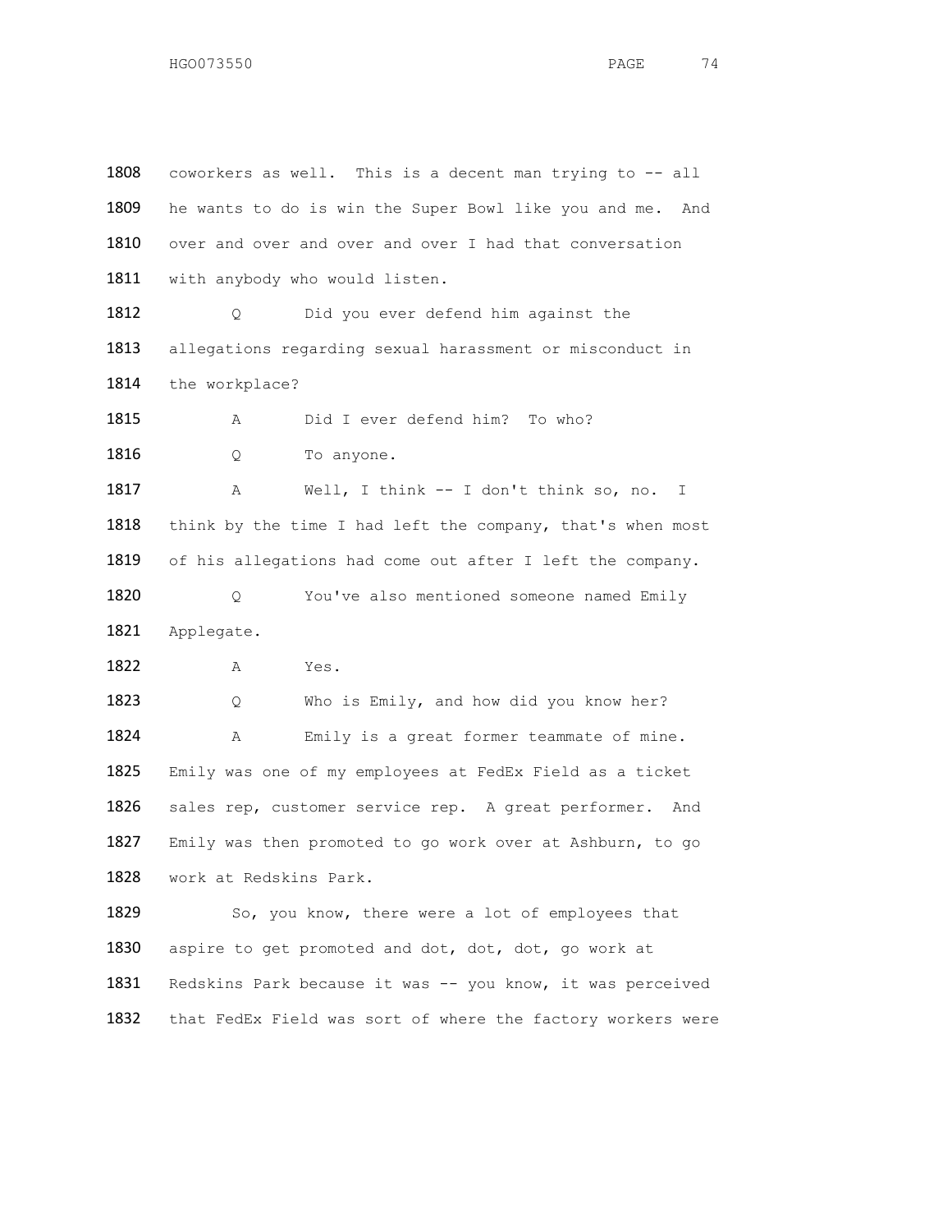1808 coworkers as well. This is a decent man trying to -- all
1809 he wants to do is win the Super Bowl like you and me. And
1810 over and over and over and over I had that conversation
1811 with anybody who would listen.

1812 Q Did you ever defend him against the
1813 allegations regarding sexual harassment or misconduct in
1814 the workplace?

1815 A Did I ever defend him? To who?

1816 Q To anyone.

1817 A Well, I think -- I don't think so, no. I
1818 think by the time I had left the company, that's when most
1819 of his allegations had come out after I left the company.

1820 Q You've also mentioned someone named Emily
1821 Applegate.

1822 A Yes.

1823 Q Who is Emily, and how did you know her?

1824 A Emily is a great former teammate of mine.
1825 Emily was one of my employees at FedEx Field as a ticket
1826 sales rep, customer service rep. A great performer. And
1827 Emily was then promoted to go work over at Ashburn, to go
1828 work at Redskins Park.

1829 So, you know, there were a lot of employees that
1830 aspire to get promoted and dot, dot, dot, go work at
1831 Redskins Park because it was -- you know, it was perceived
1832 that FedEx Field was sort of where the factory workers were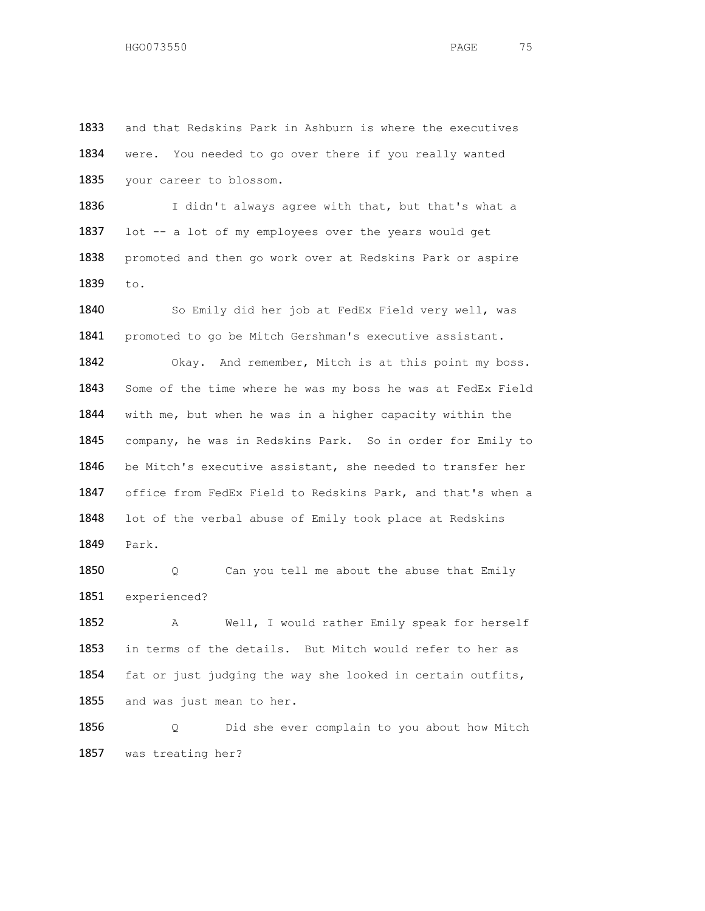1833 and that Redskins Park in Ashburn is where the executives
1834 were. You needed to go over there if you really wanted
1835 your career to blossom.

1836 I didn't always agree with that, but that's what a
1837 lot -- a lot of my employees over the years would get
1838 promoted and then go work over at Redskins Park or aspire
1839 to.

1840 So Emily did her job at FedEx Field very well, was
1841 promoted to go be Mitch Gershman's executive assistant.

1842 Okay. And remember, Mitch is at this point my boss.
1843 Some of the time where he was my boss he was at FedEx Field
1844 with me, but when he was in a higher capacity within the
1845 company, he was in Redskins Park. So in order for Emily to
1846 be Mitch's executive assistant, she needed to transfer her
1847 office from FedEx Field to Redskins Park, and that's when a
1848 lot of the verbal abuse of Emily took place at Redskins
1849 Park.

1850 Q Can you tell me about the abuse that Emily
1851 experienced?

1852 A Well, I would rather Emily speak for herself
1853 in terms of the details. But Mitch would refer to her as
1854 fat or just judging the way she looked in certain outfits,
1855 and was just mean to her.

1856 Q Did she ever complain to you about how Mitch
1857 was treating her?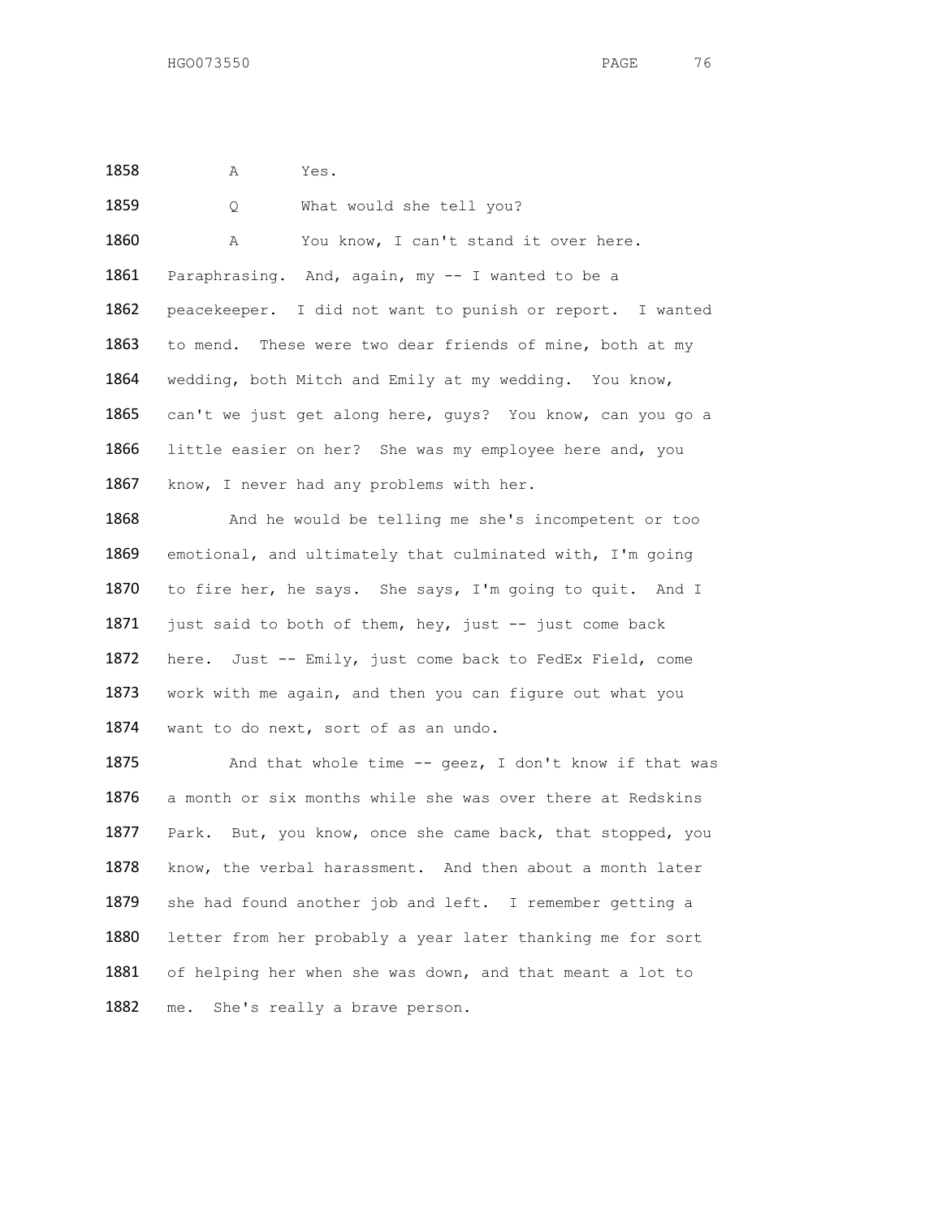1858 A Yes.

1859 Q What would she tell you?

1860 A You know, I can't stand it over here.
1861 Paraphrasing. And, again, my -- I wanted to be a
1862 peacekeeper. I did not want to punish or report. I wanted
1863 to mend. These were two dear friends of mine, both at my
1864 wedding, both Mitch and Emily at my wedding. You know,
1865 can't we just get along here, guys? You know, can you go a
1866 little easier on her? She was my employee here and, you
1867 know, I never had any problems with her.

1868 And he would be telling me she's incompetent or too
1869 emotional, and ultimately that culminated with, I'm going
1870 to fire her, he says. She says, I'm going to quit. And I
1871 just said to both of them, hey, just -- just come back
1872 here. Just -- Emily, just come back to FedEx Field, come
1873 work with me again, and then you can figure out what you
1874 want to do next, sort of as an undo.

1875 And that whole time -- geez, I don't know if that was
1876 a month or six months while she was over there at Redskins
1877 Park. But, you know, once she came back, that stopped, you
1878 know, the verbal harassment. And then about a month later
1879 she had found another job and left. I remember getting a
1880 letter from her probably a year later thanking me for sort
1881 of helping her when she was down, and that meant a lot to
1882 me. She's really a brave person.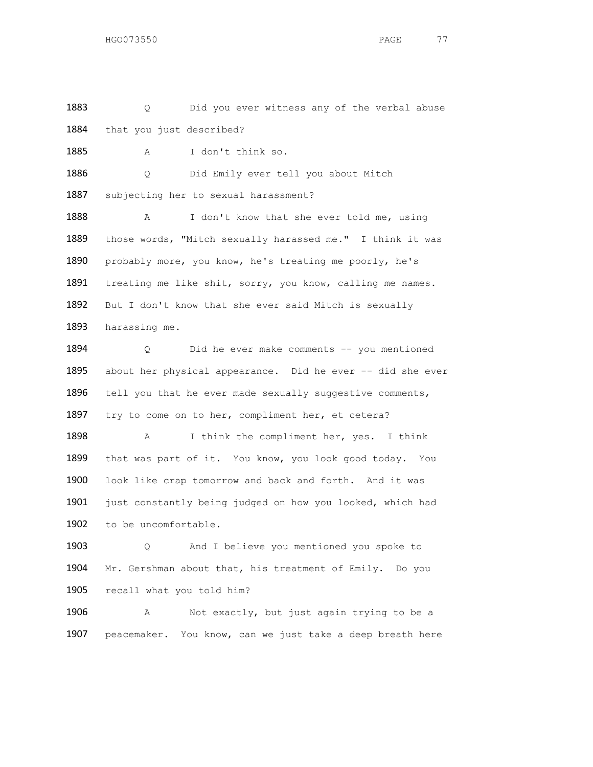1883 Q Did you ever witness any of the verbal abuse
1884 that you just described?

1885 A I don't think so.

1886 Q Did Emily ever tell you about Mitch
1887 subjecting her to sexual harassment?

1888 A I don't know that she ever told me, using
1889 those words, "Mitch sexually harassed me." I think it was
1890 probably more, you know, he's treating me poorly, he's
1891 treating me like shit, sorry, you know, calling me names.
1892 But I don't know that she ever said Mitch is sexually
1893 harassing me.

1894 Q Did he ever make comments -- you mentioned
1895 about her physical appearance. Did he ever -- did she ever
1896 tell you that he ever made sexually suggestive comments,
1897 try to come on to her, compliment her, et cetera?

1898 A I think the compliment her, yes. I think
1899 that was part of it. You know, you look good today. You
1900 look like crap tomorrow and back and forth. And it was
1901 just constantly being judged on how you looked, which had
1902 to be uncomfortable.

1903 Q And I believe you mentioned you spoke to
1904 Mr. Gershman about that, his treatment of Emily. Do you
1905 recall what you told him?

1906 A Not exactly, but just again trying to be a
1907 peacemaker. You know, can we just take a deep breath here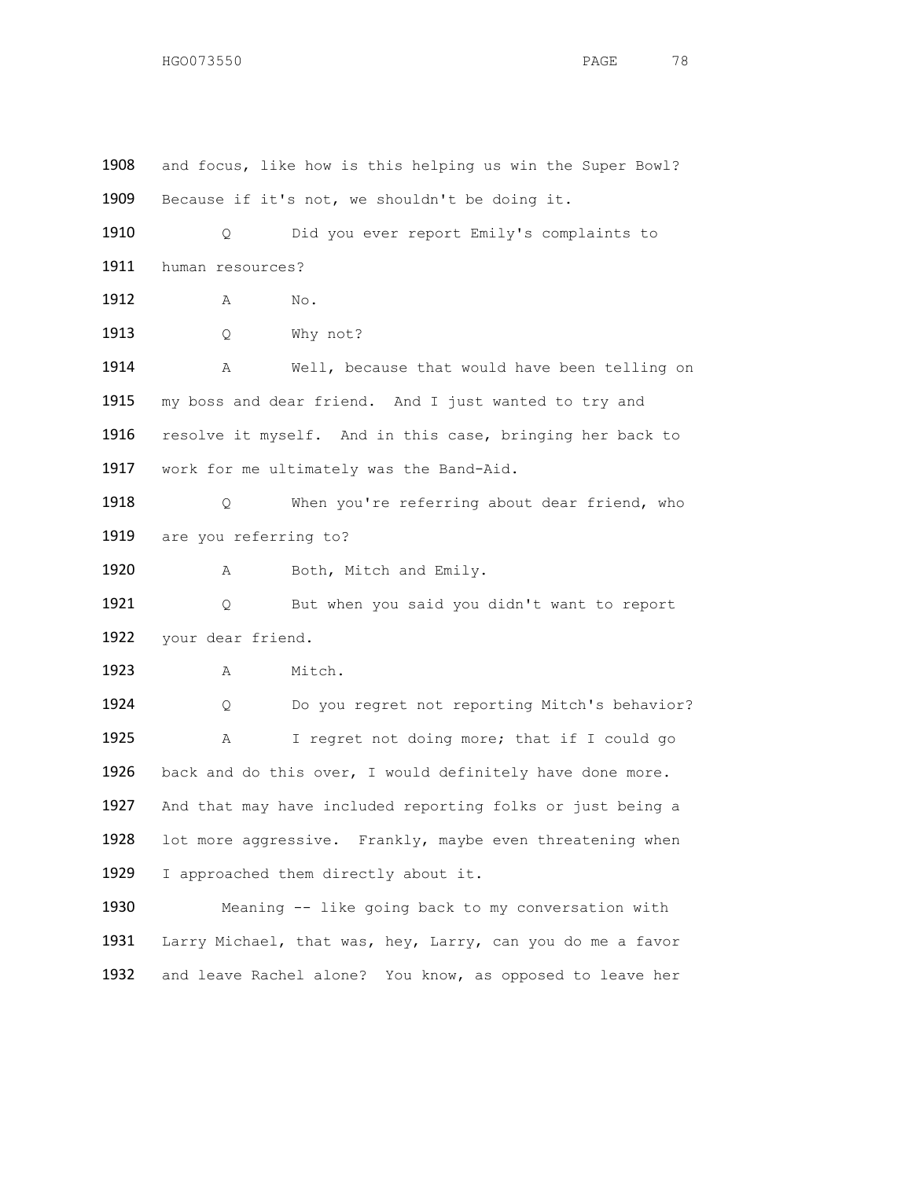1908 and focus, like how is this helping us win the Super Bowl?
1909 Because if it's not, we shouldn't be doing it.

1910 Q Did you ever report Emily's complaints to
1911 human resources?

1912 A No.

1913 Q Why not?

1914 A Well, because that would have been telling on
1915 my boss and dear friend. And I just wanted to try and
1916 resolve it myself. And in this case, bringing her back to
1917 work for me ultimately was the Band-Aid.

1918 Q When you're referring about dear friend, who
1919 are you referring to?

1920 A Both, Mitch and Emily.

1921 Q But when you said you didn't want to report
1922 your dear friend.

1923 A Mitch.

1924 Q Do you regret not reporting Mitch's behavior?

1925 A I regret not doing more; that if I could go
1926 back and do this over, I would definitely have done more.
1927 And that may have included reporting folks or just being a
1928 lot more aggressive. Frankly, maybe even threatening when
1929 I approached them directly about it.

1930 Meaning -- like going back to my conversation with
1931 Larry Michael, that was, hey, Larry, can you do me a favor
1932 and leave Rachel alone? You know, as opposed to leave her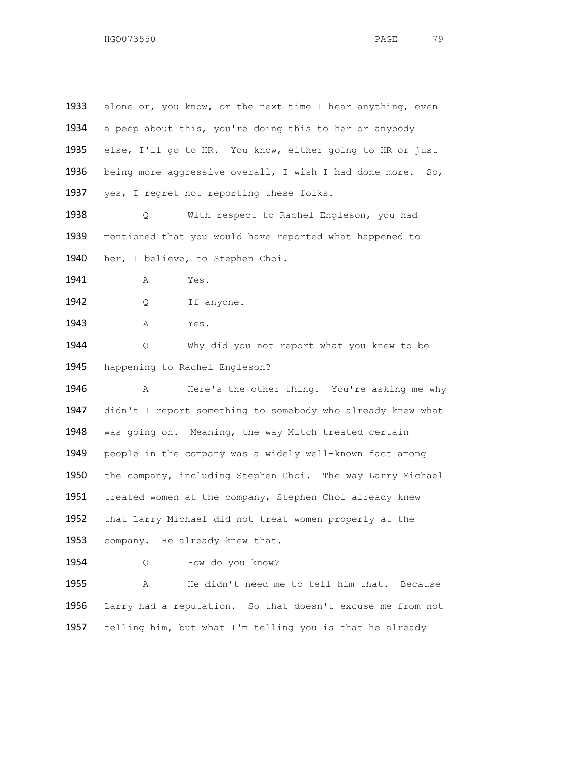1933 alone or, you know, or the next time I hear anything, even
1934 a peep about this, you're doing this to her or anybody
1935 else, I'll go to HR. You know, either going to HR or just
1936 being more aggressive overall, I wish I had done more. So,
1937 yes, I regret not reporting these folks.

1938 Q With respect to Rachel Engleson, you had
1939 mentioned that you would have reported what happened to
1940 her, I believe, to Stephen Choi.

1941 A Yes.

1942 Q If anyone.

1943 A Yes.

1944 Q Why did you not report what you knew to be
1945 happening to Rachel Engleson?

1946 A Here's the other thing. You're asking me why
1947 didn't I report something to somebody who already knew what
1948 was going on. Meaning, the way Mitch treated certain
1949 people in the company was a widely well-known fact among
1950 the company, including Stephen Choi. The way Larry Michael
1951 treated women at the company, Stephen Choi already knew
1952 that Larry Michael did not treat women properly at the
1953 company. He already knew that.

1954 Q How do you know?

1955 A He didn't need me to tell him that. Because
1956 Larry had a reputation. So that doesn't excuse me from not
1957 telling him, but what I'm telling you is that he already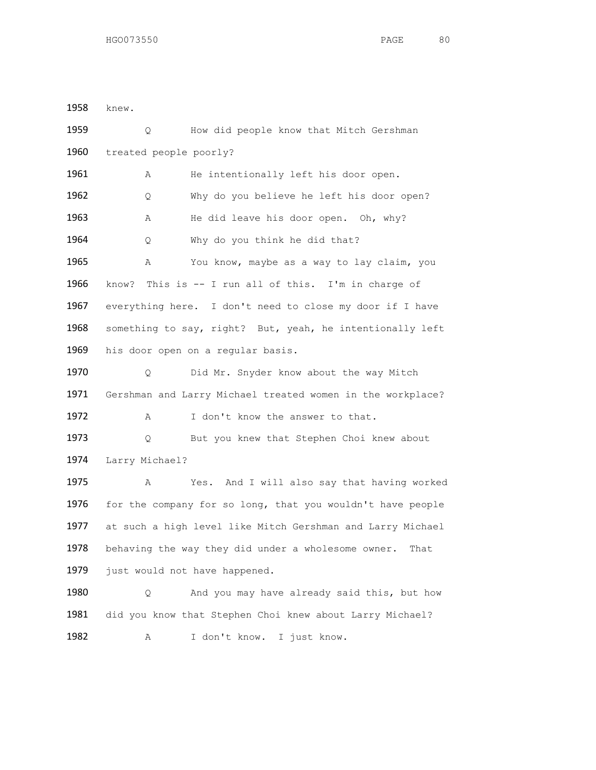1958 knew.

1959 Q How did people know that Mitch Gershman

1960 treated people poorly?

1961 A He intentionally left his door open.

1962 Q Why do you believe he left his door open?

1963 A He did leave his door open. Oh, why?

1964 Q Why do you think he did that?

1965 A You know, maybe as a way to lay claim, you

1966 know? This is -- I run all of this. I'm in charge of

1967 everything here. I don't need to close my door if I have

1968 something to say, right? But, yeah, he intentionally left

1969 his door open on a regular basis.

1970 Q Did Mr. Snyder know about the way Mitch

1971 Gershman and Larry Michael treated women in the workplace?

1972 A I don't know the answer to that.

1973 Q But you knew that Stephen Choi knew about

1974 Larry Michael?

1975 A Yes. And I will also say that having worked

1976 for the company for so long, that you wouldn't have people

1977 at such a high level like Mitch Gershman and Larry Michael

1978 behaving the way they did under a wholesome owner. That

1979 just would not have happened.

1980 Q And you may have already said this, but how

1981 did you know that Stephen Choi knew about Larry Michael?

1982 A I don't know. I just know.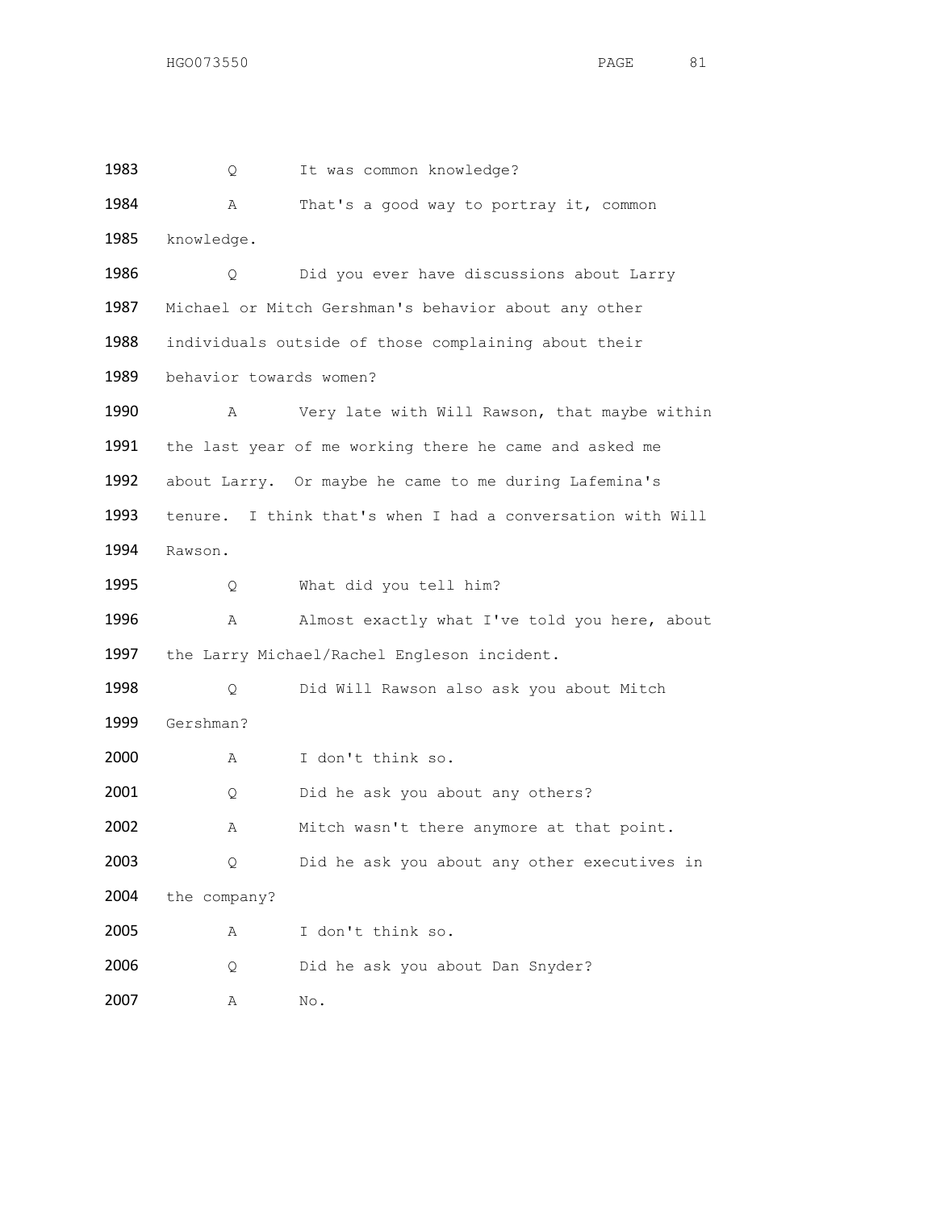1983 Q It was common knowledge?

1984 A That's a good way to portray it, common
1985 knowledge.

1986 Q Did you ever have discussions about Larry
1987 Michael or Mitch Gershman's behavior about any other
1988 individuals outside of those complaining about their
1989 behavior towards women?

1990 A Very late with Will Rawson, that maybe within
1991 the last year of me working there he came and asked me
1992 about Larry. Or maybe he came to me during Lafemina's
1993 tenure. I think that's when I had a conversation with Will
1994 Rawson.

1995 Q What did you tell him?

1996 A Almost exactly what I've told you here, about
1997 the Larry Michael/Rachel Engleson incident.

1998 Q Did Will Rawson also ask you about Mitch
1999 Gershman?

2000 A I don't think so.

2001 Q Did he ask you about any others?

2002 A Mitch wasn't there anymore at that point.

2003 Q Did he ask you about any other executives in
2004 the company?

2005 A I don't think so.

2006 Q Did he ask you about Dan Snyder?

2007 A No.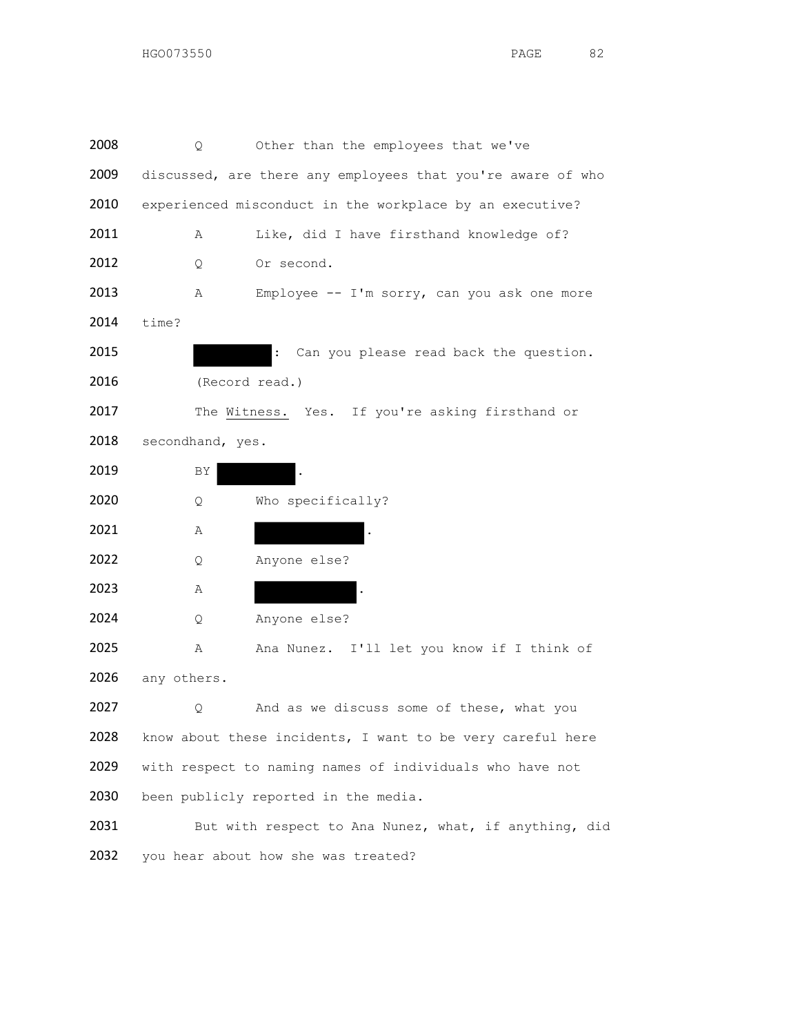2008 Q Other than the employees that we've

2009 discussed, are there any employees that you're aware of who

2010 experienced misconduct in the workplace by an executive?

2011 A Like, did I have firsthand knowledge of?

2012 Q Or second.

2013 A Employee -- I'm sorry, can you ask one more

2014 time?

2015 [REDACTED]: Can you please read back the question.

2016 (Record read.)

2017 The Witness. Yes. If you're asking firsthand or

2018 secondhand, yes.

2019 BY [REDACTED].

2020 Q Who specifically?

2021 A [REDACTED].

2022 Q Anyone else?

2023 A [REDACTED].

2024 Q Anyone else?

2025 A Ana Nunez. I'll let you know if I think of

2026 any others.

2027 Q And as we discuss some of these, what you

2028 know about these incidents, I want to be very careful here

2029 with respect to naming names of individuals who have not

2030 been publicly reported in the media.

2031 But with respect to Ana Nunez, what, if anything, did

2032 you hear about how she was treated?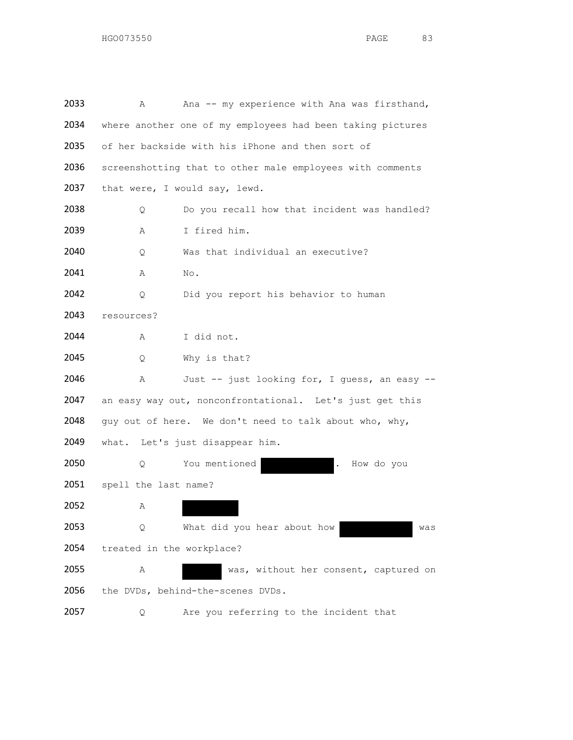2033 A Ana -- my experience with Ana was firsthand,
2034 where another one of my employees had been taking pictures
2035 of her backside with his iPhone and then sort of
2036 screenshotting that to other male employees with comments
2037 that were, I would say, lewd.

2038 Q Do you recall how that incident was handled?

2039 A I fired him.

2040 Q Was that individual an executive?

2041 A No.

2042 Q Did you report his behavior to human
2043 resources?

2044 A I did not.

2045 Q Why is that?

2046 A Just -- just looking for, I guess, an easy --
2047 an easy way out, nonconfrontational. Let's just get this
2048 guy out of here. We don't need to talk about who, why,
2049 what. Let's just disappear him.

2050 Q You mentioned [REDACTED]. How do you
2051 spell the last name?

2052 A [REDACTED]

2053 Q What did you hear about how [REDACTED] was
2054 treated in the workplace?

2055 A [REDACTED] was, without her consent, captured on
2056 the DVDs, behind-the-scenes DVDs.

2057 Q Are you referring to the incident that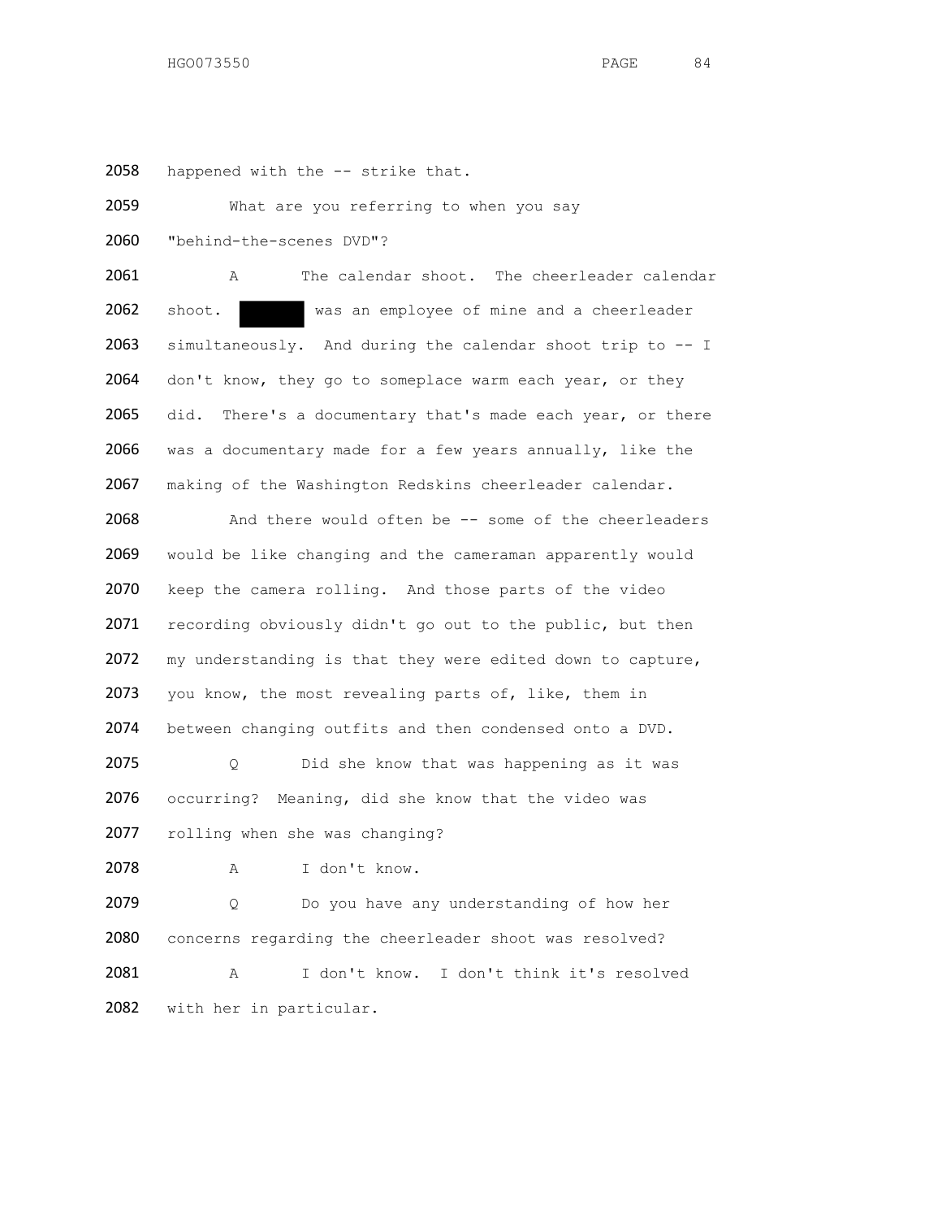2058 happened with the -- strike that.

2059 What are you referring to when you say

2060 "behind-the-scenes DVD"?

2061 A The calendar shoot. The cheerleader calendar

2062 shoot. ██████ was an employee of mine and a cheerleader

2063 simultaneously. And during the calendar shoot trip to -- I

2064 don't know, they go to someplace warm each year, or they

2065 did. There's a documentary that's made each year, or there

2066 was a documentary made for a few years annually, like the

2067 making of the Washington Redskins cheerleader calendar.

2068 And there would often be -- some of the cheerleaders

2069 would be like changing and the cameraman apparently would

2070 keep the camera rolling. And those parts of the video

2071 recording obviously didn't go out to the public, but then

2072 my understanding is that they were edited down to capture,

2073 you know, the most revealing parts of, like, them in

2074 between changing outfits and then condensed onto a DVD.

2075 Q Did she know that was happening as it was

2076 occurring? Meaning, did she know that the video was

2077 rolling when she was changing?

2078 A I don't know.

2079 Q Do you have any understanding of how her

2080 concerns regarding the cheerleader shoot was resolved?

2081 A I don't know. I don't think it's resolved

2082 with her in particular.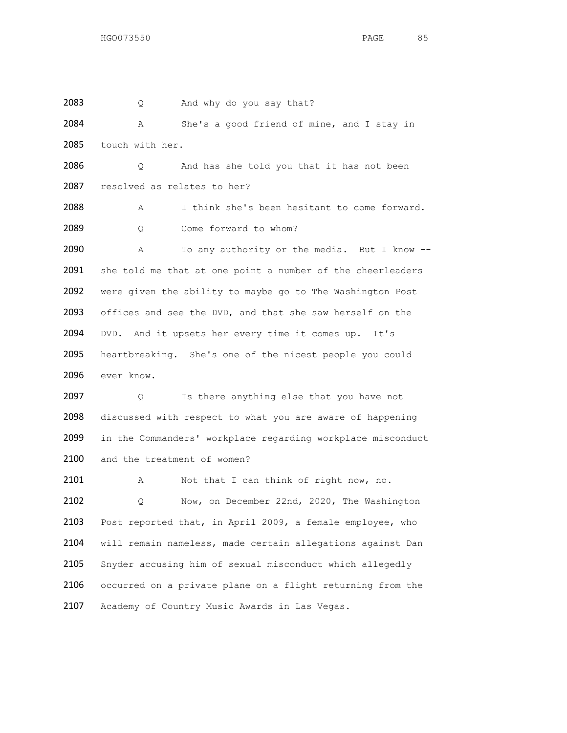2083 Q And why do you say that?

2084 A She's a good friend of mine, and I stay in
2085 touch with her.

2086 Q And has she told you that it has not been
2087 resolved as relates to her?

2088 A I think she's been hesitant to come forward.

2089 Q Come forward to whom?

2090 A To any authority or the media. But I know --
2091 she told me that at one point a number of the cheerleaders
2092 were given the ability to maybe go to The Washington Post
2093 offices and see the DVD, and that she saw herself on the
2094 DVD. And it upsets her every time it comes up. It's
2095 heartbreaking. She's one of the nicest people you could
2096 ever know.

2097 Q Is there anything else that you have not
2098 discussed with respect to what you are aware of happening
2099 in the Commanders' workplace regarding workplace misconduct
2100 and the treatment of women?

2101 A Not that I can think of right now, no.

2102 Q Now, on December 22nd, 2020, The Washington
2103 Post reported that, in April 2009, a female employee, who
2104 will remain nameless, made certain allegations against Dan
2105 Snyder accusing him of sexual misconduct which allegedly
2106 occurred on a private plane on a flight returning from the
2107 Academy of Country Music Awards in Las Vegas.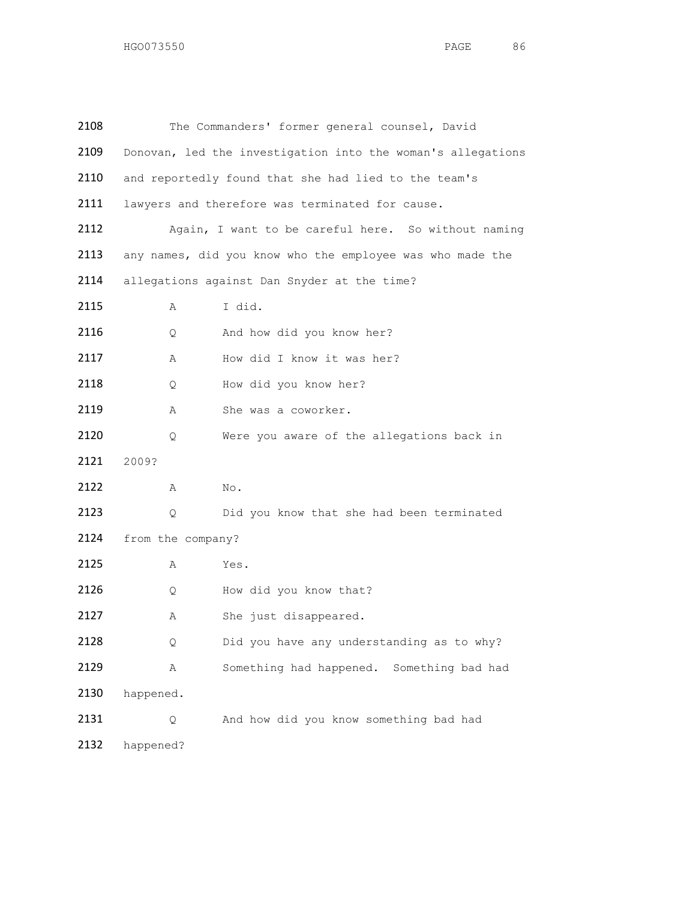2108 The Commanders' former general counsel, David

2109 Donovan, led the investigation into the woman's allegations

2110 and reportedly found that she had lied to the team's

2111 lawyers and therefore was terminated for cause.

2112 Again, I want to be careful here. So without naming

2113 any names, did you know who the employee was who made the

2114 allegations against Dan Snyder at the time?

2115 A I did.

2116 Q And how did you know her?

2117 A How did I know it was her?

2118 Q How did you know her?

2119 A She was a coworker.

2120 Q Were you aware of the allegations back in

2121 2009?

2122 A No.

2123 Q Did you know that she had been terminated

2124 from the company?

2125 A Yes.

2126 Q How did you know that?

2127 A She just disappeared.

2128 Q Did you have any understanding as to why?

2129 A Something had happened. Something bad had

2130 happened.

2131 Q And how did you know something bad had

2132 happened?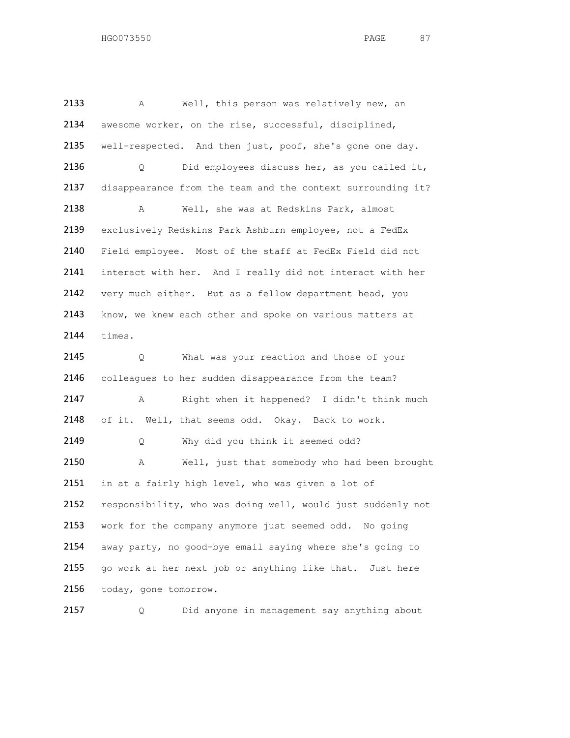2133 A Well, this person was relatively new, an
2134 awesome worker, on the rise, successful, disciplined,
2135 well-respected. And then just, poof, she's gone one day.
2136 Q Did employees discuss her, as you called it,
2137 disappearance from the team and the context surrounding it?
2138 A Well, she was at Redskins Park, almost
2139 exclusively Redskins Park Ashburn employee, not a FedEx
2140 Field employee. Most of the staff at FedEx Field did not
2141 interact with her. And I really did not interact with her
2142 very much either. But as a fellow department head, you
2143 know, we knew each other and spoke on various matters at
2144 times.
2145 Q What was your reaction and those of your
2146 colleagues to her sudden disappearance from the team?
2147 A Right when it happened? I didn't think much
2148 of it. Well, that seems odd. Okay. Back to work.
2149 Q Why did you think it seemed odd?
2150 A Well, just that somebody who had been brought
2151 in at a fairly high level, who was given a lot of
2152 responsibility, who was doing well, would just suddenly not
2153 work for the company anymore just seemed odd. No going
2154 away party, no good-bye email saying where she's going to
2155 go work at her next job or anything like that. Just here
2156 today, gone tomorrow.
2157 Q Did anyone in management say anything about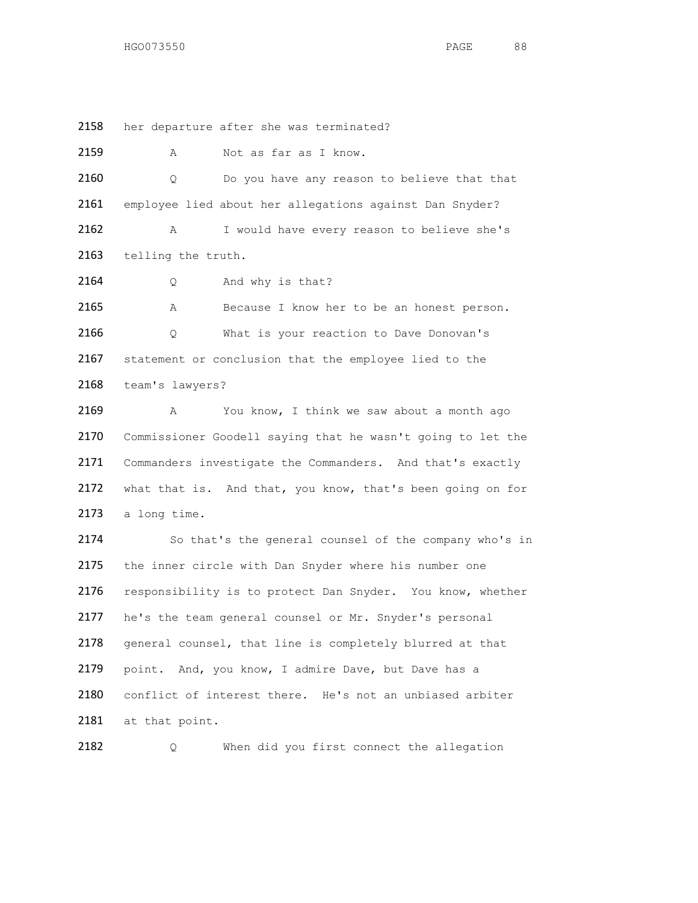2158 her departure after she was terminated?

2159 A Not as far as I know.

2160 Q Do you have any reason to believe that that

2161 employee lied about her allegations against Dan Snyder?

2162 A I would have every reason to believe she's

2163 telling the truth.

2164 Q And why is that?

2165 A Because I know her to be an honest person.

2166 Q What is your reaction to Dave Donovan's

2167 statement or conclusion that the employee lied to the

2168 team's lawyers?

2169 A You know, I think we saw about a month ago

2170 Commissioner Goodell saying that he wasn't going to let the

2171 Commanders investigate the Commanders. And that's exactly

2172 what that is. And that, you know, that's been going on for

2173 a long time.

2174 So that's the general counsel of the company who's in

2175 the inner circle with Dan Snyder where his number one

2176 responsibility is to protect Dan Snyder. You know, whether

2177 he's the team general counsel or Mr. Snyder's personal

2178 general counsel, that line is completely blurred at that

2179 point. And, you know, I admire Dave, but Dave has a

2180 conflict of interest there. He's not an unbiased arbiter

2181 at that point.

2182 Q When did you first connect the allegation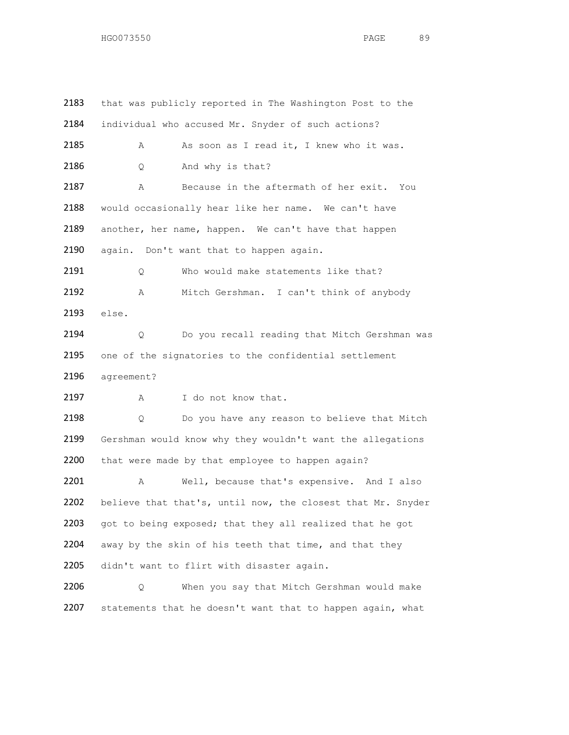2183 that was publicly reported in The Washington Post to the

2184 individual who accused Mr. Snyder of such actions?

2185 A As soon as I read it, I knew who it was.

2186 Q And why is that?

2187 A Because in the aftermath of her exit. You

2188 would occasionally hear like her name. We can't have

2189 another, her name, happen. We can't have that happen

2190 again. Don't want that to happen again.

2191 Q Who would make statements like that?

2192 A Mitch Gershman. I can't think of anybody

2193 else.

2194 Q Do you recall reading that Mitch Gershman was

2195 one of the signatories to the confidential settlement

2196 agreement?

2197 A I do not know that.

2198 Q Do you have any reason to believe that Mitch

2199 Gershman would know why they wouldn't want the allegations

2200 that were made by that employee to happen again?

2201 A Well, because that's expensive. And I also

2202 believe that that's, until now, the closest that Mr. Snyder

2203 got to being exposed; that they all realized that he got

2204 away by the skin of his teeth that time, and that they

2205 didn't want to flirt with disaster again.

2206 Q When you say that Mitch Gershman would make

2207 statements that he doesn't want that to happen again, what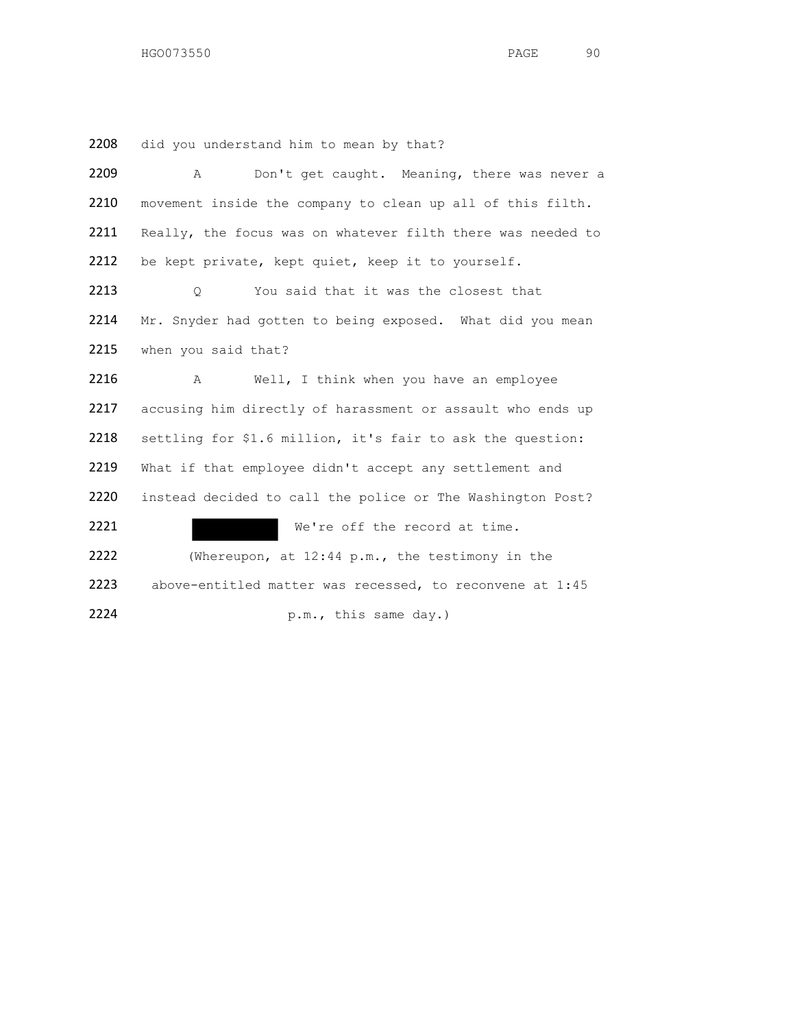2208 did you understand him to mean by that?

2209 A Don't get caught. Meaning, there was never a

2210 movement inside the company to clean up all of this filth.

2211 Really, the focus was on whatever filth there was needed to

2212 be kept private, kept quiet, keep it to yourself.

2213 Q You said that it was the closest that

2214 Mr. Snyder had gotten to being exposed. What did you mean

2215 when you said that?

2216 A Well, I think when you have an employee

2217 accusing him directly of harassment or assault who ends up

2218 settling for $1.6 million, it's fair to ask the question:

2219 What if that employee didn't accept any settlement and

2220 instead decided to call the police or The Washington Post?

2221 ██████ We're off the record at time.

2222 (Whereupon, at 12:44 p.m., the testimony in the

2223 above-entitled matter was recessed, to reconvene at 1:45

2224 p.m., this same day.)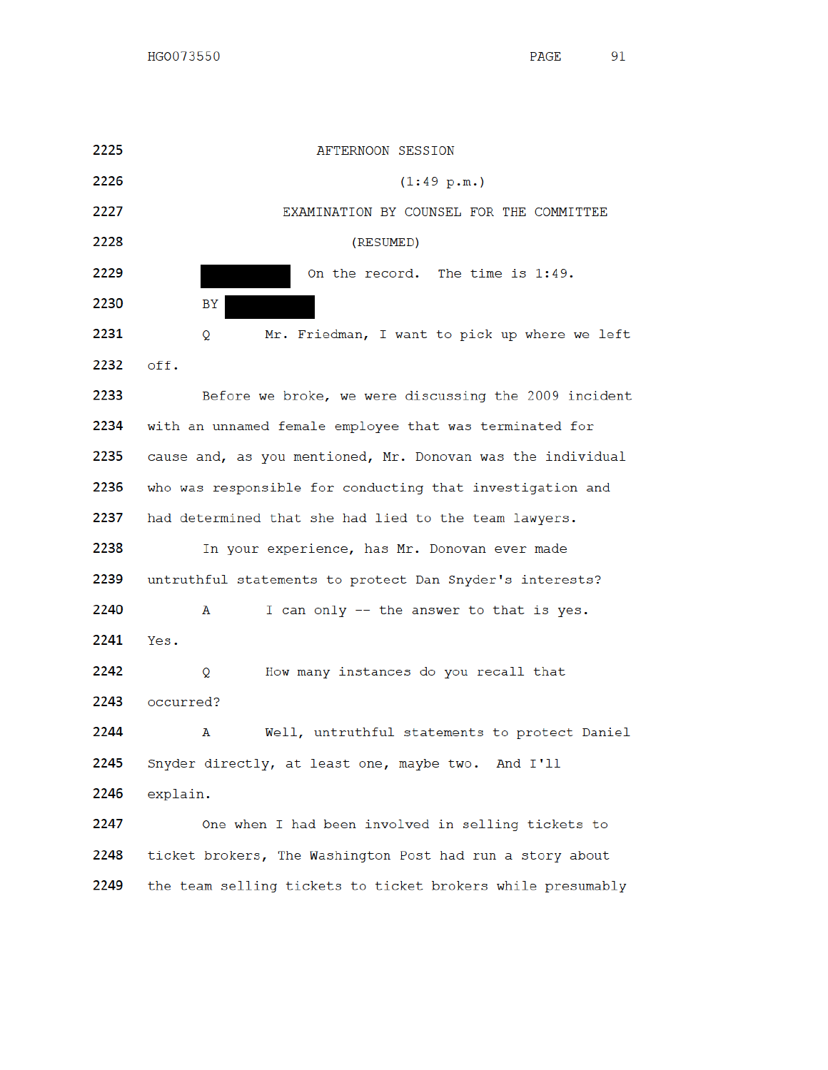AFTERNOON SESSION

(1:49 p.m.)

EXAMINATION BY COUNSEL FOR THE COMMITTEE

(RESUMED)

[REDACTED] On the record. The time is 1:49.

BY [REDACTED]

Q Mr. Friedman, I want to pick up where we left off.

Before we broke, we were discussing the 2009 incident with an unnamed female employee that was terminated for cause and, as you mentioned, Mr. Donovan was the individual who was responsible for conducting that investigation and had determined that she had lied to the team lawyers.

In your experience, has Mr. Donovan ever made untruthful statements to protect Dan Snyder's interests?

A I can only -- the answer to that is yes. Yes.

Q How many instances do you recall that occurred?

A Well, untruthful statements to protect Daniel Snyder directly, at least one, maybe two. And I'll explain.

One when I had been involved in selling tickets to ticket brokers, The Washington Post had run a story about the team selling tickets to ticket brokers while presumably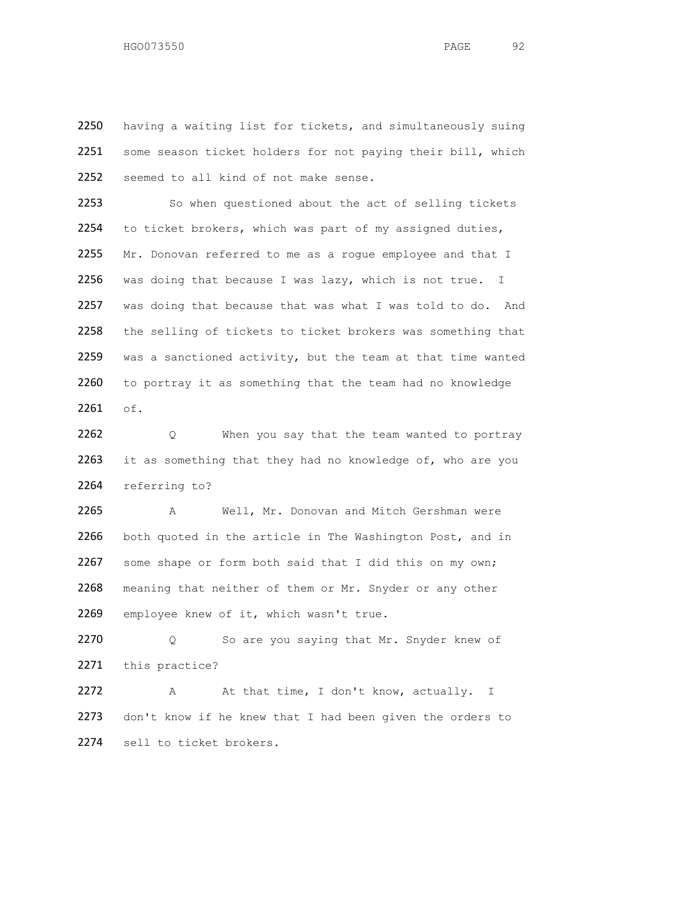2250 having a waiting list for tickets, and simultaneously suing
2251 some season ticket holders for not paying their bill, which
2252 seemed to all kind of not make sense.

2253 So when questioned about the act of selling tickets
2254 to ticket brokers, which was part of my assigned duties,
2255 Mr. Donovan referred to me as a rogue employee and that I
2256 was doing that because I was lazy, which is not true. I
2257 was doing that because that was what I was told to do. And
2258 the selling of tickets to ticket brokers was something that
2259 was a sanctioned activity, but the team at that time wanted
2260 to portray it as something that the team had no knowledge
2261 of.

2262 Q When you say that the team wanted to portray
2263 it as something that they had no knowledge of, who are you
2264 referring to?

2265 A Well, Mr. Donovan and Mitch Gershman were
2266 both quoted in the article in The Washington Post, and in
2267 some shape or form both said that I did this on my own;
2268 meaning that neither of them or Mr. Snyder or any other
2269 employee knew of it, which wasn't true.

2270 Q So are you saying that Mr. Snyder knew of
2271 this practice?

2272 A At that time, I don't know, actually. I
2273 don't know if he knew that I had been given the orders to
2274 sell to ticket brokers.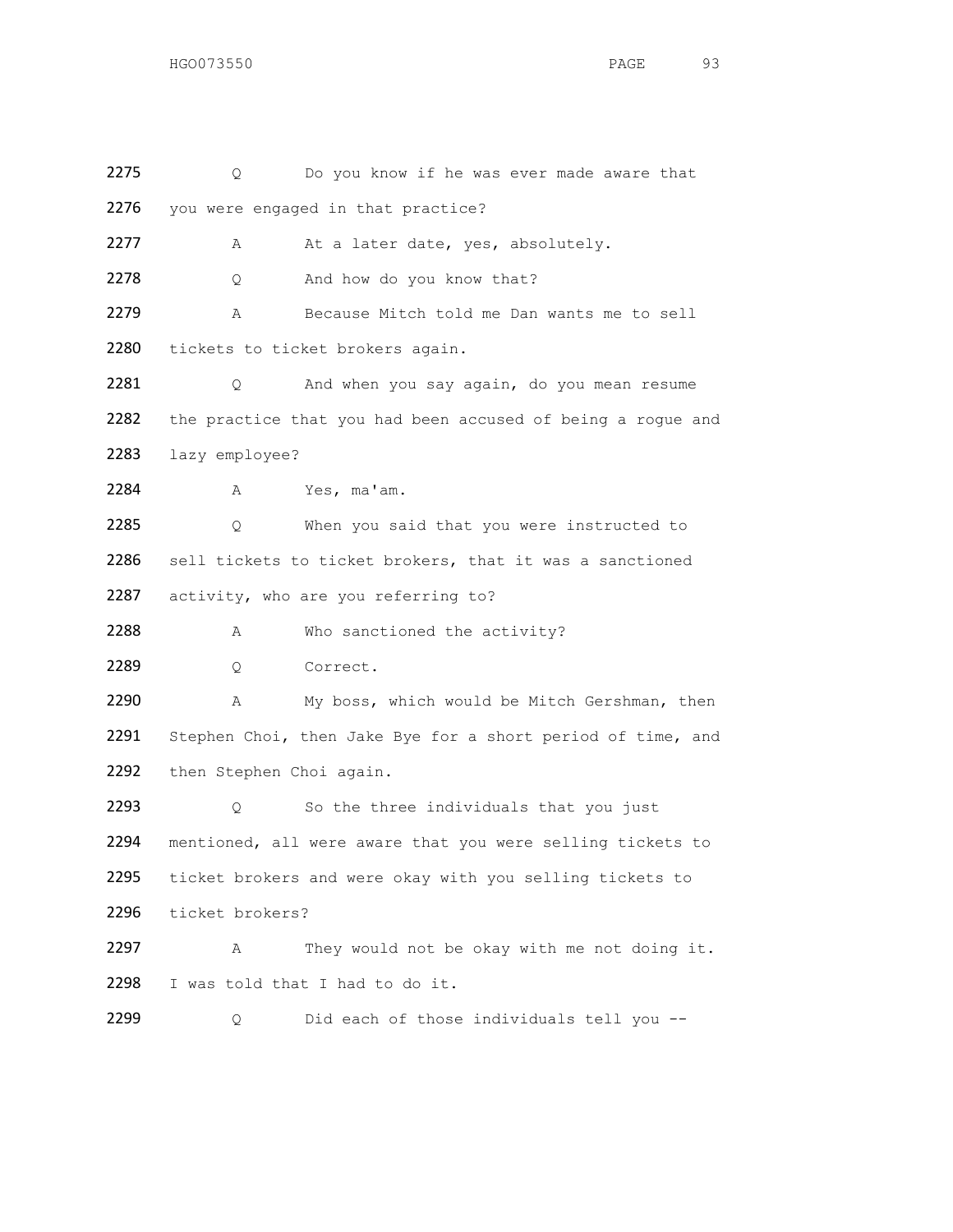2275 Q Do you know if he was ever made aware that
2276 you were engaged in that practice?

2277 A At a later date, yes, absolutely.

2278 Q And how do you know that?

2279 A Because Mitch told me Dan wants me to sell
2280 tickets to ticket brokers again.

2281 Q And when you say again, do you mean resume
2282 the practice that you had been accused of being a rogue and
2283 lazy employee?

2284 A Yes, ma'am.

2285 Q When you said that you were instructed to
2286 sell tickets to ticket brokers, that it was a sanctioned
2287 activity, who are you referring to?

2288 A Who sanctioned the activity?

2289 Q Correct.

2290 A My boss, which would be Mitch Gershman, then
2291 Stephen Choi, then Jake Bye for a short period of time, and
2292 then Stephen Choi again.

2293 Q So the three individuals that you just
2294 mentioned, all were aware that you were selling tickets to
2295 ticket brokers and were okay with you selling tickets to
2296 ticket brokers?

2297 A They would not be okay with me not doing it.
2298 I was told that I had to do it.

2299 Q Did each of those individuals tell you --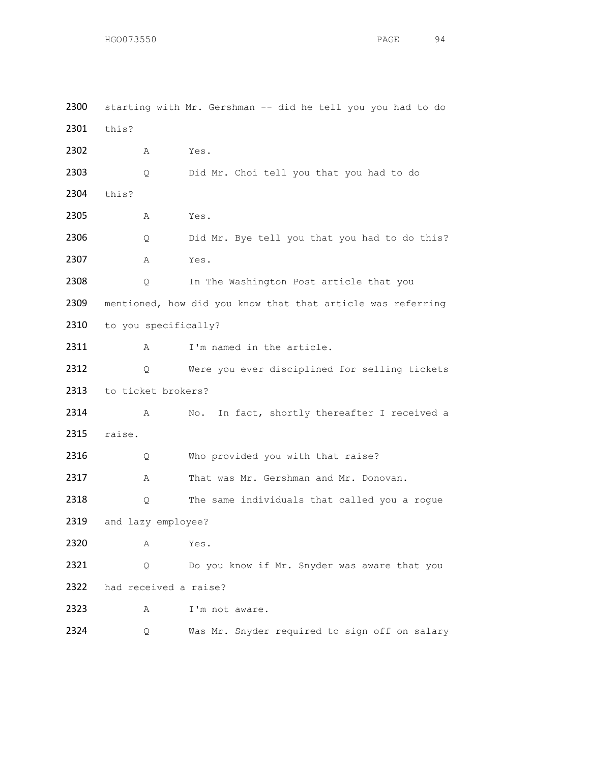2300 starting with Mr. Gershman -- did he tell you you had to do

2301 this?

2302 A Yes.

2303 Q Did Mr. Choi tell you that you had to do

2304 this?

2305 A Yes.

2306 Q Did Mr. Bye tell you that you had to do this?

2307 A Yes.

2308 Q In The Washington Post article that you

2309 mentioned, how did you know that that article was referring

2310 to you specifically?

2311 A I'm named in the article.

2312 Q Were you ever disciplined for selling tickets

2313 to ticket brokers?

2314 A No. In fact, shortly thereafter I received a

2315 raise.

2316 Q Who provided you with that raise?

2317 A That was Mr. Gershman and Mr. Donovan.

2318 Q The same individuals that called you a rogue

2319 and lazy employee?

2320 A Yes.

2321 Q Do you know if Mr. Snyder was aware that you

2322 had received a raise?

2323 A I'm not aware.

2324 Q Was Mr. Snyder required to sign off on salary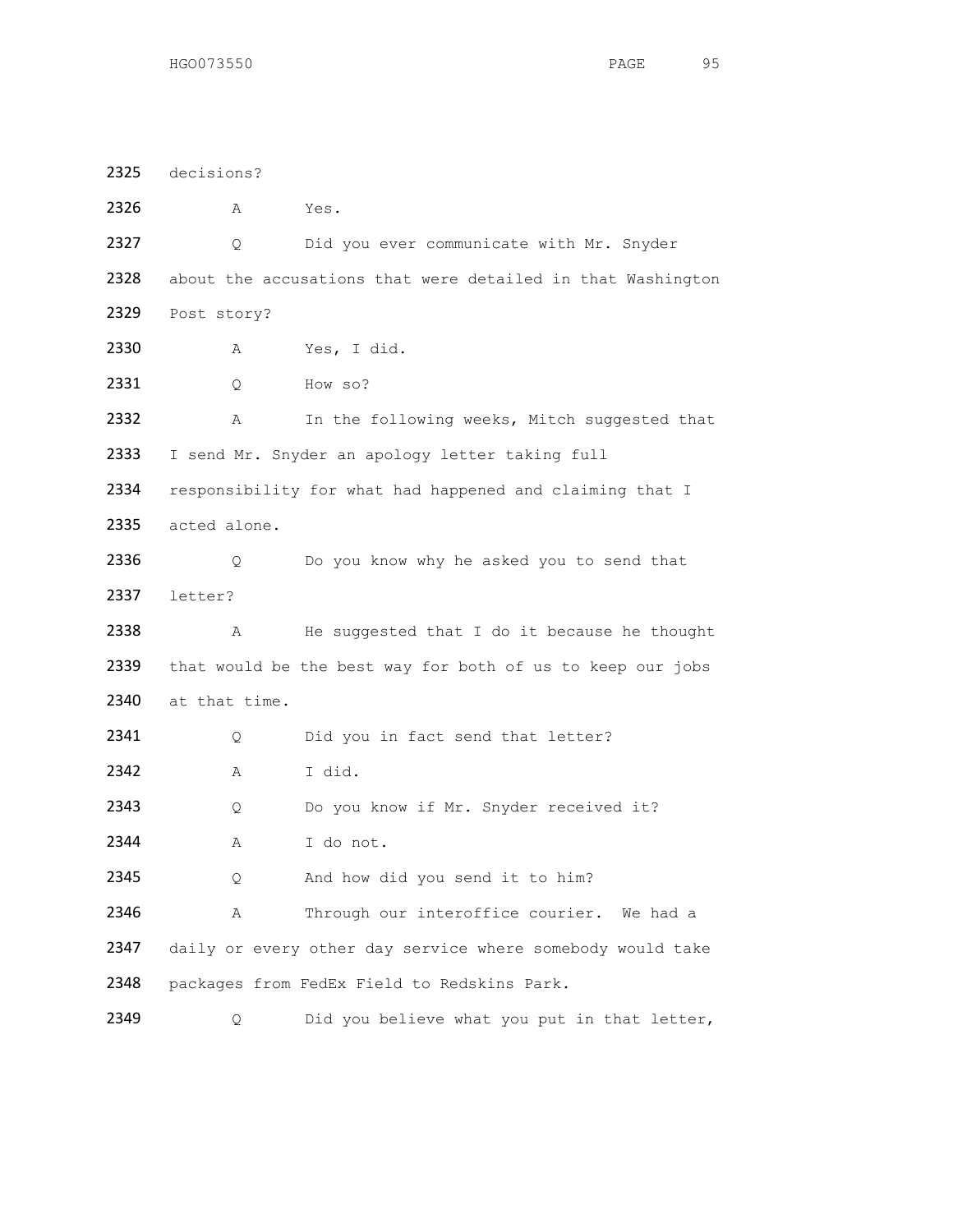2325 decisions?

2326 A Yes.

2327 Q Did you ever communicate with Mr. Snyder

2328 about the accusations that were detailed in that Washington

2329 Post story?

2330 A Yes, I did.

2331 Q How so?

2332 A In the following weeks, Mitch suggested that

2333 I send Mr. Snyder an apology letter taking full

2334 responsibility for what had happened and claiming that I

2335 acted alone.

2336 Q Do you know why he asked you to send that

2337 letter?

2338 A He suggested that I do it because he thought

2339 that would be the best way for both of us to keep our jobs

2340 at that time.

2341 Q Did you in fact send that letter?

2342 A I did.

2343 Q Do you know if Mr. Snyder received it?

2344 A I do not.

2345 Q And how did you send it to him?

2346 A Through our interoffice courier. We had a

2347 daily or every other day service where somebody would take

2348 packages from FedEx Field to Redskins Park.

2349 Q Did you believe what you put in that letter,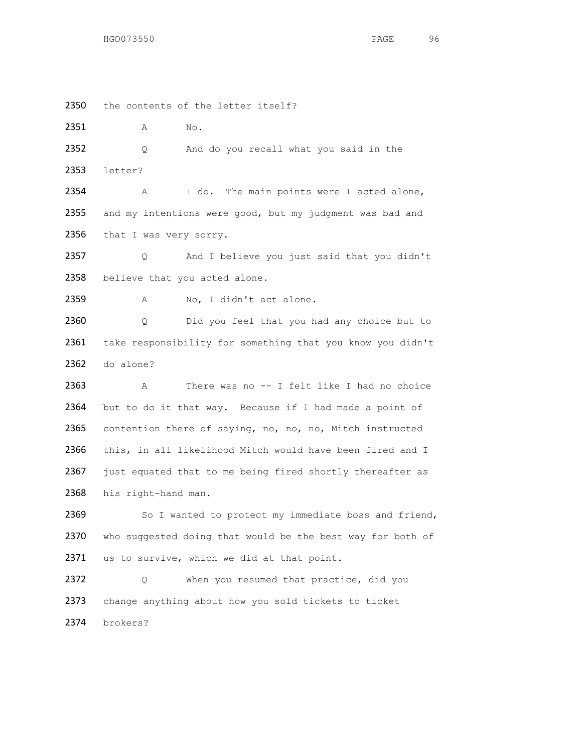2350 the contents of the letter itself?

2351 A No.

2352 Q And do you recall what you said in the

2353 letter?

2354 A I do. The main points were I acted alone,

2355 and my intentions were good, but my judgment was bad and

2356 that I was very sorry.

2357 Q And I believe you just said that you didn't

2358 believe that you acted alone.

2359 A No, I didn't act alone.

2360 Q Did you feel that you had any choice but to

2361 take responsibility for something that you know you didn't

2362 do alone?

2363 A There was no -- I felt like I had no choice

2364 but to do it that way. Because if I had made a point of

2365 contention there of saying, no, no, no, Mitch instructed

2366 this, in all likelihood Mitch would have been fired and I

2367 just equated that to me being fired shortly thereafter as

2368 his right-hand man.

2369 So I wanted to protect my immediate boss and friend,

2370 who suggested doing that would be the best way for both of

2371 us to survive, which we did at that point.

2372 Q When you resumed that practice, did you

2373 change anything about how you sold tickets to ticket

2374 brokers?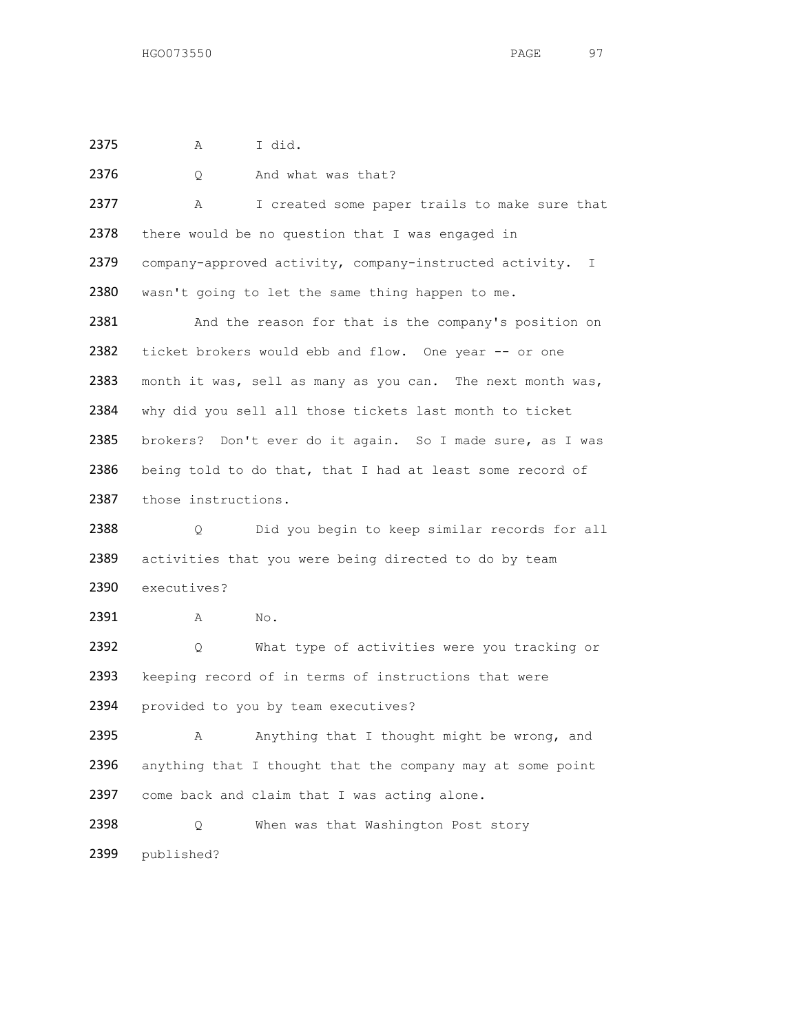2375 A I did.

2376 Q And what was that?

2377 A I created some paper trails to make sure that
2378 there would be no question that I was engaged in
2379 company-approved activity, company-instructed activity. I
2380 wasn't going to let the same thing happen to me.

2381 And the reason for that is the company's position on
2382 ticket brokers would ebb and flow. One year -- or one
2383 month it was, sell as many as you can. The next month was,
2384 why did you sell all those tickets last month to ticket
2385 brokers? Don't ever do it again. So I made sure, as I was
2386 being told to do that, that I had at least some record of
2387 those instructions.

2388 Q Did you begin to keep similar records for all
2389 activities that you were being directed to do by team
2390 executives?

2391 A No.

2392 Q What type of activities were you tracking or
2393 keeping record of in terms of instructions that were
2394 provided to you by team executives?

2395 A Anything that I thought might be wrong, and
2396 anything that I thought that the company may at some point
2397 come back and claim that I was acting alone.

2398 Q When was that Washington Post story
2399 published?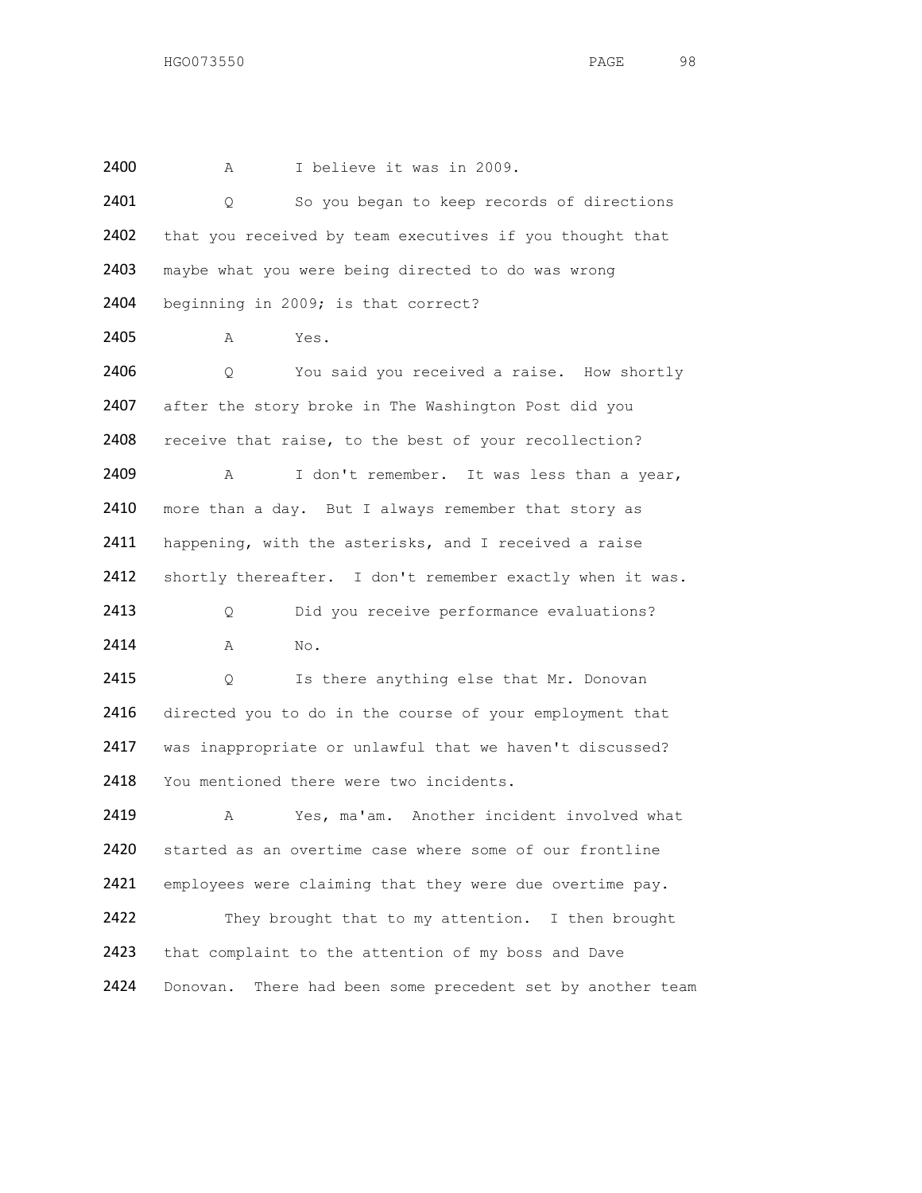2400 A I believe it was in 2009.

2401 Q So you began to keep records of directions
2402 that you received by team executives if you thought that
2403 maybe what you were being directed to do was wrong
2404 beginning in 2009; is that correct?

2405 A Yes.

2406 Q You said you received a raise. How shortly
2407 after the story broke in The Washington Post did you
2408 receive that raise, to the best of your recollection?

2409 A I don't remember. It was less than a year,
2410 more than a day. But I always remember that story as
2411 happening, with the asterisks, and I received a raise
2412 shortly thereafter. I don't remember exactly when it was.

2413 Q Did you receive performance evaluations?

2414 A No.

2415 Q Is there anything else that Mr. Donovan
2416 directed you to do in the course of your employment that
2417 was inappropriate or unlawful that we haven't discussed?
2418 You mentioned there were two incidents.

2419 A Yes, ma'am. Another incident involved what
2420 started as an overtime case where some of our frontline
2421 employees were claiming that they were due overtime pay.

2422 They brought that to my attention. I then brought
2423 that complaint to the attention of my boss and Dave
2424 Donovan. There had been some precedent set by another team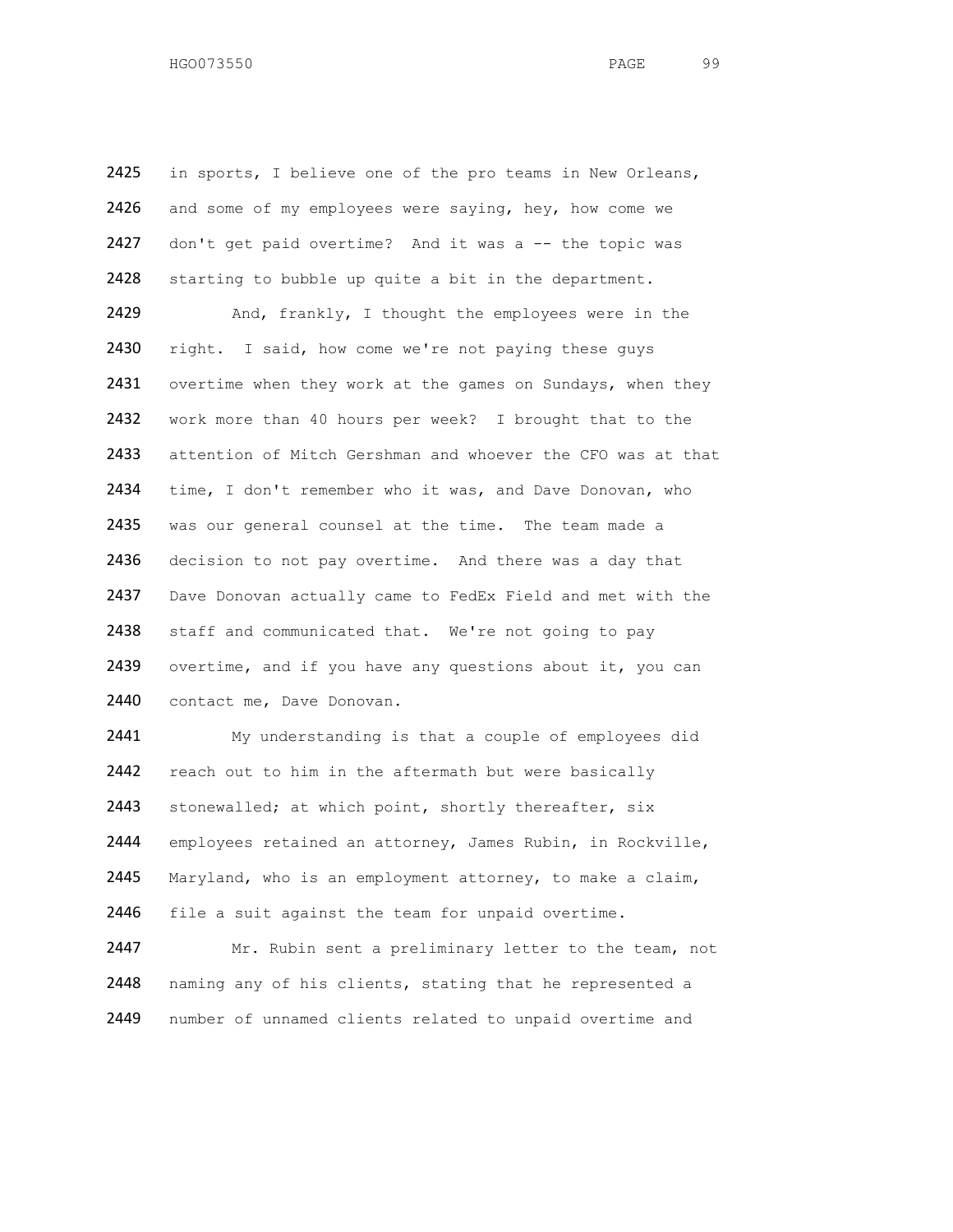in sports, I believe one of the pro teams in New Orleans, and some of my employees were saying, hey, how come we don't get paid overtime? And it was a -- the topic was starting to bubble up quite a bit in the department.

And, frankly, I thought the employees were in the right. I said, how come we're not paying these guys overtime when they work at the games on Sundays, when they work more than 40 hours per week? I brought that to the attention of Mitch Gershman and whoever the CFO was at that time, I don't remember who it was, and Dave Donovan, who was our general counsel at the time. The team made a decision to not pay overtime. And there was a day that Dave Donovan actually came to FedEx Field and met with the staff and communicated that. We're not going to pay overtime, and if you have any questions about it, you can contact me, Dave Donovan.

My understanding is that a couple of employees did reach out to him in the aftermath but were basically stonewalled; at which point, shortly thereafter, six employees retained an attorney, James Rubin, in Rockville, Maryland, who is an employment attorney, to make a claim, file a suit against the team for unpaid overtime.

Mr. Rubin sent a preliminary letter to the team, not naming any of his clients, stating that he represented a number of unnamed clients related to unpaid overtime and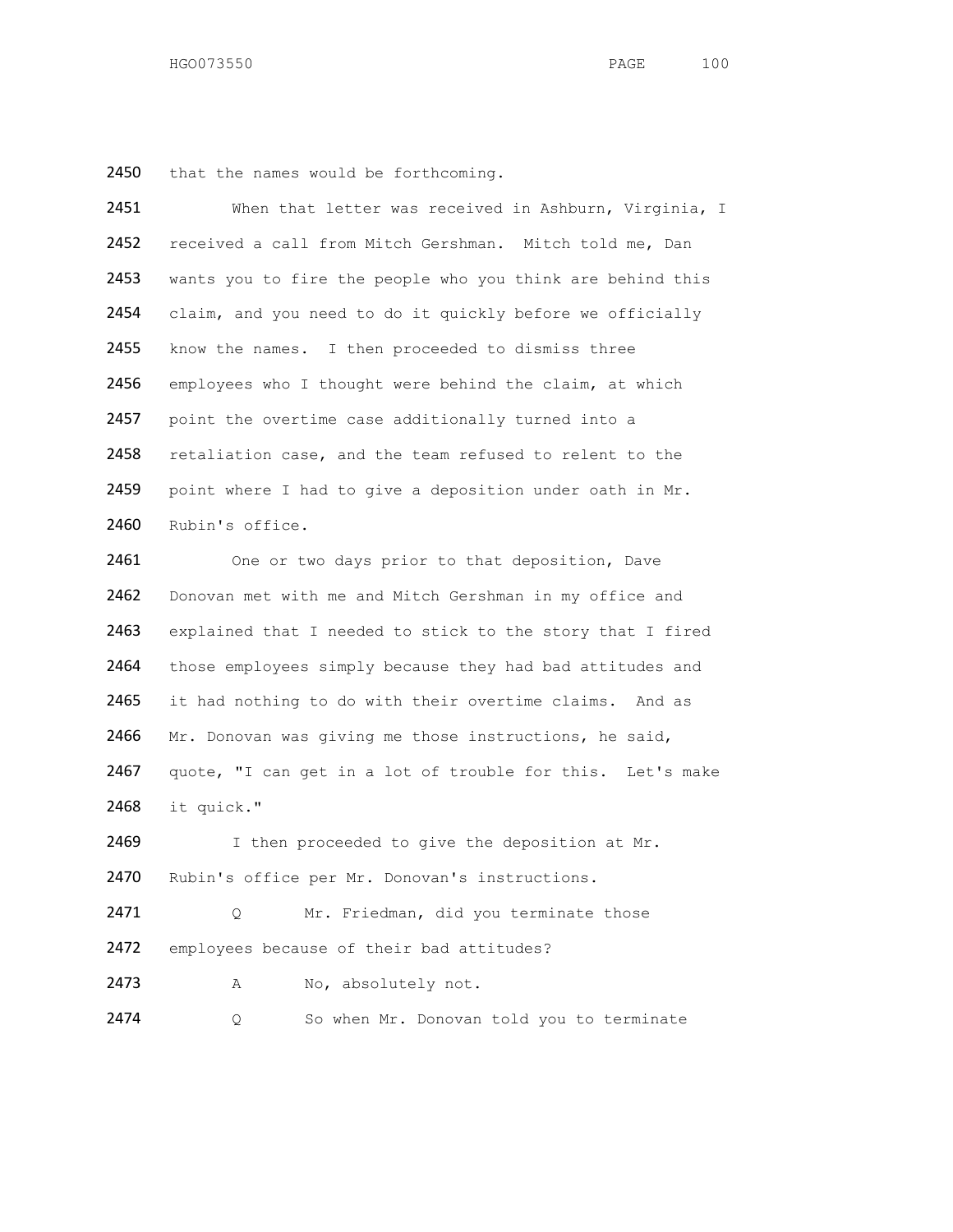2450 that the names would be forthcoming.

2451 When that letter was received in Ashburn, Virginia, I
2452 received a call from Mitch Gershman. Mitch told me, Dan
2453 wants you to fire the people who you think are behind this
2454 claim, and you need to do it quickly before we officially
2455 know the names. I then proceeded to dismiss three
2456 employees who I thought were behind the claim, at which
2457 point the overtime case additionally turned into a
2458 retaliation case, and the team refused to relent to the
2459 point where I had to give a deposition under oath in Mr.
2460 Rubin's office.

2461 One or two days prior to that deposition, Dave
2462 Donovan met with me and Mitch Gershman in my office and
2463 explained that I needed to stick to the story that I fired
2464 those employees simply because they had bad attitudes and
2465 it had nothing to do with their overtime claims. And as
2466 Mr. Donovan was giving me those instructions, he said,
2467 quote, "I can get in a lot of trouble for this. Let's make
2468 it quick."

2469 I then proceeded to give the deposition at Mr.
2470 Rubin's office per Mr. Donovan's instructions.

2471 Q Mr. Friedman, did you terminate those
2472 employees because of their bad attitudes?

2473 A No, absolutely not.

2474 Q So when Mr. Donovan told you to terminate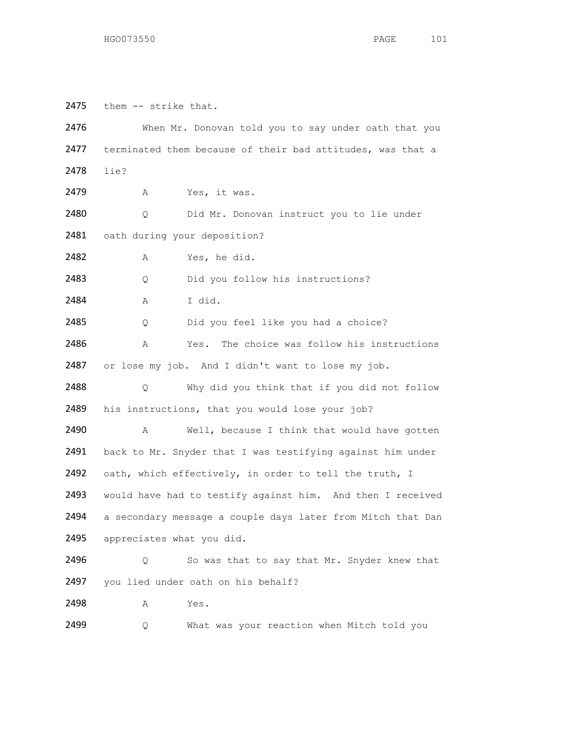2475 them -- strike that.

2476 When Mr. Donovan told you to say under oath that you

2477 terminated them because of their bad attitudes, was that a

2478 lie?

2479 A Yes, it was.

2480 Q Did Mr. Donovan instruct you to lie under

2481 oath during your deposition?

2482 A Yes, he did.

2483 Q Did you follow his instructions?

2484 A I did.

2485 Q Did you feel like you had a choice?

2486 A Yes. The choice was follow his instructions

2487 or lose my job. And I didn't want to lose my job.

2488 Q Why did you think that if you did not follow

2489 his instructions, that you would lose your job?

2490 A Well, because I think that would have gotten

2491 back to Mr. Snyder that I was testifying against him under

2492 oath, which effectively, in order to tell the truth, I

2493 would have had to testify against him. And then I received

2494 a secondary message a couple days later from Mitch that Dan

2495 appreciates what you did.

2496 Q So was that to say that Mr. Snyder knew that

2497 you lied under oath on his behalf?

2498 A Yes.

2499 Q What was your reaction when Mitch told you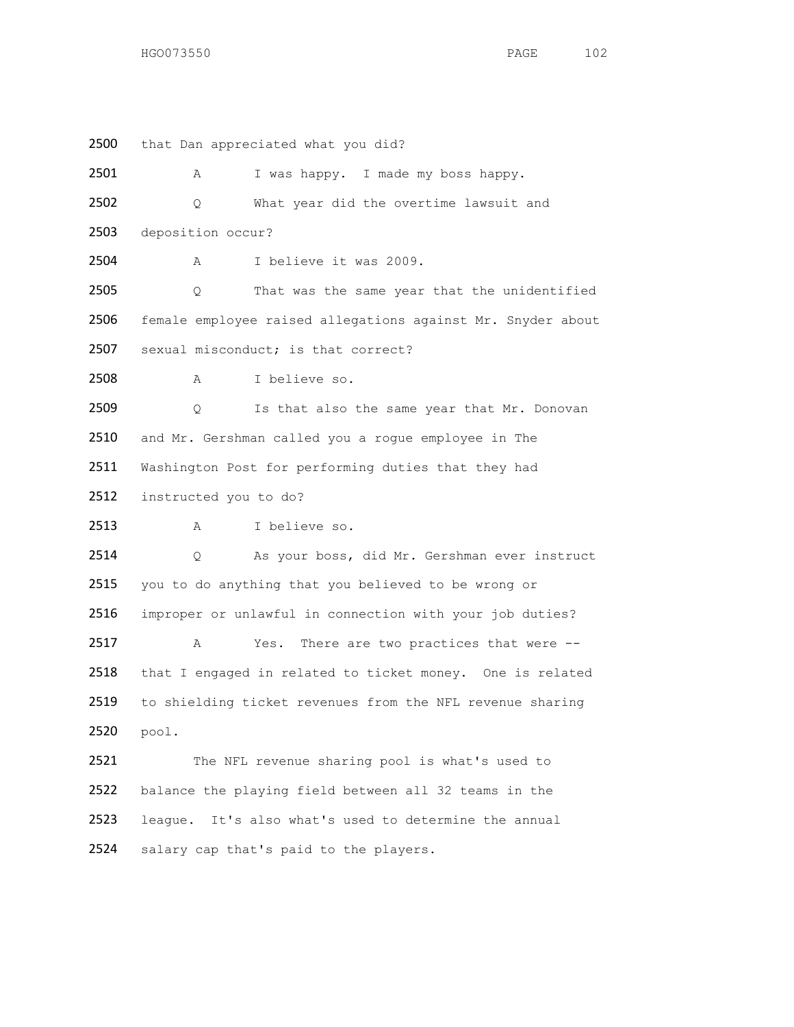2500 that Dan appreciated what you did?

2501 A I was happy. I made my boss happy.

2502 Q What year did the overtime lawsuit and

2503 deposition occur?

2504 A I believe it was 2009.

2505 Q That was the same year that the unidentified

2506 female employee raised allegations against Mr. Snyder about

2507 sexual misconduct; is that correct?

2508 A I believe so.

2509 Q Is that also the same year that Mr. Donovan

2510 and Mr. Gershman called you a rogue employee in The

2511 Washington Post for performing duties that they had

2512 instructed you to do?

2513 A I believe so.

2514 Q As your boss, did Mr. Gershman ever instruct

2515 you to do anything that you believed to be wrong or

2516 improper or unlawful in connection with your job duties?

2517 A Yes. There are two practices that were --

2518 that I engaged in related to ticket money. One is related

2519 to shielding ticket revenues from the NFL revenue sharing

2520 pool.

2521 The NFL revenue sharing pool is what's used to

2522 balance the playing field between all 32 teams in the

2523 league. It's also what's used to determine the annual

2524 salary cap that's paid to the players.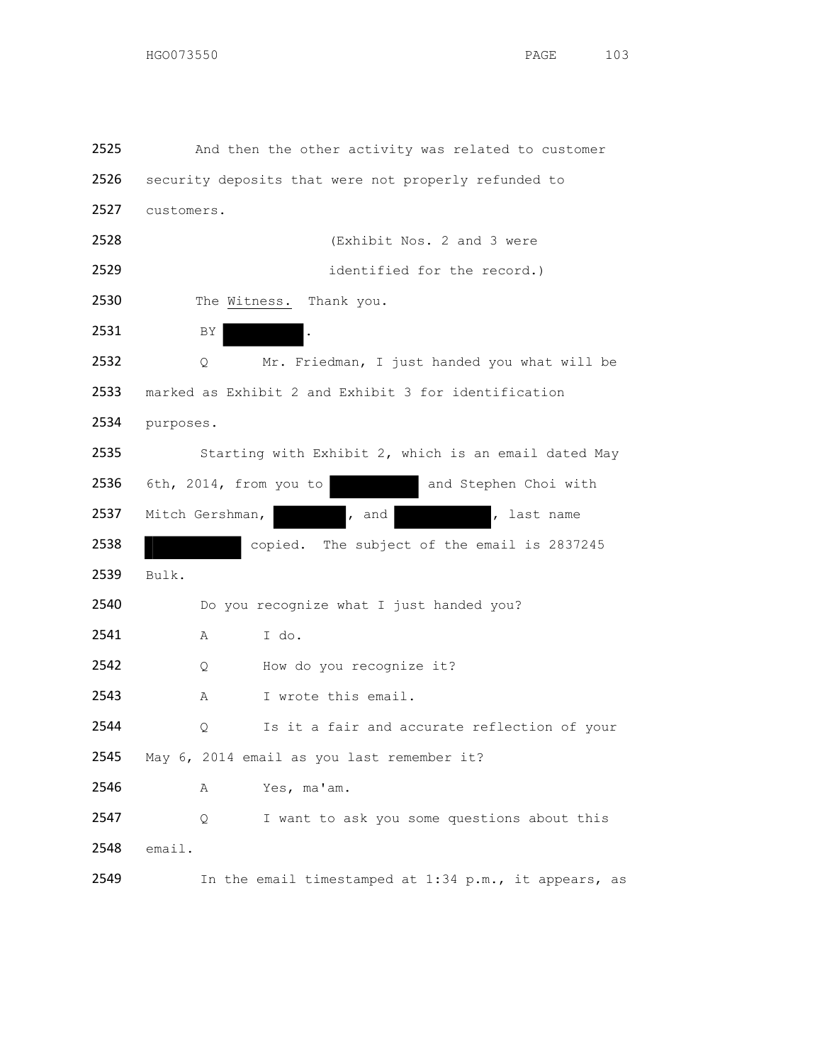2525 And then the other activity was related to customer

2526 security deposits that were not properly refunded to

2527 customers.

2528 (Exhibit Nos. 2 and 3 were

2529 identified for the record.)

2530 The Witness. Thank you.

2531 BY [REDACTED].

2532 Q Mr. Friedman, I just handed you what will be

2533 marked as Exhibit 2 and Exhibit 3 for identification

2534 purposes.

2535 Starting with Exhibit 2, which is an email dated May

2536 6th, 2014, from you to [REDACTED] and Stephen Choi with

2537 Mitch Gershman, [REDACTED], and [REDACTED], last name

2538 [REDACTED] copied. The subject of the email is 2837245

2539 Bulk.

2540 Do you recognize what I just handed you?

2541 A I do.

2542 Q How do you recognize it?

2543 A I wrote this email.

2544 Q Is it a fair and accurate reflection of your

2545 May 6, 2014 email as you last remember it?

2546 A Yes, ma'am.

2547 Q I want to ask you some questions about this

2548 email.

2549 In the email timestamped at 1:34 p.m., it appears, as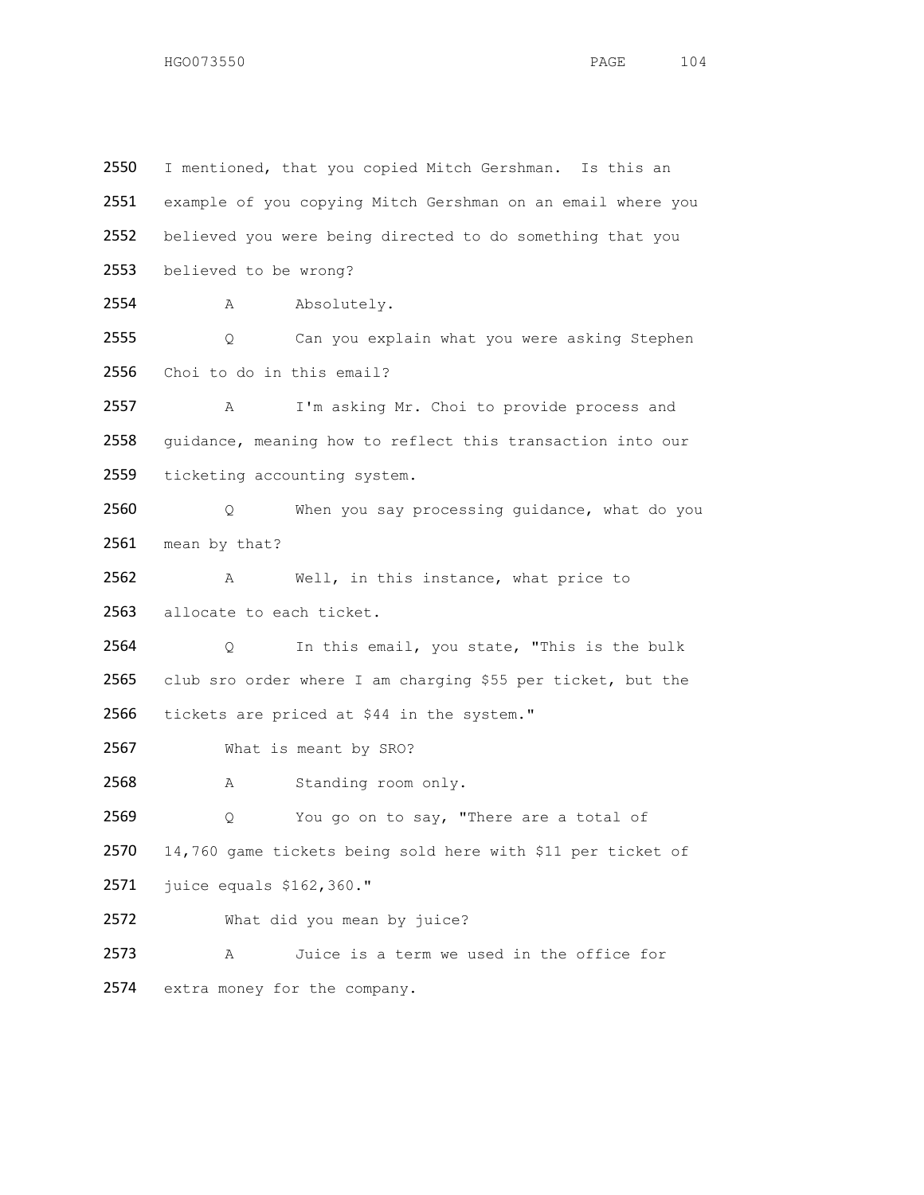2550 I mentioned, that you copied Mitch Gershman. Is this an
2551 example of you copying Mitch Gershman on an email where you
2552 believed you were being directed to do something that you
2553 believed to be wrong?

2554 A Absolutely.

2555 Q Can you explain what you were asking Stephen
2556 Choi to do in this email?

2557 A I'm asking Mr. Choi to provide process and
2558 guidance, meaning how to reflect this transaction into our
2559 ticketing accounting system.

2560 Q When you say processing guidance, what do you
2561 mean by that?

2562 A Well, in this instance, what price to
2563 allocate to each ticket.

2564 Q In this email, you state, "This is the bulk
2565 club sro order where I am charging $55 per ticket, but the
2566 tickets are priced at $44 in the system."

2567 What is meant by SRO?

2568 A Standing room only.

2569 Q You go on to say, "There are a total of
2570 14,760 game tickets being sold here with $11 per ticket of
2571 juice equals $162,360."

2572 What did you mean by juice?

2573 A Juice is a term we used in the office for
2574 extra money for the company.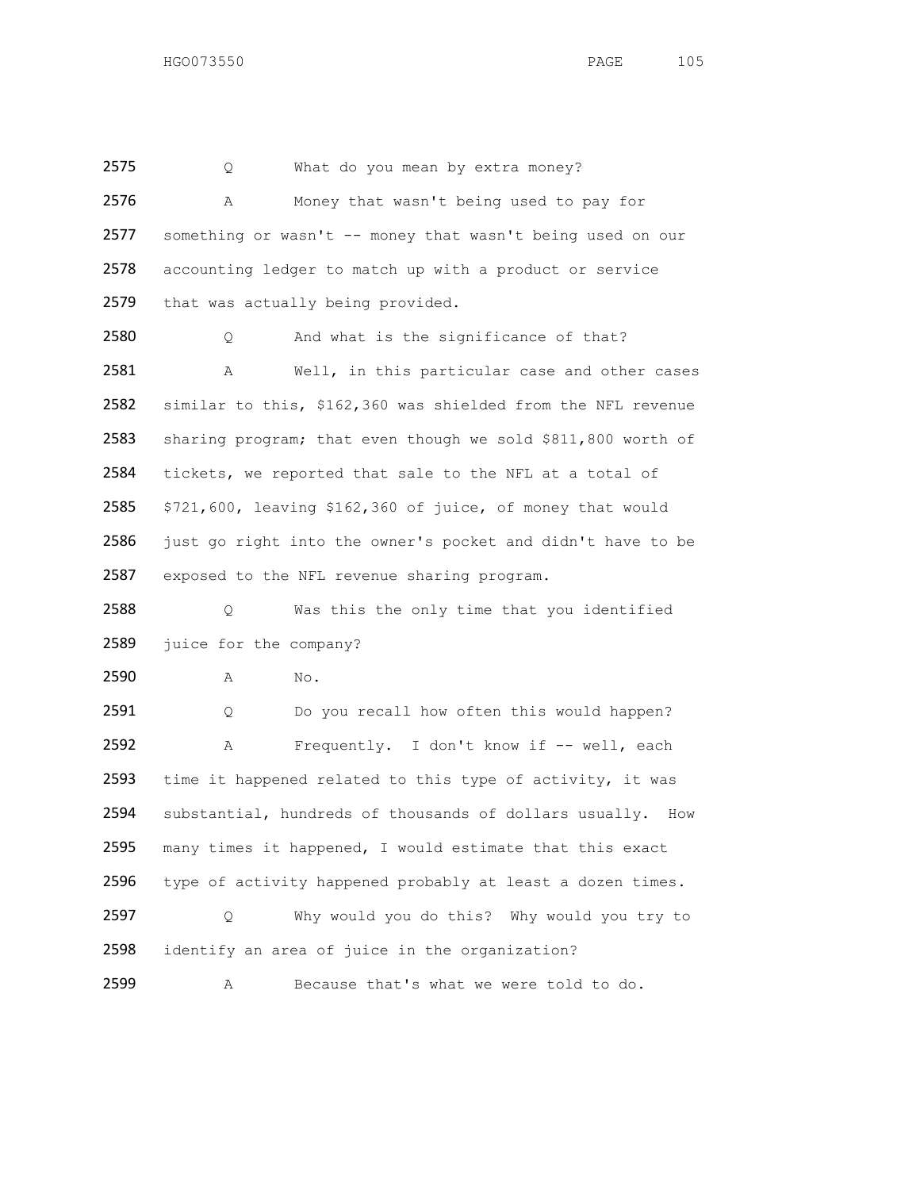2575 Q What do you mean by extra money?

2576 A Money that wasn't being used to pay for
2577 something or wasn't -- money that wasn't being used on our
2578 accounting ledger to match up with a product or service
2579 that was actually being provided.

2580 Q And what is the significance of that?

2581 A Well, in this particular case and other cases
2582 similar to this, $162,360 was shielded from the NFL revenue
2583 sharing program; that even though we sold $811,800 worth of
2584 tickets, we reported that sale to the NFL at a total of
2585 $721,600, leaving $162,360 of juice, of money that would
2586 just go right into the owner's pocket and didn't have to be
2587 exposed to the NFL revenue sharing program.

2588 Q Was this the only time that you identified
2589 juice for the company?

2590 A No.

2591 Q Do you recall how often this would happen?

2592 A Frequently. I don't know if -- well, each
2593 time it happened related to this type of activity, it was
2594 substantial, hundreds of thousands of dollars usually. How
2595 many times it happened, I would estimate that this exact
2596 type of activity happened probably at least a dozen times.

2597 Q Why would you do this? Why would you try to
2598 identify an area of juice in the organization?

2599 A Because that's what we were told to do.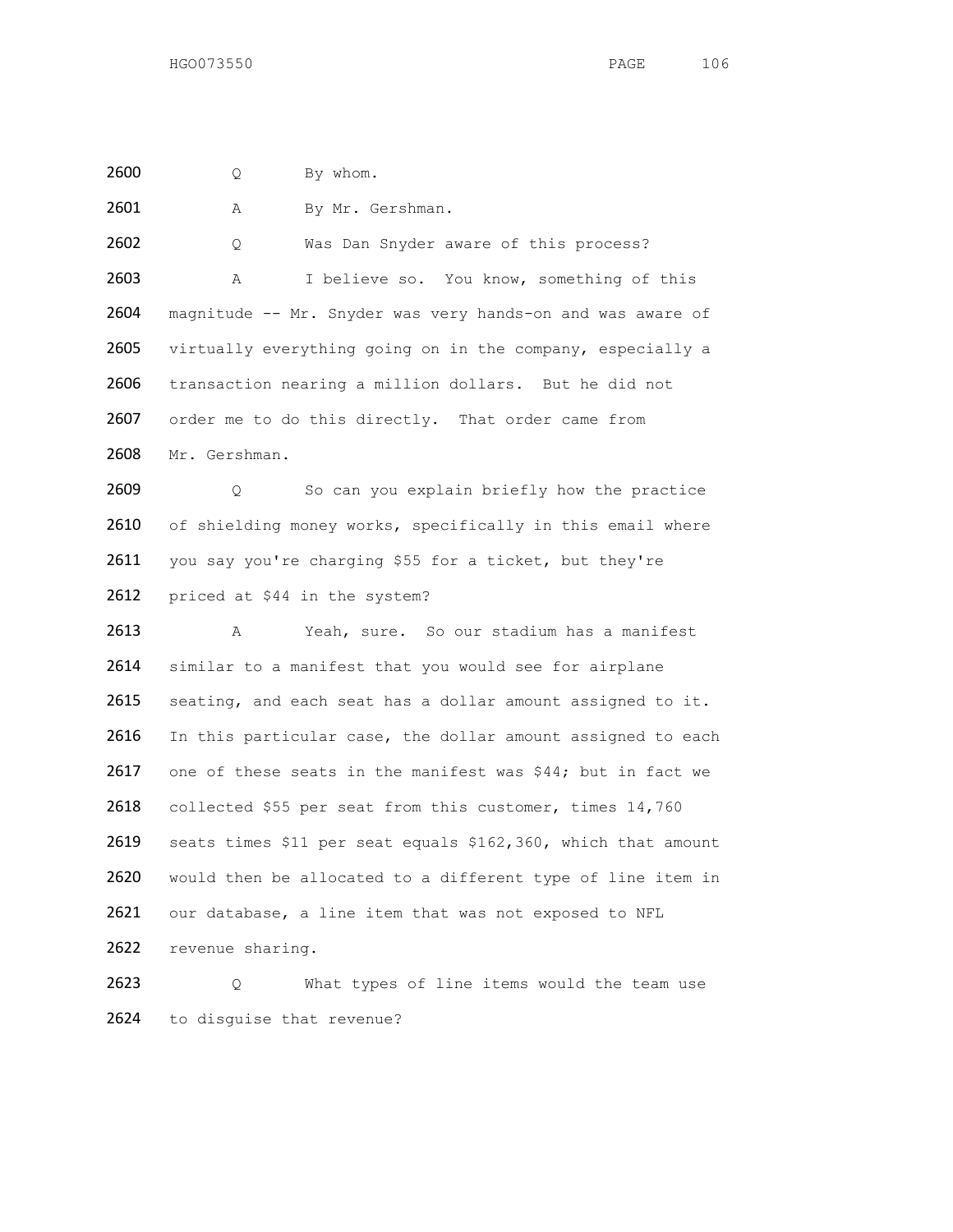2600 Q By whom.

2601 A By Mr. Gershman.

2602 Q Was Dan Snyder aware of this process?

2603 A I believe so. You know, something of this
2604 magnitude -- Mr. Snyder was very hands-on and was aware of
2605 virtually everything going on in the company, especially a
2606 transaction nearing a million dollars. But he did not
2607 order me to do this directly. That order came from
2608 Mr. Gershman.

2609 Q So can you explain briefly how the practice
2610 of shielding money works, specifically in this email where
2611 you say you're charging $55 for a ticket, but they're
2612 priced at $44 in the system?

2613 A Yeah, sure. So our stadium has a manifest
2614 similar to a manifest that you would see for airplane
2615 seating, and each seat has a dollar amount assigned to it.
2616 In this particular case, the dollar amount assigned to each
2617 one of these seats in the manifest was $44; but in fact we
2618 collected $55 per seat from this customer, times 14,760
2619 seats times $11 per seat equals $162,360, which that amount
2620 would then be allocated to a different type of line item in
2621 our database, a line item that was not exposed to NFL
2622 revenue sharing.

2623 Q What types of line items would the team use
2624 to disguise that revenue?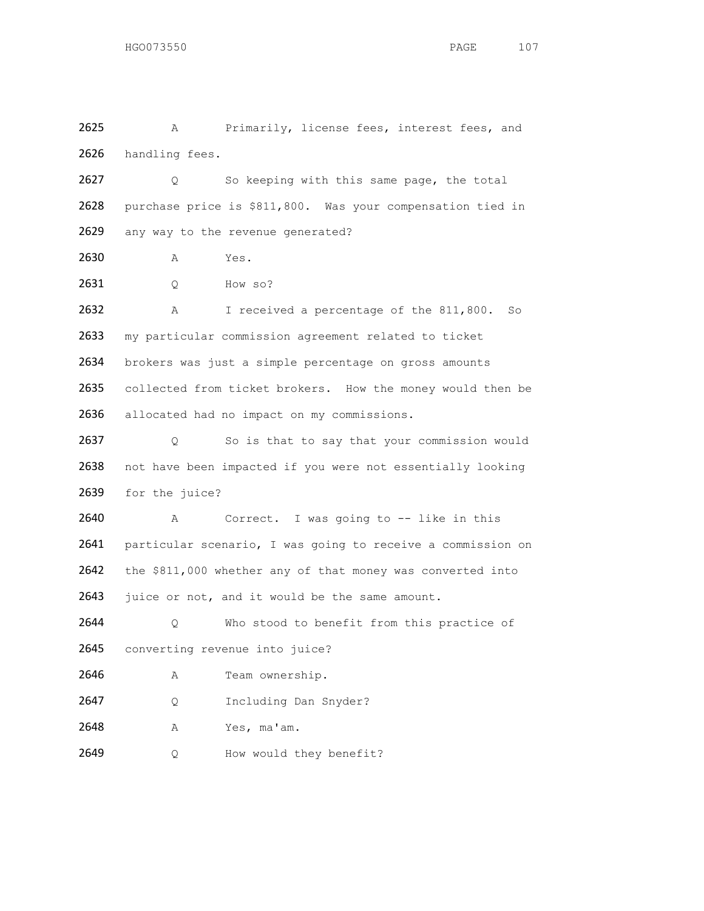2625 A Primarily, license fees, interest fees, and
2626 handling fees.

2627 Q So keeping with this same page, the total
2628 purchase price is $811,800. Was your compensation tied in
2629 any way to the revenue generated?

2630 A Yes.

2631 Q How so?

2632 A I received a percentage of the 811,800. So
2633 my particular commission agreement related to ticket
2634 brokers was just a simple percentage on gross amounts
2635 collected from ticket brokers. How the money would then be
2636 allocated had no impact on my commissions.

2637 Q So is that to say that your commission would
2638 not have been impacted if you were not essentially looking
2639 for the juice?

2640 A Correct. I was going to -- like in this
2641 particular scenario, I was going to receive a commission on
2642 the $811,000 whether any of that money was converted into
2643 juice or not, and it would be the same amount.

2644 Q Who stood to benefit from this practice of
2645 converting revenue into juice?

2646 A Team ownership.

2647 Q Including Dan Snyder?

2648 A Yes, ma'am.

2649 Q How would they benefit?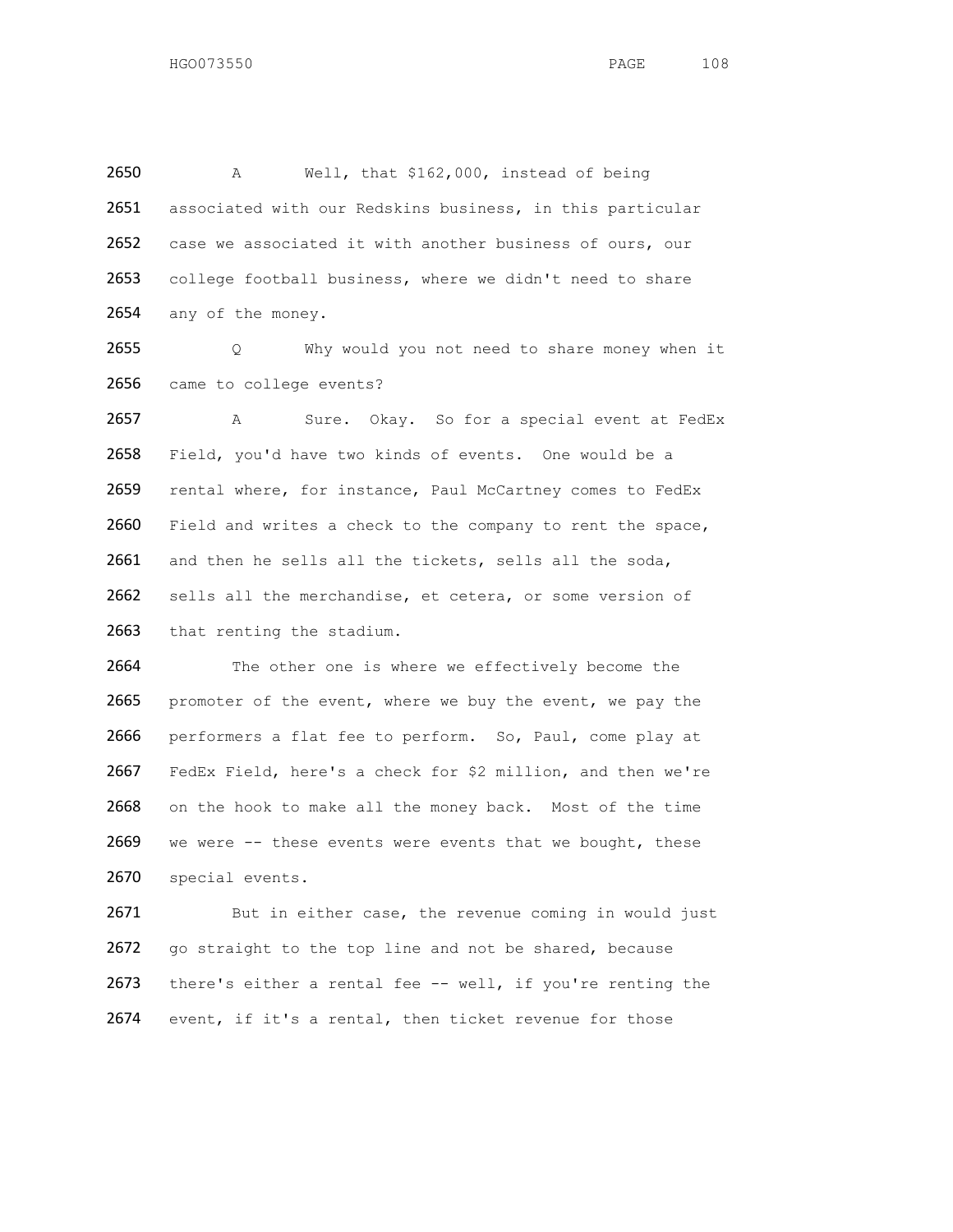2650 A Well, that $162,000, instead of being
2651 associated with our Redskins business, in this particular
2652 case we associated it with another business of ours, our
2653 college football business, where we didn't need to share
2654 any of the money.

2655 Q Why would you not need to share money when it
2656 came to college events?

2657 A Sure. Okay. So for a special event at FedEx
2658 Field, you'd have two kinds of events. One would be a
2659 rental where, for instance, Paul McCartney comes to FedEx
2660 Field and writes a check to the company to rent the space,
2661 and then he sells all the tickets, sells all the soda,
2662 sells all the merchandise, et cetera, or some version of
2663 that renting the stadium.

2664 The other one is where we effectively become the
2665 promoter of the event, where we buy the event, we pay the
2666 performers a flat fee to perform. So, Paul, come play at
2667 FedEx Field, here's a check for $2 million, and then we're
2668 on the hook to make all the money back. Most of the time
2669 we were -- these events were events that we bought, these
2670 special events.

2671 But in either case, the revenue coming in would just
2672 go straight to the top line and not be shared, because
2673 there's either a rental fee -- well, if you're renting the
2674 event, if it's a rental, then ticket revenue for those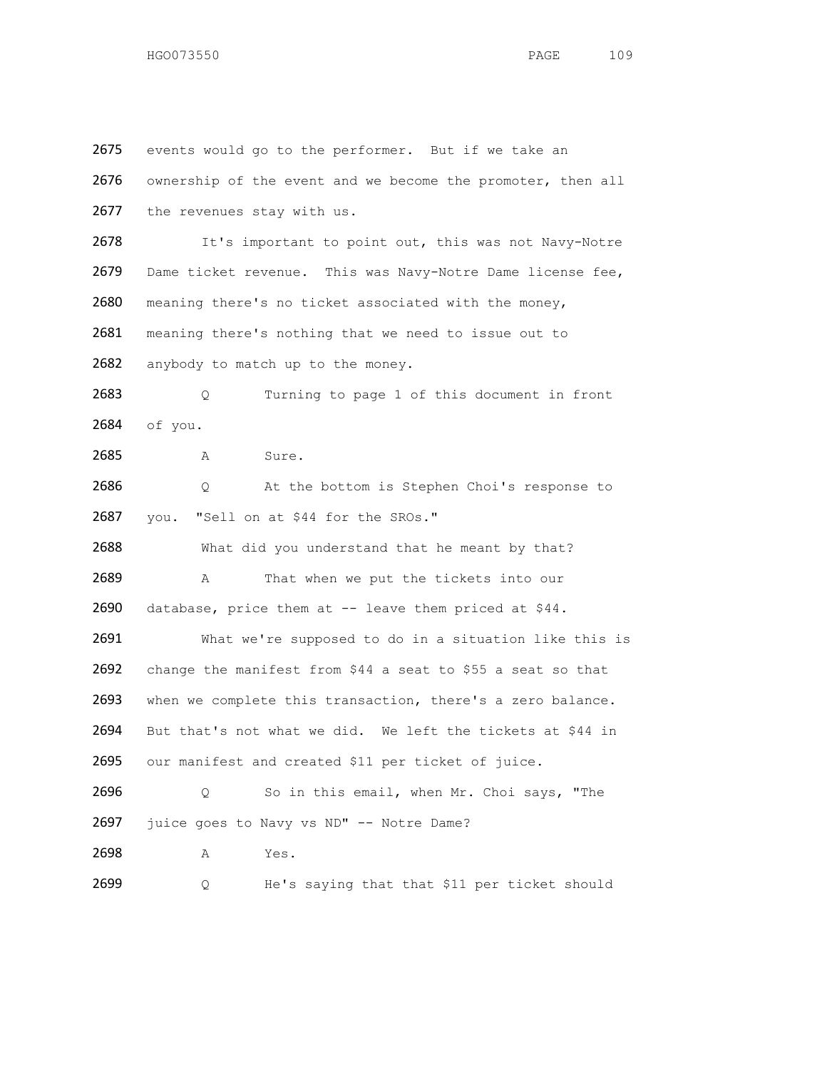2675 events would go to the performer. But if we take an

2676 ownership of the event and we become the promoter, then all

2677 the revenues stay with us.

2678 It's important to point out, this was not Navy-Notre

2679 Dame ticket revenue. This was Navy-Notre Dame license fee,

2680 meaning there's no ticket associated with the money,

2681 meaning there's nothing that we need to issue out to

2682 anybody to match up to the money.

2683 Q Turning to page 1 of this document in front

2684 of you.

2685 A Sure.

2686 Q At the bottom is Stephen Choi's response to

2687 you. "Sell on at $44 for the SROs."

2688 What did you understand that he meant by that?

2689 A That when we put the tickets into our

2690 database, price them at -- leave them priced at $44.

2691 What we're supposed to do in a situation like this is

2692 change the manifest from $44 a seat to $55 a seat so that

2693 when we complete this transaction, there's a zero balance.

2694 But that's not what we did. We left the tickets at $44 in

2695 our manifest and created $11 per ticket of juice.

2696 Q So in this email, when Mr. Choi says, "The

2697 juice goes to Navy vs ND" -- Notre Dame?

2698 A Yes.

2699 Q He's saying that that $11 per ticket should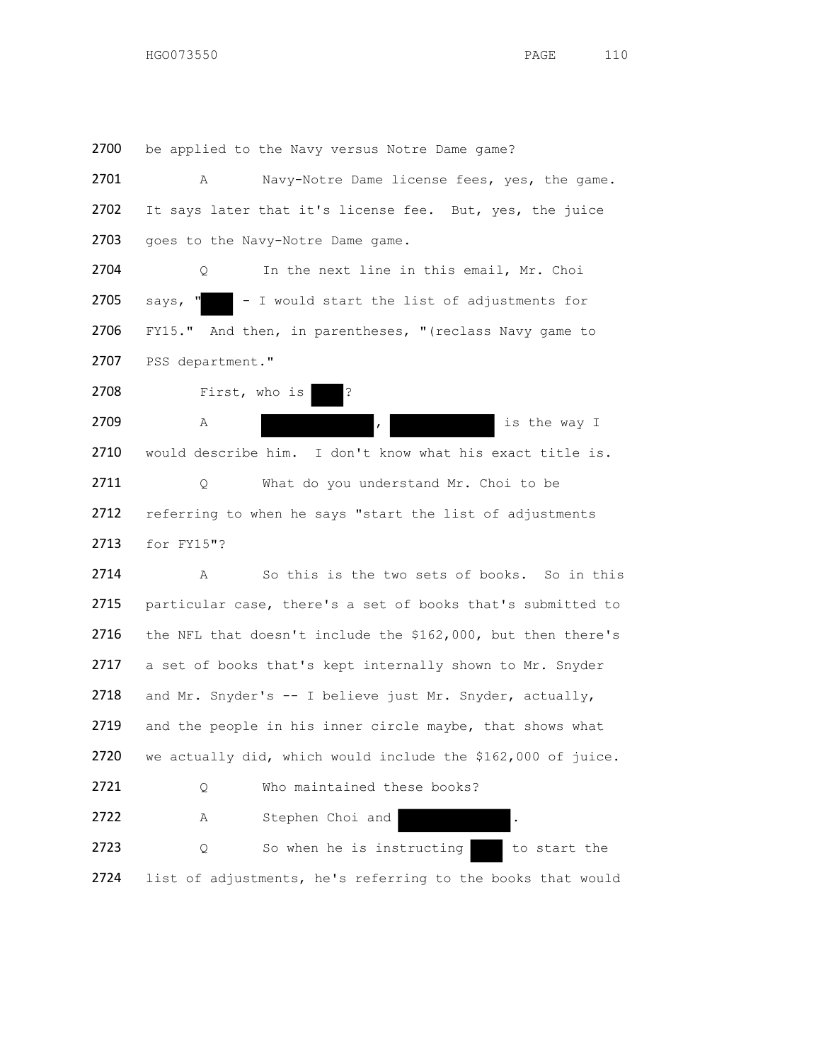2700 be applied to the Navy versus Notre Dame game?

2701 A Navy-Notre Dame license fees, yes, the game.

2702 It says later that it's license fee. But, yes, the juice

2703 goes to the Navy-Notre Dame game.

2704 Q In the next line in this email, Mr. Choi

2705 says, "██ - I would start the list of adjustments for

2706 FY15." And then, in parentheses, "(reclass Navy game to

2707 PSS department."

2708 First, who is ██?

2709 A ██████████, ██████████ is the way I

2710 would describe him. I don't know what his exact title is.

2711 Q What do you understand Mr. Choi to be

2712 referring to when he says "start the list of adjustments

2713 for FY15"?

2714 A So this is the two sets of books. So in this

2715 particular case, there's a set of books that's submitted to

2716 the NFL that doesn't include the $162,000, but then there's

2717 a set of books that's kept internally shown to Mr. Snyder

2718 and Mr. Snyder's -- I believe just Mr. Snyder, actually,

2719 and the people in his inner circle maybe, that shows what

2720 we actually did, which would include the $162,000 of juice.

2721 Q Who maintained these books?

2722 A Stephen Choi and ██████████.

2723 Q So when he is instructing ██ to start the

2724 list of adjustments, he's referring to the books that would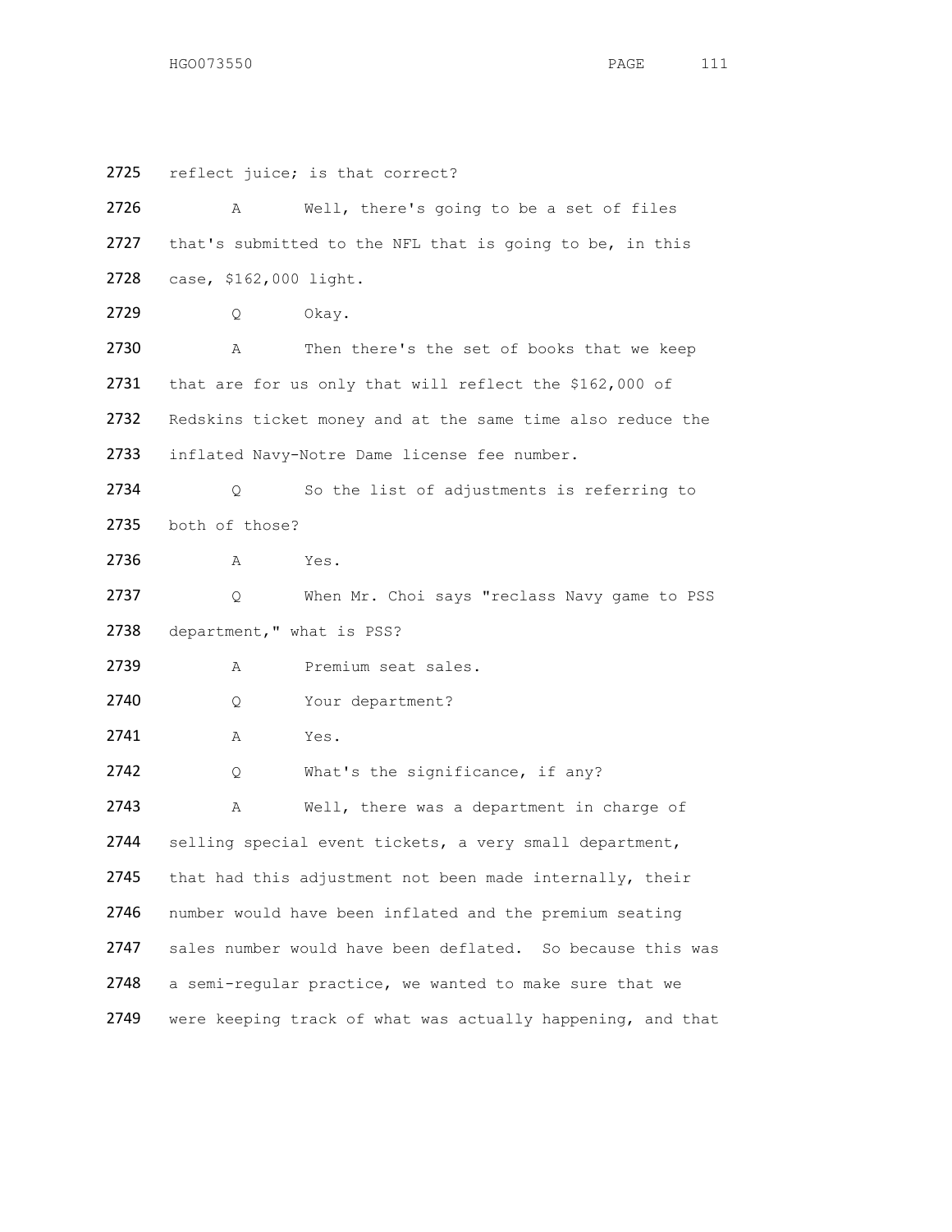2725 reflect juice; is that correct?

2726 A Well, there's going to be a set of files

2727 that's submitted to the NFL that is going to be, in this

2728 case, $162,000 light.

2729 Q Okay.

2730 A Then there's the set of books that we keep

2731 that are for us only that will reflect the $162,000 of

2732 Redskins ticket money and at the same time also reduce the

2733 inflated Navy-Notre Dame license fee number.

2734 Q So the list of adjustments is referring to

2735 both of those?

2736 A Yes.

2737 Q When Mr. Choi says "reclass Navy game to PSS

2738 department," what is PSS?

2739 A Premium seat sales.

2740 Q Your department?

2741 A Yes.

2742 Q What's the significance, if any?

2743 A Well, there was a department in charge of

2744 selling special event tickets, a very small department,

2745 that had this adjustment not been made internally, their

2746 number would have been inflated and the premium seating

2747 sales number would have been deflated. So because this was

2748 a semi-regular practice, we wanted to make sure that we

2749 were keeping track of what was actually happening, and that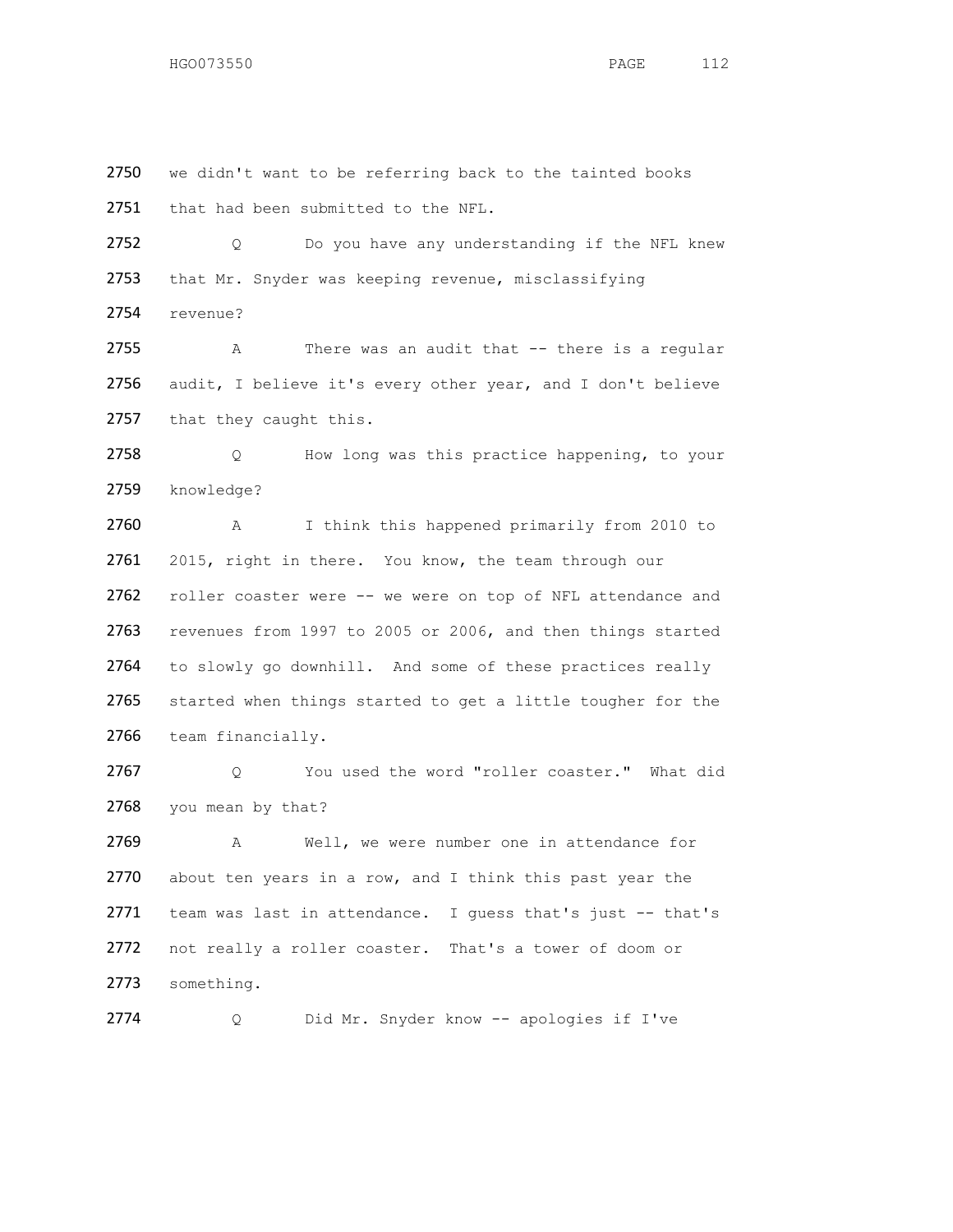2750 we didn't want to be referring back to the tainted books

2751 that had been submitted to the NFL.

2752 Q Do you have any understanding if the NFL knew

2753 that Mr. Snyder was keeping revenue, misclassifying

2754 revenue?

2755 A There was an audit that -- there is a regular

2756 audit, I believe it's every other year, and I don't believe

2757 that they caught this.

2758 Q How long was this practice happening, to your

2759 knowledge?

2760 A I think this happened primarily from 2010 to

2761 2015, right in there. You know, the team through our

2762 roller coaster were -- we were on top of NFL attendance and

2763 revenues from 1997 to 2005 or 2006, and then things started

2764 to slowly go downhill. And some of these practices really

2765 started when things started to get a little tougher for the

2766 team financially.

2767 Q You used the word "roller coaster." What did

2768 you mean by that?

2769 A Well, we were number one in attendance for

2770 about ten years in a row, and I think this past year the

2771 team was last in attendance. I guess that's just -- that's

2772 not really a roller coaster. That's a tower of doom or

2773 something.

2774 Q Did Mr. Snyder know -- apologies if I've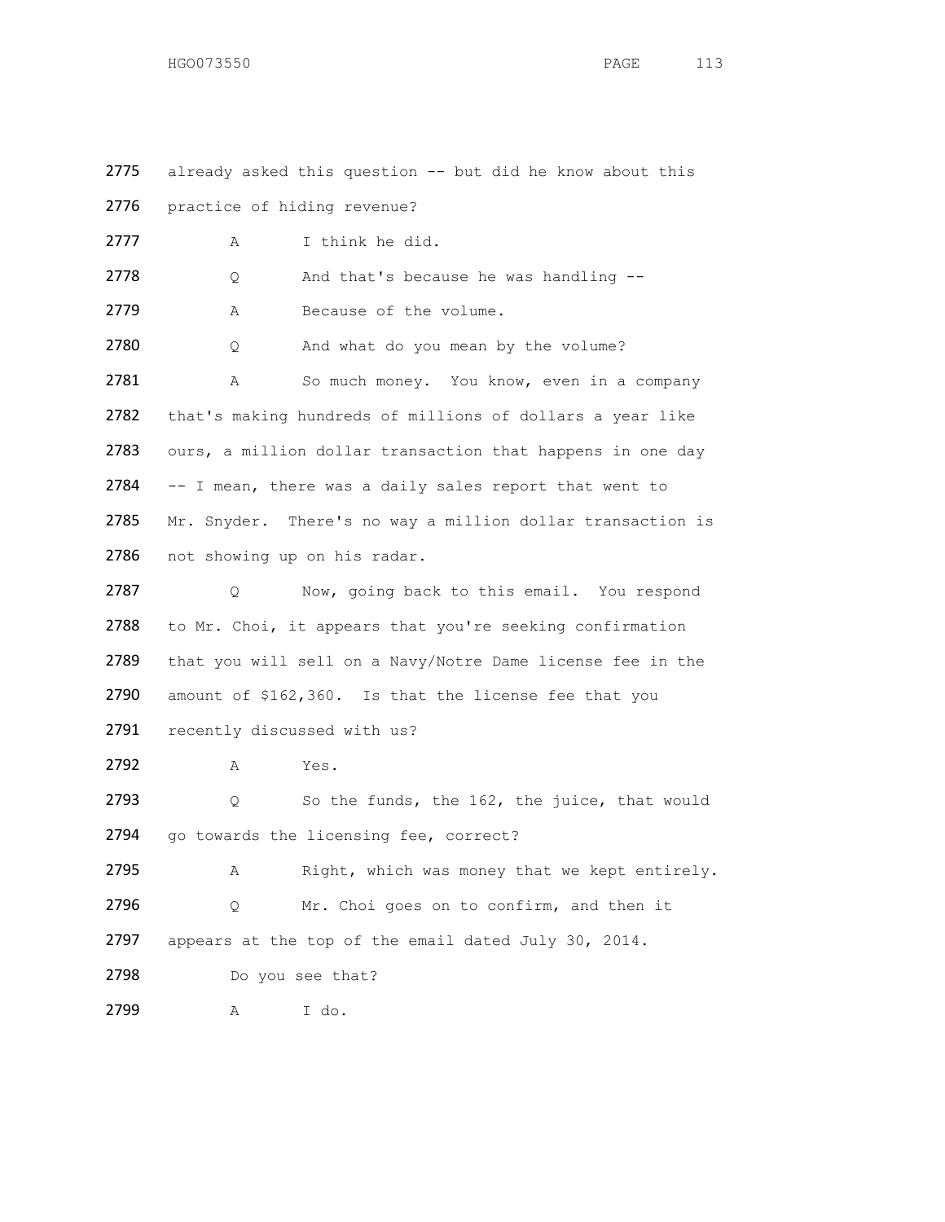2775 already asked this question -- but did he know about this

2776 practice of hiding revenue?

2777 A I think he did.

2778 Q And that's because he was handling --

2779 A Because of the volume.

2780 Q And what do you mean by the volume?

2781 A So much money. You know, even in a company

2782 that's making hundreds of millions of dollars a year like

2783 ours, a million dollar transaction that happens in one day

2784 -- I mean, there was a daily sales report that went to

2785 Mr. Snyder. There's no way a million dollar transaction is

2786 not showing up on his radar.

2787 Q Now, going back to this email. You respond

2788 to Mr. Choi, it appears that you're seeking confirmation

2789 that you will sell on a Navy/Notre Dame license fee in the

2790 amount of $162,360. Is that the license fee that you

2791 recently discussed with us?

2792 A Yes.

2793 Q So the funds, the 162, the juice, that would

2794 go towards the licensing fee, correct?

2795 A Right, which was money that we kept entirely.

2796 Q Mr. Choi goes on to confirm, and then it

2797 appears at the top of the email dated July 30, 2014.

2798 Do you see that?

2799 A I do.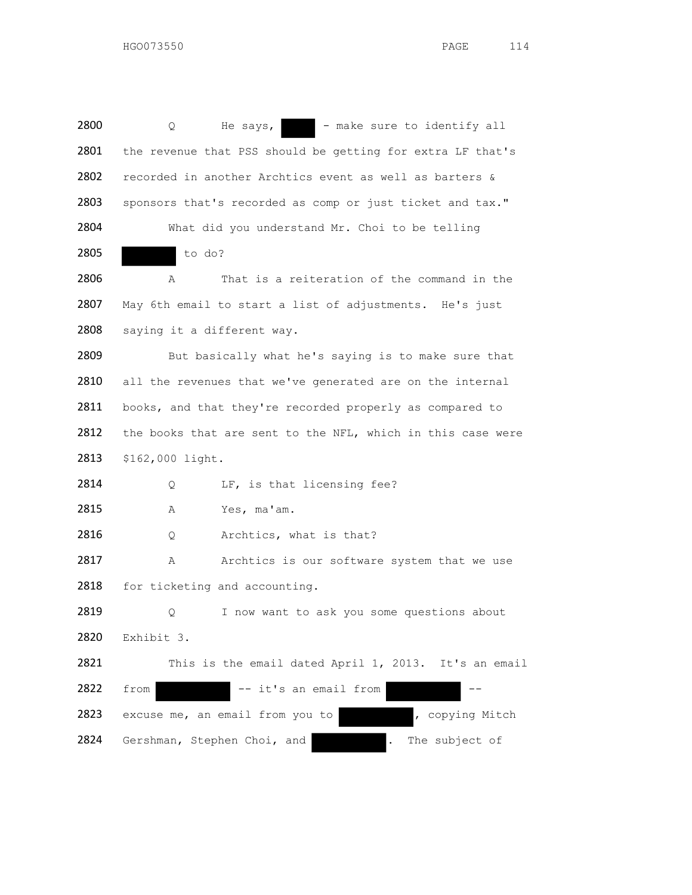2800 Q He says, ████ - make sure to identify all
2801 the revenue that PSS should be getting for extra LF that's
2802 recorded in another Archtics event as well as barters &
2803 sponsors that's recorded as comp or just ticket and tax."
2804 What did you understand Mr. Choi to be telling
2805 ████ to do?
2806 A That is a reiteration of the command in the
2807 May 6th email to start a list of adjustments. He's just
2808 saying it a different way.
2809 But basically what he's saying is to make sure that
2810 all the revenues that we've generated are on the internal
2811 books, and that they're recorded properly as compared to
2812 the books that are sent to the NFL, which in this case were
2813 $162,000 light.
2814 Q LF, is that licensing fee?
2815 A Yes, ma'am.
2816 Q Archtics, what is that?
2817 A Archtics is our software system that we use
2818 for ticketing and accounting.
2819 Q I now want to ask you some questions about
2820 Exhibit 3.
2821 This is the email dated April 1, 2013. It's an email
2822 from ████ -- it's an email from ████ --
2823 excuse me, an email from you to ████, copying Mitch
2824 Gershman, Stephen Choi, and ████. The subject of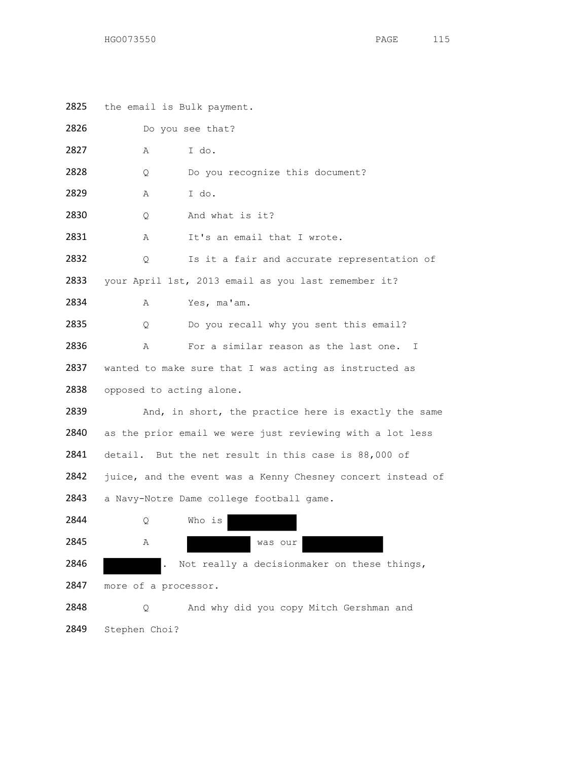2825 the email is Bulk payment.

2826 Do you see that?

2827 A I do.

2828 Q Do you recognize this document?

2829 A I do.

2830 Q And what is it?

2831 A It's an email that I wrote.

2832 Q Is it a fair and accurate representation of

2833 your April 1st, 2013 email as you last remember it?

2834 A Yes, ma'am.

2835 Q Do you recall why you sent this email?

2836 A For a similar reason as the last one. I

2837 wanted to make sure that I was acting as instructed as

2838 opposed to acting alone.

2839 And, in short, the practice here is exactly the same

2840 as the prior email we were just reviewing with a lot less

2841 detail. But the net result in this case is 88,000 of

2842 juice, and the event was a Kenny Chesney concert instead of

2843 a Navy-Notre Dame college football game.

2844 Q Who is [REDACTED]

2845 A [REDACTED] was our [REDACTED]

2846 [REDACTED]. Not really a decisionmaker on these things,

2847 more of a processor.

2848 Q And why did you copy Mitch Gershman and

2849 Stephen Choi?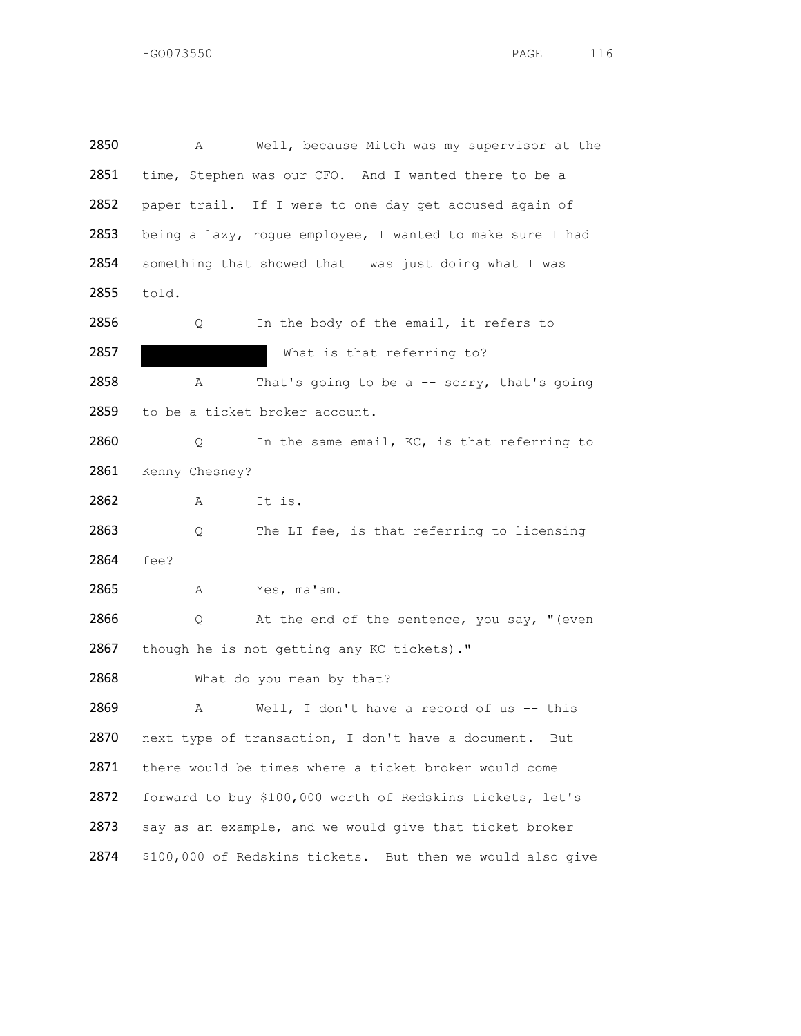2850 A Well, because Mitch was my supervisor at the

2851 time, Stephen was our CFO. And I wanted there to be a

2852 paper trail. If I were to one day get accused again of

2853 being a lazy, rogue employee, I wanted to make sure I had

2854 something that showed that I was just doing what I was

2855 told.

2856 Q In the body of the email, it refers to

2857 [REDACTED] What is that referring to?

2858 A That's going to be a -- sorry, that's going

2859 to be a ticket broker account.

2860 Q In the same email, KC, is that referring to

2861 Kenny Chesney?

2862 A It is.

2863 Q The LI fee, is that referring to licensing

2864 fee?

2865 A Yes, ma'am.

2866 Q At the end of the sentence, you say, "(even

2867 though he is not getting any KC tickets)."

2868 What do you mean by that?

2869 A Well, I don't have a record of us -- this

2870 next type of transaction, I don't have a document. But

2871 there would be times where a ticket broker would come

2872 forward to buy $100,000 worth of Redskins tickets, let's

2873 say as an example, and we would give that ticket broker

2874 $100,000 of Redskins tickets. But then we would also give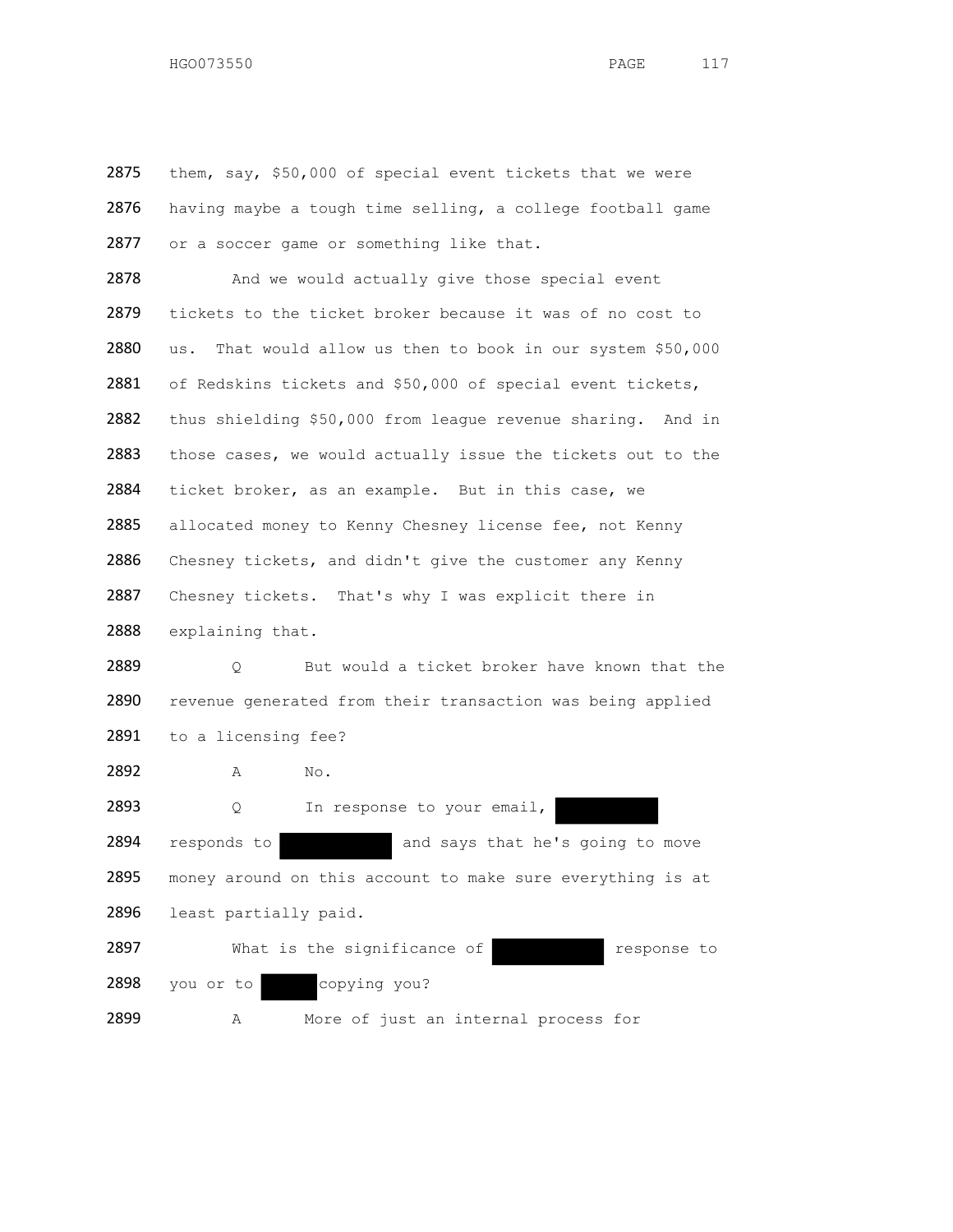2875 them, say, $50,000 of special event tickets that we were

2876 having maybe a tough time selling, a college football game

2877 or a soccer game or something like that.

2878 And we would actually give those special event

2879 tickets to the ticket broker because it was of no cost to

2880 us. That would allow us then to book in our system $50,000

2881 of Redskins tickets and $50,000 of special event tickets,

2882 thus shielding $50,000 from league revenue sharing. And in

2883 those cases, we would actually issue the tickets out to the

2884 ticket broker, as an example. But in this case, we

2885 allocated money to Kenny Chesney license fee, not Kenny

2886 Chesney tickets, and didn't give the customer any Kenny

2887 Chesney tickets. That's why I was explicit there in

2888 explaining that.

2889 Q But would a ticket broker have known that the

2890 revenue generated from their transaction was being applied

2891 to a licensing fee?

2892 A No.

2893 Q In response to your email, ██████████

2894 responds to ██████████ and says that he's going to move

2895 money around on this account to make sure everything is at

2896 least partially paid.

2897 What is the significance of ██████████ response to

2898 you or to ██████ copying you?

2899 A More of just an internal process for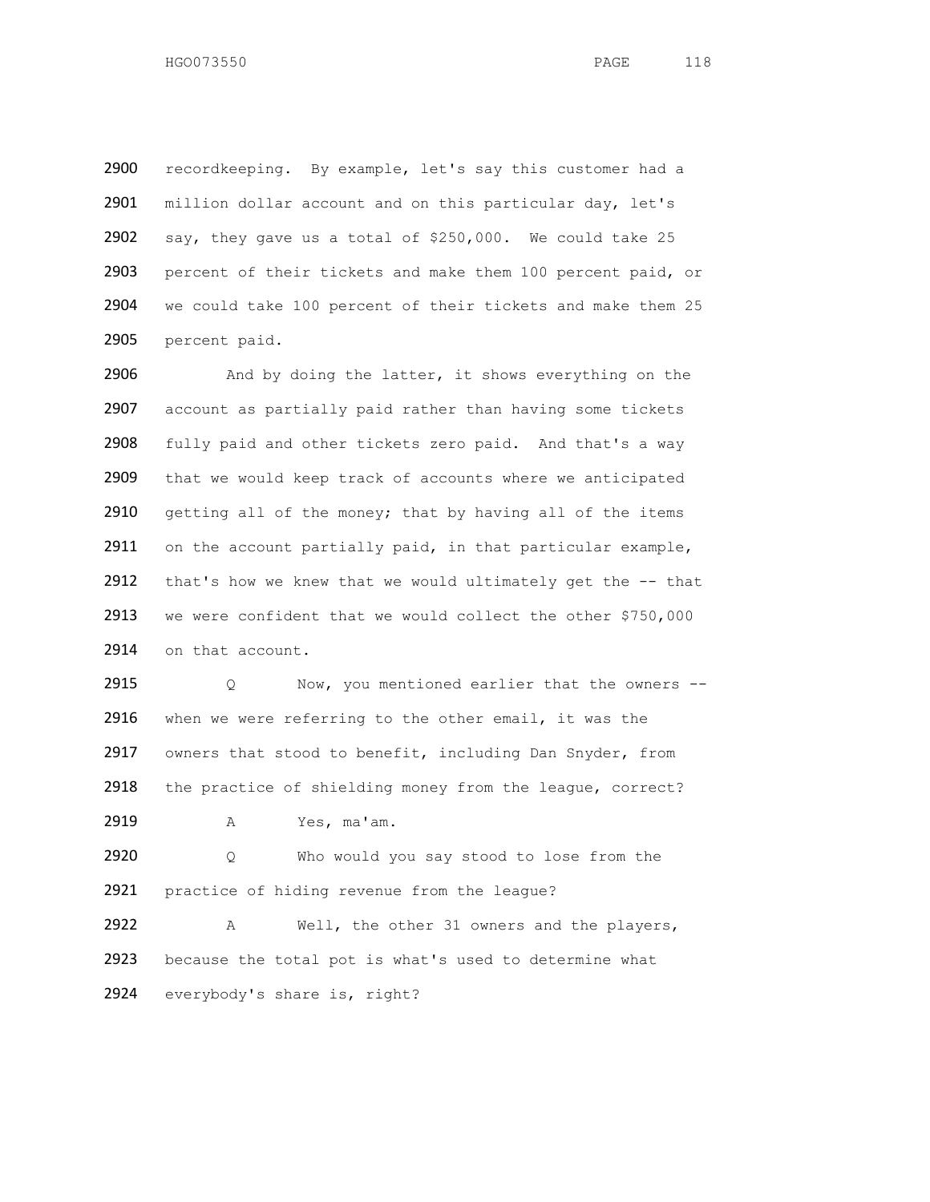2900 recordkeeping. By example, let's say this customer had a
2901 million dollar account and on this particular day, let's
2902 say, they gave us a total of $250,000. We could take 25
2903 percent of their tickets and make them 100 percent paid, or
2904 we could take 100 percent of their tickets and make them 25
2905 percent paid.

2906 And by doing the latter, it shows everything on the
2907 account as partially paid rather than having some tickets
2908 fully paid and other tickets zero paid. And that's a way
2909 that we would keep track of accounts where we anticipated
2910 getting all of the money; that by having all of the items
2911 on the account partially paid, in that particular example,
2912 that's how we knew that we would ultimately get the -- that
2913 we were confident that we would collect the other $750,000
2914 on that account.

2915 Q Now, you mentioned earlier that the owners --
2916 when we were referring to the other email, it was the
2917 owners that stood to benefit, including Dan Snyder, from
2918 the practice of shielding money from the league, correct?

2919 A Yes, ma'am.

2920 Q Who would you say stood to lose from the
2921 practice of hiding revenue from the league?

2922 A Well, the other 31 owners and the players,
2923 because the total pot is what's used to determine what
2924 everybody's share is, right?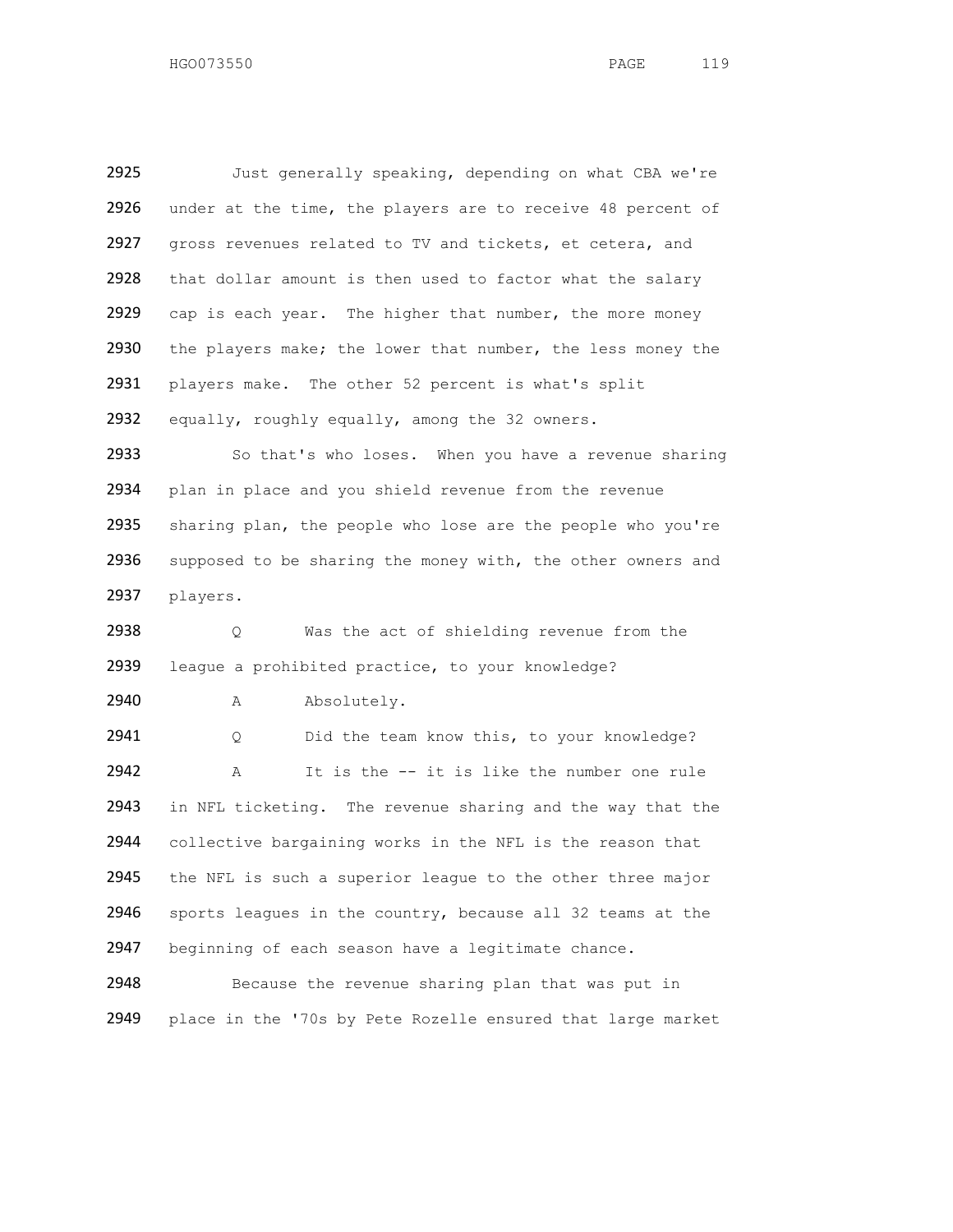2925 Just generally speaking, depending on what CBA we're
2926 under at the time, the players are to receive 48 percent of
2927 gross revenues related to TV and tickets, et cetera, and
2928 that dollar amount is then used to factor what the salary
2929 cap is each year. The higher that number, the more money
2930 the players make; the lower that number, the less money the
2931 players make. The other 52 percent is what's split
2932 equally, roughly equally, among the 32 owners.

2933 So that's who loses. When you have a revenue sharing
2934 plan in place and you shield revenue from the revenue
2935 sharing plan, the people who lose are the people who you're
2936 supposed to be sharing the money with, the other owners and
2937 players.

2938 Q Was the act of shielding revenue from the
2939 league a prohibited practice, to your knowledge?

2940 A Absolutely.

2941 Q Did the team know this, to your knowledge?

2942 A It is the -- it is like the number one rule
2943 in NFL ticketing. The revenue sharing and the way that the
2944 collective bargaining works in the NFL is the reason that
2945 the NFL is such a superior league to the other three major
2946 sports leagues in the country, because all 32 teams at the
2947 beginning of each season have a legitimate chance.

2948 Because the revenue sharing plan that was put in
2949 place in the '70s by Pete Rozelle ensured that large market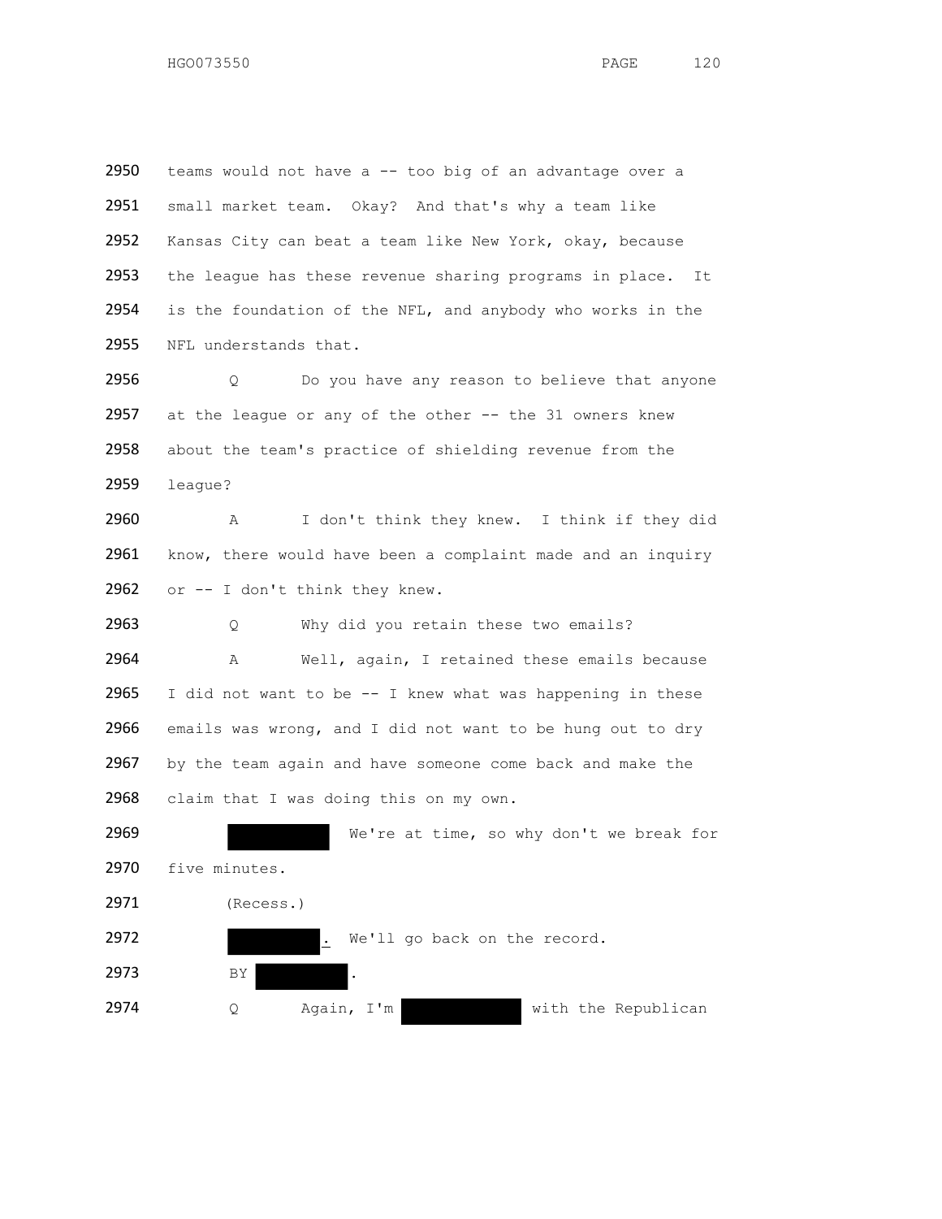2950 teams would not have a -- too big of an advantage over a
2951 small market team. Okay? And that's why a team like
2952 Kansas City can beat a team like New York, okay, because
2953 the league has these revenue sharing programs in place. It
2954 is the foundation of the NFL, and anybody who works in the
2955 NFL understands that.

2956 Q Do you have any reason to believe that anyone
2957 at the league or any of the other -- the 31 owners knew
2958 about the team's practice of shielding revenue from the
2959 league?

2960 A I don't think they knew. I think if they did
2961 know, there would have been a complaint made and an inquiry
2962 or -- I don't think they knew.

2963 Q Why did you retain these two emails?

2964 A Well, again, I retained these emails because
2965 I did not want to be -- I knew what was happening in these
2966 emails was wrong, and I did not want to be hung out to dry
2967 by the team again and have someone come back and make the
2968 claim that I was doing this on my own.

2969 ██████ We're at time, so why don't we break for
2970 five minutes.

2971 (Recess.)

2972 ██████. We'll go back on the record.

2973 BY ██████.

2974 Q Again, I'm ██████ with the Republican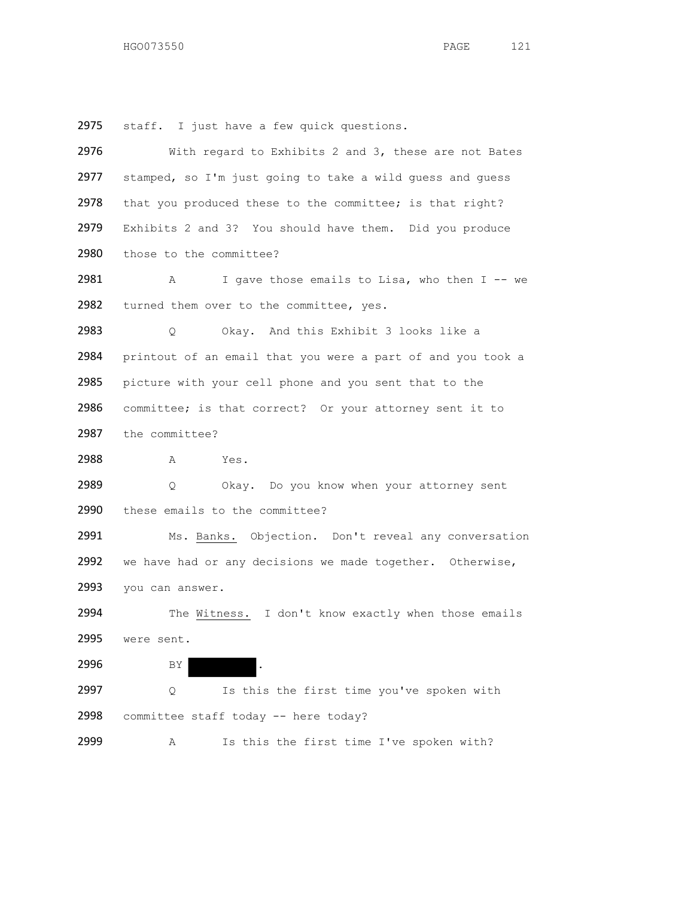2975 staff. I just have a few quick questions.

2976 With regard to Exhibits 2 and 3, these are not Bates

2977 stamped, so I'm just going to take a wild guess and guess

2978 that you produced these to the committee; is that right?

2979 Exhibits 2 and 3? You should have them. Did you produce

2980 those to the committee?

2981 A I gave those emails to Lisa, who then I -- we

2982 turned them over to the committee, yes.

2983 Q Okay. And this Exhibit 3 looks like a

2984 printout of an email that you were a part of and you took a

2985 picture with your cell phone and you sent that to the

2986 committee; is that correct? Or your attorney sent it to

2987 the committee?

2988 A Yes.

2989 Q Okay. Do you know when your attorney sent

2990 these emails to the committee?

2991 Ms. Banks. Objection. Don't reveal any conversation

2992 we have had or any decisions we made together. Otherwise,

2993 you can answer.

2994 The Witness. I don't know exactly when those emails

2995 were sent.

2996 BY ████.

2997 Q Is this the first time you've spoken with

2998 committee staff today -- here today?

2999 A Is this the first time I've spoken with?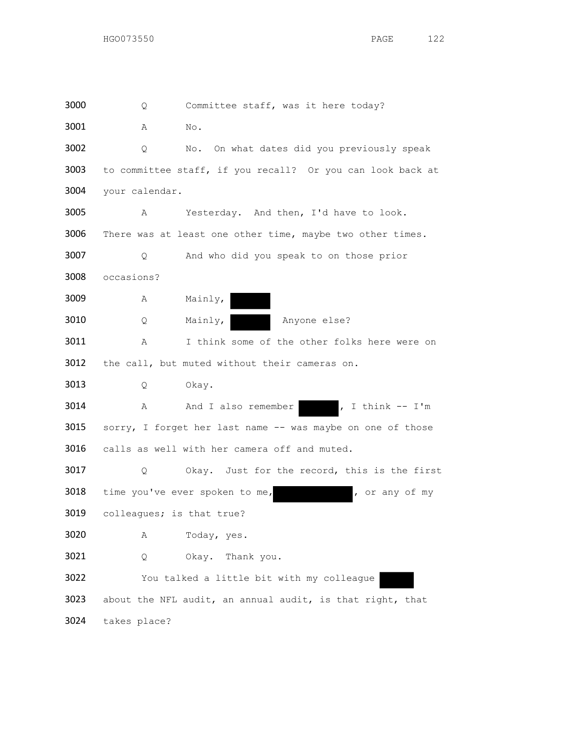3000 Q Committee staff, was it here today?

3001 A No.

3002 Q No. On what dates did you previously speak

3003 to committee staff, if you recall? Or you can look back at

3004 your calendar.

3005 A Yesterday. And then, I'd have to look.

3006 There was at least one other time, maybe two other times.

3007 Q And who did you speak to on those prior

3008 occasions?

3009 A Mainly, [REDACTED]

3010 Q Mainly, [REDACTED] Anyone else?

3011 A I think some of the other folks here were on

3012 the call, but muted without their cameras on.

3013 Q Okay.

3014 A And I also remember [REDACTED], I think -- I'm

3015 sorry, I forget her last name -- was maybe on one of those

3016 calls as well with her camera off and muted.

3017 Q Okay. Just for the record, this is the first

3018 time you've ever spoken to me, [REDACTED], or any of my

3019 colleagues; is that true?

3020 A Today, yes.

3021 Q Okay. Thank you.

3022 You talked a little bit with my colleague [REDACTED]

3023 about the NFL audit, an annual audit, is that right, that

3024 takes place?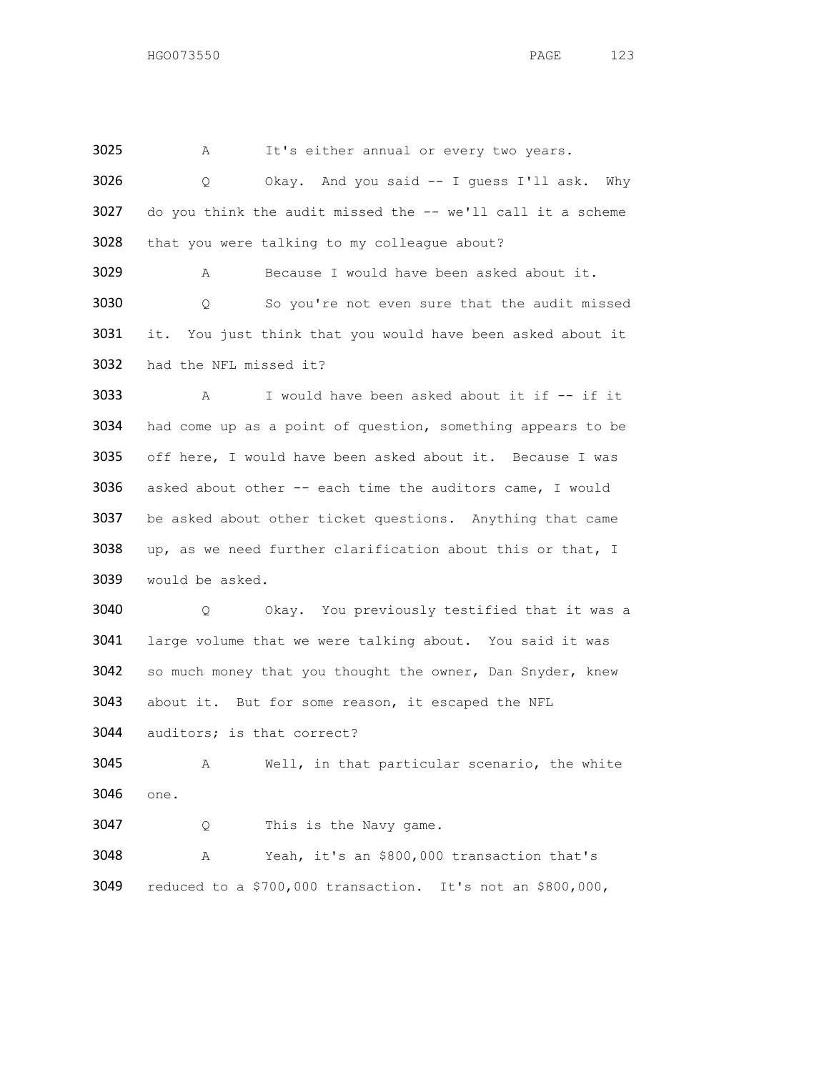3025 A It's either annual or every two years.

3026 Q Okay. And you said -- I guess I'll ask. Why
3027 do you think the audit missed the -- we'll call it a scheme
3028 that you were talking to my colleague about?

3029 A Because I would have been asked about it.

3030 Q So you're not even sure that the audit missed
3031 it. You just think that you would have been asked about it
3032 had the NFL missed it?

3033 A I would have been asked about it if -- if it
3034 had come up as a point of question, something appears to be
3035 off here, I would have been asked about it. Because I was
3036 asked about other -- each time the auditors came, I would
3037 be asked about other ticket questions. Anything that came
3038 up, as we need further clarification about this or that, I
3039 would be asked.

3040 Q Okay. You previously testified that it was a
3041 large volume that we were talking about. You said it was
3042 so much money that you thought the owner, Dan Snyder, knew
3043 about it. But for some reason, it escaped the NFL
3044 auditors; is that correct?

3045 A Well, in that particular scenario, the white
3046 one.

3047 Q This is the Navy game.

3048 A Yeah, it's an $800,000 transaction that's
3049 reduced to a $700,000 transaction. It's not an $800,000,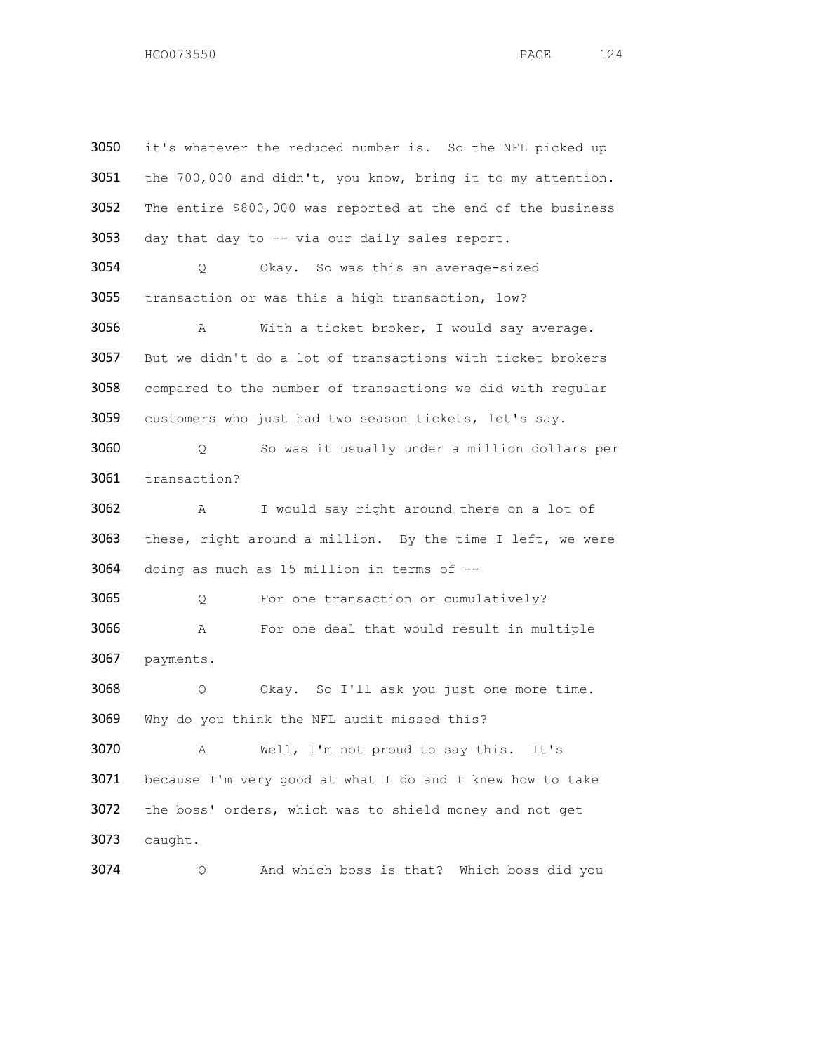3050 it's whatever the reduced number is. So the NFL picked up
3051 the 700,000 and didn't, you know, bring it to my attention.
3052 The entire $800,000 was reported at the end of the business
3053 day that day to -- via our daily sales report.

3054 Q Okay. So was this an average-sized
3055 transaction or was this a high transaction, low?

3056 A With a ticket broker, I would say average.
3057 But we didn't do a lot of transactions with ticket brokers
3058 compared to the number of transactions we did with regular
3059 customers who just had two season tickets, let's say.

3060 Q So was it usually under a million dollars per
3061 transaction?

3062 A I would say right around there on a lot of
3063 these, right around a million. By the time I left, we were
3064 doing as much as 15 million in terms of --

3065 Q For one transaction or cumulatively?

3066 A For one deal that would result in multiple
3067 payments.

3068 Q Okay. So I'll ask you just one more time.
3069 Why do you think the NFL audit missed this?

3070 A Well, I'm not proud to say this. It's
3071 because I'm very good at what I do and I knew how to take
3072 the boss' orders, which was to shield money and not get
3073 caught.

3074 Q And which boss is that? Which boss did you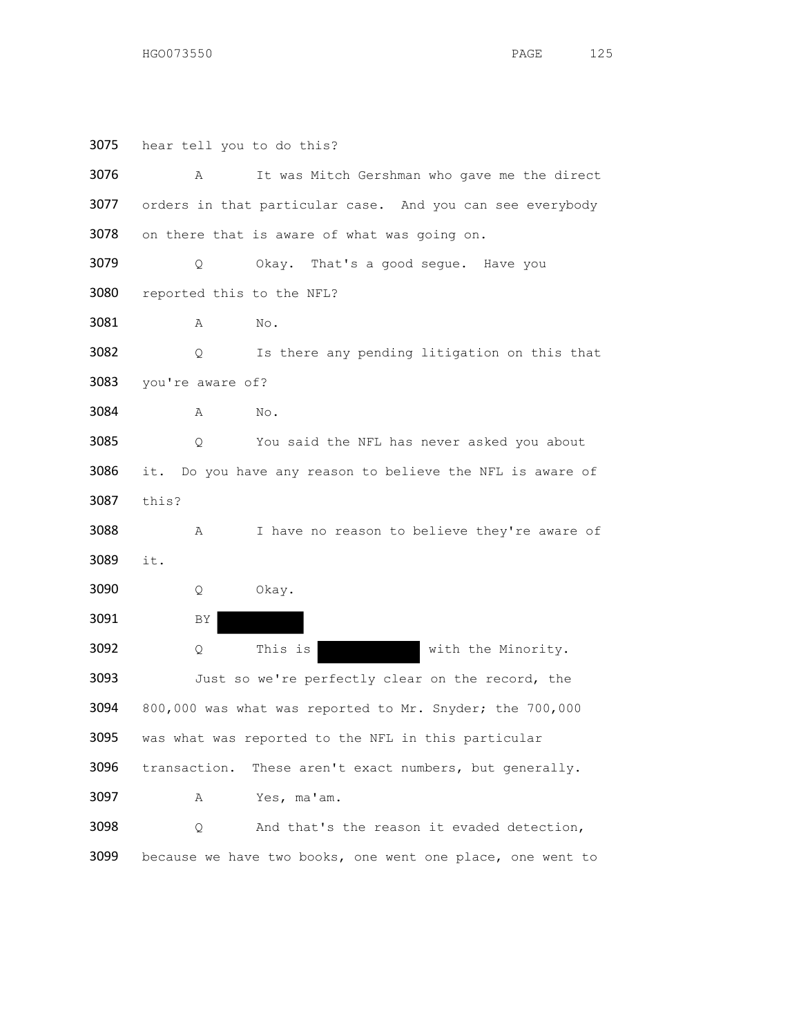3075 hear tell you to do this?

3076 A It was Mitch Gershman who gave me the direct

3077 orders in that particular case. And you can see everybody

3078 on there that is aware of what was going on.

3079 Q Okay. That's a good segue. Have you

3080 reported this to the NFL?

3081 A No.

3082 Q Is there any pending litigation on this that

3083 you're aware of?

3084 A No.

3085 Q You said the NFL has never asked you about

3086 it. Do you have any reason to believe the NFL is aware of

3087 this?

3088 A I have no reason to believe they're aware of

3089 it.

3090 Q Okay.

3091 BY [REDACTED]

3092 Q This is [REDACTED] with the Minority.

3093 Just so we're perfectly clear on the record, the

3094 800,000 was what was reported to Mr. Snyder; the 700,000

3095 was what was reported to the NFL in this particular

3096 transaction. These aren't exact numbers, but generally.

3097 A Yes, ma'am.

3098 Q And that's the reason it evaded detection,

3099 because we have two books, one went one place, one went to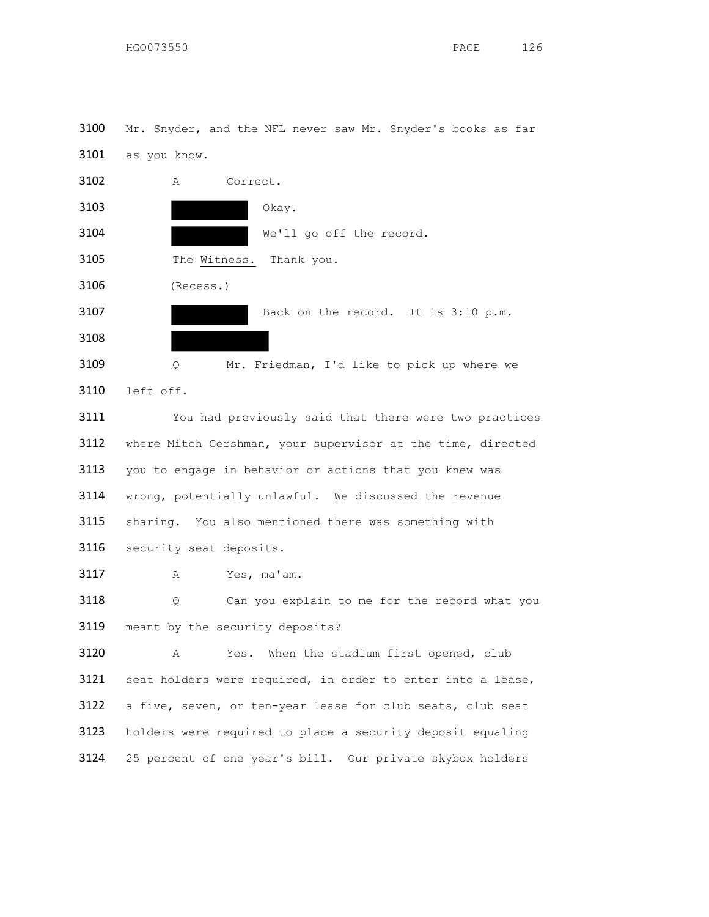3100 Mr. Snyder, and the NFL never saw Mr. Snyder's books as far

3101 as you know.

3102 A Correct.

3103 ████████ Okay.

3104 ████████ We'll go off the record.

3105 The Witness. Thank you.

3106 (Recess.)

3107 ████████ Back on the record. It is 3:10 p.m.

3108 ██████████

3109 Q Mr. Friedman, I'd like to pick up where we

3110 left off.

3111 You had previously said that there were two practices

3112 where Mitch Gershman, your supervisor at the time, directed

3113 you to engage in behavior or actions that you knew was

3114 wrong, potentially unlawful. We discussed the revenue

3115 sharing. You also mentioned there was something with

3116 security seat deposits.

3117 A Yes, ma'am.

3118 Q Can you explain to me for the record what you

3119 meant by the security deposits?

3120 A Yes. When the stadium first opened, club

3121 seat holders were required, in order to enter into a lease,

3122 a five, seven, or ten-year lease for club seats, club seat

3123 holders were required to place a security deposit equaling

3124 25 percent of one year's bill. Our private skybox holders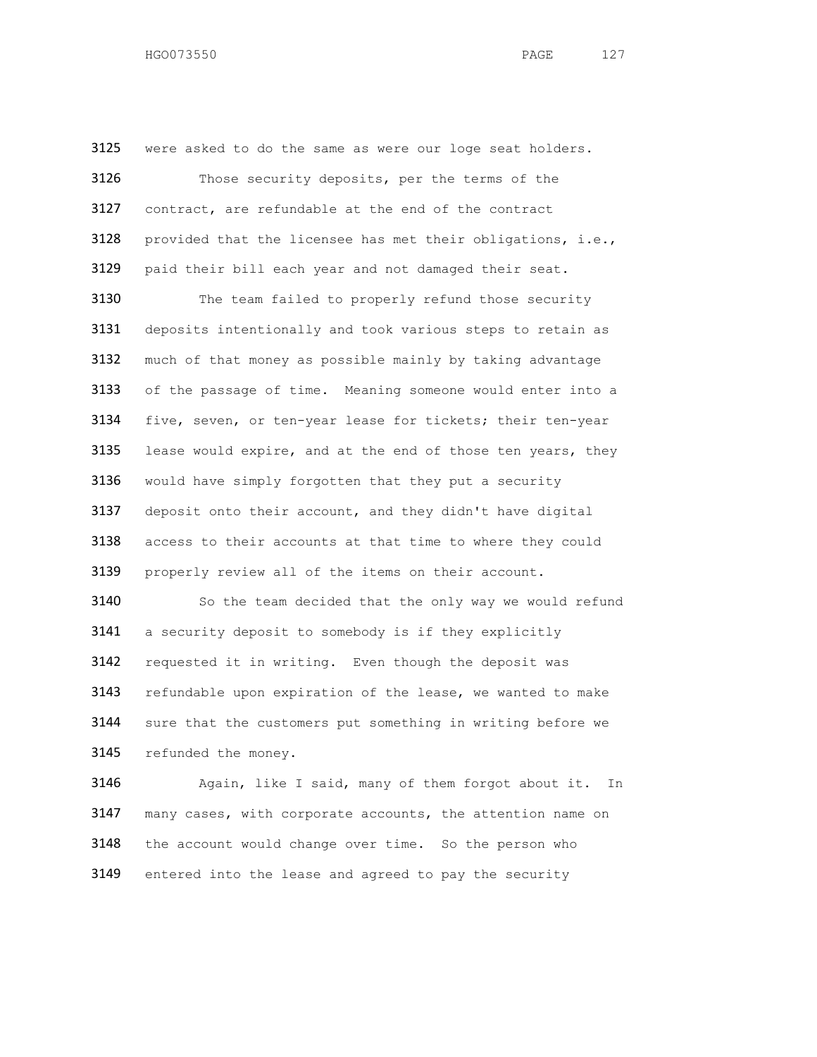were asked to do the same as were our loge seat holders.

Those security deposits, per the terms of the contract, are refundable at the end of the contract provided that the licensee has met their obligations, i.e., paid their bill each year and not damaged their seat.

The team failed to properly refund those security deposits intentionally and took various steps to retain as much of that money as possible mainly by taking advantage of the passage of time. Meaning someone would enter into a five, seven, or ten-year lease for tickets; their ten-year lease would expire, and at the end of those ten years, they would have simply forgotten that they put a security deposit onto their account, and they didn't have digital access to their accounts at that time to where they could properly review all of the items on their account.

So the team decided that the only way we would refund a security deposit to somebody is if they explicitly requested it in writing. Even though the deposit was refundable upon expiration of the lease, we wanted to make sure that the customers put something in writing before we refunded the money.

Again, like I said, many of them forgot about it. In many cases, with corporate accounts, the attention name on the account would change over time. So the person who entered into the lease and agreed to pay the security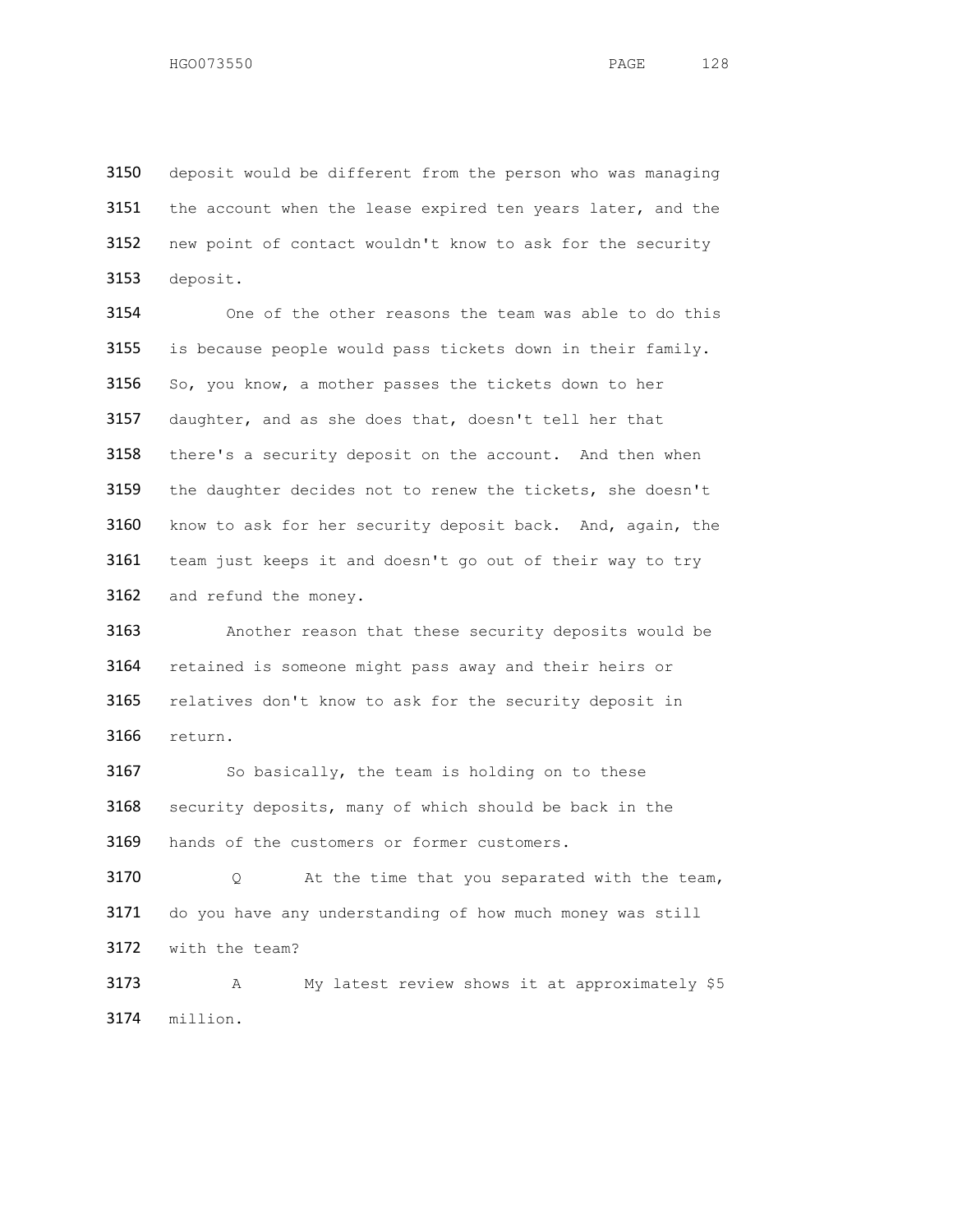deposit would be different from the person who was managing the account when the lease expired ten years later, and the new point of contact wouldn't know to ask for the security deposit.

One of the other reasons the team was able to do this is because people would pass tickets down in their family. So, you know, a mother passes the tickets down to her daughter, and as she does that, doesn't tell her that there's a security deposit on the account. And then when the daughter decides not to renew the tickets, she doesn't know to ask for her security deposit back. And, again, the team just keeps it and doesn't go out of their way to try and refund the money.

Another reason that these security deposits would be retained is someone might pass away and their heirs or relatives don't know to ask for the security deposit in return.

So basically, the team is holding on to these security deposits, many of which should be back in the hands of the customers or former customers.

Q At the time that you separated with the team, do you have any understanding of how much money was still with the team?

A My latest review shows it at approximately $5 million.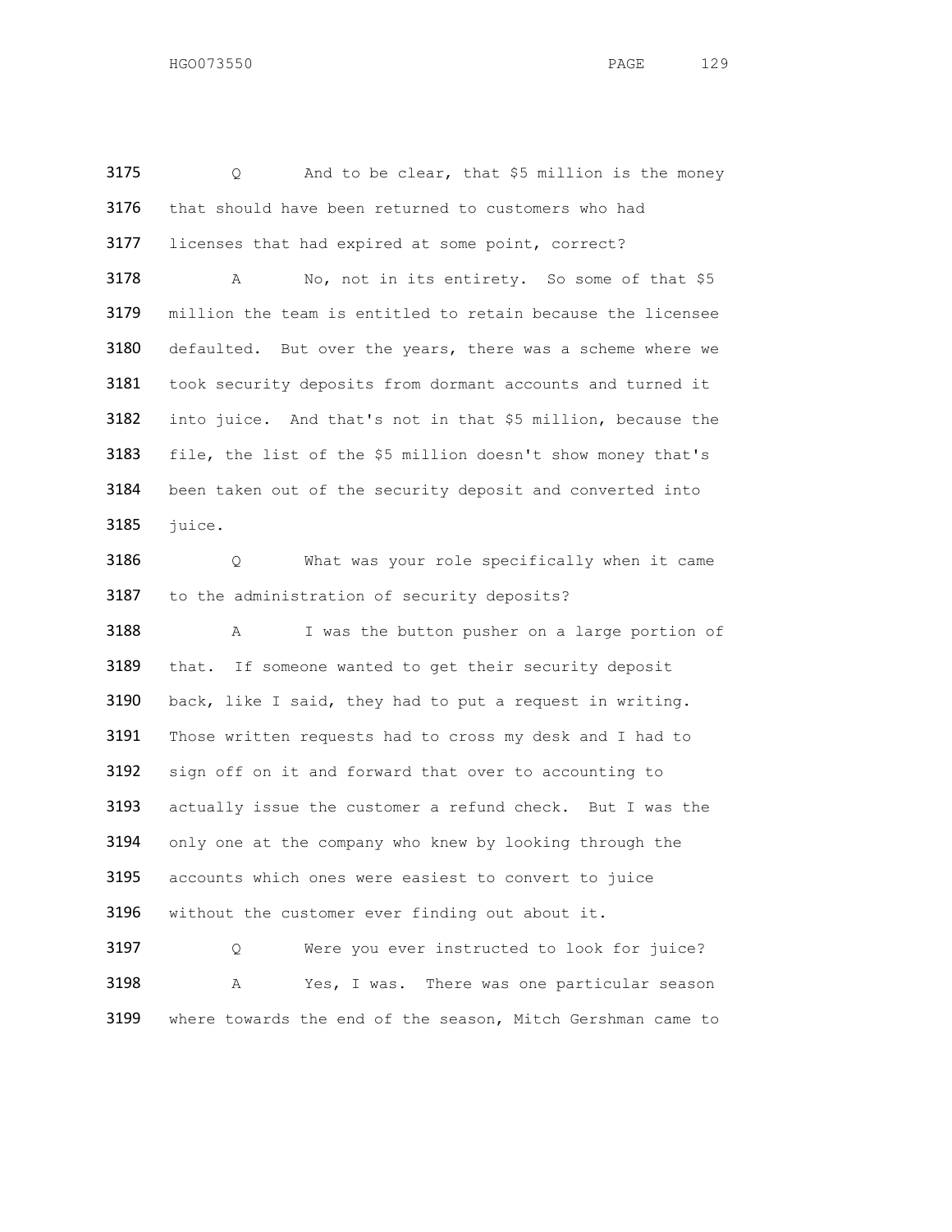3175 Q And to be clear, that $5 million is the money
3176 that should have been returned to customers who had
3177 licenses that had expired at some point, correct?

3178 A No, not in its entirety. So some of that $5
3179 million the team is entitled to retain because the licensee
3180 defaulted. But over the years, there was a scheme where we
3181 took security deposits from dormant accounts and turned it
3182 into juice. And that's not in that $5 million, because the
3183 file, the list of the $5 million doesn't show money that's
3184 been taken out of the security deposit and converted into
3185 juice.

3186 Q What was your role specifically when it came
3187 to the administration of security deposits?

3188 A I was the button pusher on a large portion of
3189 that. If someone wanted to get their security deposit
3190 back, like I said, they had to put a request in writing.
3191 Those written requests had to cross my desk and I had to
3192 sign off on it and forward that over to accounting to
3193 actually issue the customer a refund check. But I was the
3194 only one at the company who knew by looking through the
3195 accounts which ones were easiest to convert to juice
3196 without the customer ever finding out about it.

3197 Q Were you ever instructed to look for juice?

3198 A Yes, I was. There was one particular season
3199 where towards the end of the season, Mitch Gershman came to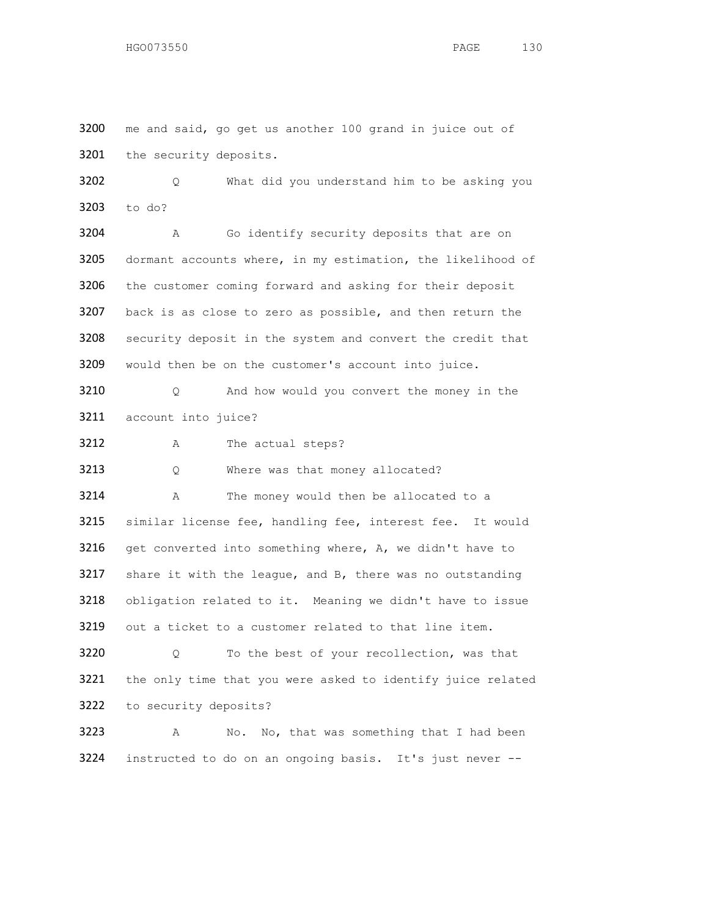3200 me and said, go get us another 100 grand in juice out of
3201 the security deposits.

3202 Q What did you understand him to be asking you
3203 to do?

3204 A Go identify security deposits that are on
3205 dormant accounts where, in my estimation, the likelihood of
3206 the customer coming forward and asking for their deposit
3207 back is as close to zero as possible, and then return the
3208 security deposit in the system and convert the credit that
3209 would then be on the customer's account into juice.

3210 Q And how would you convert the money in the
3211 account into juice?

3212 A The actual steps?

3213 Q Where was that money allocated?

3214 A The money would then be allocated to a
3215 similar license fee, handling fee, interest fee. It would
3216 get converted into something where, A, we didn't have to
3217 share it with the league, and B, there was no outstanding
3218 obligation related to it. Meaning we didn't have to issue
3219 out a ticket to a customer related to that line item.

3220 Q To the best of your recollection, was that
3221 the only time that you were asked to identify juice related
3222 to security deposits?

3223 A No. No, that was something that I had been
3224 instructed to do on an ongoing basis. It's just never --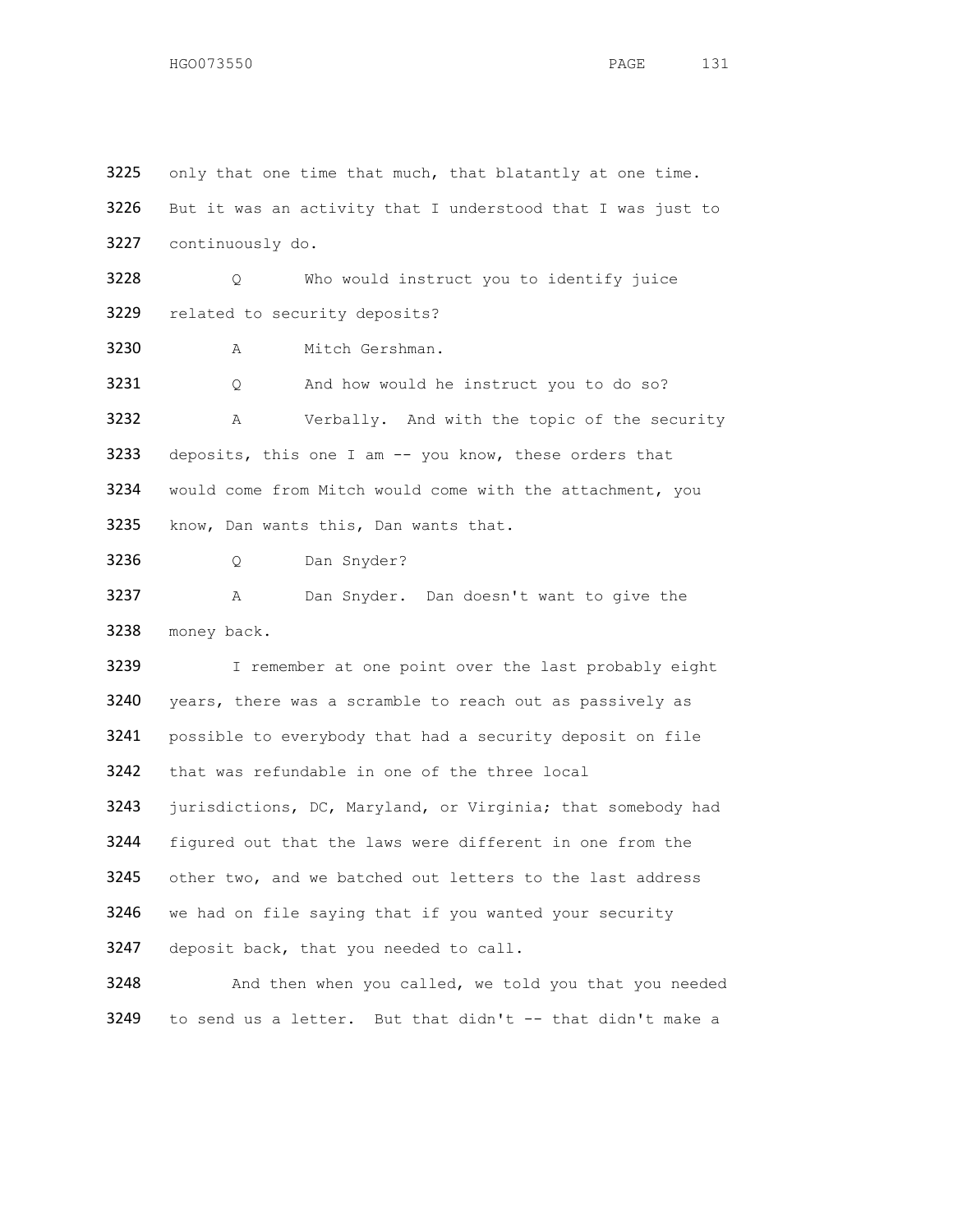3225 only that one time that much, that blatantly at one time.
3226 But it was an activity that I understood that I was just to
3227 continuously do.

3228 Q Who would instruct you to identify juice
3229 related to security deposits?

3230 A Mitch Gershman.

3231 Q And how would he instruct you to do so?

3232 A Verbally. And with the topic of the security
3233 deposits, this one I am -- you know, these orders that
3234 would come from Mitch would come with the attachment, you
3235 know, Dan wants this, Dan wants that.

3236 Q Dan Snyder?

3237 A Dan Snyder. Dan doesn't want to give the
3238 money back.

3239 I remember at one point over the last probably eight
3240 years, there was a scramble to reach out as passively as
3241 possible to everybody that had a security deposit on file
3242 that was refundable in one of the three local
3243 jurisdictions, DC, Maryland, or Virginia; that somebody had
3244 figured out that the laws were different in one from the
3245 other two, and we batched out letters to the last address
3246 we had on file saying that if you wanted your security
3247 deposit back, that you needed to call.

3248 And then when you called, we told you that you needed
3249 to send us a letter. But that didn't -- that didn't make a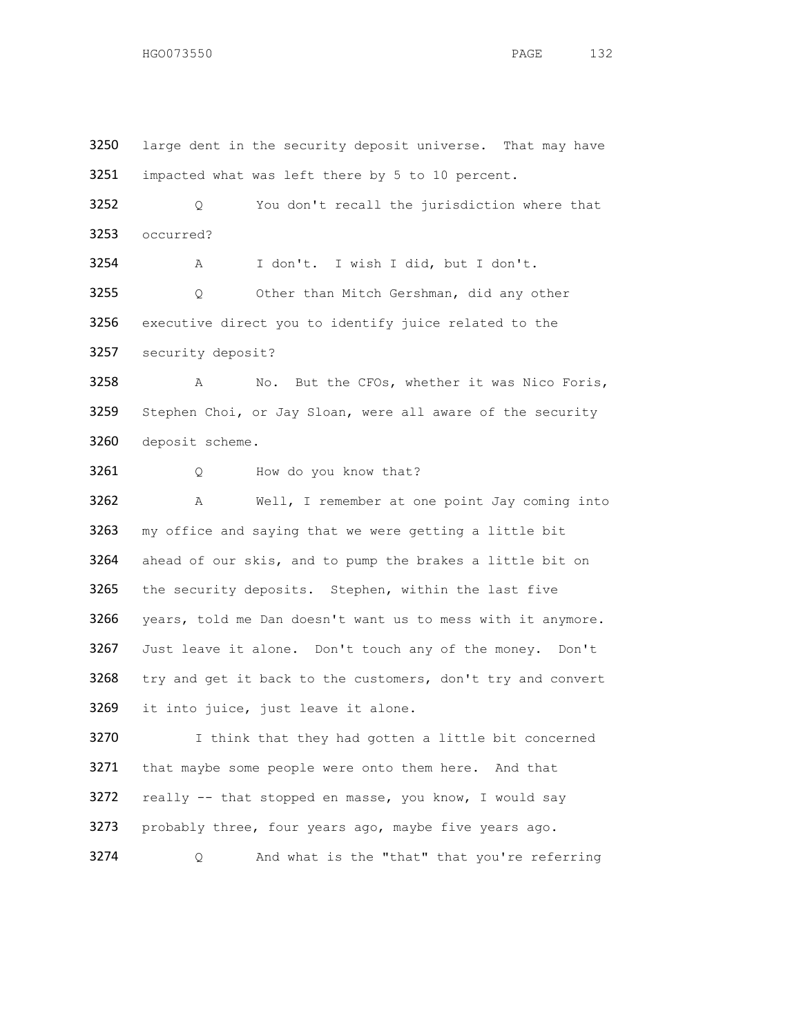3250 large dent in the security deposit universe. That may have
3251 impacted what was left there by 5 to 10 percent.

3252 Q You don't recall the jurisdiction where that
3253 occurred?

3254 A I don't. I wish I did, but I don't.

3255 Q Other than Mitch Gershman, did any other
3256 executive direct you to identify juice related to the
3257 security deposit?

3258 A No. But the CFOs, whether it was Nico Foris,
3259 Stephen Choi, or Jay Sloan, were all aware of the security
3260 deposit scheme.

3261 Q How do you know that?

3262 A Well, I remember at one point Jay coming into
3263 my office and saying that we were getting a little bit
3264 ahead of our skis, and to pump the brakes a little bit on
3265 the security deposits. Stephen, within the last five
3266 years, told me Dan doesn't want us to mess with it anymore.
3267 Just leave it alone. Don't touch any of the money. Don't
3268 try and get it back to the customers, don't try and convert
3269 it into juice, just leave it alone.

3270 I think that they had gotten a little bit concerned
3271 that maybe some people were onto them here. And that
3272 really -- that stopped en masse, you know, I would say
3273 probably three, four years ago, maybe five years ago.

3274 Q And what is the "that" that you're referring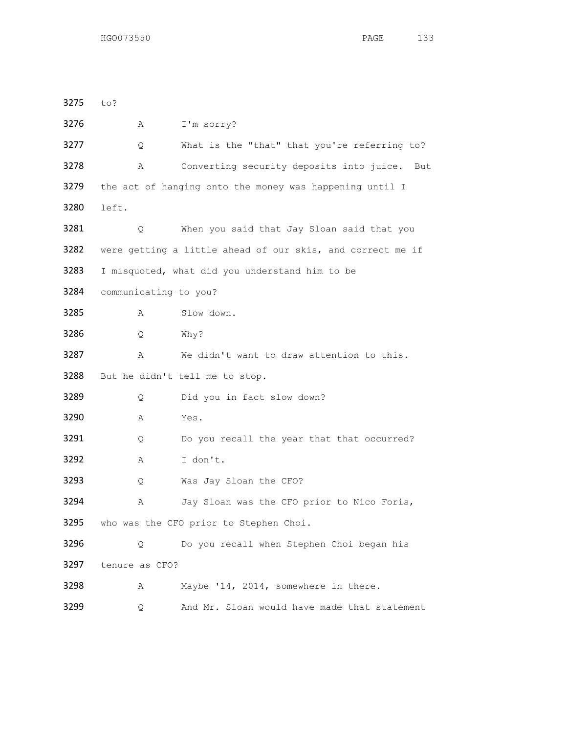3275 to?

3276 A I'm sorry?

3277 Q What is the "that" that you're referring to?

3278 A Converting security deposits into juice. But

3279 the act of hanging onto the money was happening until I

3280 left.

3281 Q When you said that Jay Sloan said that you

3282 were getting a little ahead of our skis, and correct me if

3283 I misquoted, what did you understand him to be

3284 communicating to you?

3285 A Slow down.

3286 Q Why?

3287 A We didn't want to draw attention to this.

3288 But he didn't tell me to stop.

3289 Q Did you in fact slow down?

3290 A Yes.

3291 Q Do you recall the year that that occurred?

3292 A I don't.

3293 Q Was Jay Sloan the CFO?

3294 A Jay Sloan was the CFO prior to Nico Foris,

3295 who was the CFO prior to Stephen Choi.

3296 Q Do you recall when Stephen Choi began his

3297 tenure as CFO?

3298 A Maybe '14, 2014, somewhere in there.

3299 Q And Mr. Sloan would have made that statement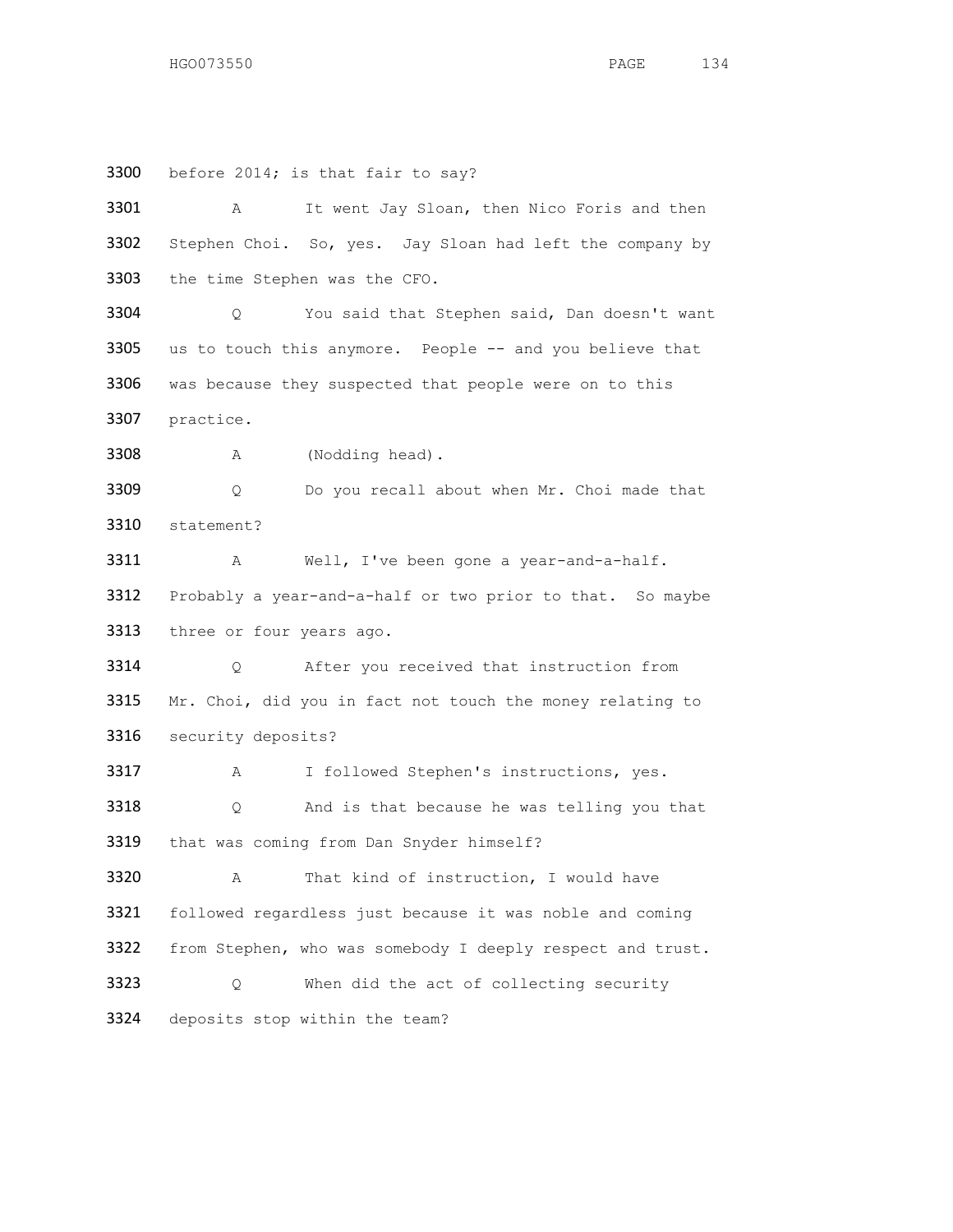3300 before 2014; is that fair to say?

3301 A It went Jay Sloan, then Nico Foris and then

3302 Stephen Choi. So, yes. Jay Sloan had left the company by

3303 the time Stephen was the CFO.

3304 Q You said that Stephen said, Dan doesn't want

3305 us to touch this anymore. People -- and you believe that

3306 was because they suspected that people were on to this

3307 practice.

3308 A (Nodding head).

3309 Q Do you recall about when Mr. Choi made that

3310 statement?

3311 A Well, I've been gone a year-and-a-half.

3312 Probably a year-and-a-half or two prior to that. So maybe

3313 three or four years ago.

3314 Q After you received that instruction from

3315 Mr. Choi, did you in fact not touch the money relating to

3316 security deposits?

3317 A I followed Stephen's instructions, yes.

3318 Q And is that because he was telling you that

3319 that was coming from Dan Snyder himself?

3320 A That kind of instruction, I would have

3321 followed regardless just because it was noble and coming

3322 from Stephen, who was somebody I deeply respect and trust.

3323 Q When did the act of collecting security

3324 deposits stop within the team?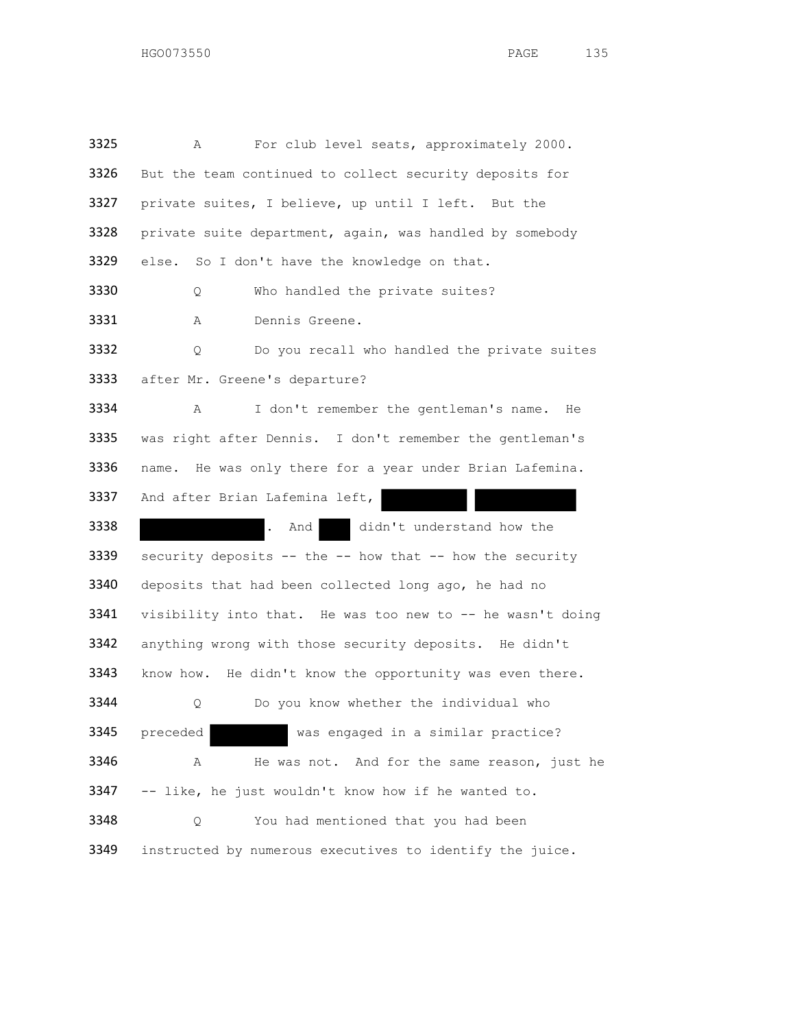3325 A For club level seats, approximately 2000.
3326 But the team continued to collect security deposits for
3327 private suites, I believe, up until I left. But the
3328 private suite department, again, was handled by somebody
3329 else. So I don't have the knowledge on that.

3330 Q Who handled the private suites?

3331 A Dennis Greene.

3332 Q Do you recall who handled the private suites
3333 after Mr. Greene's departure?

3334 A I don't remember the gentleman's name. He
3335 was right after Dennis. I don't remember the gentleman's
3336 name. He was only there for a year under Brian Lafemina.
3337 And after Brian Lafemina left, [REDACTED] [REDACTED]
3338 [REDACTED]. And [REDACTED] didn't understand how the
3339 security deposits -- the -- how that -- how the security
3340 deposits that had been collected long ago, he had no
3341 visibility into that. He was too new to -- he wasn't doing
3342 anything wrong with those security deposits. He didn't
3343 know how. He didn't know the opportunity was even there.

3344 Q Do you know whether the individual who
3345 preceded [REDACTED] was engaged in a similar practice?

3346 A He was not. And for the same reason, just he
3347 -- like, he just wouldn't know how if he wanted to.

3348 Q You had mentioned that you had been
3349 instructed by numerous executives to identify the juice.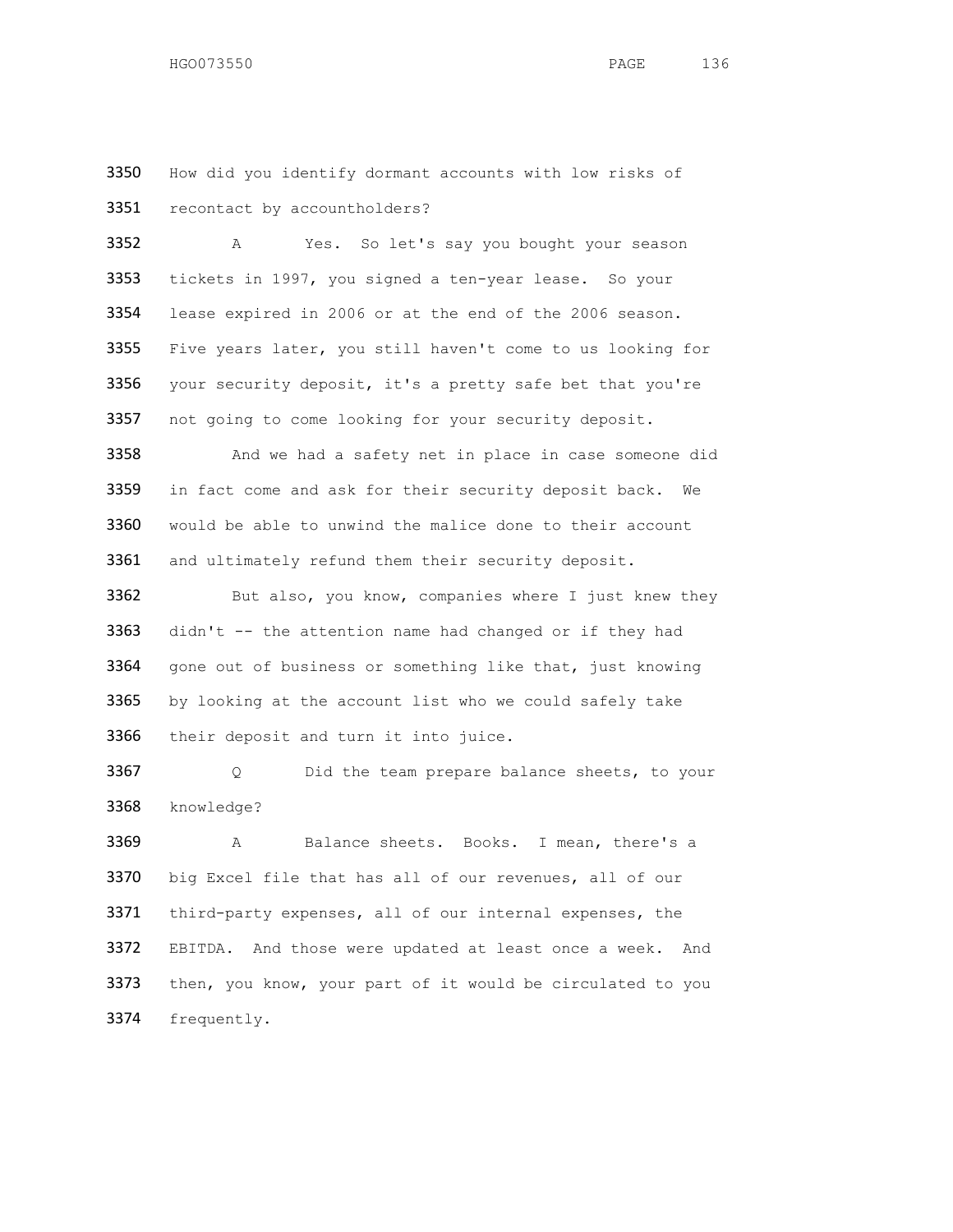3350 How did you identify dormant accounts with low risks of
3351 recontact by accountholders?

3352 A Yes. So let's say you bought your season
3353 tickets in 1997, you signed a ten-year lease. So your
3354 lease expired in 2006 or at the end of the 2006 season.
3355 Five years later, you still haven't come to us looking for
3356 your security deposit, it's a pretty safe bet that you're
3357 not going to come looking for your security deposit.

3358 And we had a safety net in place in case someone did
3359 in fact come and ask for their security deposit back. We
3360 would be able to unwind the malice done to their account
3361 and ultimately refund them their security deposit.

3362 But also, you know, companies where I just knew they
3363 didn't -- the attention name had changed or if they had
3364 gone out of business or something like that, just knowing
3365 by looking at the account list who we could safely take
3366 their deposit and turn it into juice.

3367 Q Did the team prepare balance sheets, to your
3368 knowledge?

3369 A Balance sheets. Books. I mean, there's a
3370 big Excel file that has all of our revenues, all of our
3371 third-party expenses, all of our internal expenses, the
3372 EBITDA. And those were updated at least once a week. And
3373 then, you know, your part of it would be circulated to you
3374 frequently.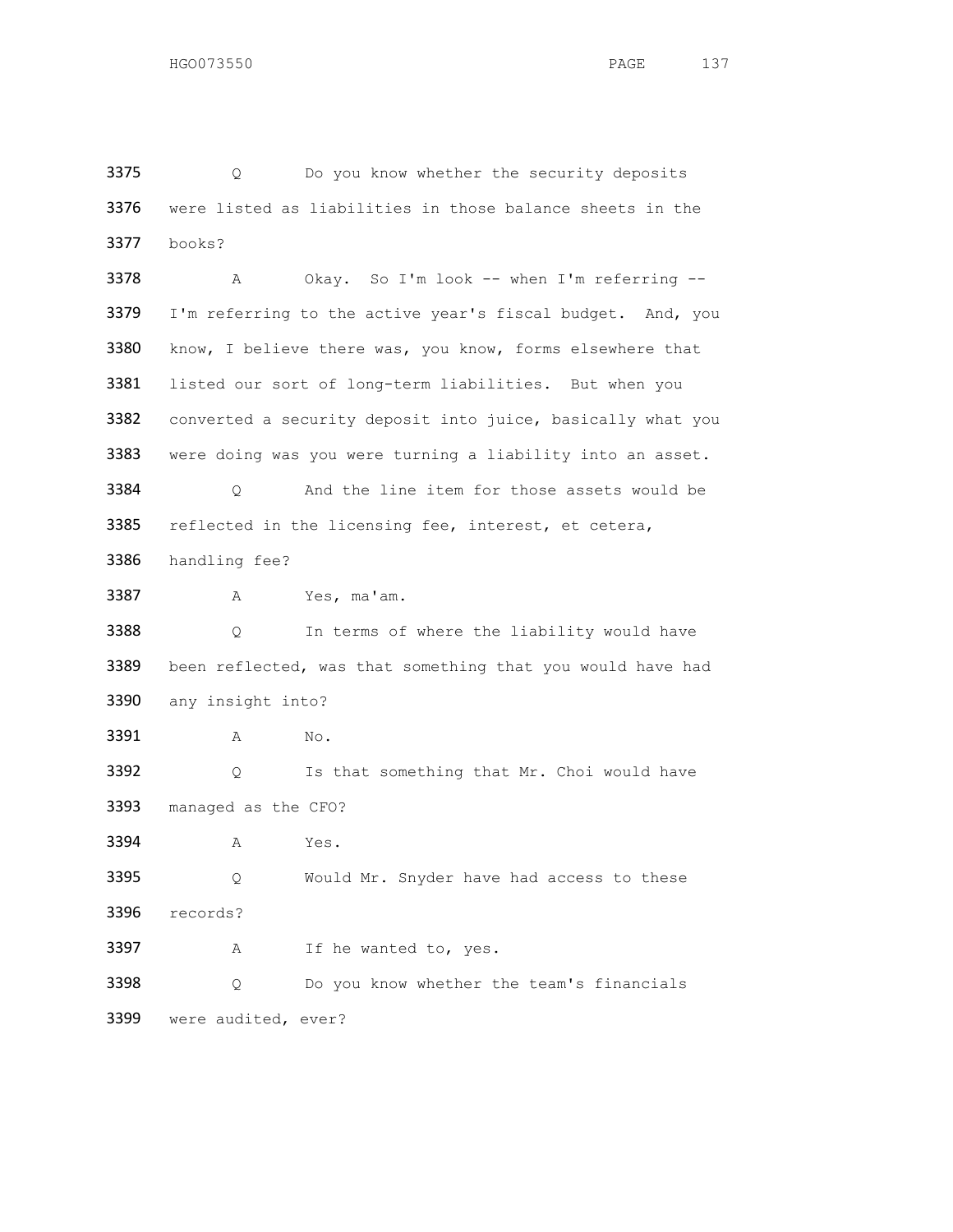3375 Q Do you know whether the security deposits
3376 were listed as liabilities in those balance sheets in the
3377 books?

3378 A Okay. So I'm look -- when I'm referring --
3379 I'm referring to the active year's fiscal budget. And, you
3380 know, I believe there was, you know, forms elsewhere that
3381 listed our sort of long-term liabilities. But when you
3382 converted a security deposit into juice, basically what you
3383 were doing was you were turning a liability into an asset.

3384 Q And the line item for those assets would be
3385 reflected in the licensing fee, interest, et cetera,
3386 handling fee?

3387 A Yes, ma'am.

3388 Q In terms of where the liability would have
3389 been reflected, was that something that you would have had
3390 any insight into?

3391 A No.

3392 Q Is that something that Mr. Choi would have
3393 managed as the CFO?

3394 A Yes.

3395 Q Would Mr. Snyder have had access to these
3396 records?

3397 A If he wanted to, yes.

3398 Q Do you know whether the team's financials
3399 were audited, ever?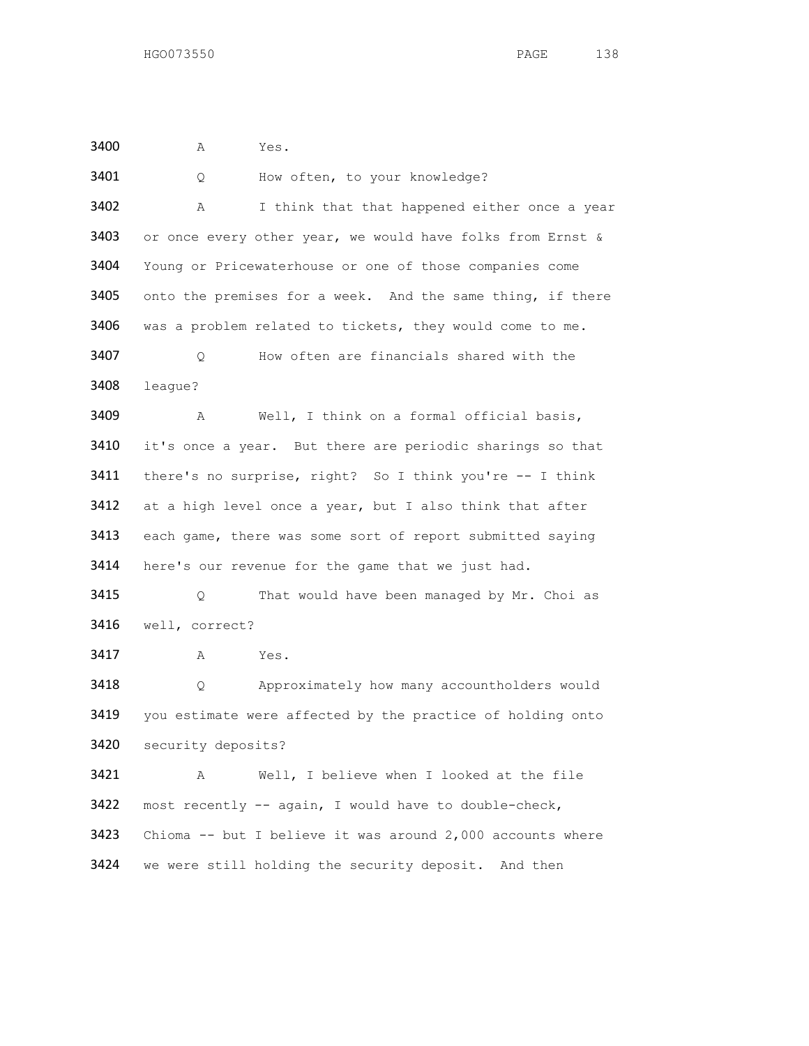3400 A Yes.

3401 Q How often, to your knowledge?

3402 A I think that that happened either once a year
3403 or once every other year, we would have folks from Ernst &
3404 Young or Pricewaterhouse or one of those companies come
3405 onto the premises for a week. And the same thing, if there
3406 was a problem related to tickets, they would come to me.

3407 Q How often are financials shared with the
3408 league?

3409 A Well, I think on a formal official basis,
3410 it's once a year. But there are periodic sharings so that
3411 there's no surprise, right? So I think you're -- I think
3412 at a high level once a year, but I also think that after
3413 each game, there was some sort of report submitted saying
3414 here's our revenue for the game that we just had.

3415 Q That would have been managed by Mr. Choi as
3416 well, correct?

3417 A Yes.

3418 Q Approximately how many accountholders would
3419 you estimate were affected by the practice of holding onto
3420 security deposits?

3421 A Well, I believe when I looked at the file
3422 most recently -- again, I would have to double-check,
3423 Chioma -- but I believe it was around 2,000 accounts where
3424 we were still holding the security deposit. And then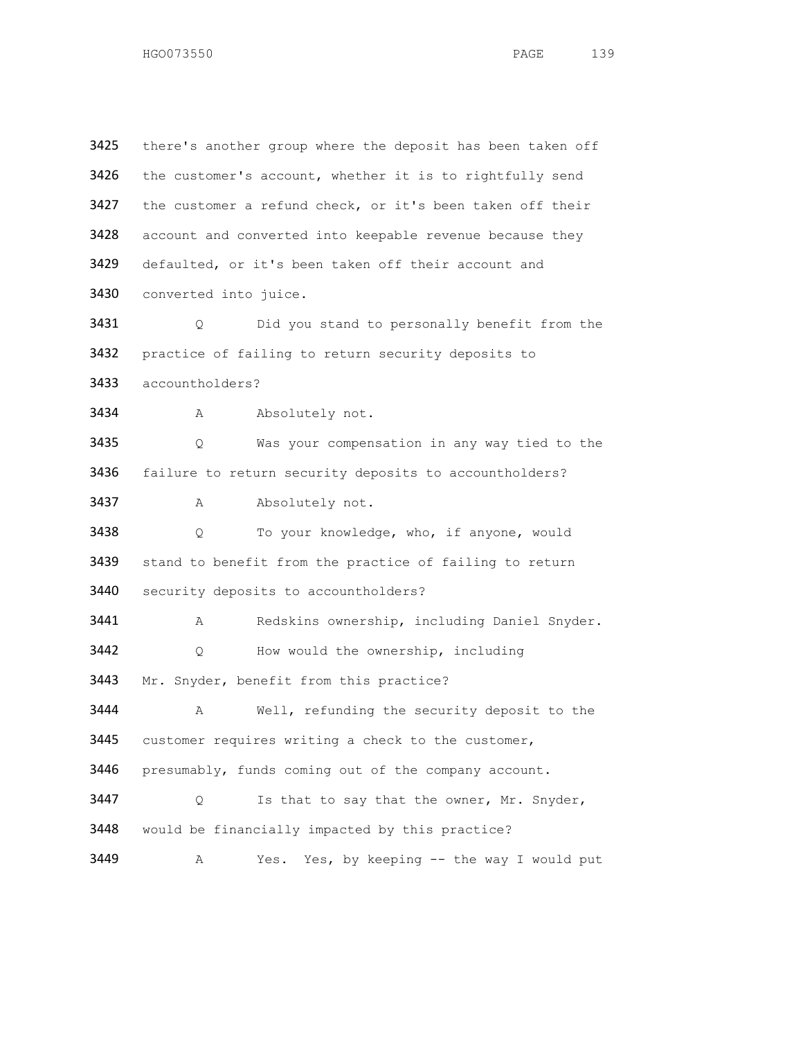3425 there's another group where the deposit has been taken off
3426 the customer's account, whether it is to rightfully send
3427 the customer a refund check, or it's been taken off their
3428 account and converted into keepable revenue because they
3429 defaulted, or it's been taken off their account and
3430 converted into juice.

3431 Q Did you stand to personally benefit from the
3432 practice of failing to return security deposits to
3433 accountholders?

3434 A Absolutely not.

3435 Q Was your compensation in any way tied to the
3436 failure to return security deposits to accountholders?

3437 A Absolutely not.

3438 Q To your knowledge, who, if anyone, would
3439 stand to benefit from the practice of failing to return
3440 security deposits to accountholders?

3441 A Redskins ownership, including Daniel Snyder.

3442 Q How would the ownership, including
3443 Mr. Snyder, benefit from this practice?

3444 A Well, refunding the security deposit to the
3445 customer requires writing a check to the customer,
3446 presumably, funds coming out of the company account.

3447 Q Is that to say that the owner, Mr. Snyder,
3448 would be financially impacted by this practice?

3449 A Yes. Yes, by keeping -- the way I would put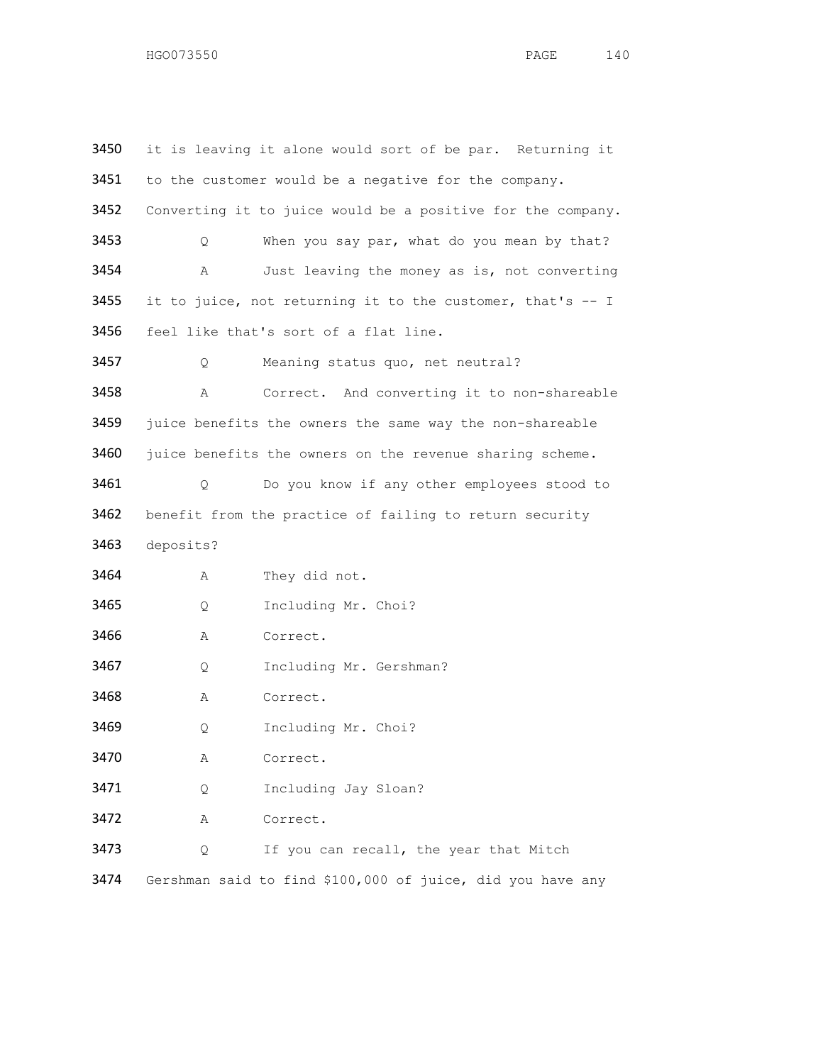3450 it is leaving it alone would sort of be par. Returning it
3451 to the customer would be a negative for the company.
3452 Converting it to juice would be a positive for the company.
3453 Q When you say par, what do you mean by that?
3454 A Just leaving the money as is, not converting
3455 it to juice, not returning it to the customer, that's -- I
3456 feel like that's sort of a flat line.
3457 Q Meaning status quo, net neutral?
3458 A Correct. And converting it to non-shareable
3459 juice benefits the owners the same way the non-shareable
3460 juice benefits the owners on the revenue sharing scheme.
3461 Q Do you know if any other employees stood to
3462 benefit from the practice of failing to return security
3463 deposits?
3464 A They did not.
3465 Q Including Mr. Choi?
3466 A Correct.
3467 Q Including Mr. Gershman?
3468 A Correct.
3469 Q Including Mr. Choi?
3470 A Correct.
3471 Q Including Jay Sloan?
3472 A Correct.
3473 Q If you can recall, the year that Mitch
3474 Gershman said to find $100,000 of juice, did you have any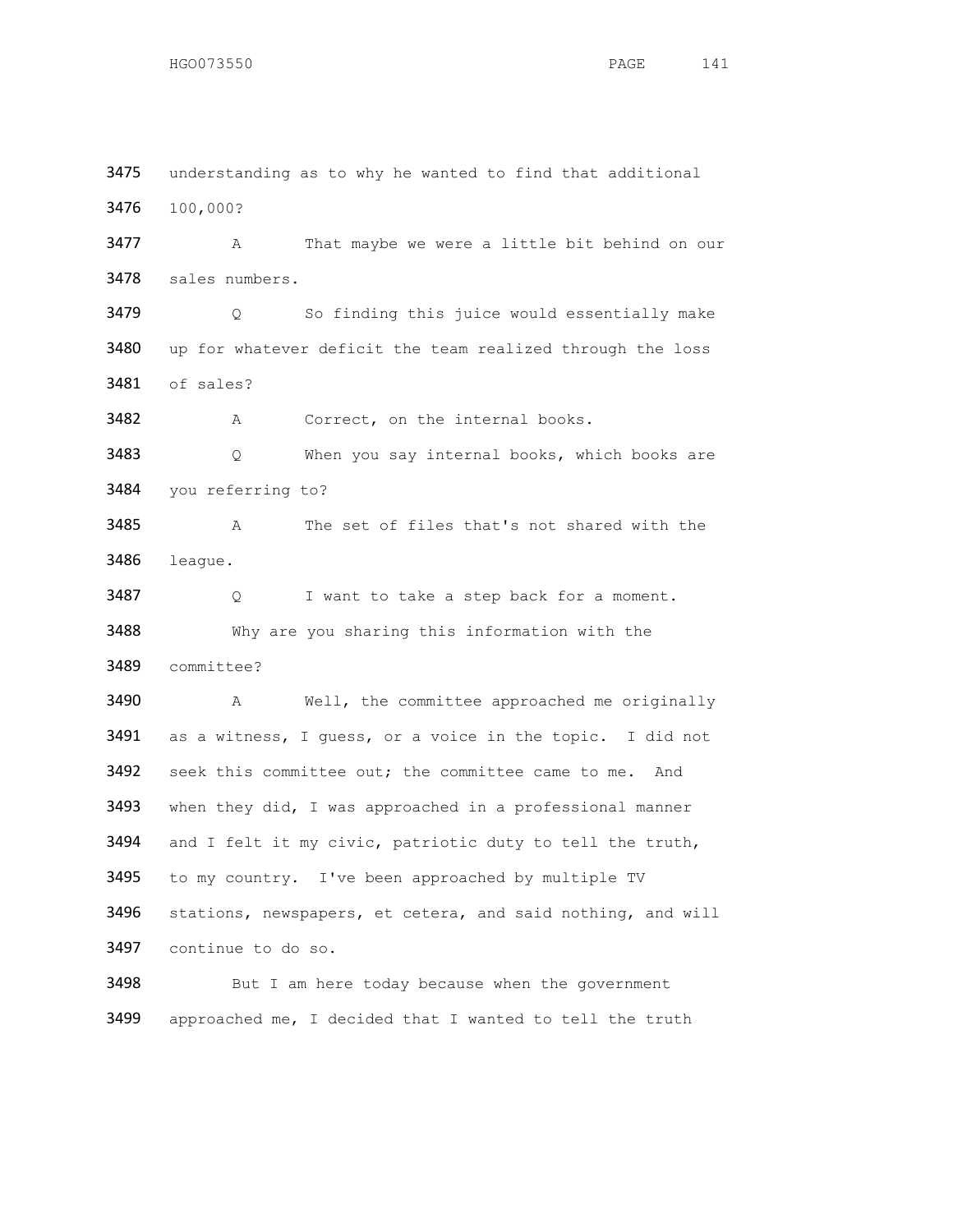3475 understanding as to why he wanted to find that additional
3476 100,000?

3477 A That maybe we were a little bit behind on our
3478 sales numbers.

3479 Q So finding this juice would essentially make
3480 up for whatever deficit the team realized through the loss
3481 of sales?

3482 A Correct, on the internal books.

3483 Q When you say internal books, which books are
3484 you referring to?

3485 A The set of files that's not shared with the
3486 league.

3487 Q I want to take a step back for a moment.

3488 Why are you sharing this information with the
3489 committee?

3490 A Well, the committee approached me originally
3491 as a witness, I guess, or a voice in the topic. I did not
3492 seek this committee out; the committee came to me. And
3493 when they did, I was approached in a professional manner
3494 and I felt it my civic, patriotic duty to tell the truth,
3495 to my country. I've been approached by multiple TV
3496 stations, newspapers, et cetera, and said nothing, and will
3497 continue to do so.

3498 But I am here today because when the government
3499 approached me, I decided that I wanted to tell the truth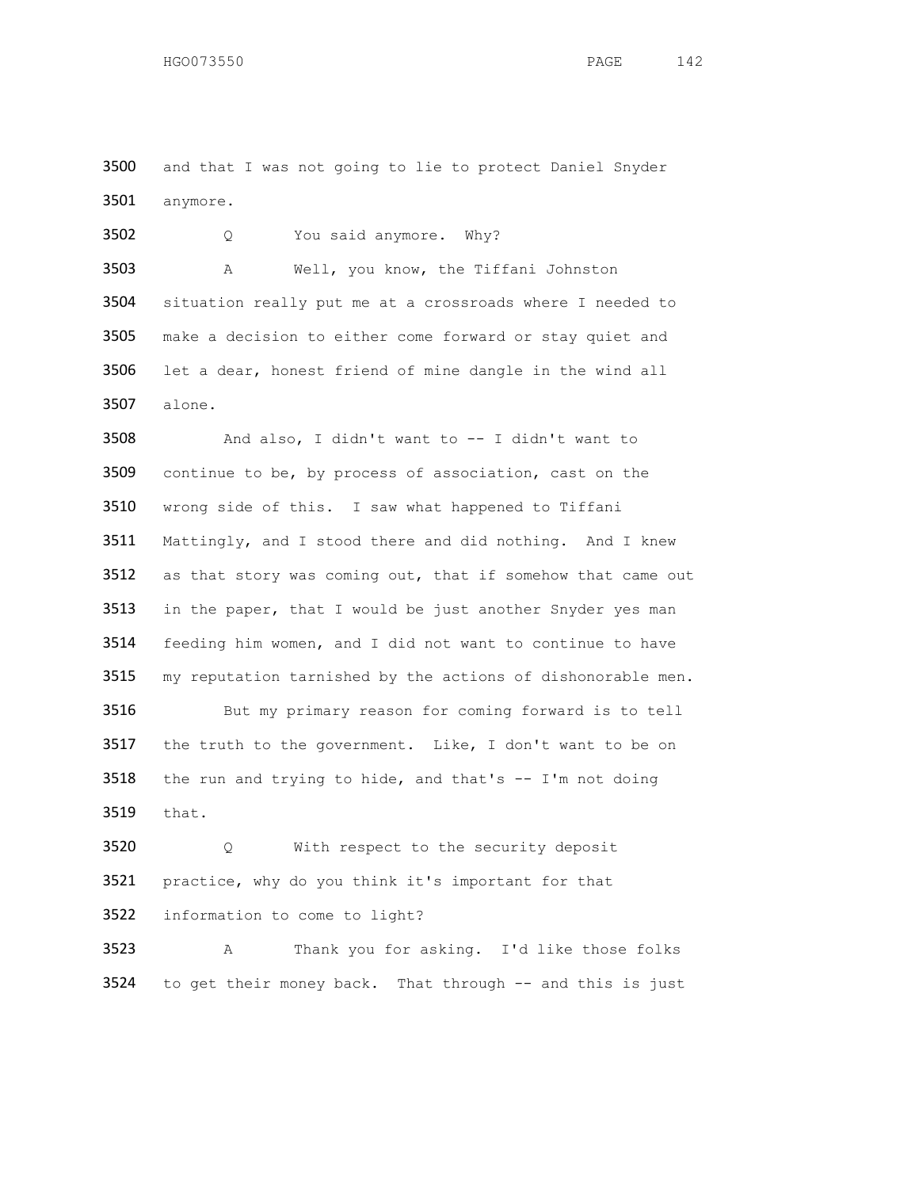3500 and that I was not going to lie to protect Daniel Snyder
3501 anymore.

3502 Q You said anymore. Why?

3503 A Well, you know, the Tiffani Johnston
3504 situation really put me at a crossroads where I needed to
3505 make a decision to either come forward or stay quiet and
3506 let a dear, honest friend of mine dangle in the wind all
3507 alone.

3508 And also, I didn't want to -- I didn't want to
3509 continue to be, by process of association, cast on the
3510 wrong side of this. I saw what happened to Tiffani
3511 Mattingly, and I stood there and did nothing. And I knew
3512 as that story was coming out, that if somehow that came out
3513 in the paper, that I would be just another Snyder yes man
3514 feeding him women, and I did not want to continue to have
3515 my reputation tarnished by the actions of dishonorable men.

3516 But my primary reason for coming forward is to tell
3517 the truth to the government. Like, I don't want to be on
3518 the run and trying to hide, and that's -- I'm not doing
3519 that.

3520 Q With respect to the security deposit
3521 practice, why do you think it's important for that
3522 information to come to light?

3523 A Thank you for asking. I'd like those folks
3524 to get their money back. That through -- and this is just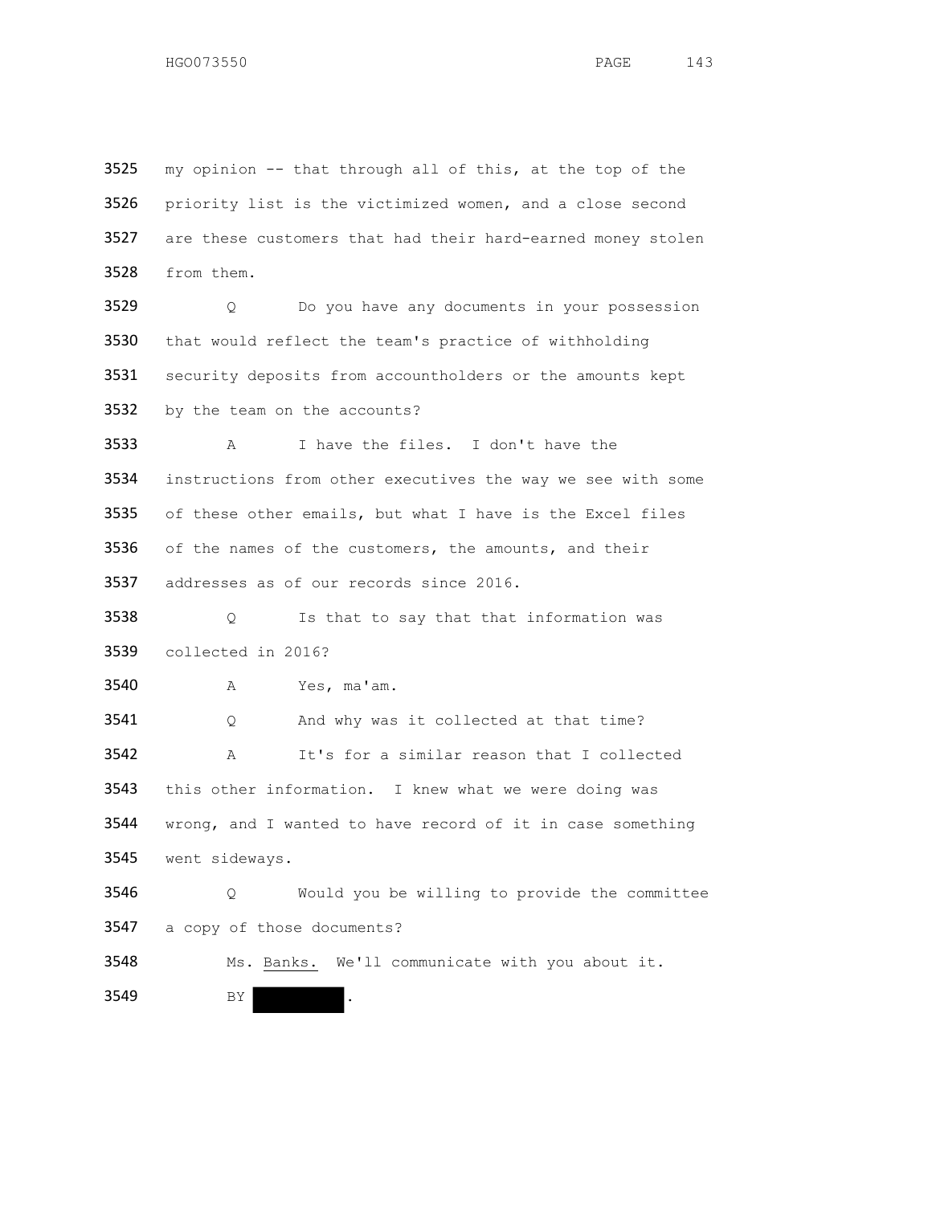3525 my opinion -- that through all of this, at the top of the
3526 priority list is the victimized women, and a close second
3527 are these customers that had their hard-earned money stolen
3528 from them.

3529 Q Do you have any documents in your possession
3530 that would reflect the team's practice of withholding
3531 security deposits from accountholders or the amounts kept
3532 by the team on the accounts?

3533 A I have the files. I don't have the
3534 instructions from other executives the way we see with some
3535 of these other emails, but what I have is the Excel files
3536 of the names of the customers, the amounts, and their
3537 addresses as of our records since 2016.

3538 Q Is that to say that that information was
3539 collected in 2016?

3540 A Yes, ma'am.

3541 Q And why was it collected at that time?

3542 A It's for a similar reason that I collected
3543 this other information. I knew what we were doing was
3544 wrong, and I wanted to have record of it in case something
3545 went sideways.

3546 Q Would you be willing to provide the committee
3547 a copy of those documents?

3548 Ms. Banks. We'll communicate with you about it.

3549 BY [REDACTED].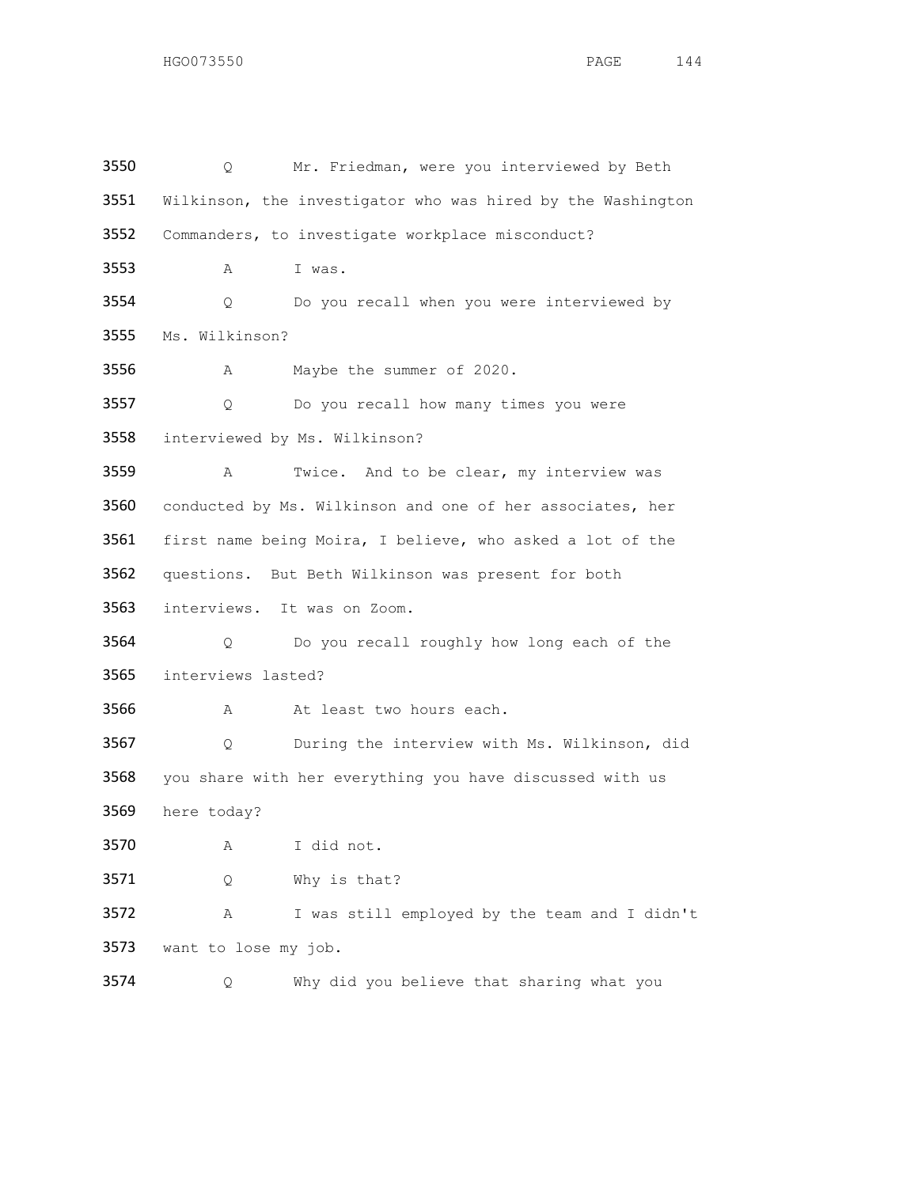3550 Q Mr. Friedman, were you interviewed by Beth
3551 Wilkinson, the investigator who was hired by the Washington
3552 Commanders, to investigate workplace misconduct?
3553 A I was.
3554 Q Do you recall when you were interviewed by
3555 Ms. Wilkinson?
3556 A Maybe the summer of 2020.
3557 Q Do you recall how many times you were
3558 interviewed by Ms. Wilkinson?
3559 A Twice. And to be clear, my interview was
3560 conducted by Ms. Wilkinson and one of her associates, her
3561 first name being Moira, I believe, who asked a lot of the
3562 questions. But Beth Wilkinson was present for both
3563 interviews. It was on Zoom.
3564 Q Do you recall roughly how long each of the
3565 interviews lasted?
3566 A At least two hours each.
3567 Q During the interview with Ms. Wilkinson, did
3568 you share with her everything you have discussed with us
3569 here today?
3570 A I did not.
3571 Q Why is that?
3572 A I was still employed by the team and I didn't
3573 want to lose my job.
3574 Q Why did you believe that sharing what you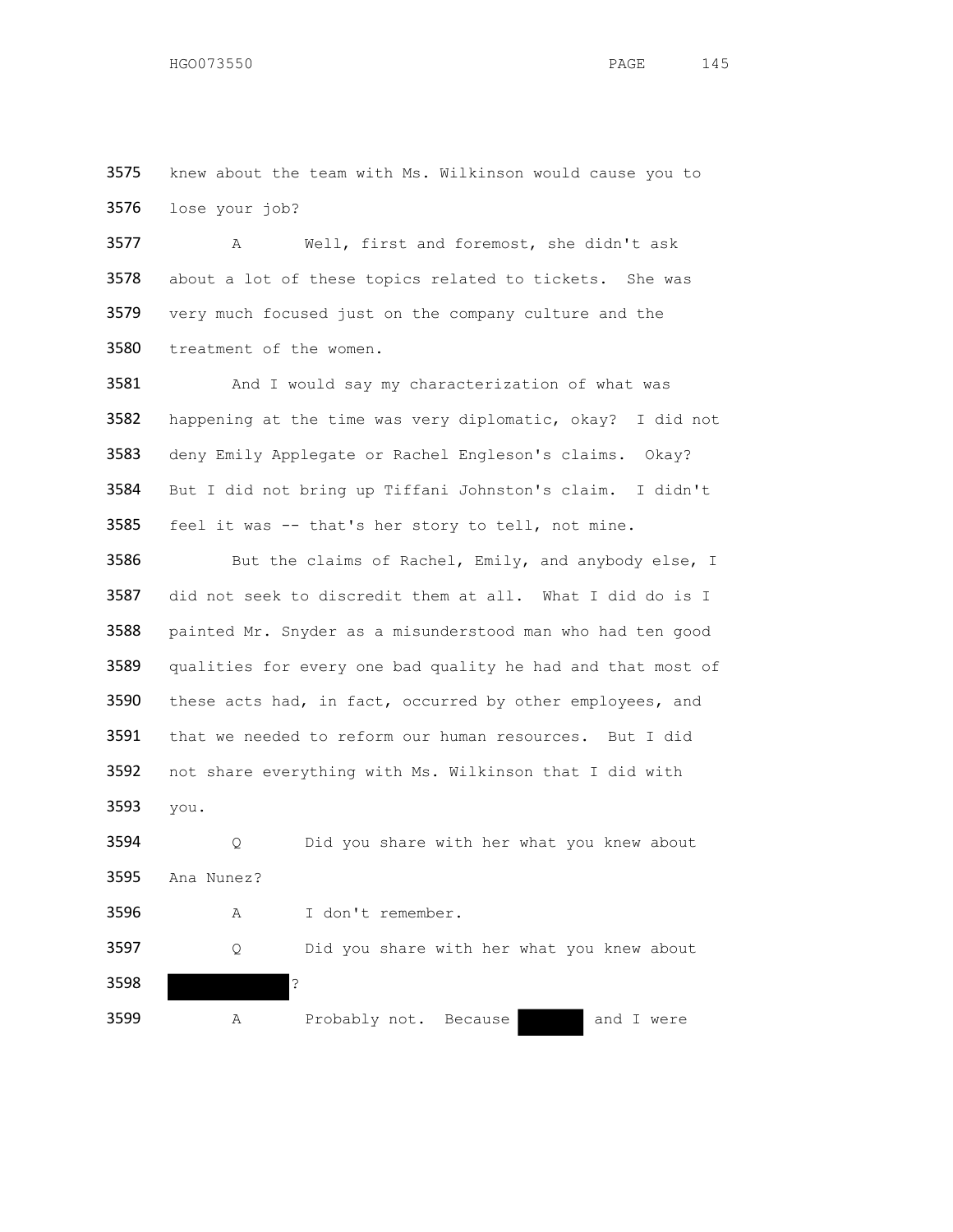3575 knew about the team with Ms. Wilkinson would cause you to
3576 lose your job?

3577 A Well, first and foremost, she didn't ask
3578 about a lot of these topics related to tickets. She was
3579 very much focused just on the company culture and the
3580 treatment of the women.

3581 And I would say my characterization of what was
3582 happening at the time was very diplomatic, okay? I did not
3583 deny Emily Applegate or Rachel Engleson's claims. Okay?
3584 But I did not bring up Tiffani Johnston's claim. I didn't
3585 feel it was -- that's her story to tell, not mine.

3586 But the claims of Rachel, Emily, and anybody else, I
3587 did not seek to discredit them at all. What I did do is I
3588 painted Mr. Snyder as a misunderstood man who had ten good
3589 qualities for every one bad quality he had and that most of
3590 these acts had, in fact, occurred by other employees, and
3591 that we needed to reform our human resources. But I did
3592 not share everything with Ms. Wilkinson that I did with
3593 you.

3594 Q Did you share with her what you knew about
3595 Ana Nunez?

3596 A I don't remember.

3597 Q Did you share with her what you knew about
3598 [REDACTED]?

3599 A Probably not. Because [REDACTED] and I were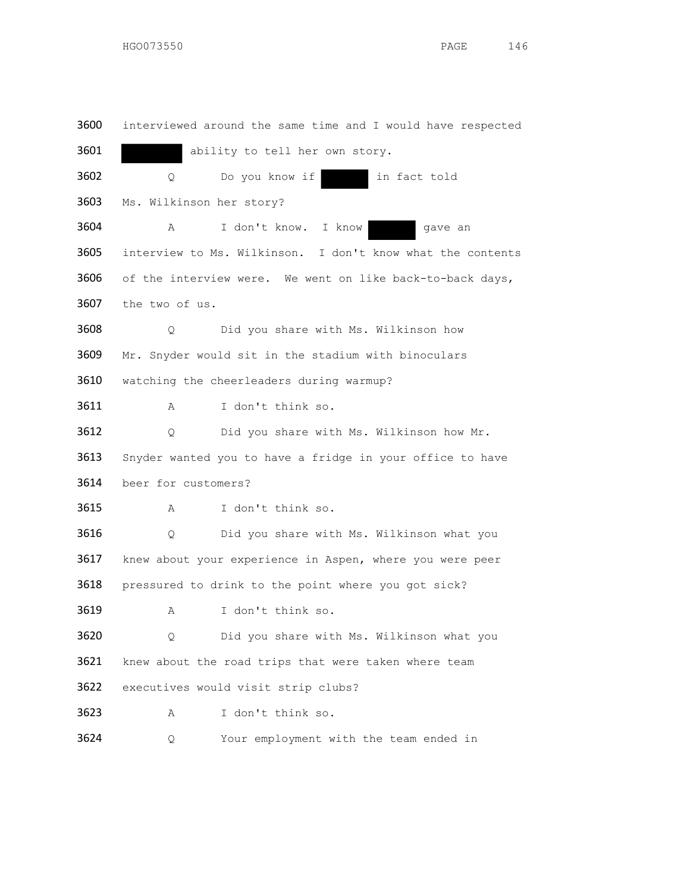3600 interviewed around the same time and I would have respected

3601 ██████ ability to tell her own story.

3602 Q Do you know if ██████ in fact told

3603 Ms. Wilkinson her story?

3604 A I don't know. I know ██████ gave an

3605 interview to Ms. Wilkinson. I don't know what the contents

3606 of the interview were. We went on like back-to-back days,

3607 the two of us.

3608 Q Did you share with Ms. Wilkinson how

3609 Mr. Snyder would sit in the stadium with binoculars

3610 watching the cheerleaders during warmup?

3611 A I don't think so.

3612 Q Did you share with Ms. Wilkinson how Mr.

3613 Snyder wanted you to have a fridge in your office to have

3614 beer for customers?

3615 A I don't think so.

3616 Q Did you share with Ms. Wilkinson what you

3617 knew about your experience in Aspen, where you were peer

3618 pressured to drink to the point where you got sick?

3619 A I don't think so.

3620 Q Did you share with Ms. Wilkinson what you

3621 knew about the road trips that were taken where team

3622 executives would visit strip clubs?

3623 A I don't think so.

3624 Q Your employment with the team ended in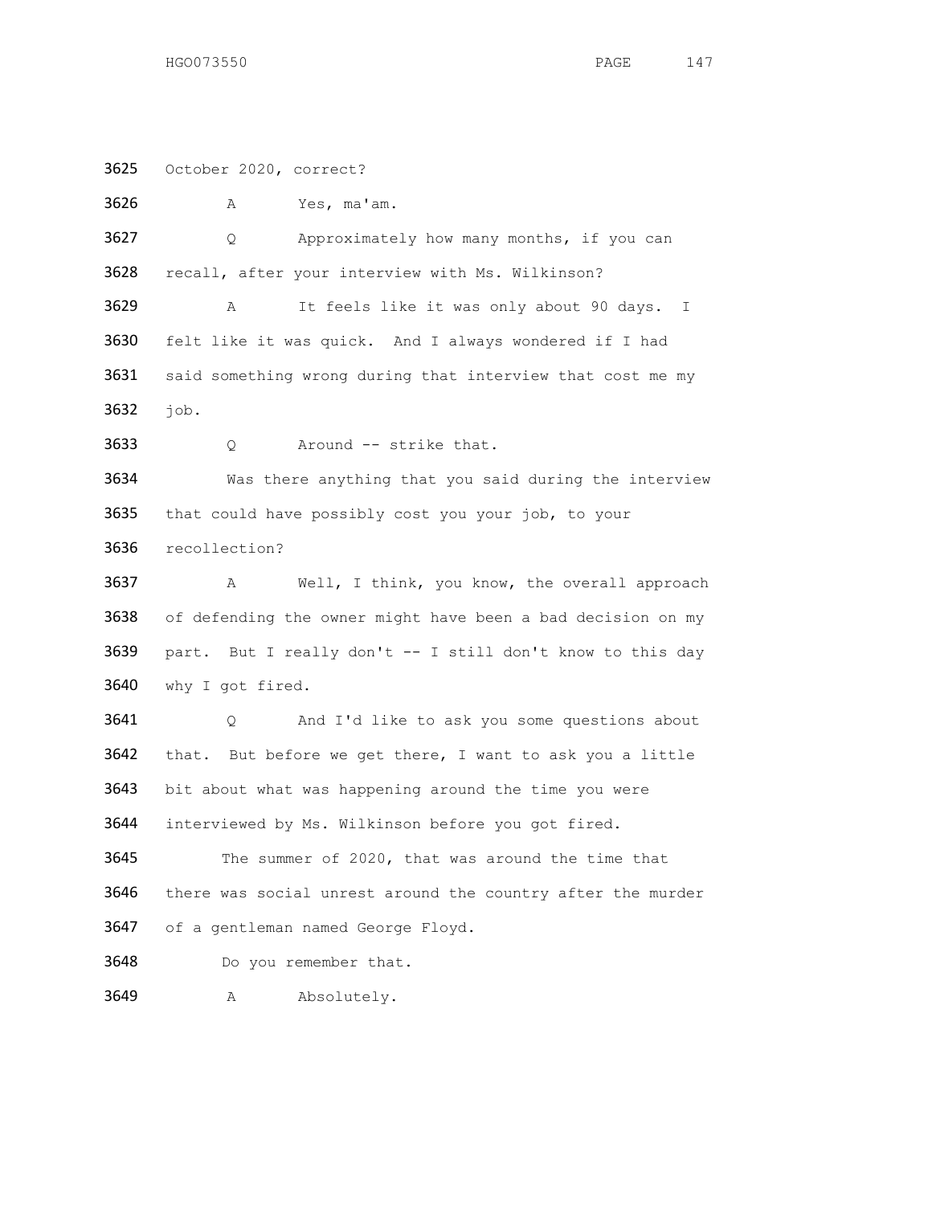3625 October 2020, correct?

3626 A Yes, ma'am.

3627 Q Approximately how many months, if you can

3628 recall, after your interview with Ms. Wilkinson?

3629 A It feels like it was only about 90 days. I

3630 felt like it was quick. And I always wondered if I had

3631 said something wrong during that interview that cost me my

3632 job.

3633 Q Around -- strike that.

3634 Was there anything that you said during the interview

3635 that could have possibly cost you your job, to your

3636 recollection?

3637 A Well, I think, you know, the overall approach

3638 of defending the owner might have been a bad decision on my

3639 part. But I really don't -- I still don't know to this day

3640 why I got fired.

3641 Q And I'd like to ask you some questions about

3642 that. But before we get there, I want to ask you a little

3643 bit about what was happening around the time you were

3644 interviewed by Ms. Wilkinson before you got fired.

3645 The summer of 2020, that was around the time that

3646 there was social unrest around the country after the murder

3647 of a gentleman named George Floyd.

3648 Do you remember that.

3649 A Absolutely.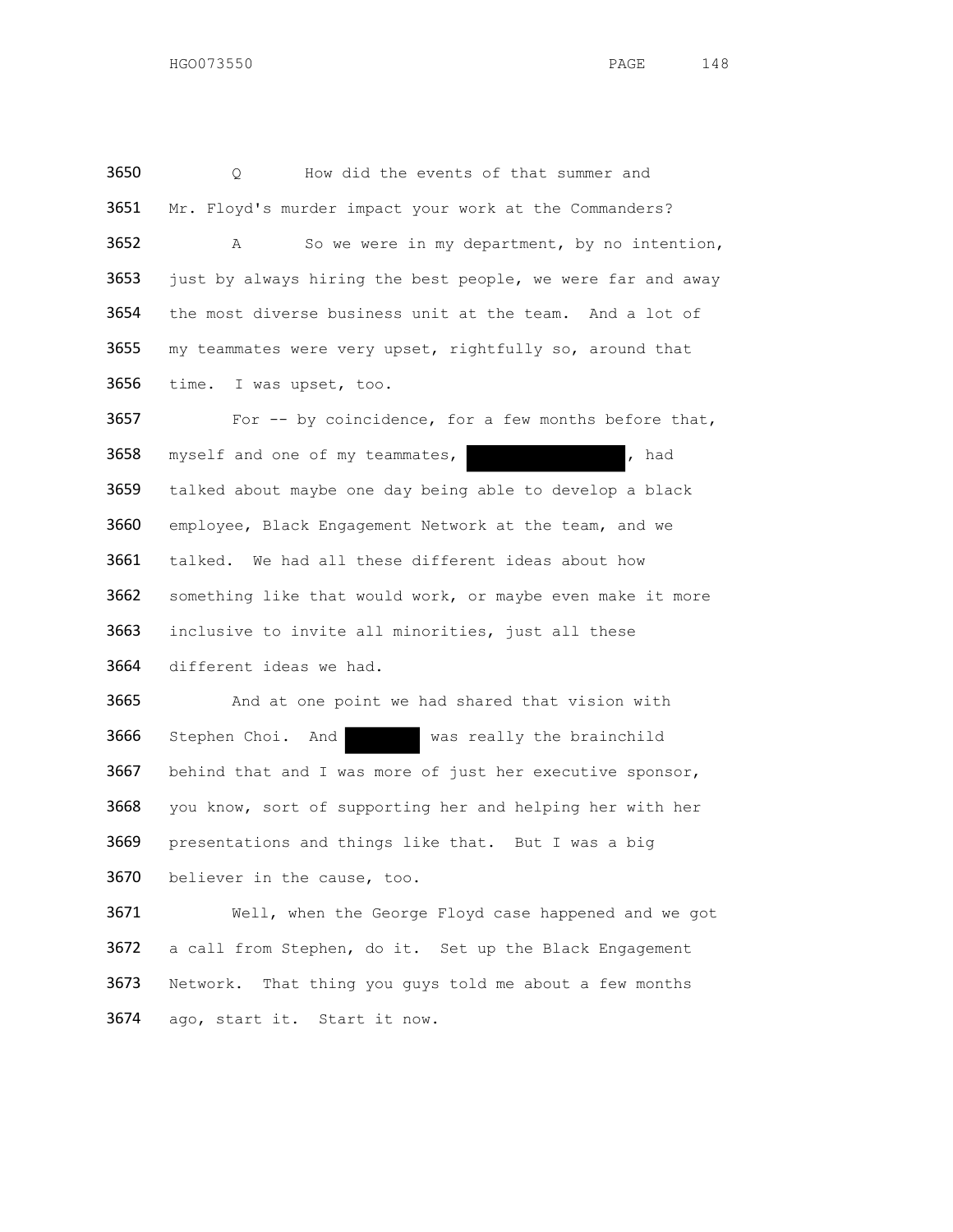3650 Q How did the events of that summer and

3651 Mr. Floyd's murder impact your work at the Commanders?

3652 A So we were in my department, by no intention,

3653 just by always hiring the best people, we were far and away

3654 the most diverse business unit at the team. And a lot of

3655 my teammates were very upset, rightfully so, around that

3656 time. I was upset, too.

3657 For -- by coincidence, for a few months before that,

3658 myself and one of my teammates, [REDACTED], had

3659 talked about maybe one day being able to develop a black

3660 employee, Black Engagement Network at the team, and we

3661 talked. We had all these different ideas about how

3662 something like that would work, or maybe even make it more

3663 inclusive to invite all minorities, just all these

3664 different ideas we had.

3665 And at one point we had shared that vision with

3666 Stephen Choi. And [REDACTED] was really the brainchild

3667 behind that and I was more of just her executive sponsor,

3668 you know, sort of supporting her and helping her with her

3669 presentations and things like that. But I was a big

3670 believer in the cause, too.

3671 Well, when the George Floyd case happened and we got

3672 a call from Stephen, do it. Set up the Black Engagement

3673 Network. That thing you guys told me about a few months

3674 ago, start it. Start it now.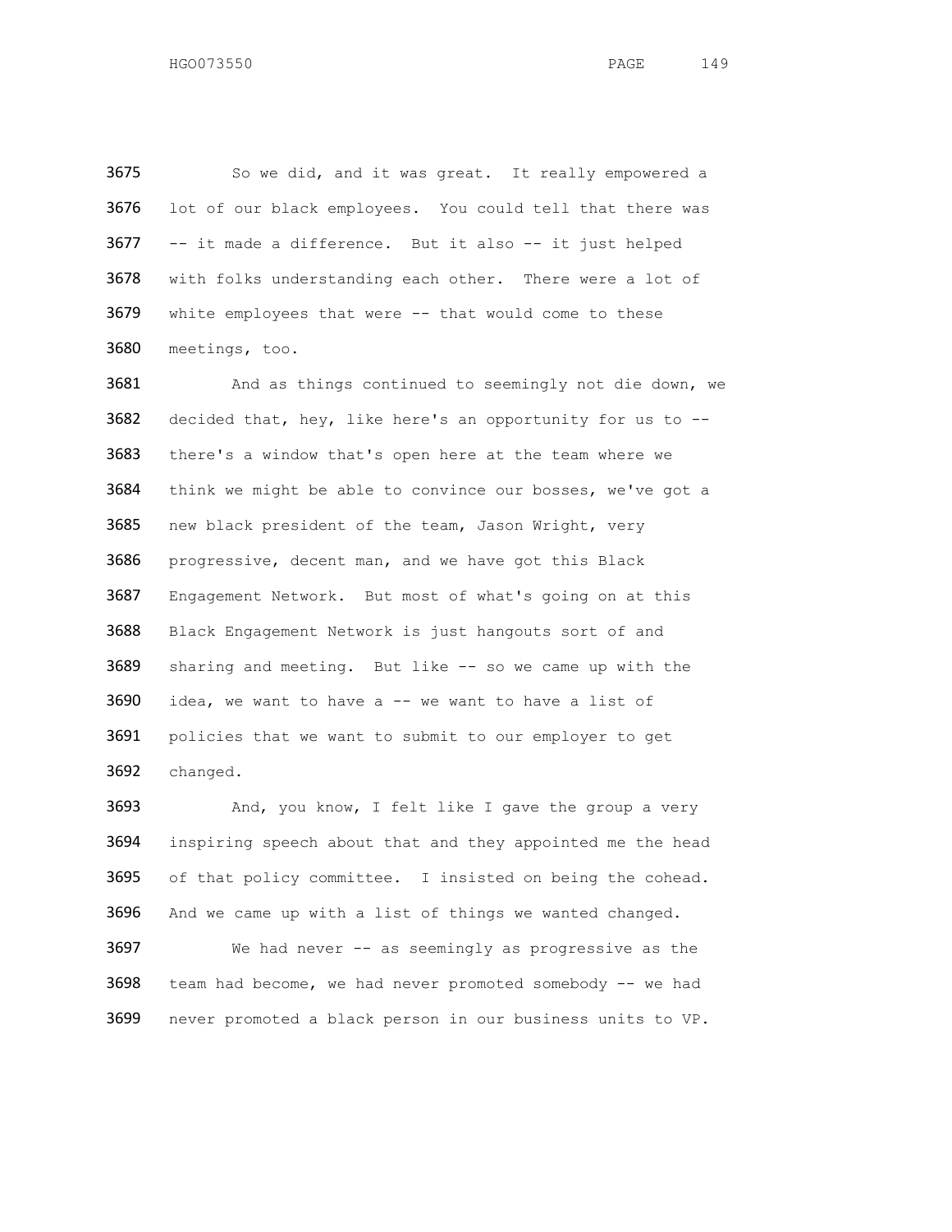So we did, and it was great. It really empowered a lot of our black employees. You could tell that there was -- it made a difference. But it also -- it just helped with folks understanding each other. There were a lot of white employees that were -- that would come to these meetings, too.

And as things continued to seemingly not die down, we decided that, hey, like here's an opportunity for us to -- there's a window that's open here at the team where we think we might be able to convince our bosses, we've got a new black president of the team, Jason Wright, very progressive, decent man, and we have got this Black Engagement Network. But most of what's going on at this Black Engagement Network is just hangouts sort of and sharing and meeting. But like -- so we came up with the idea, we want to have a -- we want to have a list of policies that we want to submit to our employer to get changed.

And, you know, I felt like I gave the group a very inspiring speech about that and they appointed me the head of that policy committee. I insisted on being the cohead. And we came up with a list of things we wanted changed.

We had never -- as seemingly as progressive as the team had become, we had never promoted somebody -- we had never promoted a black person in our business units to VP.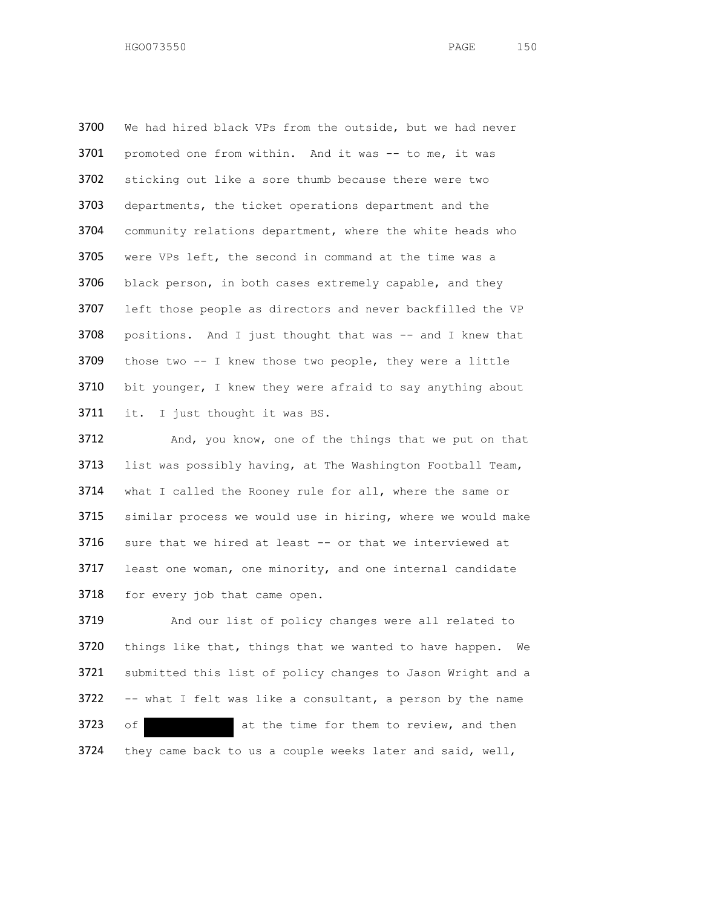We had hired black VPs from the outside, but we had never promoted one from within. And it was -- to me, it was sticking out like a sore thumb because there were two departments, the ticket operations department and the community relations department, where the white heads who were VPs left, the second in command at the time was a black person, in both cases extremely capable, and they left those people as directors and never backfilled the VP positions. And I just thought that was -- and I knew that those two -- I knew those two people, they were a little bit younger, I knew they were afraid to say anything about it. I just thought it was BS.

And, you know, one of the things that we put on that list was possibly having, at The Washington Football Team, what I called the Rooney rule for all, where the same or similar process we would use in hiring, where we would make sure that we hired at least -- or that we interviewed at least one woman, one minority, and one internal candidate for every job that came open.

And our list of policy changes were all related to things like that, things that we wanted to have happen. We submitted this list of policy changes to Jason Wright and a -- what I felt was like a consultant, a person by the name of [REDACTED] at the time for them to review, and then they came back to us a couple weeks later and said, well,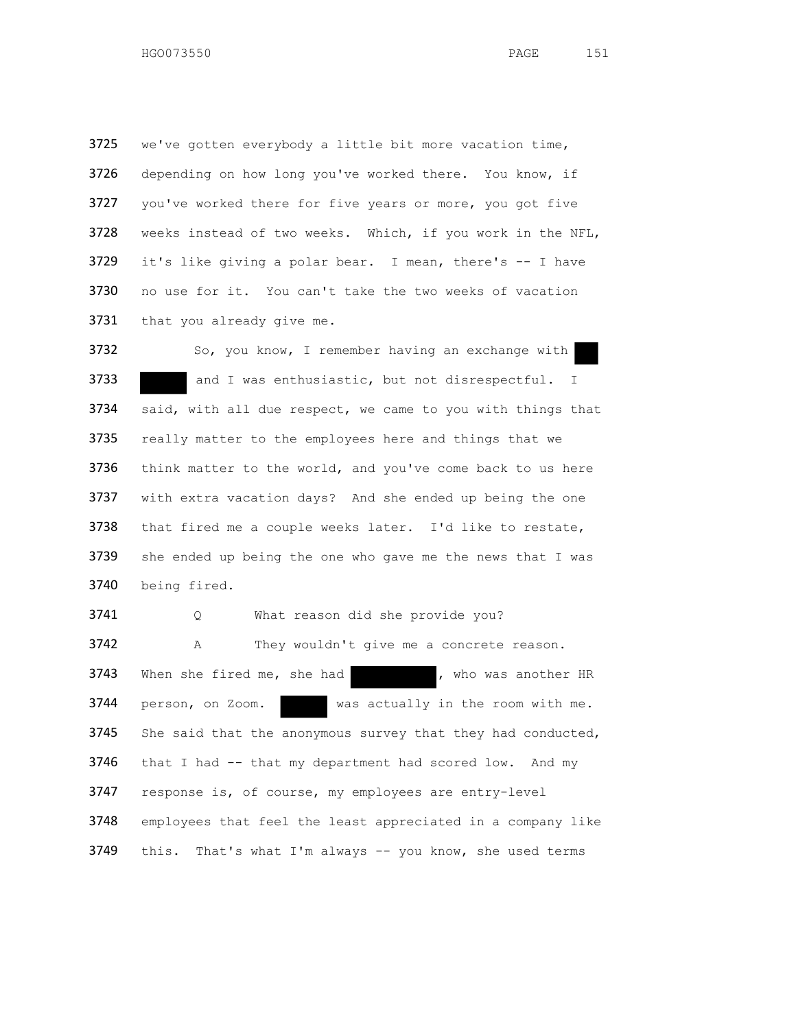3725 we've gotten everybody a little bit more vacation time,
3726 depending on how long you've worked there. You know, if
3727 you've worked there for five years or more, you got five
3728 weeks instead of two weeks. Which, if you work in the NFL,
3729 it's like giving a polar bear. I mean, there's -- I have
3730 no use for it. You can't take the two weeks of vacation
3731 that you already give me.

3732 So, you know, I remember having an exchange with
3733 and I was enthusiastic, but not disrespectful. I
3734 said, with all due respect, we came to you with things that
3735 really matter to the employees here and things that we
3736 think matter to the world, and you've come back to us here
3737 with extra vacation days? And she ended up being the one
3738 that fired me a couple weeks later. I'd like to restate,
3739 she ended up being the one who gave me the news that I was
3740 being fired.

3741 Q What reason did she provide you?

3742 A They wouldn't give me a concrete reason.
3743 When she fired me, she had , who was another HR
3744 person, on Zoom. was actually in the room with me.
3745 She said that the anonymous survey that they had conducted,
3746 that I had -- that my department had scored low. And my
3747 response is, of course, my employees are entry-level
3748 employees that feel the least appreciated in a company like
3749 this. That's what I'm always -- you know, she used terms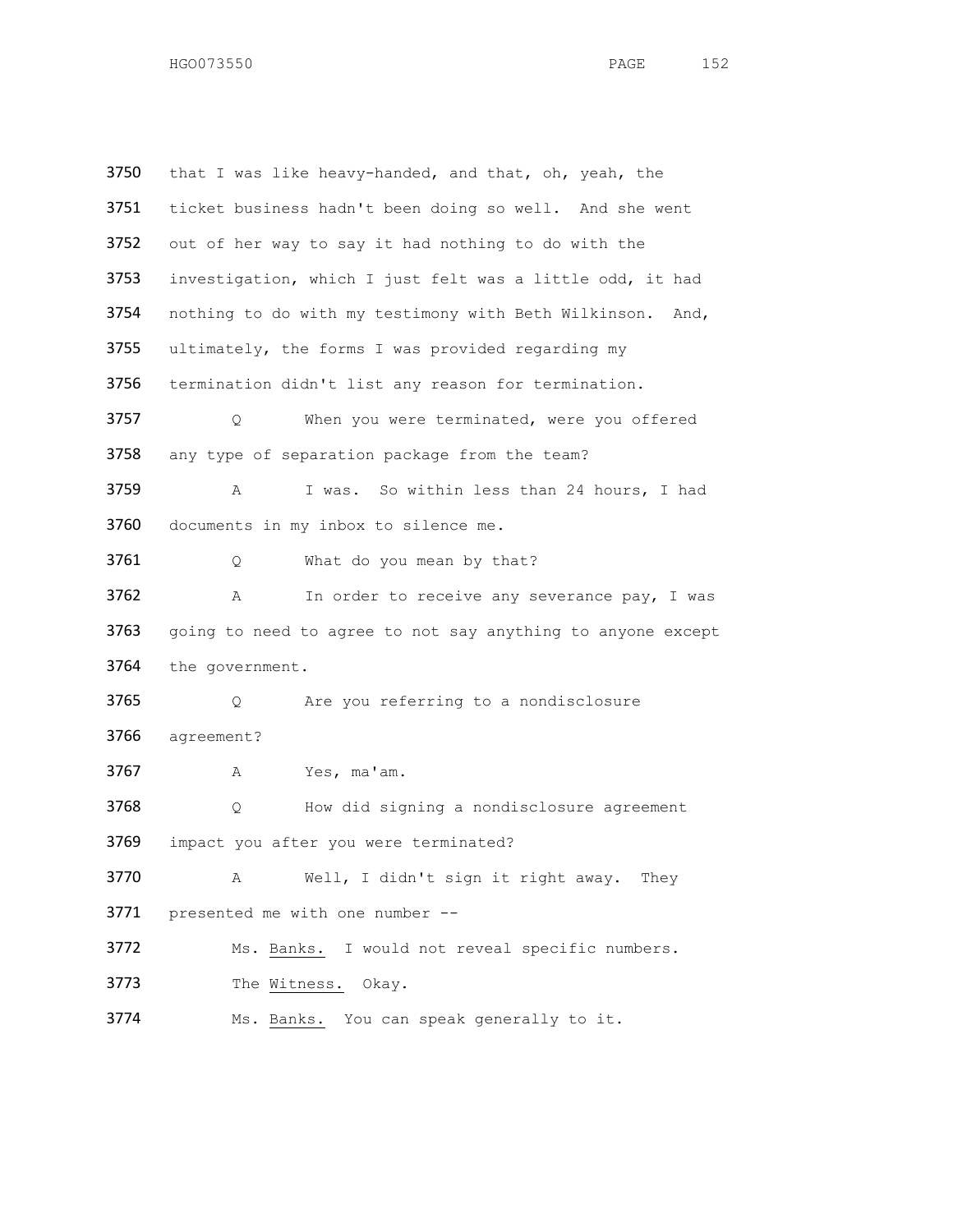3750 that I was like heavy-handed, and that, oh, yeah, the

3751 ticket business hadn't been doing so well. And she went

3752 out of her way to say it had nothing to do with the

3753 investigation, which I just felt was a little odd, it had

3754 nothing to do with my testimony with Beth Wilkinson. And,

3755 ultimately, the forms I was provided regarding my

3756 termination didn't list any reason for termination.

3757 Q When you were terminated, were you offered

3758 any type of separation package from the team?

3759 A I was. So within less than 24 hours, I had

3760 documents in my inbox to silence me.

3761 Q What do you mean by that?

3762 A In order to receive any severance pay, I was

3763 going to need to agree to not say anything to anyone except

3764 the government.

3765 Q Are you referring to a nondisclosure

3766 agreement?

3767 A Yes, ma'am.

3768 Q How did signing a nondisclosure agreement

3769 impact you after you were terminated?

3770 A Well, I didn't sign it right away. They

3771 presented me with one number --

3772 Ms. Banks. I would not reveal specific numbers.

3773 The Witness. Okay.

3774 Ms. Banks. You can speak generally to it.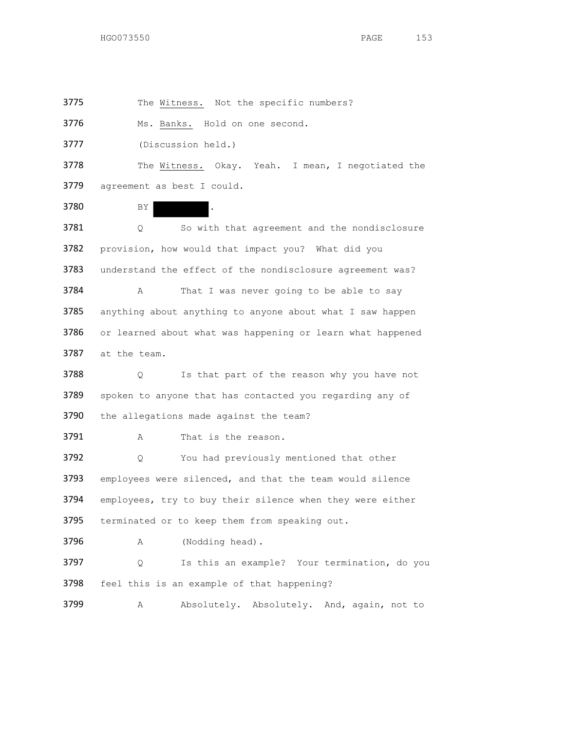3775 The Witness. Not the specific numbers?

3776 Ms. Banks. Hold on one second.

3777 (Discussion held.)

3778 The Witness. Okay. Yeah. I mean, I negotiated the

3779 agreement as best I could.

3780 BY ██████.

3781 Q So with that agreement and the nondisclosure

3782 provision, how would that impact you? What did you

3783 understand the effect of the nondisclosure agreement was?

3784 A That I was never going to be able to say

3785 anything about anything to anyone about what I saw happen

3786 or learned about what was happening or learn what happened

3787 at the team.

3788 Q Is that part of the reason why you have not

3789 spoken to anyone that has contacted you regarding any of

3790 the allegations made against the team?

3791 A That is the reason.

3792 Q You had previously mentioned that other

3793 employees were silenced, and that the team would silence

3794 employees, try to buy their silence when they were either

3795 terminated or to keep them from speaking out.

3796 A (Nodding head).

3797 Q Is this an example? Your termination, do you

3798 feel this is an example of that happening?

3799 A Absolutely. Absolutely. And, again, not to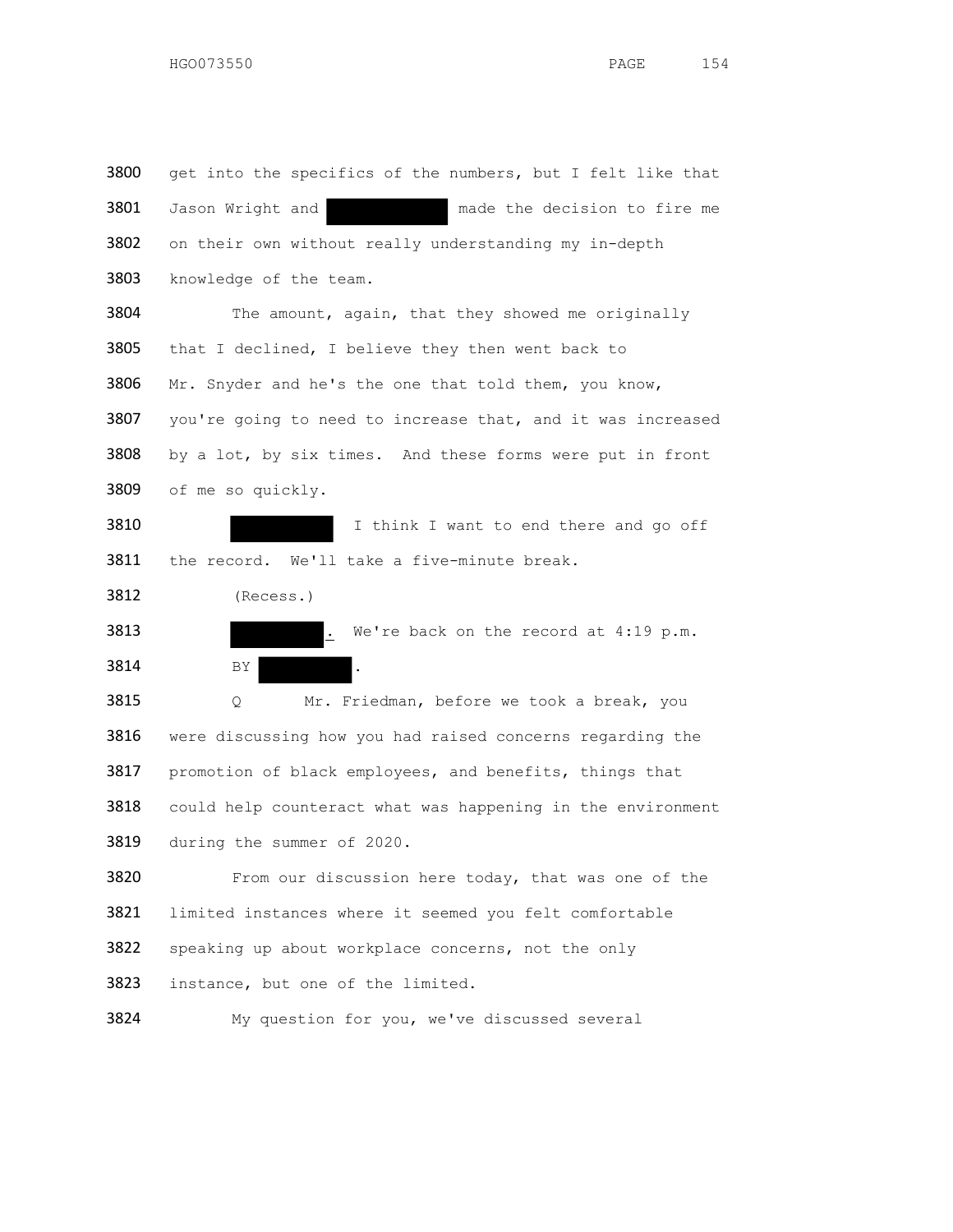3800 get into the specifics of the numbers, but I felt like that

3801 Jason Wright and [REDACTED] made the decision to fire me

3802 on their own without really understanding my in-depth

3803 knowledge of the team.

3804 The amount, again, that they showed me originally

3805 that I declined, I believe they then went back to

3806 Mr. Snyder and he's the one that told them, you know,

3807 you're going to need to increase that, and it was increased

3808 by a lot, by six times. And these forms were put in front

3809 of me so quickly.

3810 [REDACTED] I think I want to end there and go off

3811 the record. We'll take a five-minute break.

3812 (Recess.)

3813 [REDACTED]. We're back on the record at 4:19 p.m.

3814 BY [REDACTED].

3815 Q Mr. Friedman, before we took a break, you

3816 were discussing how you had raised concerns regarding the

3817 promotion of black employees, and benefits, things that

3818 could help counteract what was happening in the environment

3819 during the summer of 2020.

3820 From our discussion here today, that was one of the

3821 limited instances where it seemed you felt comfortable

3822 speaking up about workplace concerns, not the only

3823 instance, but one of the limited.

3824 My question for you, we've discussed several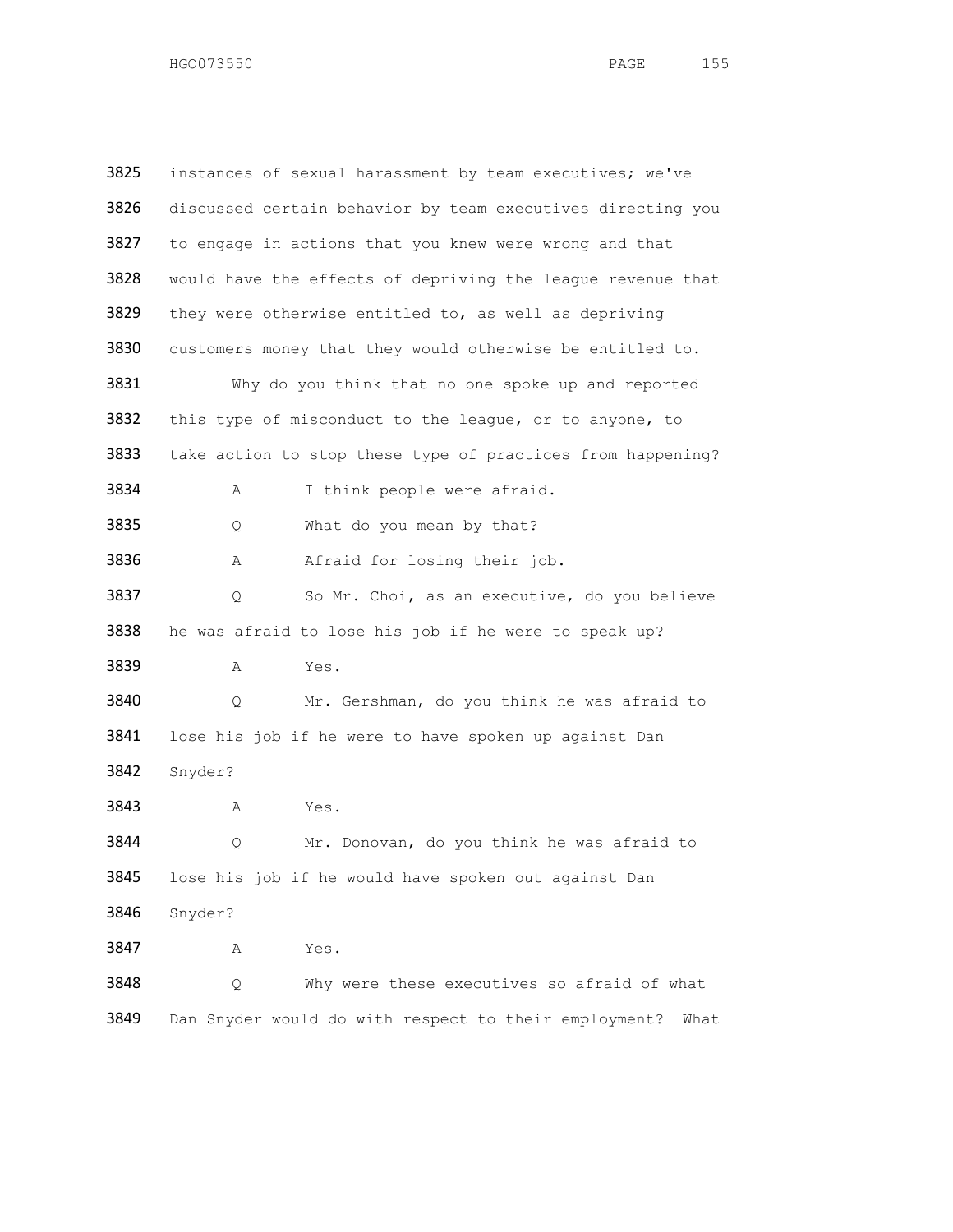3825 instances of sexual harassment by team executives; we've
3826 discussed certain behavior by team executives directing you
3827 to engage in actions that you knew were wrong and that
3828 would have the effects of depriving the league revenue that
3829 they were otherwise entitled to, as well as depriving
3830 customers money that they would otherwise be entitled to.

3831 Why do you think that no one spoke up and reported
3832 this type of misconduct to the league, or to anyone, to
3833 take action to stop these type of practices from happening?

3834 A I think people were afraid.

3835 Q What do you mean by that?

3836 A Afraid for losing their job.

3837 Q So Mr. Choi, as an executive, do you believe
3838 he was afraid to lose his job if he were to speak up?

3839 A Yes.

3840 Q Mr. Gershman, do you think he was afraid to
3841 lose his job if he were to have spoken up against Dan
3842 Snyder?

3843 A Yes.

3844 Q Mr. Donovan, do you think he was afraid to
3845 lose his job if he would have spoken out against Dan
3846 Snyder?

3847 A Yes.

3848 Q Why were these executives so afraid of what
3849 Dan Snyder would do with respect to their employment? What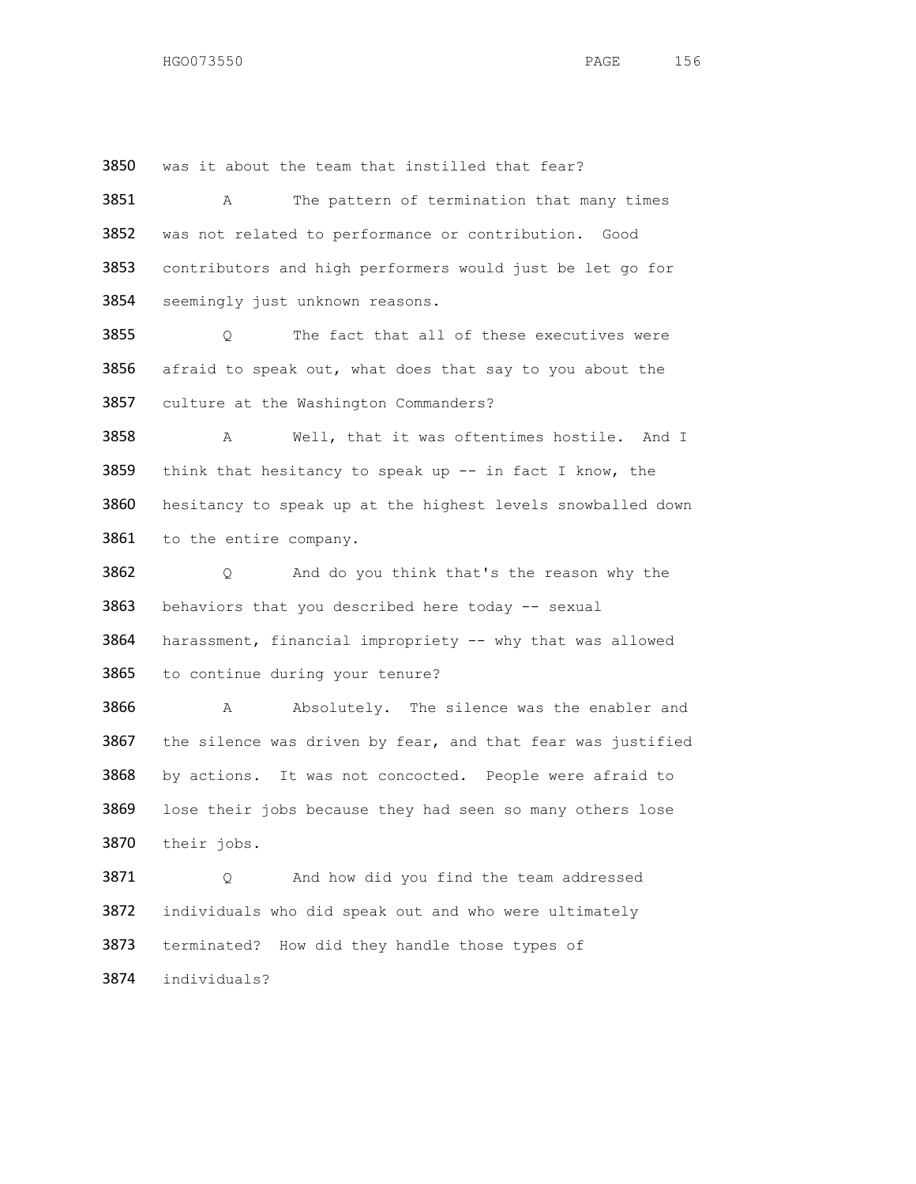3850 was it about the team that instilled that fear?

3851 A The pattern of termination that many times
3852 was not related to performance or contribution. Good
3853 contributors and high performers would just be let go for
3854 seemingly just unknown reasons.

3855 Q The fact that all of these executives were
3856 afraid to speak out, what does that say to you about the
3857 culture at the Washington Commanders?

3858 A Well, that it was oftentimes hostile. And I
3859 think that hesitancy to speak up -- in fact I know, the
3860 hesitancy to speak up at the highest levels snowballed down
3861 to the entire company.

3862 Q And do you think that's the reason why the
3863 behaviors that you described here today -- sexual
3864 harassment, financial impropriety -- why that was allowed
3865 to continue during your tenure?

3866 A Absolutely. The silence was the enabler and
3867 the silence was driven by fear, and that fear was justified
3868 by actions. It was not concocted. People were afraid to
3869 lose their jobs because they had seen so many others lose
3870 their jobs.

3871 Q And how did you find the team addressed
3872 individuals who did speak out and who were ultimately
3873 terminated? How did they handle those types of
3874 individuals?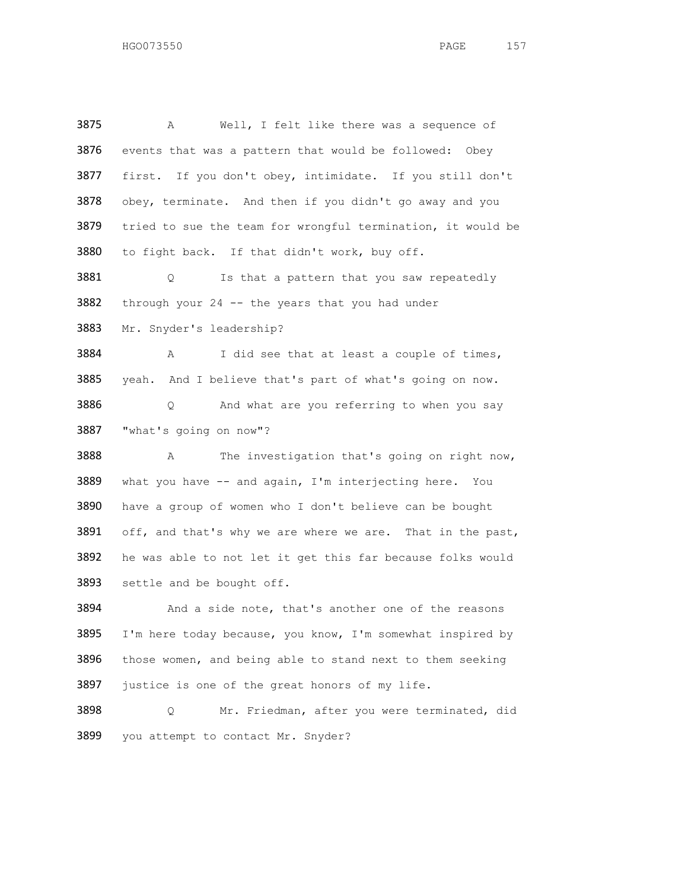3875 A Well, I felt like there was a sequence of
3876 events that was a pattern that would be followed: Obey
3877 first. If you don't obey, intimidate. If you still don't
3878 obey, terminate. And then if you didn't go away and you
3879 tried to sue the team for wrongful termination, it would be
3880 to fight back. If that didn't work, buy off.

3881 Q Is that a pattern that you saw repeatedly
3882 through your 24 -- the years that you had under
3883 Mr. Snyder's leadership?

3884 A I did see that at least a couple of times,
3885 yeah. And I believe that's part of what's going on now.

3886 Q And what are you referring to when you say
3887 "what's going on now"?

3888 A The investigation that's going on right now,
3889 what you have -- and again, I'm interjecting here. You
3890 have a group of women who I don't believe can be bought
3891 off, and that's why we are where we are. That in the past,
3892 he was able to not let it get this far because folks would
3893 settle and be bought off.

3894 And a side note, that's another one of the reasons
3895 I'm here today because, you know, I'm somewhat inspired by
3896 those women, and being able to stand next to them seeking
3897 justice is one of the great honors of my life.

3898 Q Mr. Friedman, after you were terminated, did
3899 you attempt to contact Mr. Snyder?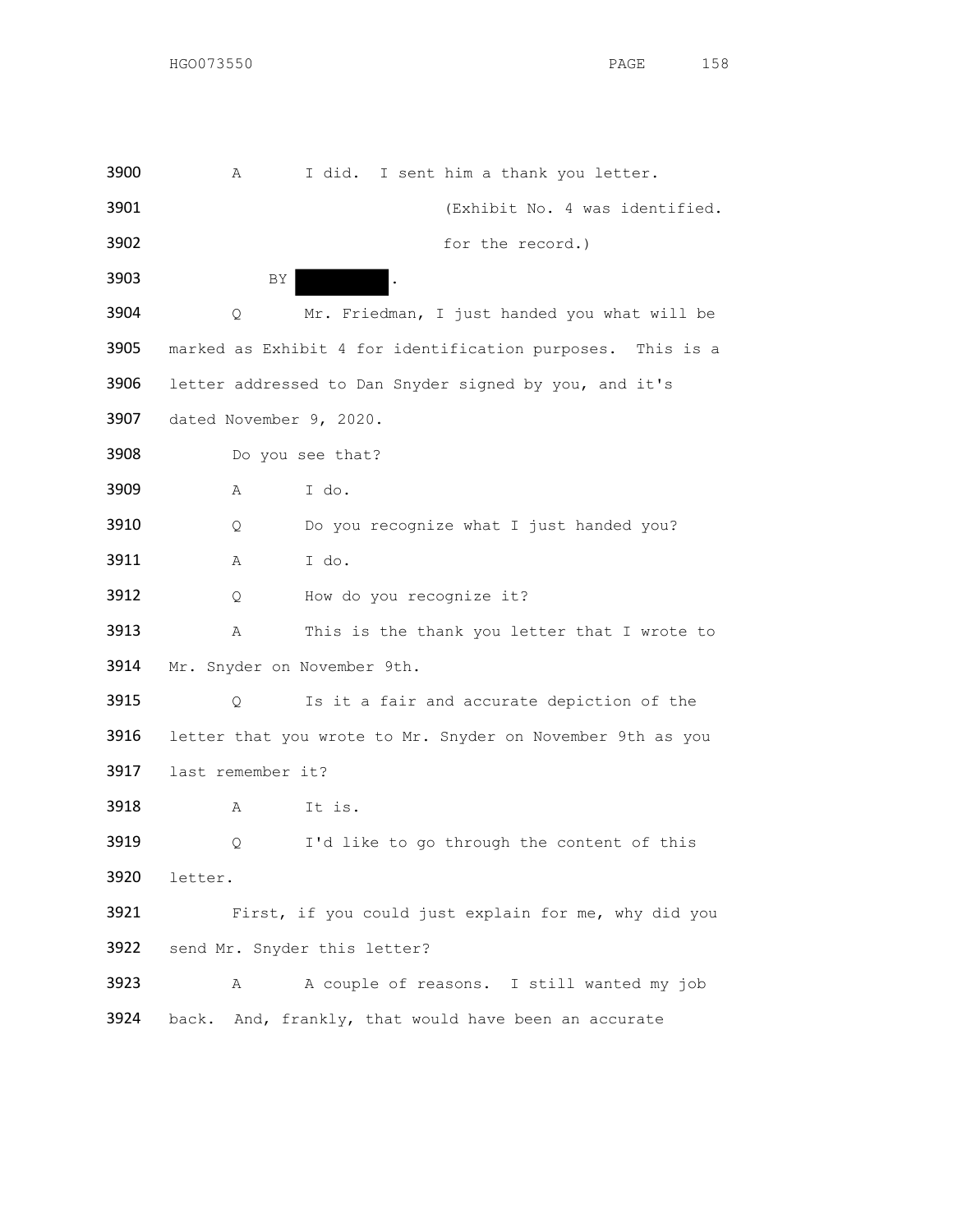3900 A I did. I sent him a thank you letter.

3901 (Exhibit No. 4 was identified.

3902 for the record.)

3903 BY [REDACTED].

3904 Q Mr. Friedman, I just handed you what will be

3905 marked as Exhibit 4 for identification purposes. This is a

3906 letter addressed to Dan Snyder signed by you, and it's

3907 dated November 9, 2020.

3908 Do you see that?

3909 A I do.

3910 Q Do you recognize what I just handed you?

3911 A I do.

3912 Q How do you recognize it?

3913 A This is the thank you letter that I wrote to

3914 Mr. Snyder on November 9th.

3915 Q Is it a fair and accurate depiction of the

3916 letter that you wrote to Mr. Snyder on November 9th as you

3917 last remember it?

3918 A It is.

3919 Q I'd like to go through the content of this

3920 letter.

3921 First, if you could just explain for me, why did you

3922 send Mr. Snyder this letter?

3923 A A couple of reasons. I still wanted my job

3924 back. And, frankly, that would have been an accurate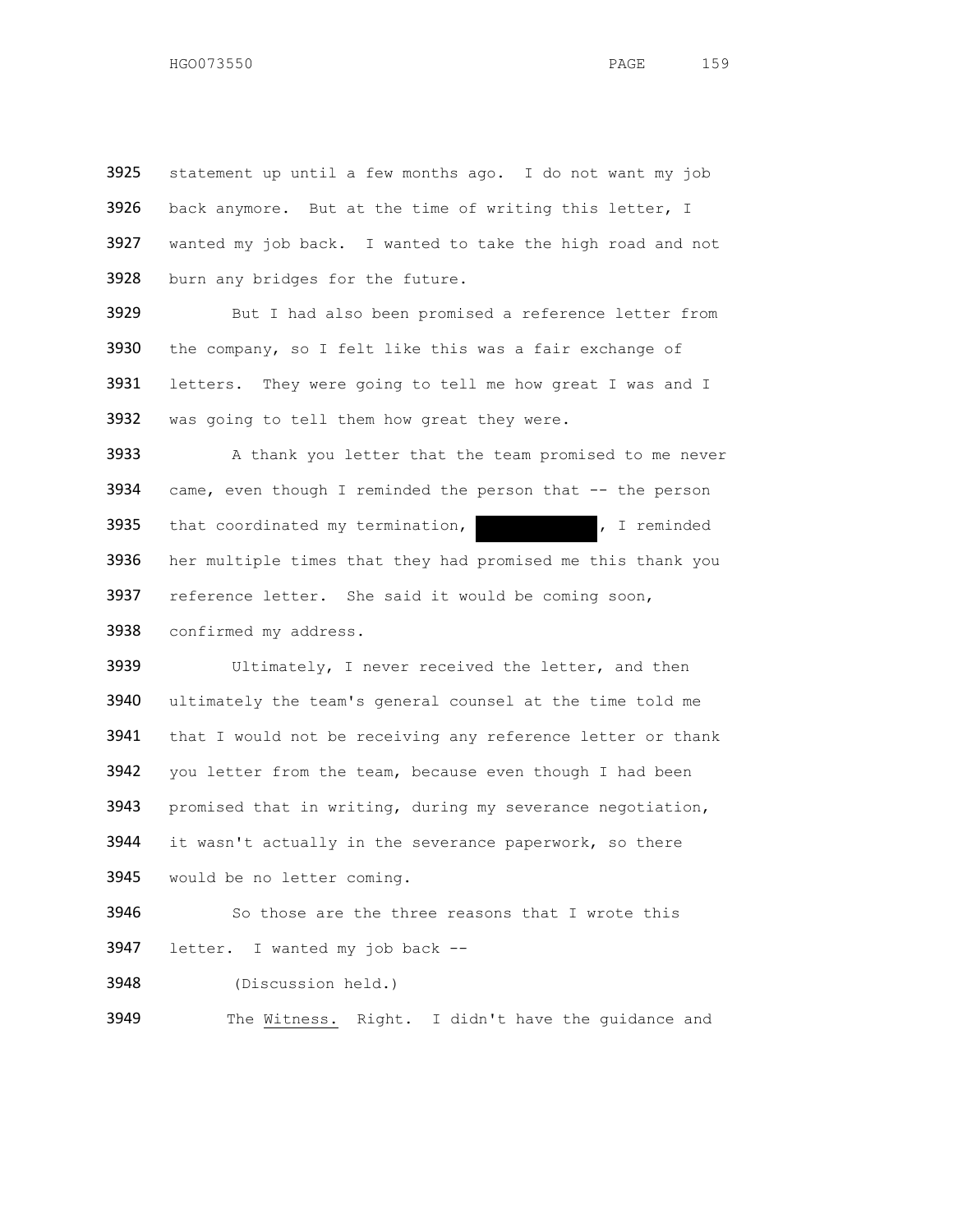statement up until a few months ago. I do not want my job back anymore. But at the time of writing this letter, I wanted my job back. I wanted to take the high road and not burn any bridges for the future.

But I had also been promised a reference letter from the company, so I felt like this was a fair exchange of letters. They were going to tell me how great I was and I was going to tell them how great they were.

A thank you letter that the team promised to me never came, even though I reminded the person that -- the person that coordinated my termination, [REDACTED], I reminded her multiple times that they had promised me this thank you reference letter. She said it would be coming soon, confirmed my address.

Ultimately, I never received the letter, and then ultimately the team's general counsel at the time told me that I would not be receiving any reference letter or thank you letter from the team, because even though I had been promised that in writing, during my severance negotiation, it wasn't actually in the severance paperwork, so there would be no letter coming.

So those are the three reasons that I wrote this letter. I wanted my job back --

(Discussion held.)

The Witness. Right. I didn't have the guidance and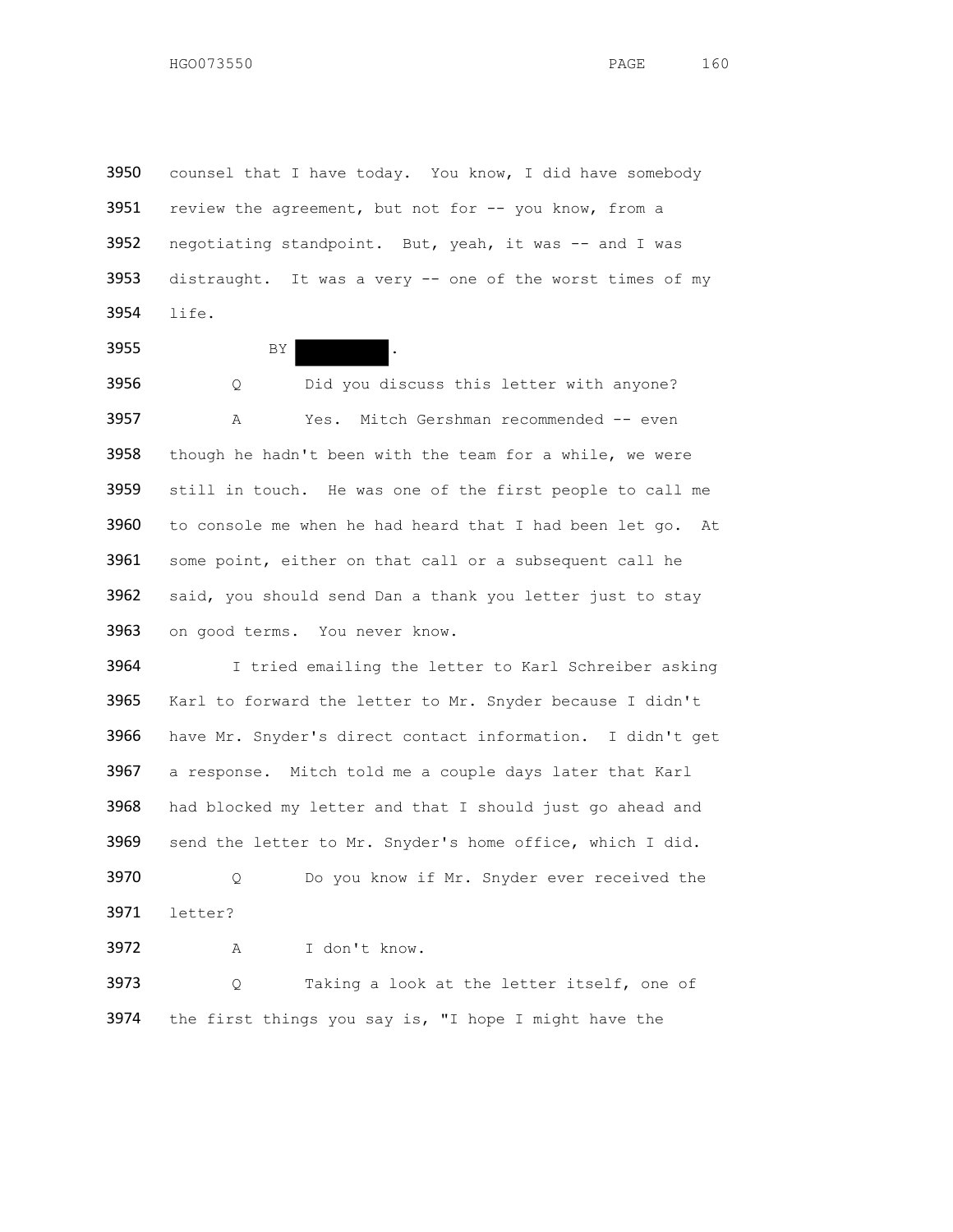3950 counsel that I have today. You know, I did have somebody
3951 review the agreement, but not for -- you know, from a
3952 negotiating standpoint. But, yeah, it was -- and I was
3953 distraught. It was a very -- one of the worst times of my
3954 life.

3955 BY [REDACTED].

3956 Q Did you discuss this letter with anyone?

3957 A Yes. Mitch Gershman recommended -- even
3958 though he hadn't been with the team for a while, we were
3959 still in touch. He was one of the first people to call me
3960 to console me when he had heard that I had been let go. At
3961 some point, either on that call or a subsequent call he
3962 said, you should send Dan a thank you letter just to stay
3963 on good terms. You never know.

3964 I tried emailing the letter to Karl Schreiber asking
3965 Karl to forward the letter to Mr. Snyder because I didn't
3966 have Mr. Snyder's direct contact information. I didn't get
3967 a response. Mitch told me a couple days later that Karl
3968 had blocked my letter and that I should just go ahead and
3969 send the letter to Mr. Snyder's home office, which I did.

3970 Q Do you know if Mr. Snyder ever received the
3971 letter?

3972 A I don't know.

3973 Q Taking a look at the letter itself, one of
3974 the first things you say is, "I hope I might have the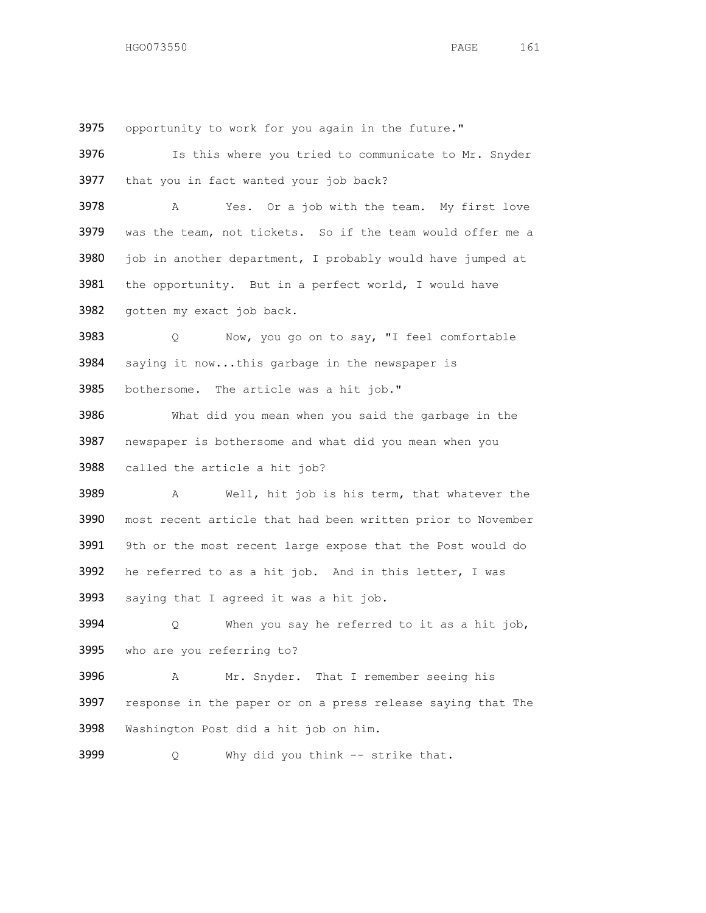3975 opportunity to work for you again in the future."

3976 Is this where you tried to communicate to Mr. Snyder

3977 that you in fact wanted your job back?

3978 A Yes. Or a job with the team. My first love

3979 was the team, not tickets. So if the team would offer me a

3980 job in another department, I probably would have jumped at

3981 the opportunity. But in a perfect world, I would have

3982 gotten my exact job back.

3983 Q Now, you go on to say, "I feel comfortable

3984 saying it now...this garbage in the newspaper is

3985 bothersome. The article was a hit job."

3986 What did you mean when you said the garbage in the

3987 newspaper is bothersome and what did you mean when you

3988 called the article a hit job?

3989 A Well, hit job is his term, that whatever the

3990 most recent article that had been written prior to November

3991 9th or the most recent large expose that the Post would do

3992 he referred to as a hit job. And in this letter, I was

3993 saying that I agreed it was a hit job.

3994 Q When you say he referred to it as a hit job,

3995 who are you referring to?

3996 A Mr. Snyder. That I remember seeing his

3997 response in the paper or on a press release saying that The

3998 Washington Post did a hit job on him.

3999 Q Why did you think -- strike that.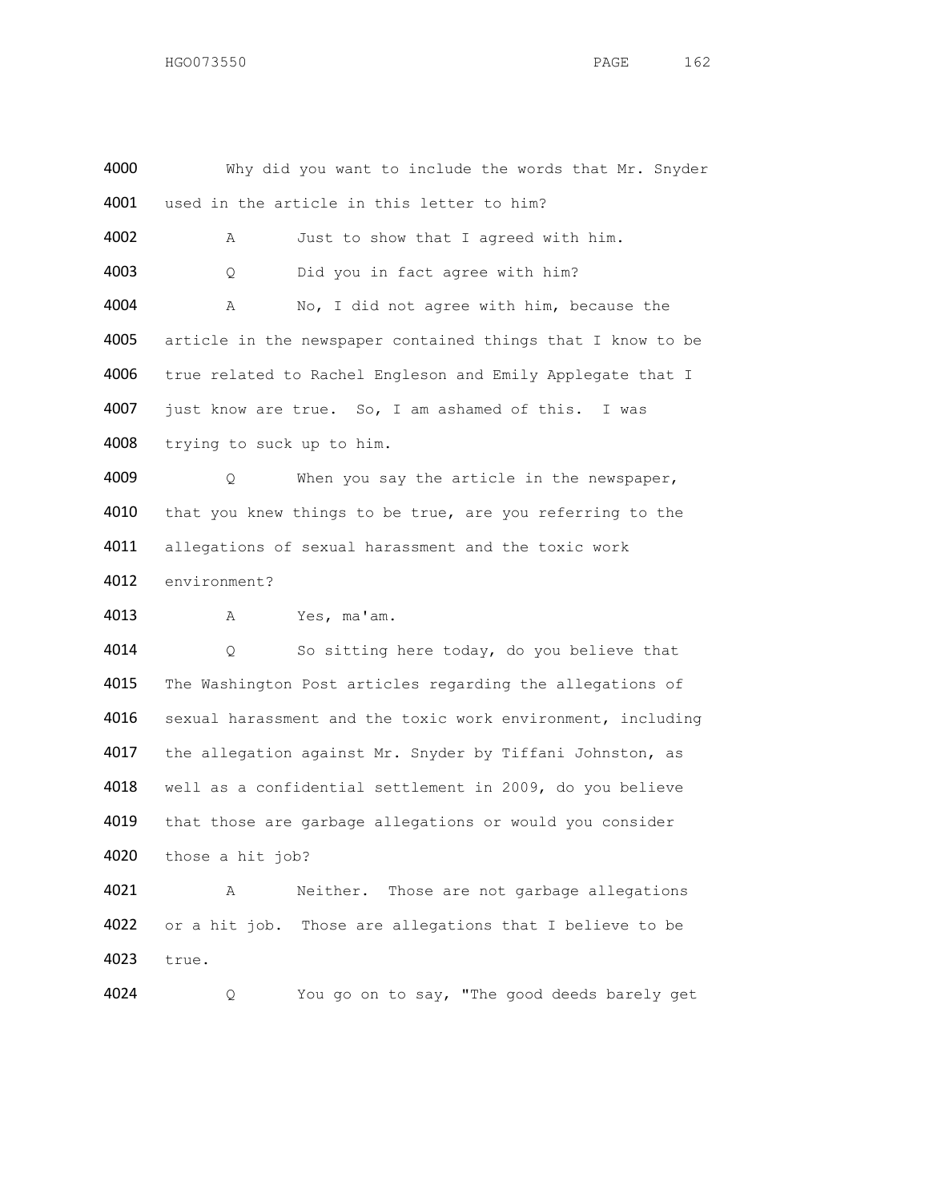4000 Why did you want to include the words that Mr. Snyder
4001 used in the article in this letter to him?

4002 A Just to show that I agreed with him.

4003 Q Did you in fact agree with him?

4004 A No, I did not agree with him, because the
4005 article in the newspaper contained things that I know to be
4006 true related to Rachel Engleson and Emily Applegate that I
4007 just know are true. So, I am ashamed of this. I was
4008 trying to suck up to him.

4009 Q When you say the article in the newspaper,
4010 that you knew things to be true, are you referring to the
4011 allegations of sexual harassment and the toxic work
4012 environment?

4013 A Yes, ma'am.

4014 Q So sitting here today, do you believe that
4015 The Washington Post articles regarding the allegations of
4016 sexual harassment and the toxic work environment, including
4017 the allegation against Mr. Snyder by Tiffani Johnston, as
4018 well as a confidential settlement in 2009, do you believe
4019 that those are garbage allegations or would you consider
4020 those a hit job?

4021 A Neither. Those are not garbage allegations
4022 or a hit job. Those are allegations that I believe to be
4023 true.

4024 Q You go on to say, "The good deeds barely get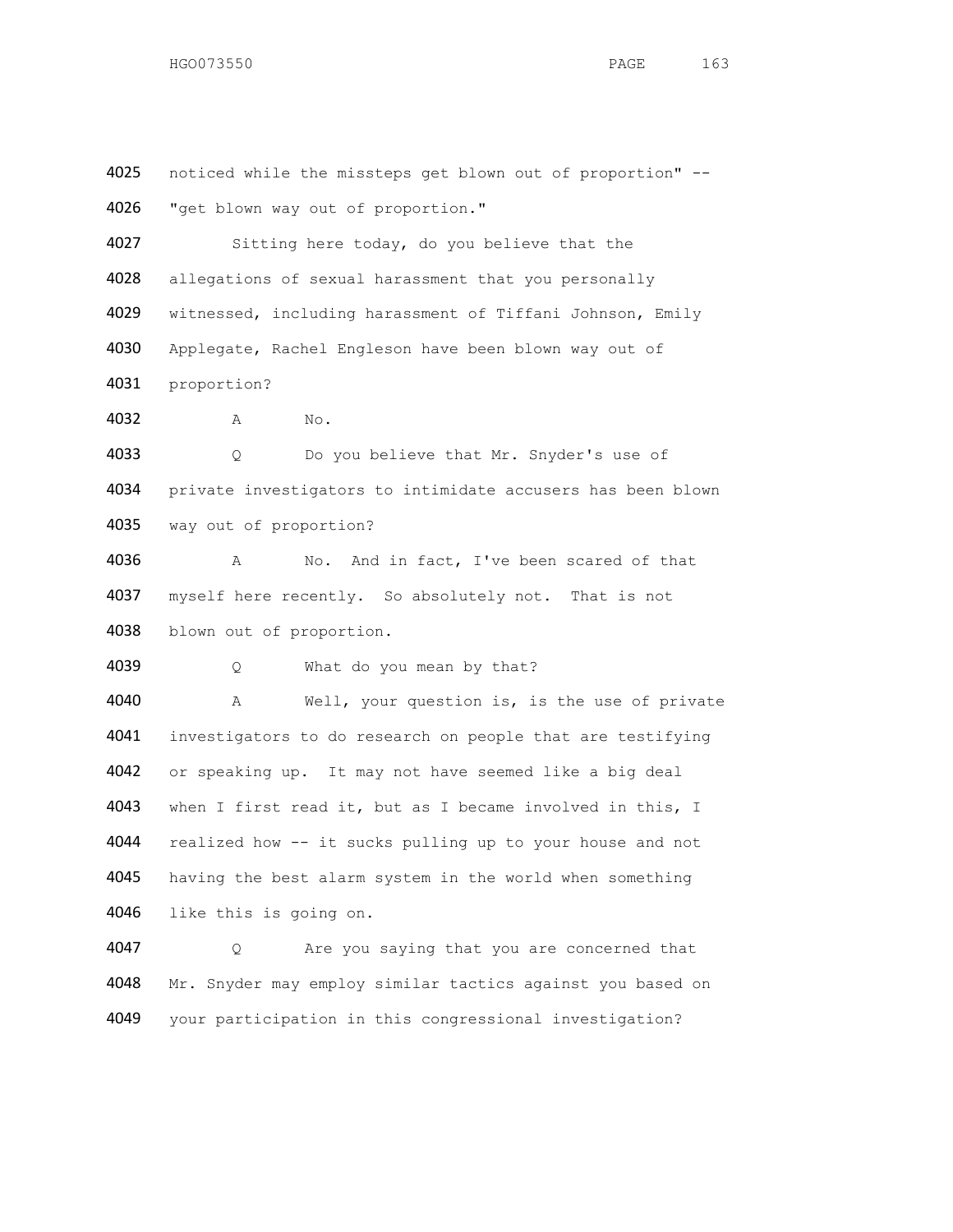4025 noticed while the missteps get blown out of proportion" --

4026 "get blown way out of proportion."

4027 Sitting here today, do you believe that the

4028 allegations of sexual harassment that you personally

4029 witnessed, including harassment of Tiffani Johnson, Emily

4030 Applegate, Rachel Engleson have been blown way out of

4031 proportion?

4032 A No.

4033 Q Do you believe that Mr. Snyder's use of

4034 private investigators to intimidate accusers has been blown

4035 way out of proportion?

4036 A No. And in fact, I've been scared of that

4037 myself here recently. So absolutely not. That is not

4038 blown out of proportion.

4039 Q What do you mean by that?

4040 A Well, your question is, is the use of private

4041 investigators to do research on people that are testifying

4042 or speaking up. It may not have seemed like a big deal

4043 when I first read it, but as I became involved in this, I

4044 realized how -- it sucks pulling up to your house and not

4045 having the best alarm system in the world when something

4046 like this is going on.

4047 Q Are you saying that you are concerned that

4048 Mr. Snyder may employ similar tactics against you based on

4049 your participation in this congressional investigation?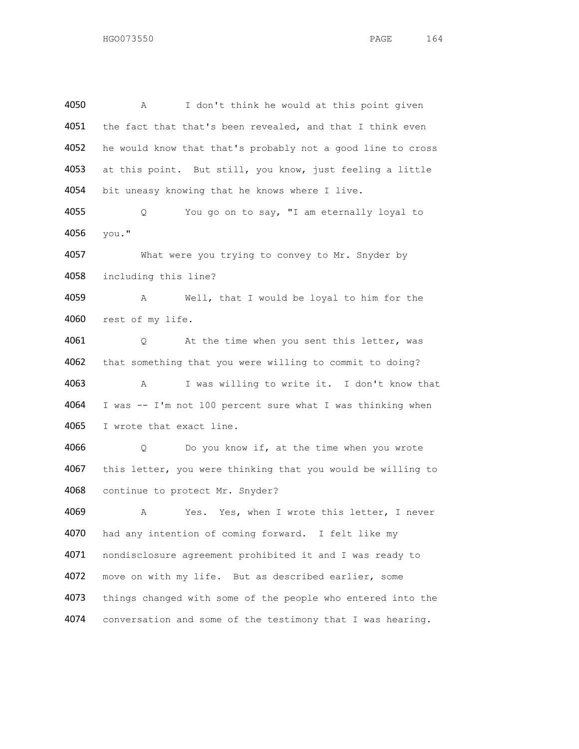4050 A I don't think he would at this point given
4051 the fact that that's been revealed, and that I think even
4052 he would know that that's probably not a good line to cross
4053 at this point. But still, you know, just feeling a little
4054 bit uneasy knowing that he knows where I live.

4055 Q You go on to say, "I am eternally loyal to
4056 you."

4057 What were you trying to convey to Mr. Snyder by
4058 including this line?

4059 A Well, that I would be loyal to him for the
4060 rest of my life.

4061 Q At the time when you sent this letter, was
4062 that something that you were willing to commit to doing?

4063 A I was willing to write it. I don't know that
4064 I was -- I'm not 100 percent sure what I was thinking when
4065 I wrote that exact line.

4066 Q Do you know if, at the time when you wrote
4067 this letter, you were thinking that you would be willing to
4068 continue to protect Mr. Snyder?

4069 A Yes. Yes, when I wrote this letter, I never
4070 had any intention of coming forward. I felt like my
4071 nondisclosure agreement prohibited it and I was ready to
4072 move on with my life. But as described earlier, some
4073 things changed with some of the people who entered into the
4074 conversation and some of the testimony that I was hearing.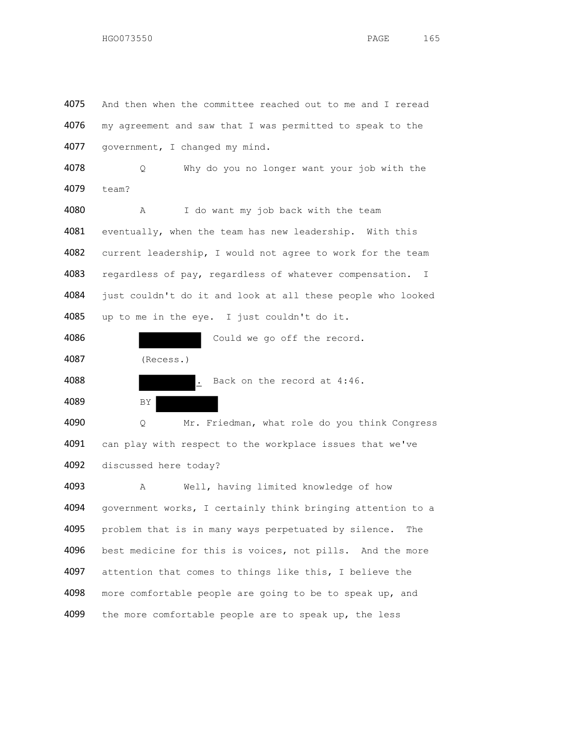4075 And then when the committee reached out to me and I reread

4076 my agreement and saw that I was permitted to speak to the

4077 government, I changed my mind.

4078 Q Why do you no longer want your job with the

4079 team?

4080 A I do want my job back with the team

4081 eventually, when the team has new leadership. With this

4082 current leadership, I would not agree to work for the team

4083 regardless of pay, regardless of whatever compensation. I

4084 just couldn't do it and look at all these people who looked

4085 up to me in the eye. I just couldn't do it.

4086 ██████ Could we go off the record.

4087 (Recess.)

4088 ██████. Back on the record at 4:46.

4089 BY ██████

4090 Q Mr. Friedman, what role do you think Congress

4091 can play with respect to the workplace issues that we've

4092 discussed here today?

4093 A Well, having limited knowledge of how

4094 government works, I certainly think bringing attention to a

4095 problem that is in many ways perpetuated by silence. The

4096 best medicine for this is voices, not pills. And the more

4097 attention that comes to things like this, I believe the

4098 more comfortable people are going to be to speak up, and

4099 the more comfortable people are to speak up, the less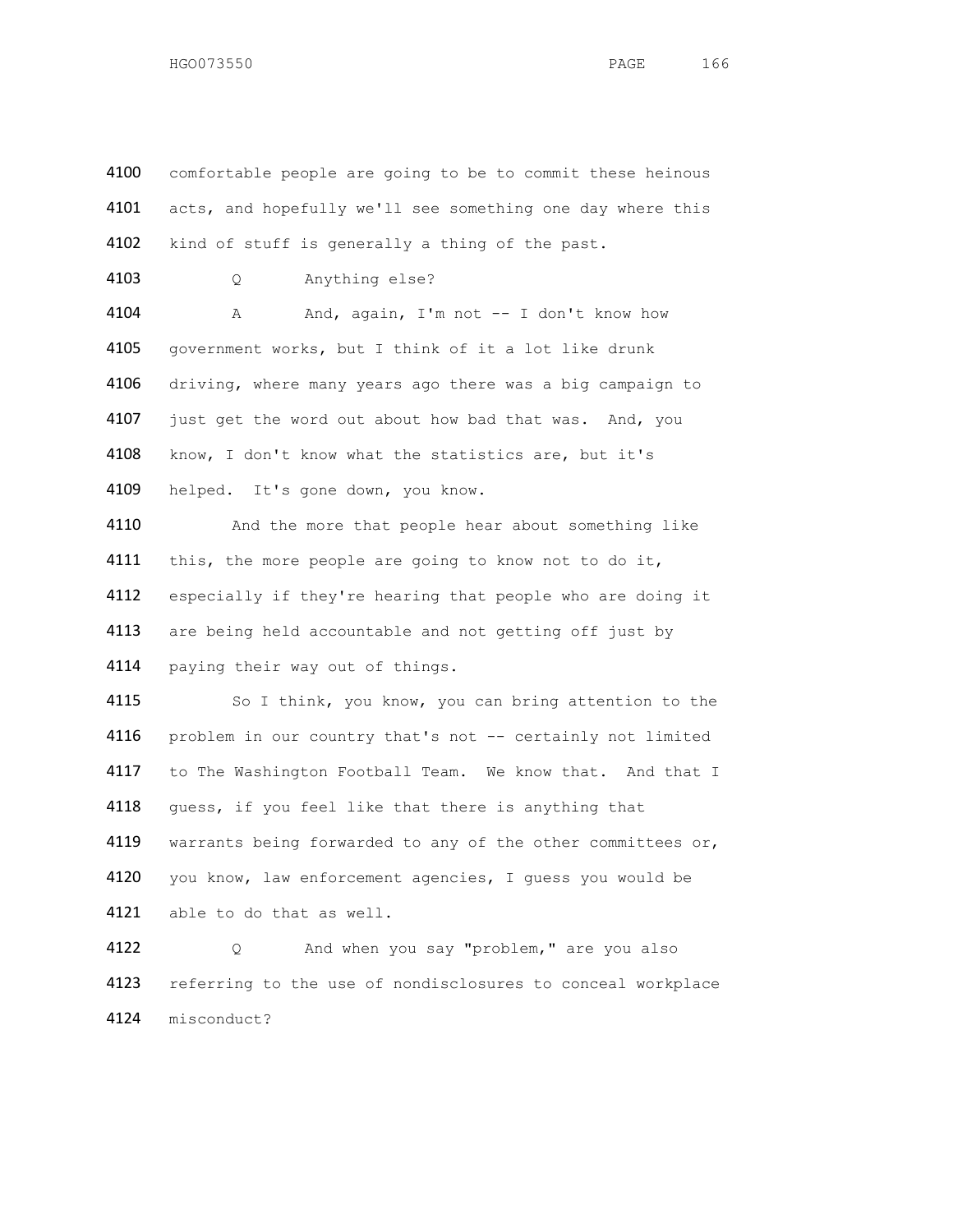4100 comfortable people are going to be to commit these heinous
4101 acts, and hopefully we'll see something one day where this
4102 kind of stuff is generally a thing of the past.

4103 Q Anything else?

4104 A And, again, I'm not -- I don't know how
4105 government works, but I think of it a lot like drunk
4106 driving, where many years ago there was a big campaign to
4107 just get the word out about how bad that was. And, you
4108 know, I don't know what the statistics are, but it's
4109 helped. It's gone down, you know.

4110 And the more that people hear about something like
4111 this, the more people are going to know not to do it,
4112 especially if they're hearing that people who are doing it
4113 are being held accountable and not getting off just by
4114 paying their way out of things.

4115 So I think, you know, you can bring attention to the
4116 problem in our country that's not -- certainly not limited
4117 to The Washington Football Team. We know that. And that I
4118 guess, if you feel like that there is anything that
4119 warrants being forwarded to any of the other committees or,
4120 you know, law enforcement agencies, I guess you would be
4121 able to do that as well.

4122 Q And when you say "problem," are you also
4123 referring to the use of nondisclosures to conceal workplace
4124 misconduct?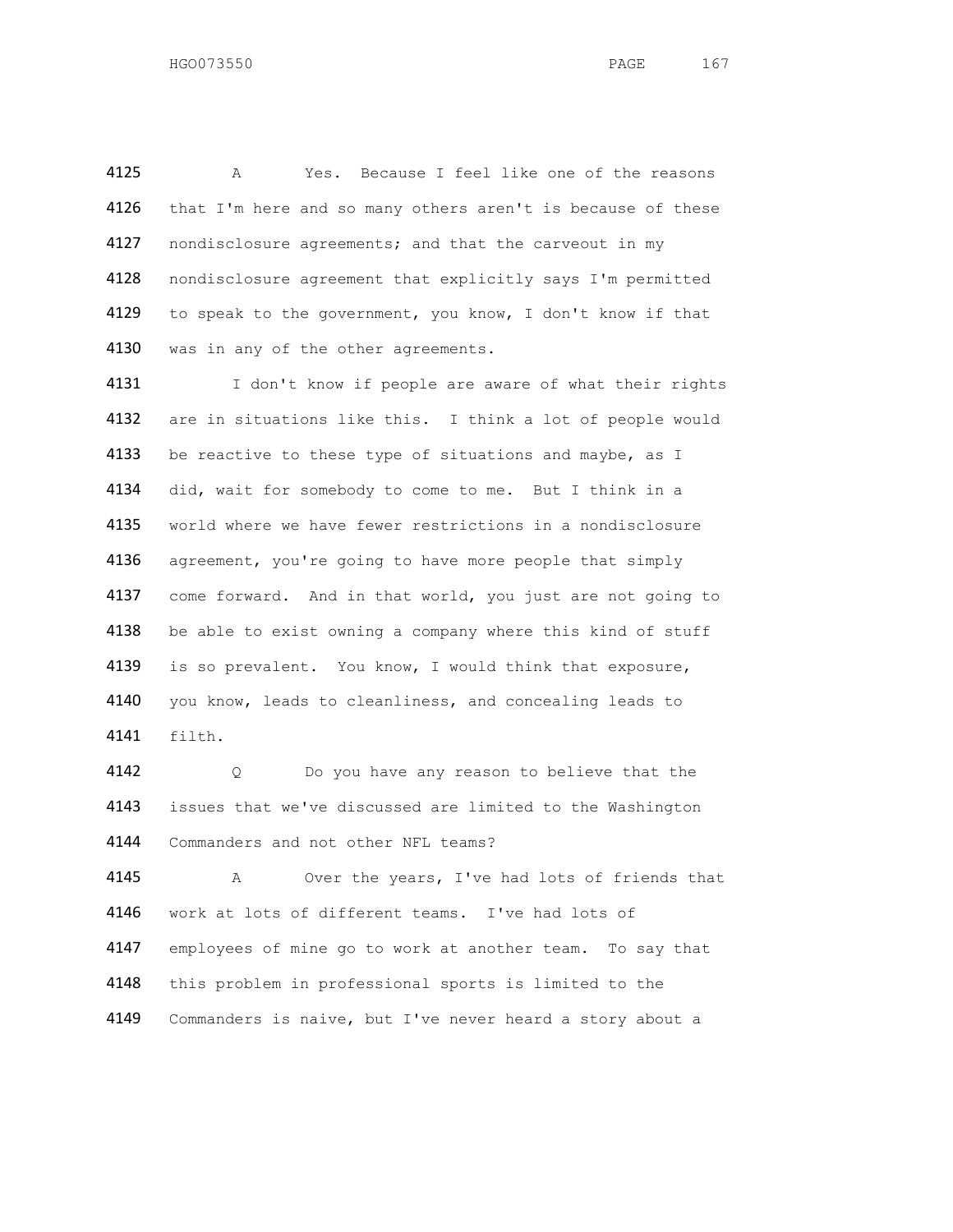4125 A Yes. Because I feel like one of the reasons
4126 that I'm here and so many others aren't is because of these
4127 nondisclosure agreements; and that the carveout in my
4128 nondisclosure agreement that explicitly says I'm permitted
4129 to speak to the government, you know, I don't know if that
4130 was in any of the other agreements.

4131 I don't know if people are aware of what their rights
4132 are in situations like this. I think a lot of people would
4133 be reactive to these type of situations and maybe, as I
4134 did, wait for somebody to come to me. But I think in a
4135 world where we have fewer restrictions in a nondisclosure
4136 agreement, you're going to have more people that simply
4137 come forward. And in that world, you just are not going to
4138 be able to exist owning a company where this kind of stuff
4139 is so prevalent. You know, I would think that exposure,
4140 you know, leads to cleanliness, and concealing leads to
4141 filth.

4142 Q Do you have any reason to believe that the
4143 issues that we've discussed are limited to the Washington
4144 Commanders and not other NFL teams?

4145 A Over the years, I've had lots of friends that
4146 work at lots of different teams. I've had lots of
4147 employees of mine go to work at another team. To say that
4148 this problem in professional sports is limited to the
4149 Commanders is naive, but I've never heard a story about a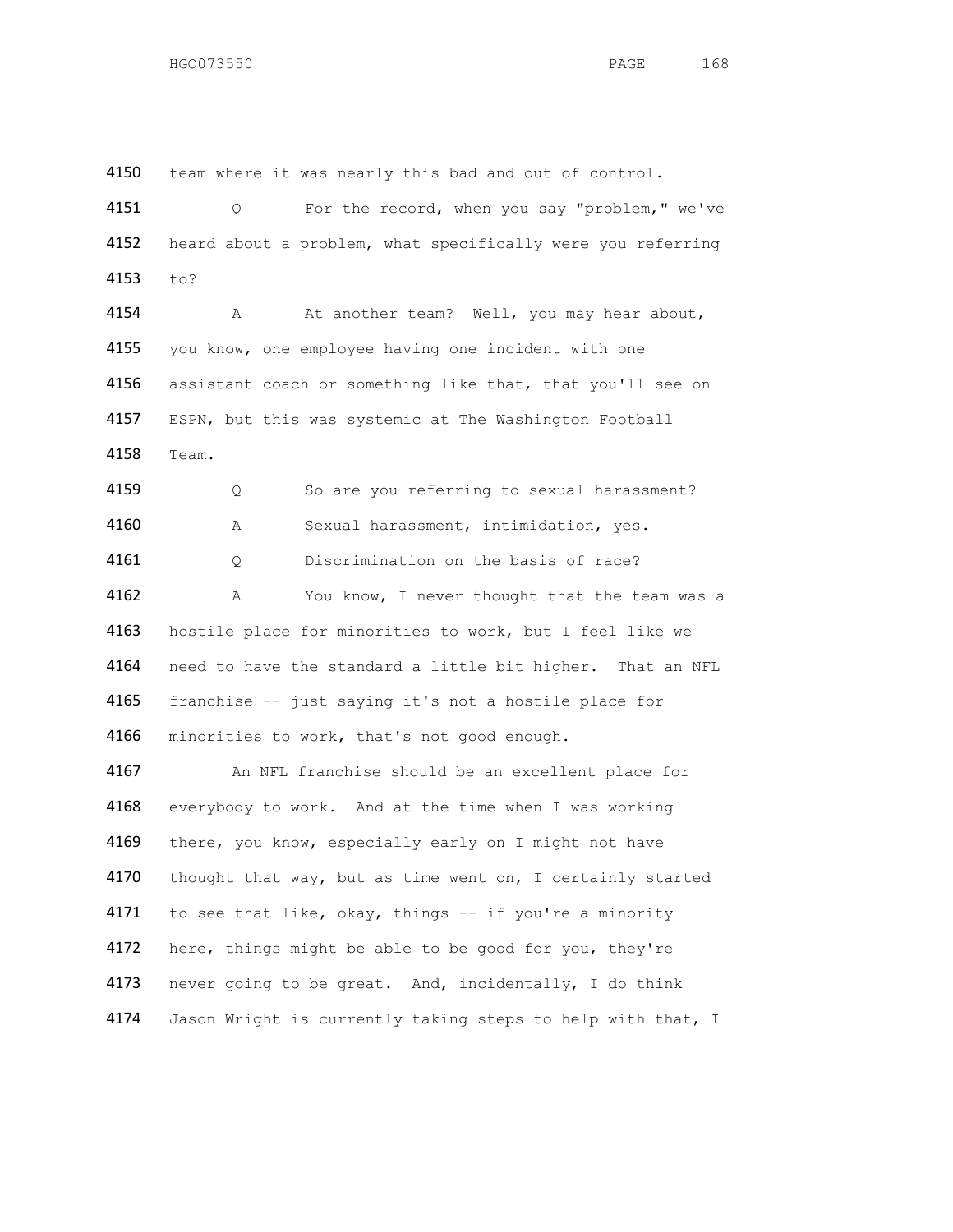4150 team where it was nearly this bad and out of control.

4151 Q For the record, when you say "problem," we've
4152 heard about a problem, what specifically were you referring
4153 to?

4154 A At another team? Well, you may hear about,
4155 you know, one employee having one incident with one
4156 assistant coach or something like that, that you'll see on
4157 ESPN, but this was systemic at The Washington Football
4158 Team.

4159 Q So are you referring to sexual harassment?

4160 A Sexual harassment, intimidation, yes.

4161 Q Discrimination on the basis of race?

4162 A You know, I never thought that the team was a
4163 hostile place for minorities to work, but I feel like we
4164 need to have the standard a little bit higher. That an NFL
4165 franchise -- just saying it's not a hostile place for
4166 minorities to work, that's not good enough.

4167 An NFL franchise should be an excellent place for
4168 everybody to work. And at the time when I was working
4169 there, you know, especially early on I might not have
4170 thought that way, but as time went on, I certainly started
4171 to see that like, okay, things -- if you're a minority
4172 here, things might be able to be good for you, they're
4173 never going to be great. And, incidentally, I do think
4174 Jason Wright is currently taking steps to help with that, I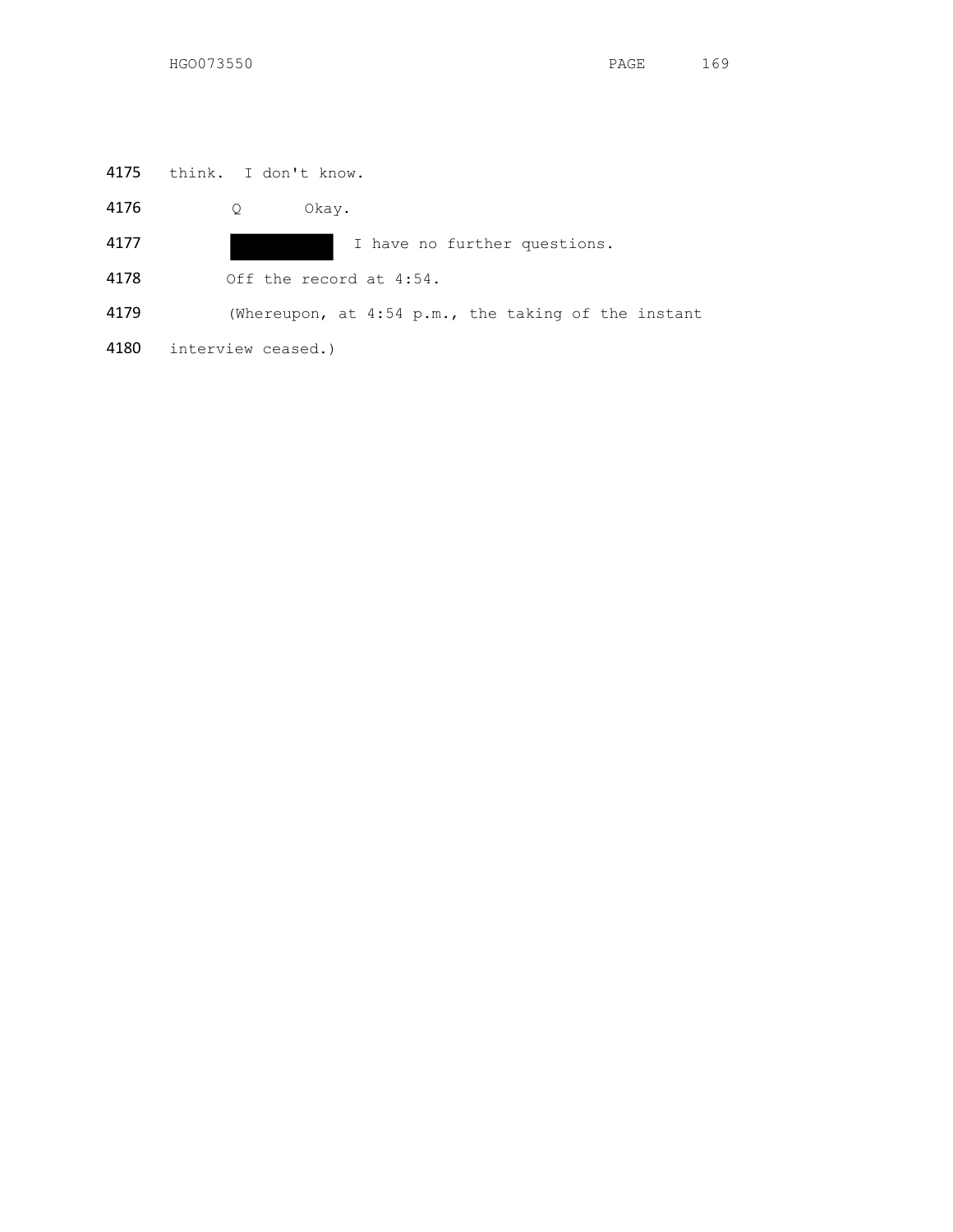4175 think. I don't know.

4176 Q Okay.

4177 ███████ I have no further questions.

4178 Off the record at 4:54.

4179 (Whereupon, at 4:54 p.m., the taking of the instant

4180 interview ceased.)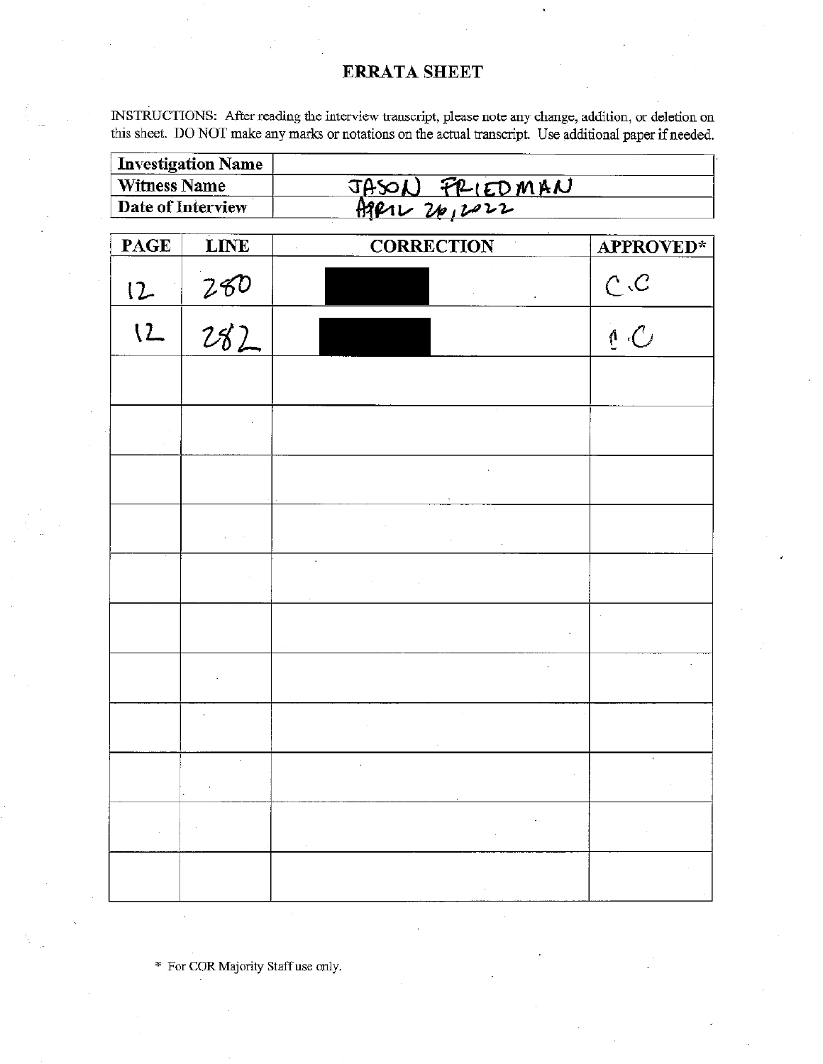# ERRATA SHEET

INSTRUCTIONS: After reading the interview transcript, please note any change, addition, or deletion on this sheet. DO NOT make any marks or notations on the actual transcript. Use additional paper if needed.

| | |
|---|---|
| **Investigation Name** | |
| **Witness Name** | JASON FRIEDMAN |
| **Date of Interview** | APRIL 26, 2022 |

| PAGE | LINE | CORRECTION | APPROVED* |
|---|---|---|---|
| 12 | 280 | [redacted] | C.C |
| 12 | 282 | [redacted] | C.C |
| | | | |
| | | | |
| | | | |
| | | | |
| | | | |
| | | | |
| | | | |
| | | | |
| | | | |
| | | | |
| | | | |

\* For COR Majority Staff use only.